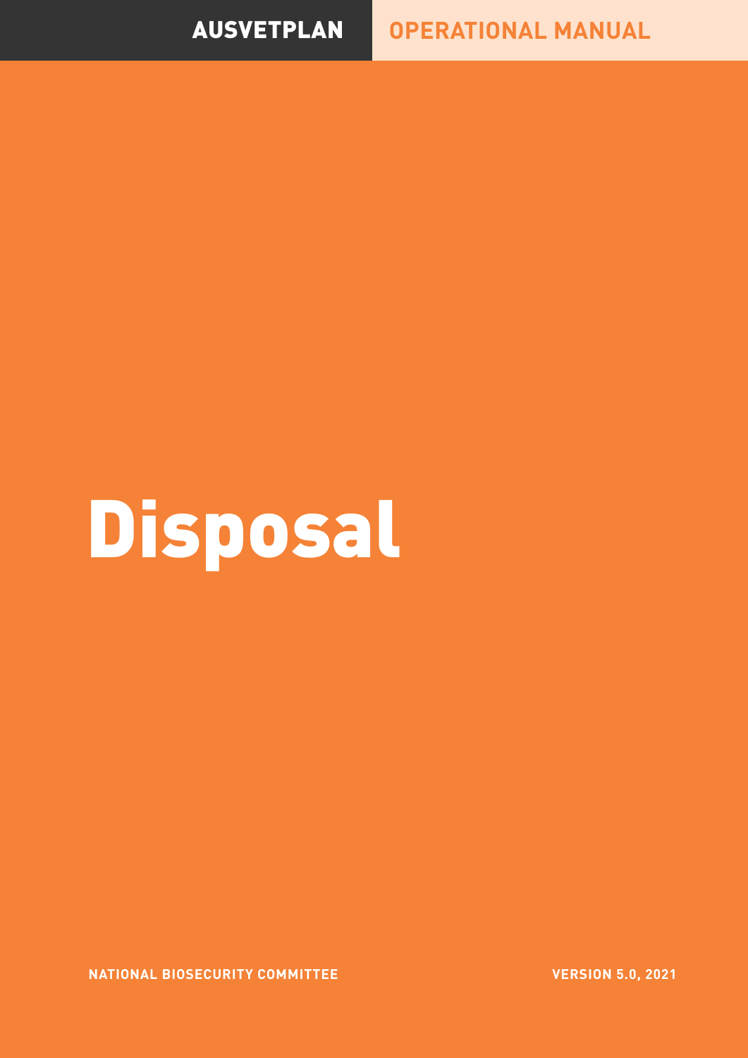**AUSVETPLAN** **OPERATIONAL MANUAL**

# Disposal

**NATIONAL BIOSECURITY COMMITTEE**

**VERSION 5.0, 2021**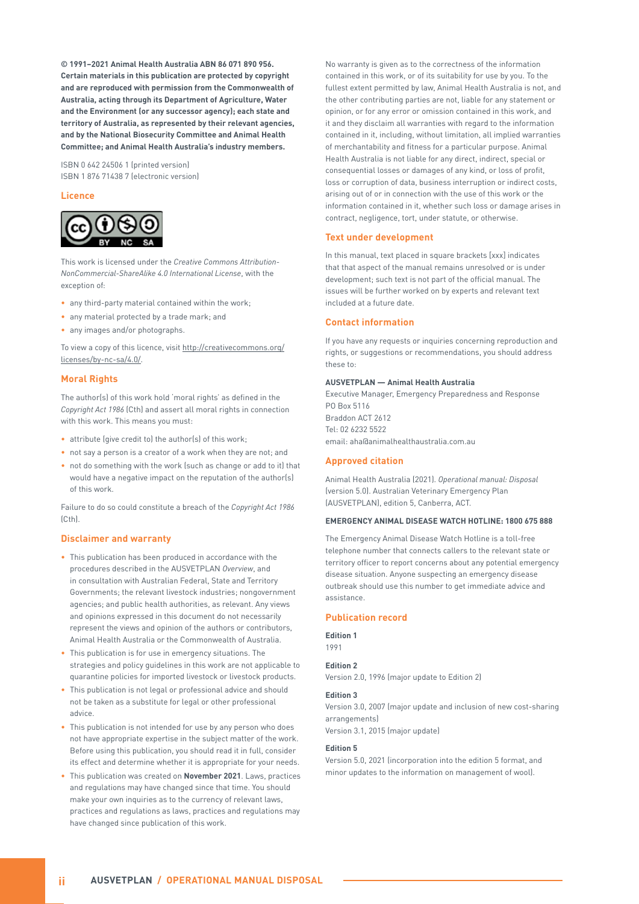**© 1991–2021 Animal Health Australia ABN 86 071 890 956. Certain materials in this publication are protected by copyright and are reproduced with permission from the Commonwealth of Australia, acting through its Department of Agriculture, Water and the Environment (or any successor agency); each state and territory of Australia, as represented by their relevant agencies, and by the National Biosecurity Committee and Animal Health Committee; and Animal Health Australia's industry members.**

ISBN 0 642 24506 1 (printed version)
ISBN 1 876 71438 7 (electronic version)

## Licence

This work is licensed under the *Creative Commons Attribution-NonCommercial-ShareAlike 4.0 International License*, with the exception of:

- any third-party material contained within the work;
- any material protected by a trade mark; and
- any images and/or photographs.

To view a copy of this licence, visit http://creativecommons.org/licenses/by-nc-sa/4.0/.

## Moral Rights

The author(s) of this work hold 'moral rights' as defined in the *Copyright Act 1986* (Cth) and assert all moral rights in connection with this work. This means you must:

- attribute (give credit to) the author(s) of this work;
- not say a person is a creator of a work when they are not; and
- not do something with the work (such as change or add to it) that would have a negative impact on the reputation of the author(s) of this work.

Failure to do so could constitute a breach of the *Copyright Act 1986* (Cth).

## Disclaimer and warranty

- This publication has been produced in accordance with the procedures described in the AUSVETPLAN *Overview*, and in consultation with Australian Federal, State and Territory Governments; the relevant livestock industries; nongovernment agencies; and public health authorities, as relevant. Any views and opinions expressed in this document do not necessarily represent the views and opinion of the authors or contributors, Animal Health Australia or the Commonwealth of Australia.
- This publication is for use in emergency situations. The strategies and policy guidelines in this work are not applicable to quarantine policies for imported livestock or livestock products.
- This publication is not legal or professional advice and should not be taken as a substitute for legal or other professional advice.
- This publication is not intended for use by any person who does not have appropriate expertise in the subject matter of the work. Before using this publication, you should read it in full, consider its effect and determine whether it is appropriate for your needs.
- This publication was created on **November 2021**. Laws, practices and regulations may have changed since that time. You should make your own inquiries as to the currency of relevant laws, practices and regulations as laws, practices and regulations may have changed since publication of this work.

No warranty is given as to the correctness of the information contained in this work, or of its suitability for use by you. To the fullest extent permitted by law, Animal Health Australia is not, and the other contributing parties are not, liable for any statement or opinion, or for any error or omission contained in this work, and it and they disclaim all warranties with regard to the information contained in it, including, without limitation, all implied warranties of merchantability and fitness for a particular purpose. Animal Health Australia is not liable for any direct, indirect, special or consequential losses or damages of any kind, or loss of profit, loss or corruption of data, business interruption or indirect costs, arising out of or in connection with the use of this work or the information contained in it, whether such loss or damage arises in contract, negligence, tort, under statute, or otherwise.

## Text under development

In this manual, text placed in square brackets [xxx] indicates that that aspect of the manual remains unresolved or is under development; such text is not part of the official manual. The issues will be further worked on by experts and relevant text included at a future date.

## Contact information

If you have any requests or inquiries concerning reproduction and rights, or suggestions or recommendations, you should address these to:

**AUSVETPLAN — Animal Health Australia**
Executive Manager, Emergency Preparedness and Response
PO Box 5116
Braddon ACT 2612
Tel: 02 6232 5522
email: aha@animalhealthaustralia.com.au

## Approved citation

Animal Health Australia (2021). *Operational manual: Disposal* (version 5.0). Australian Veterinary Emergency Plan (AUSVETPLAN), edition 5, Canberra, ACT.

**EMERGENCY ANIMAL DISEASE WATCH HOTLINE: 1800 675 888**

The Emergency Animal Disease Watch Hotline is a toll-free telephone number that connects callers to the relevant state or territory officer to report concerns about any potential emergency disease situation. Anyone suspecting an emergency disease outbreak should use this number to get immediate advice and assistance.

## Publication record

**Edition 1**
1991

**Edition 2**
Version 2.0, 1996 (major update to Edition 2)

**Edition 3**
Version 3.0, 2007 (major update and inclusion of new cost-sharing arrangements)
Version 3.1, 2015 (major update)

**Edition 5**
Version 5.0, 2021 (incorporation into the edition 5 format, and minor updates to the information on management of wool).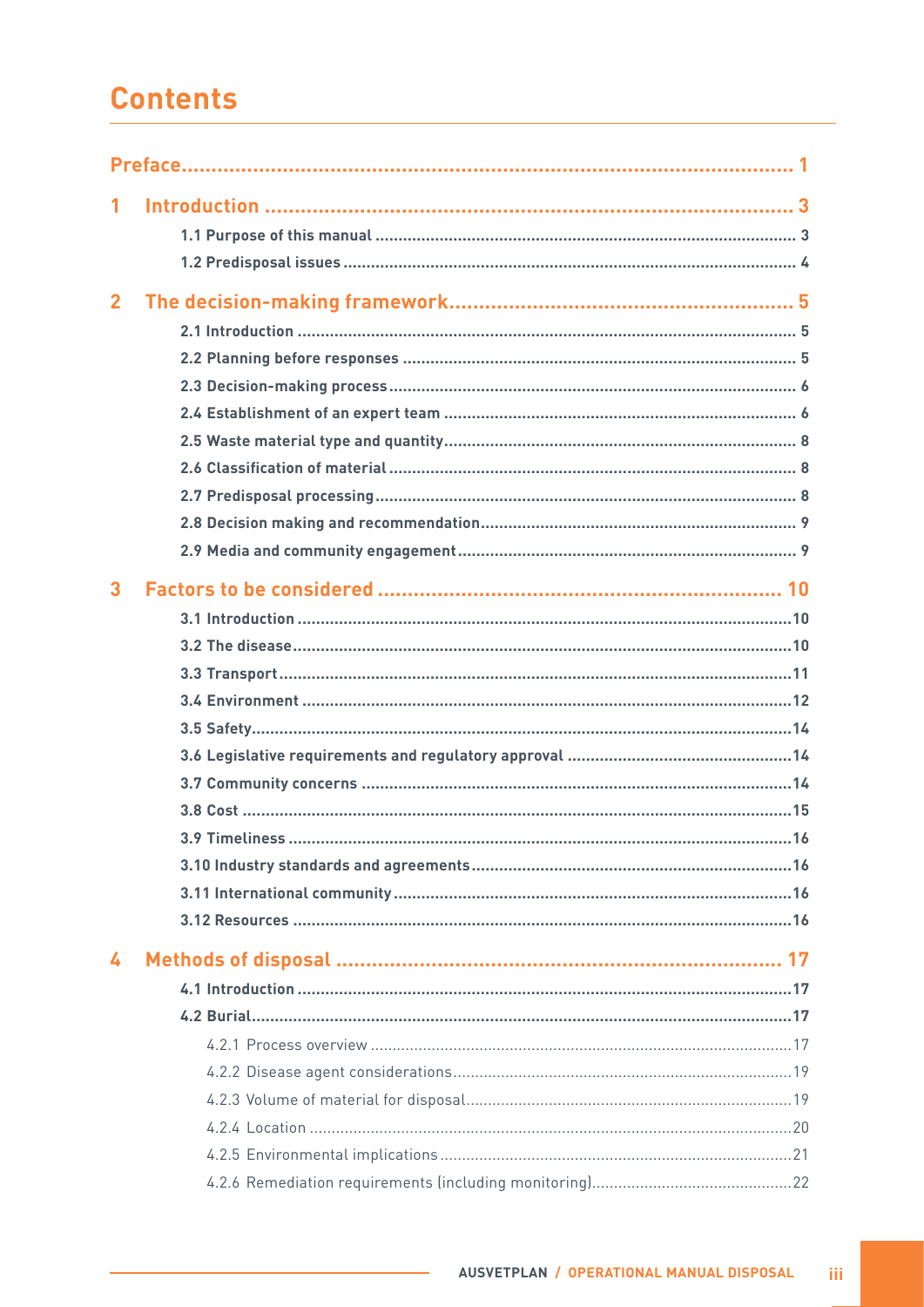# Contents

Preface ... 1

1 Introduction ... 3
- 1.1 Purpose of this manual ... 3
- 1.2 Predisposal issues ... 4

2 The decision-making framework ... 5
- 2.1 Introduction ... 5
- 2.2 Planning before responses ... 5
- 2.3 Decision-making process ... 6
- 2.4 Establishment of an expert team ... 6
- 2.5 Waste material type and quantity ... 8
- 2.6 Classification of material ... 8
- 2.7 Predisposal processing ... 8
- 2.8 Decision making and recommendation ... 9
- 2.9 Media and community engagement ... 9

3 Factors to be considered ... 10
- 3.1 Introduction ... 10
- 3.2 The disease ... 10
- 3.3 Transport ... 11
- 3.4 Environment ... 12
- 3.5 Safety ... 14
- 3.6 Legislative requirements and regulatory approval ... 14
- 3.7 Community concerns ... 14
- 3.8 Cost ... 15
- 3.9 Timeliness ... 16
- 3.10 Industry standards and agreements ... 16
- 3.11 International community ... 16
- 3.12 Resources ... 16

4 Methods of disposal ... 17
- 4.1 Introduction ... 17
- 4.2 Burial ... 17
  - 4.2.1 Process overview ... 17
  - 4.2.2 Disease agent considerations ... 19
  - 4.2.3 Volume of material for disposal ... 19
  - 4.2.4 Location ... 20
  - 4.2.5 Environmental implications ... 21
  - 4.2.6 Remediation requirements (including monitoring) ... 22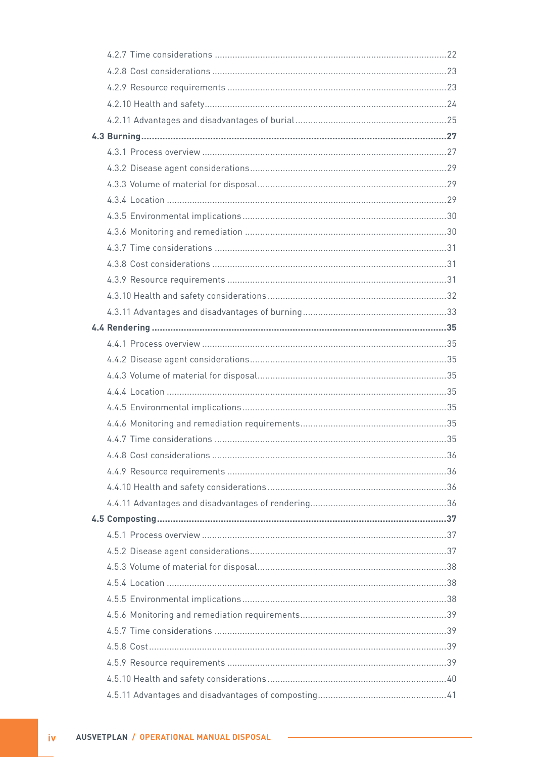4.2.7 Time considerations ..........22
4.2.8 Cost considerations ..........23
4.2.9 Resource requirements ..........23
4.2.10 Health and safety ..........24
4.2.11 Advantages and disadvantages of burial ..........25

**4.3 Burning ..........27**

4.3.1 Process overview ..........27
4.3.2 Disease agent considerations ..........29
4.3.3 Volume of material for disposal ..........29
4.3.4 Location ..........29
4.3.5 Environmental implications ..........30
4.3.6 Monitoring and remediation ..........30
4.3.7 Time considerations ..........31
4.3.8 Cost considerations ..........31
4.3.9 Resource requirements ..........31
4.3.10 Health and safety considerations ..........32
4.3.11 Advantages and disadvantages of burning ..........33

**4.4 Rendering ..........35**

4.4.1 Process overview ..........35
4.4.2 Disease agent considerations ..........35
4.4.3 Volume of material for disposal ..........35
4.4.4 Location ..........35
4.4.5 Environmental implications ..........35
4.4.6 Monitoring and remediation requirements ..........35
4.4.7 Time considerations ..........35
4.4.8 Cost considerations ..........36
4.4.9 Resource requirements ..........36
4.4.10 Health and safety considerations ..........36
4.4.11 Advantages and disadvantages of rendering ..........36

**4.5 Composting ..........37**

4.5.1 Process overview ..........37
4.5.2 Disease agent considerations ..........37
4.5.3 Volume of material for disposal ..........38
4.5.4 Location ..........38
4.5.5 Environmental implications ..........38
4.5.6 Monitoring and remediation requirements ..........39
4.5.7 Time considerations ..........39
4.5.8 Cost ..........39
4.5.9 Resource requirements ..........39
4.5.10 Health and safety considerations ..........40
4.5.11 Advantages and disadvantages of composting ..........41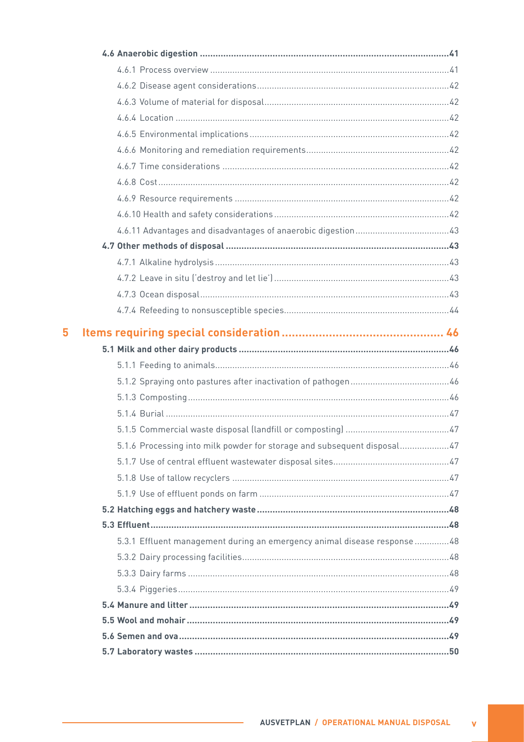4.6 Anaerobic digestion ..... 41

- 4.6.1 Process overview ..... 41
- 4.6.2 Disease agent considerations ..... 42
- 4.6.3 Volume of material for disposal ..... 42
- 4.6.4 Location ..... 42
- 4.6.5 Environmental implications ..... 42
- 4.6.6 Monitoring and remediation requirements ..... 42
- 4.6.7 Time considerations ..... 42
- 4.6.8 Cost ..... 42
- 4.6.9 Resource requirements ..... 42
- 4.6.10 Health and safety considerations ..... 42
- 4.6.11 Advantages and disadvantages of anaerobic digestion ..... 43

**4.7 Other methods of disposal ..... 43**

- 4.7.1 Alkaline hydrolysis ..... 43
- 4.7.2 Leave in situ ('destroy and let lie') ..... 43
- 4.7.3 Ocean disposal ..... 43
- 4.7.4 Refeeding to nonsusceptible species ..... 44

## 5 Items requiring special consideration ..... 46

**5.1 Milk and other dairy products ..... 46**

- 5.1.1 Feeding to animals ..... 46
- 5.1.2 Spraying onto pastures after inactivation of pathogen ..... 46
- 5.1.3 Composting ..... 46
- 5.1.4 Burial ..... 47
- 5.1.5 Commercial waste disposal (landfill or composting) ..... 47
- 5.1.6 Processing into milk powder for storage and subsequent disposal ..... 47
- 5.1.7 Use of central effluent wastewater disposal sites ..... 47
- 5.1.8 Use of tallow recyclers ..... 47
- 5.1.9 Use of effluent ponds on farm ..... 47

**5.2 Hatching eggs and hatchery waste ..... 48**

**5.3 Effluent ..... 48**

- 5.3.1 Effluent management during an emergency animal disease response ..... 48
- 5.3.2 Dairy processing facilities ..... 48
- 5.3.3 Dairy farms ..... 48
- 5.3.4 Piggeries ..... 49

**5.4 Manure and litter ..... 49**

**5.5 Wool and mohair ..... 49**

**5.6 Semen and ova ..... 49**

**5.7 Laboratory wastes ..... 50**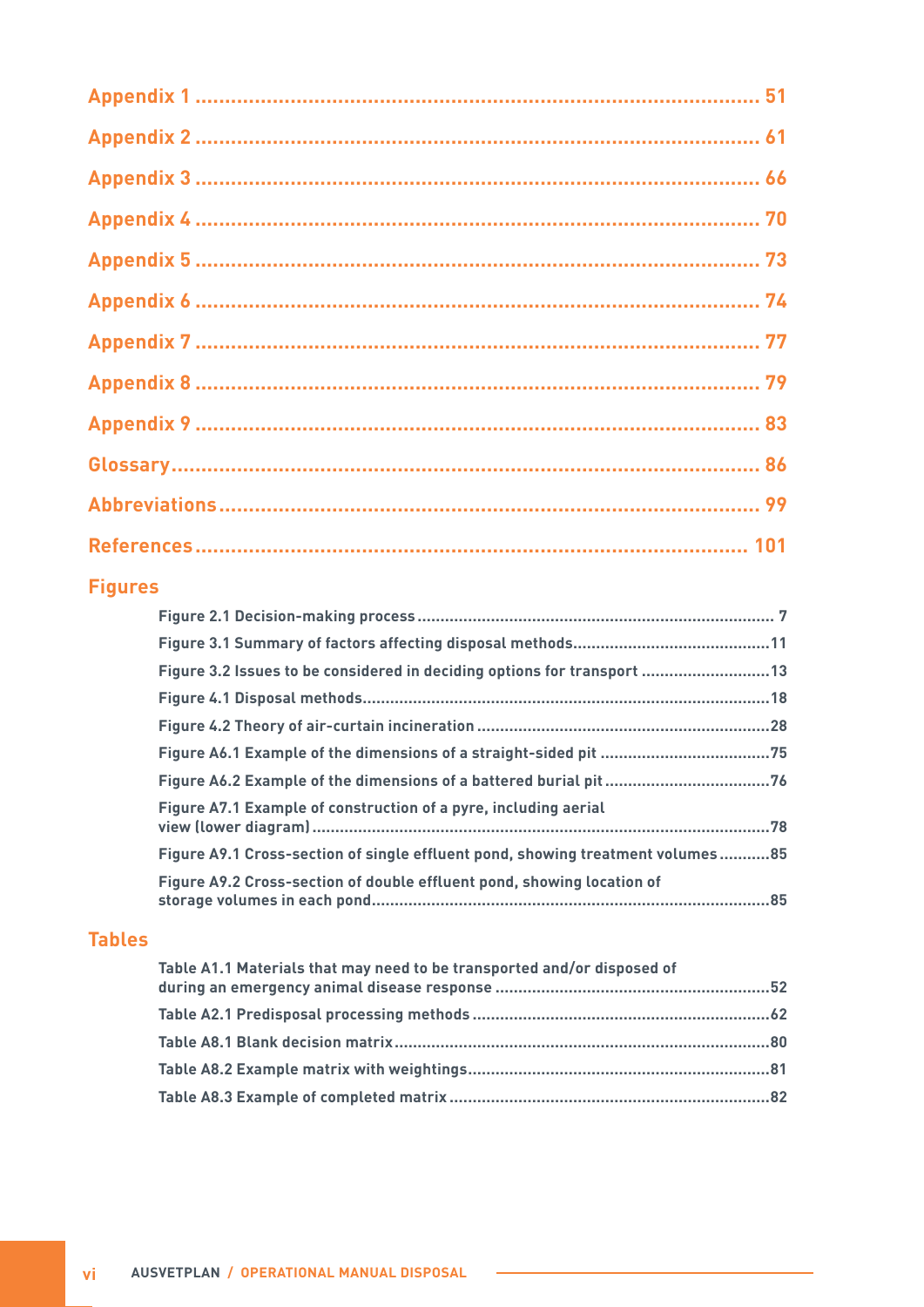Appendix 1 ........ 51

Appendix 2 ........ 61

Appendix 3 ........ 66

Appendix 4 ........ 70

Appendix 5 ........ 73

Appendix 6 ........ 74

Appendix 7 ........ 77

Appendix 8 ........ 79

Appendix 9 ........ 83

Glossary ........ 86

Abbreviations ........ 99

References ........ 101

## Figures

Figure 2.1 Decision-making process ........ 7

Figure 3.1 Summary of factors affecting disposal methods ........ 11

Figure 3.2 Issues to be considered in deciding options for transport ........ 13

Figure 4.1 Disposal methods ........ 18

Figure 4.2 Theory of air-curtain incineration ........ 28

Figure A6.1 Example of the dimensions of a straight-sided pit ........ 75

Figure A6.2 Example of the dimensions of a battered burial pit ........ 76

Figure A7.1 Example of construction of a pyre, including aerial view (lower diagram) ........ 78

Figure A9.1 Cross-section of single effluent pond, showing treatment volumes ........ 85

Figure A9.2 Cross-section of double effluent pond, showing location of storage volumes in each pond ........ 85

## Tables

Table A1.1 Materials that may need to be transported and/or disposed of during an emergency animal disease response ........ 52

Table A2.1 Predisposal processing methods ........ 62

Table A8.1 Blank decision matrix ........ 80

Table A8.2 Example matrix with weightings ........ 81

Table A8.3 Example of completed matrix ........ 82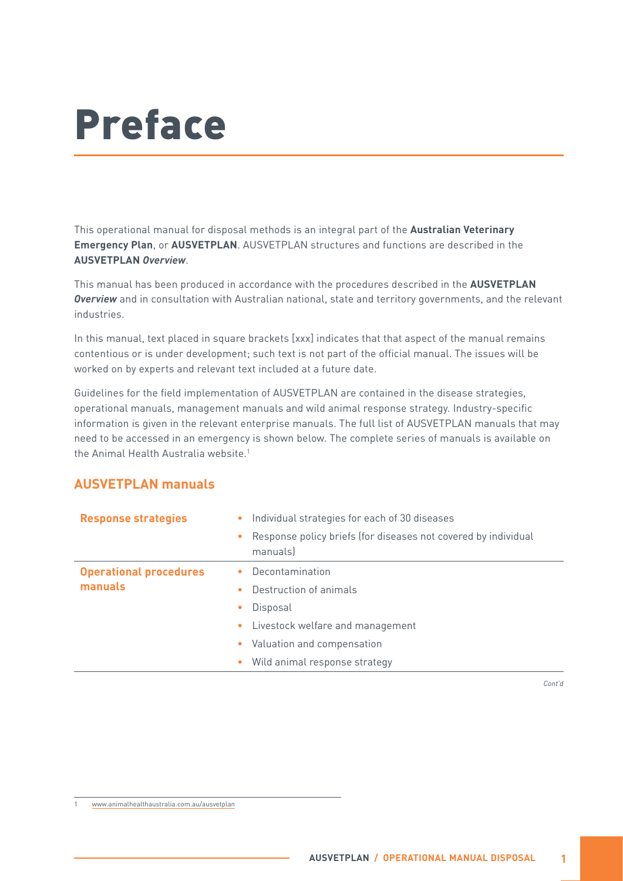# Preface

This operational manual for disposal methods is an integral part of the **Australian Veterinary Emergency Plan**, or **AUSVETPLAN**. AUSVETPLAN structures and functions are described in the **AUSVETPLAN *Overview***.

This manual has been produced in accordance with the procedures described in the **AUSVETPLAN *Overview*** and in consultation with Australian national, state and territory governments, and the relevant industries.

In this manual, text placed in square brackets [xxx] indicates that that aspect of the manual remains contentious or is under development; such text is not part of the official manual. The issues will be worked on by experts and relevant text included at a future date.

Guidelines for the field implementation of AUSVETPLAN are contained in the disease strategies, operational manuals, management manuals and wild animal response strategy. Industry-specific information is given in the relevant enterprise manuals. The full list of AUSVETPLAN manuals that may need to be accessed in an emergency is shown below. The complete series of manuals is available on the Animal Health Australia website.[1]

## AUSVETPLAN manuals

| | |
|---|---|
| **Response strategies** | • Individual strategies for each of 30 diseases<br>• Response policy briefs (for diseases not covered by individual manuals) |
| **Operational procedures manuals** | • Decontamination<br>• Destruction of animals<br>• Disposal<br>• Livestock welfare and management<br>• Valuation and compensation<br>• Wild animal response strategy |

*Cont'd*

1 www.animalhealthaustralia.com.au/ausvetplan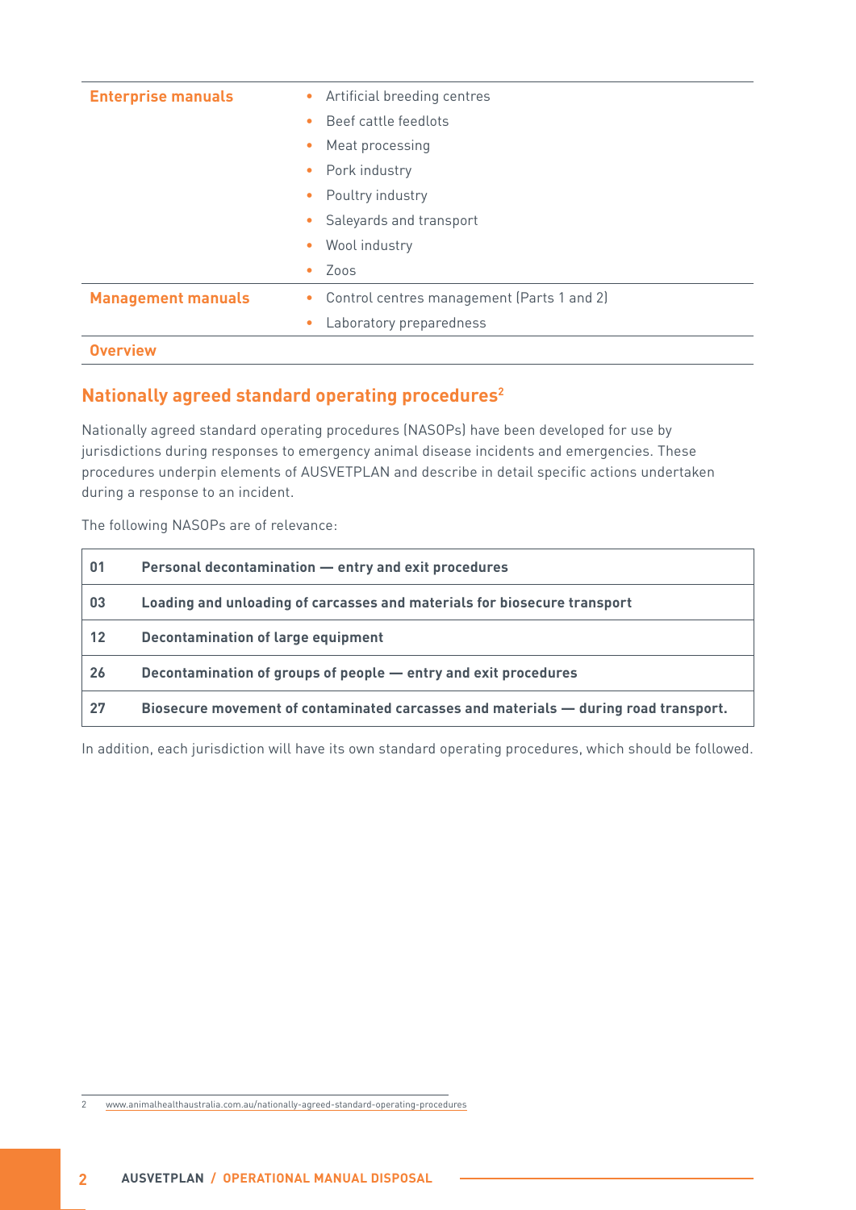| | |
|---|---|
| **Enterprise manuals** | • Artificial breeding centres<br>• Beef cattle feedlots<br>• Meat processing<br>• Pork industry<br>• Poultry industry<br>• Saleyards and transport<br>• Wool industry<br>• Zoos |
| **Management manuals** | • Control centres management (Parts 1 and 2)<br>• Laboratory preparedness |
| **Overview** | |

## Nationally agreed standard operating procedures[2]

Nationally agreed standard operating procedures (NASOPs) have been developed for use by jurisdictions during responses to emergency animal disease incidents and emergencies. These procedures underpin elements of AUSVETPLAN and describe in detail specific actions undertaken during a response to an incident.

The following NASOPs are of relevance:

| | |
|---|---|
| **01** | **Personal decontamination — entry and exit procedures** |
| **03** | **Loading and unloading of carcasses and materials for biosecure transport** |
| **12** | **Decontamination of large equipment** |
| **26** | **Decontamination of groups of people — entry and exit procedures** |
| **27** | **Biosecure movement of contaminated carcasses and materials — during road transport.** |

In addition, each jurisdiction will have its own standard operating procedures, which should be followed.

2 www.animalhealthaustralia.com.au/nationally-agreed-standard-operating-procedures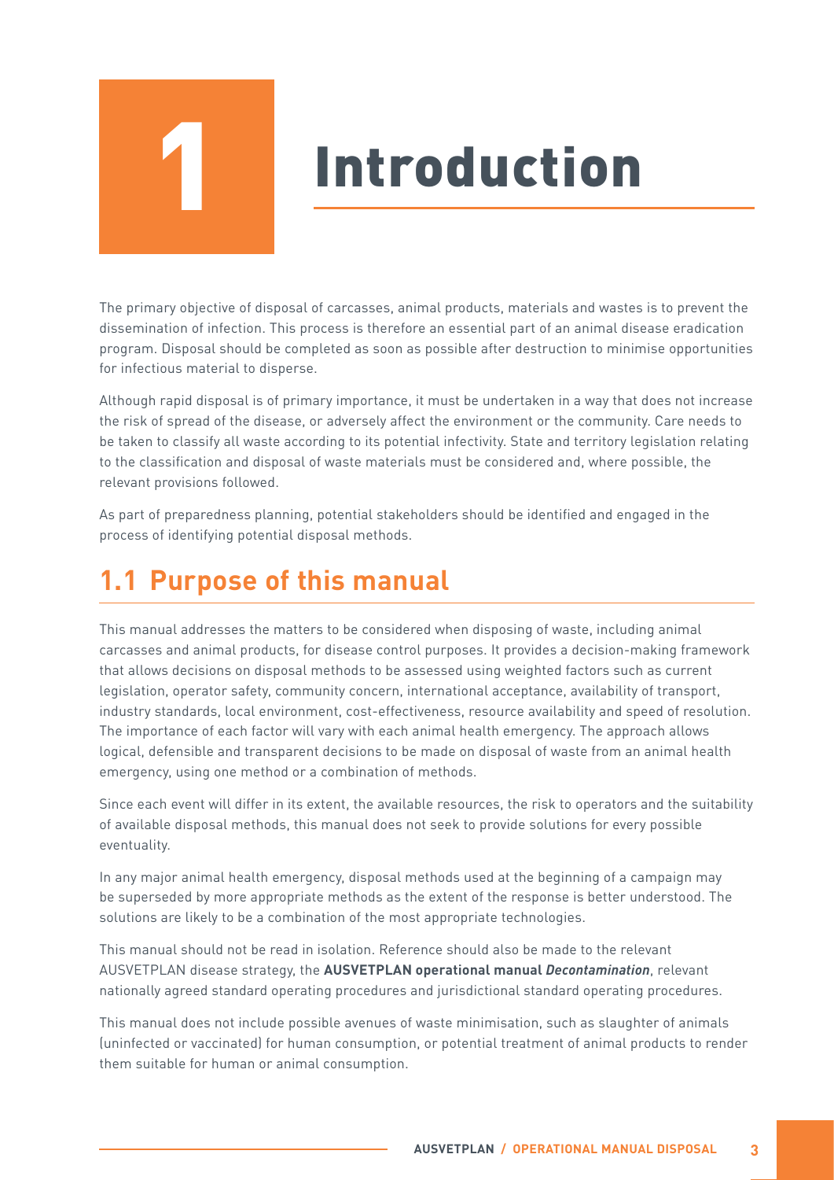# 1 Introduction

The primary objective of disposal of carcasses, animal products, materials and wastes is to prevent the dissemination of infection. This process is therefore an essential part of an animal disease eradication program. Disposal should be completed as soon as possible after destruction to minimise opportunities for infectious material to disperse.

Although rapid disposal is of primary importance, it must be undertaken in a way that does not increase the risk of spread of the disease, or adversely affect the environment or the community. Care needs to be taken to classify all waste according to its potential infectivity. State and territory legislation relating to the classification and disposal of waste materials must be considered and, where possible, the relevant provisions followed.

As part of preparedness planning, potential stakeholders should be identified and engaged in the process of identifying potential disposal methods.

## 1.1 Purpose of this manual

This manual addresses the matters to be considered when disposing of waste, including animal carcasses and animal products, for disease control purposes. It provides a decision-making framework that allows decisions on disposal methods to be assessed using weighted factors such as current legislation, operator safety, community concern, international acceptance, availability of transport, industry standards, local environment, cost-effectiveness, resource availability and speed of resolution. The importance of each factor will vary with each animal health emergency. The approach allows logical, defensible and transparent decisions to be made on disposal of waste from an animal health emergency, using one method or a combination of methods.

Since each event will differ in its extent, the available resources, the risk to operators and the suitability of available disposal methods, this manual does not seek to provide solutions for every possible eventuality.

In any major animal health emergency, disposal methods used at the beginning of a campaign may be superseded by more appropriate methods as the extent of the response is better understood. The solutions are likely to be a combination of the most appropriate technologies.

This manual should not be read in isolation. Reference should also be made to the relevant AUSVETPLAN disease strategy, the **AUSVETPLAN operational manual *Decontamination***, relevant nationally agreed standard operating procedures and jurisdictional standard operating procedures.

This manual does not include possible avenues of waste minimisation, such as slaughter of animals (uninfected or vaccinated) for human consumption, or potential treatment of animal products to render them suitable for human or animal consumption.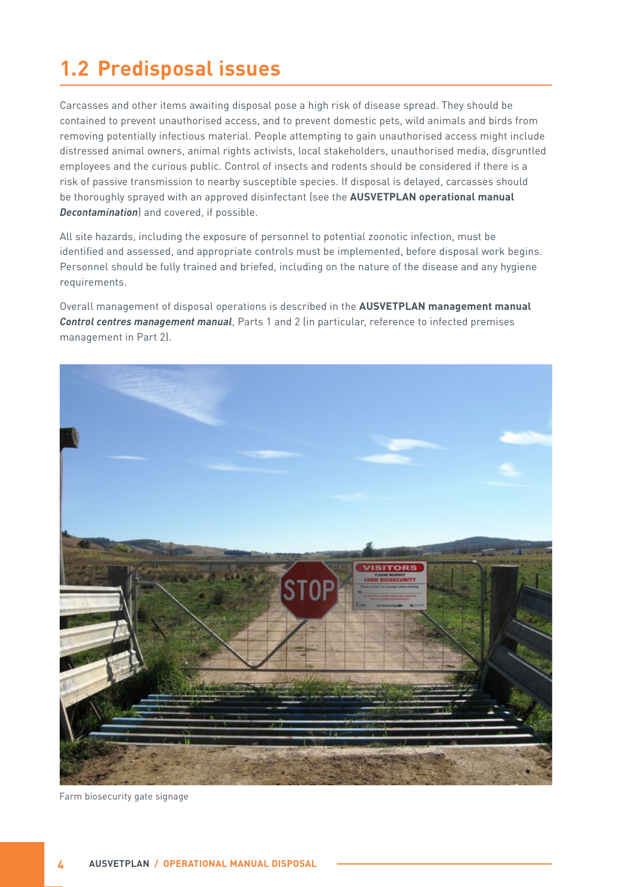## 1.2 Predisposal issues

Carcasses and other items awaiting disposal pose a high risk of disease spread. They should be contained to prevent unauthorised access, and to prevent domestic pets, wild animals and birds from removing potentially infectious material. People attempting to gain unauthorised access might include distressed animal owners, animal rights activists, local stakeholders, unauthorised media, disgruntled employees and the curious public. Control of insects and rodents should be considered if there is a risk of passive transmission to nearby susceptible species. If disposal is delayed, carcasses should be thoroughly sprayed with an approved disinfectant (see the **AUSVETPLAN operational manual *Decontamination***) and covered, if possible.

All site hazards, including the exposure of personnel to potential zoonotic infection, must be identified and assessed, and appropriate controls must be implemented, before disposal work begins. Personnel should be fully trained and briefed, including on the nature of the disease and any hygiene requirements.

Overall management of disposal operations is described in the **AUSVETPLAN management manual *Control centres management manual***, Parts 1 and 2 (in particular, reference to infected premises management in Part 2).

Farm biosecurity gate signage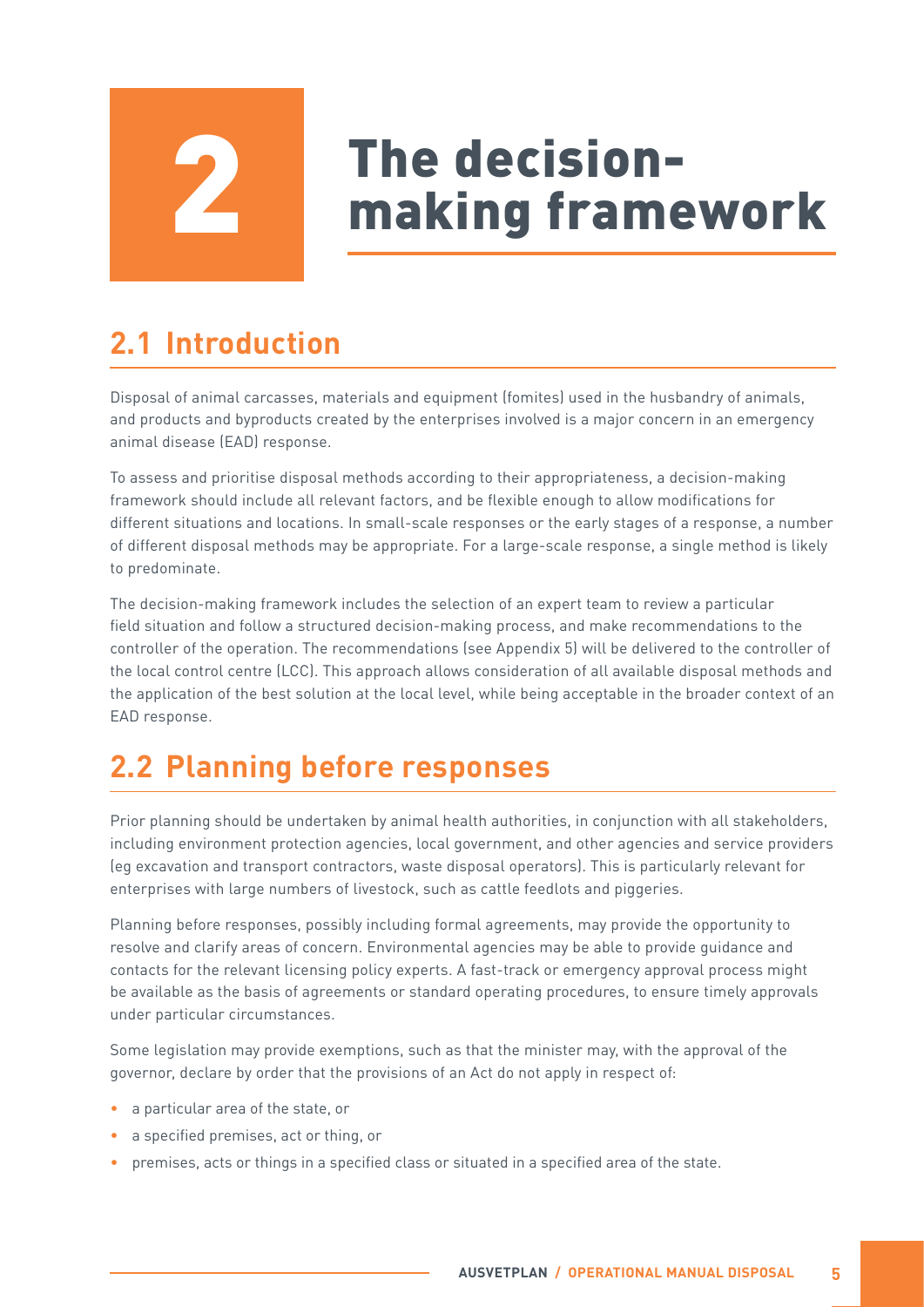# 2 The decision-making framework

## 2.1 Introduction

Disposal of animal carcasses, materials and equipment (fomites) used in the husbandry of animals, and products and byproducts created by the enterprises involved is a major concern in an emergency animal disease (EAD) response.

To assess and prioritise disposal methods according to their appropriateness, a decision-making framework should include all relevant factors, and be flexible enough to allow modifications for different situations and locations. In small-scale responses or the early stages of a response, a number of different disposal methods may be appropriate. For a large-scale response, a single method is likely to predominate.

The decision-making framework includes the selection of an expert team to review a particular field situation and follow a structured decision-making process, and make recommendations to the controller of the operation. The recommendations (see Appendix 5) will be delivered to the controller of the local control centre (LCC). This approach allows consideration of all available disposal methods and the application of the best solution at the local level, while being acceptable in the broader context of an EAD response.

## 2.2 Planning before responses

Prior planning should be undertaken by animal health authorities, in conjunction with all stakeholders, including environment protection agencies, local government, and other agencies and service providers (eg excavation and transport contractors, waste disposal operators). This is particularly relevant for enterprises with large numbers of livestock, such as cattle feedlots and piggeries.

Planning before responses, possibly including formal agreements, may provide the opportunity to resolve and clarify areas of concern. Environmental agencies may be able to provide guidance and contacts for the relevant licensing policy experts. A fast-track or emergency approval process might be available as the basis of agreements or standard operating procedures, to ensure timely approvals under particular circumstances.

Some legislation may provide exemptions, such as that the minister may, with the approval of the governor, declare by order that the provisions of an Act do not apply in respect of:

- a particular area of the state, or
- a specified premises, act or thing, or
- premises, acts or things in a specified class or situated in a specified area of the state.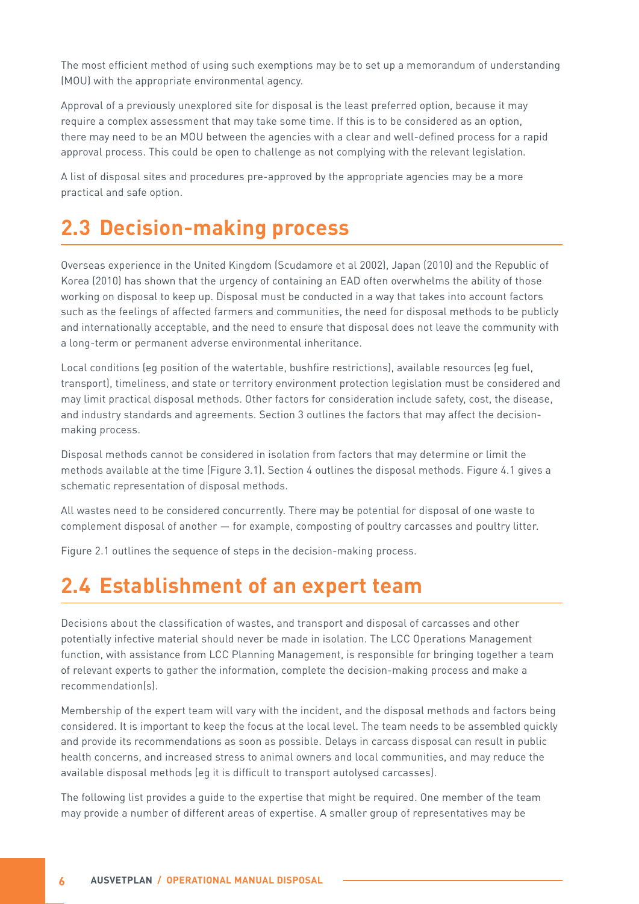The most efficient method of using such exemptions may be to set up a memorandum of understanding (MOU) with the appropriate environmental agency.

Approval of a previously unexplored site for disposal is the least preferred option, because it may require a complex assessment that may take some time. If this is to be considered as an option, there may need to be an MOU between the agencies with a clear and well-defined process for a rapid approval process. This could be open to challenge as not complying with the relevant legislation.

A list of disposal sites and procedures pre-approved by the appropriate agencies may be a more practical and safe option.

## 2.3 Decision-making process

Overseas experience in the United Kingdom (Scudamore et al 2002), Japan (2010) and the Republic of Korea (2010) has shown that the urgency of containing an EAD often overwhelms the ability of those working on disposal to keep up. Disposal must be conducted in a way that takes into account factors such as the feelings of affected farmers and communities, the need for disposal methods to be publicly and internationally acceptable, and the need to ensure that disposal does not leave the community with a long-term or permanent adverse environmental inheritance.

Local conditions (eg position of the watertable, bushfire restrictions), available resources (eg fuel, transport), timeliness, and state or territory environment protection legislation must be considered and may limit practical disposal methods. Other factors for consideration include safety, cost, the disease, and industry standards and agreements. Section 3 outlines the factors that may affect the decision-making process.

Disposal methods cannot be considered in isolation from factors that may determine or limit the methods available at the time (Figure 3.1). Section 4 outlines the disposal methods. Figure 4.1 gives a schematic representation of disposal methods.

All wastes need to be considered concurrently. There may be potential for disposal of one waste to complement disposal of another — for example, composting of poultry carcasses and poultry litter.

Figure 2.1 outlines the sequence of steps in the decision-making process.

## 2.4 Establishment of an expert team

Decisions about the classification of wastes, and transport and disposal of carcasses and other potentially infective material should never be made in isolation. The LCC Operations Management function, with assistance from LCC Planning Management, is responsible for bringing together a team of relevant experts to gather the information, complete the decision-making process and make a recommendation(s).

Membership of the expert team will vary with the incident, and the disposal methods and factors being considered. It is important to keep the focus at the local level. The team needs to be assembled quickly and provide its recommendations as soon as possible. Delays in carcass disposal can result in public health concerns, and increased stress to animal owners and local communities, and may reduce the available disposal methods (eg it is difficult to transport autolysed carcasses).

The following list provides a guide to the expertise that might be required. One member of the team may provide a number of different areas of expertise. A smaller group of representatives may be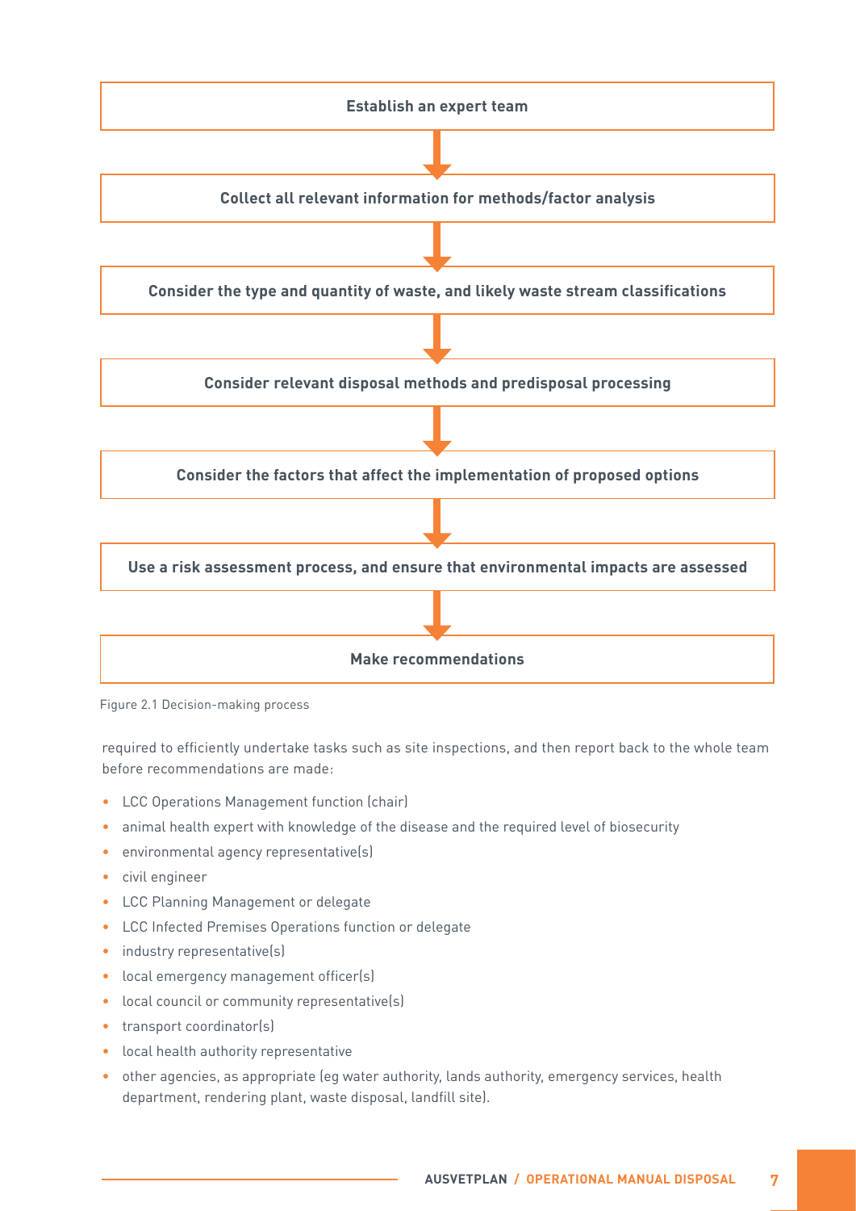**Establish an expert team**

↓

**Collect all relevant information for methods/factor analysis**

↓

**Consider the type and quantity of waste, and likely waste stream classifications**

↓

**Consider relevant disposal methods and predisposal processing**

↓

**Consider the factors that affect the implementation of proposed options**

↓

**Use a risk assessment process, and ensure that environmental impacts are assessed**

↓

**Make recommendations**

Figure 2.1 Decision-making process

required to efficiently undertake tasks such as site inspections, and then report back to the whole team before recommendations are made:

- LCC Operations Management function (chair)
- animal health expert with knowledge of the disease and the required level of biosecurity
- environmental agency representative(s)
- civil engineer
- LCC Planning Management or delegate
- LCC Infected Premises Operations function or delegate
- industry representative(s)
- local emergency management officer(s)
- local council or community representative(s)
- transport coordinator(s)
- local health authority representative
- other agencies, as appropriate (eg water authority, lands authority, emergency services, health department, rendering plant, waste disposal, landfill site).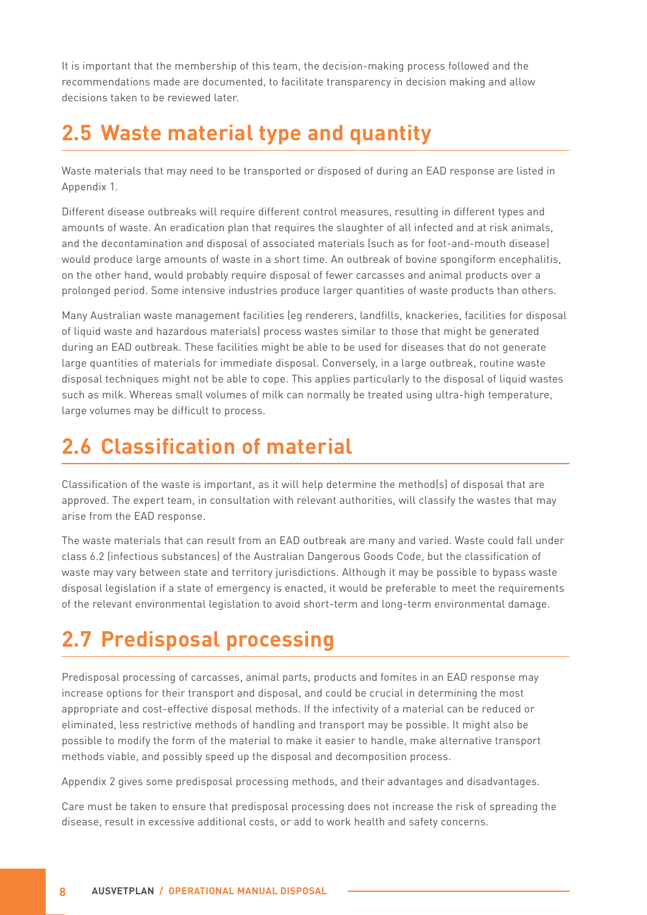It is important that the membership of this team, the decision-making process followed and the recommendations made are documented, to facilitate transparency in decision making and allow decisions taken to be reviewed later.

## 2.5 Waste material type and quantity

Waste materials that may need to be transported or disposed of during an EAD response are listed in Appendix 1.

Different disease outbreaks will require different control measures, resulting in different types and amounts of waste. An eradication plan that requires the slaughter of all infected and at risk animals, and the decontamination and disposal of associated materials (such as for foot-and-mouth disease) would produce large amounts of waste in a short time. An outbreak of bovine spongiform encephalitis, on the other hand, would probably require disposal of fewer carcasses and animal products over a prolonged period. Some intensive industries produce larger quantities of waste products than others.

Many Australian waste management facilities (eg renderers, landfills, knackeries, facilities for disposal of liquid waste and hazardous materials) process wastes similar to those that might be generated during an EAD outbreak. These facilities might be able to be used for diseases that do not generate large quantities of materials for immediate disposal. Conversely, in a large outbreak, routine waste disposal techniques might not be able to cope. This applies particularly to the disposal of liquid wastes such as milk. Whereas small volumes of milk can normally be treated using ultra-high temperature, large volumes may be difficult to process.

## 2.6 Classification of material

Classification of the waste is important, as it will help determine the method(s) of disposal that are approved. The expert team, in consultation with relevant authorities, will classify the wastes that may arise from the EAD response.

The waste materials that can result from an EAD outbreak are many and varied. Waste could fall under class 6.2 (infectious substances) of the Australian Dangerous Goods Code, but the classification of waste may vary between state and territory jurisdictions. Although it may be possible to bypass waste disposal legislation if a state of emergency is enacted, it would be preferable to meet the requirements of the relevant environmental legislation to avoid short-term and long-term environmental damage.

## 2.7 Predisposal processing

Predisposal processing of carcasses, animal parts, products and fomites in an EAD response may increase options for their transport and disposal, and could be crucial in determining the most appropriate and cost-effective disposal methods. If the infectivity of a material can be reduced or eliminated, less restrictive methods of handling and transport may be possible. It might also be possible to modify the form of the material to make it easier to handle, make alternative transport methods viable, and possibly speed up the disposal and decomposition process.

Appendix 2 gives some predisposal processing methods, and their advantages and disadvantages.

Care must be taken to ensure that predisposal processing does not increase the risk of spreading the disease, result in excessive additional costs, or add to work health and safety concerns.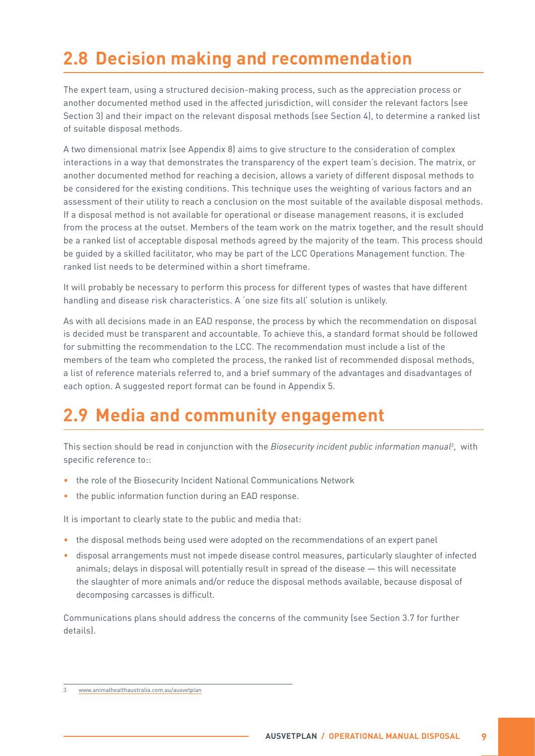## 2.8 Decision making and recommendation

The expert team, using a structured decision-making process, such as the appreciation process or another documented method used in the affected jurisdiction, will consider the relevant factors (see Section 3) and their impact on the relevant disposal methods (see Section 4), to determine a ranked list of suitable disposal methods.

A two dimensional matrix (see Appendix 8) aims to give structure to the consideration of complex interactions in a way that demonstrates the transparency of the expert team's decision. The matrix, or another documented method for reaching a decision, allows a variety of different disposal methods to be considered for the existing conditions. This technique uses the weighting of various factors and an assessment of their utility to reach a conclusion on the most suitable of the available disposal methods. If a disposal method is not available for operational or disease management reasons, it is excluded from the process at the outset. Members of the team work on the matrix together, and the result should be a ranked list of acceptable disposal methods agreed by the majority of the team. This process should be guided by a skilled facilitator, who may be part of the LCC Operations Management function. The ranked list needs to be determined within a short timeframe.

It will probably be necessary to perform this process for different types of wastes that have different handling and disease risk characteristics. A 'one size fits all' solution is unlikely.

As with all decisions made in an EAD response, the process by which the recommendation on disposal is decided must be transparent and accountable. To achieve this, a standard format should be followed for submitting the recommendation to the LCC. The recommendation must include a list of the members of the team who completed the process, the ranked list of recommended disposal methods, a list of reference materials referred to, and a brief summary of the advantages and disadvantages of each option. A suggested report format can be found in Appendix 5.

## 2.9 Media and community engagement

This section should be read in conjunction with the *Biosecurity incident public information manual*[3], with specific reference to::

- the role of the Biosecurity Incident National Communications Network
- the public information function during an EAD response.

It is important to clearly state to the public and media that:

- the disposal methods being used were adopted on the recommendations of an expert panel
- disposal arrangements must not impede disease control measures, particularly slaughter of infected animals; delays in disposal will potentially result in spread of the disease — this will necessitate the slaughter of more animals and/or reduce the disposal methods available, because disposal of decomposing carcasses is difficult.

Communications plans should address the concerns of the community (see Section 3.7 for further details).

---

3 www.animalhealthaustralia.com.au/ausvetplan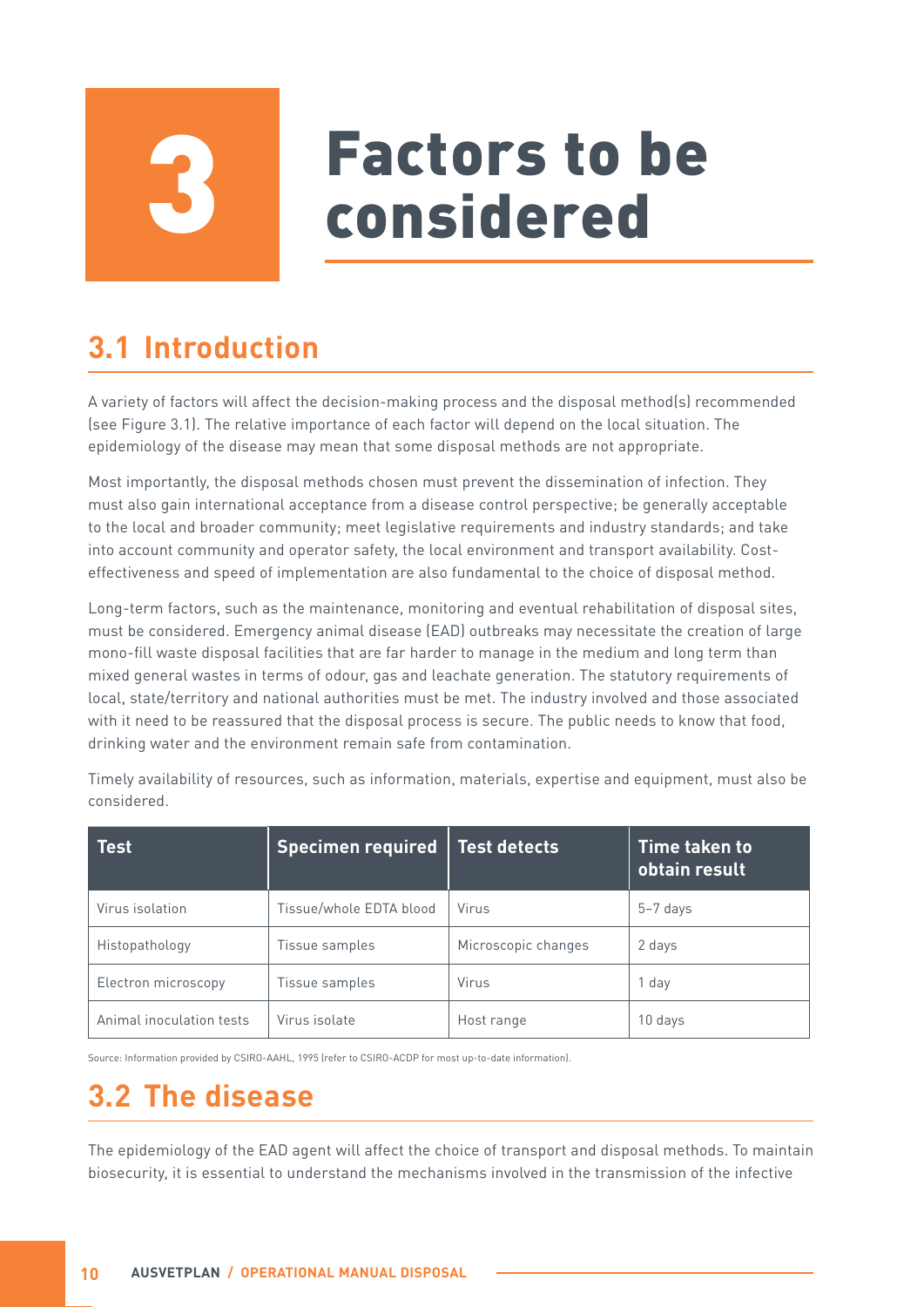// Chapter heading
# 3 Factors to be considered

## 3.1 Introduction

A variety of factors will affect the decision-making process and the disposal method(s) recommended (see Figure 3.1). The relative importance of each factor will depend on the local situation. The epidemiology of the disease may mean that some disposal methods are not appropriate.

Most importantly, the disposal methods chosen must prevent the dissemination of infection. They must also gain international acceptance from a disease control perspective; be generally acceptable to the local and broader community; meet legislative requirements and industry standards; and take into account community and operator safety, the local environment and transport availability. Cost-effectiveness and speed of implementation are also fundamental to the choice of disposal method.

Long-term factors, such as the maintenance, monitoring and eventual rehabilitation of disposal sites, must be considered. Emergency animal disease (EAD) outbreaks may necessitate the creation of large mono-fill waste disposal facilities that are far harder to manage in the medium and long term than mixed general wastes in terms of odour, gas and leachate generation. The statutory requirements of local, state/territory and national authorities must be met. The industry involved and those associated with it need to be reassured that the disposal process is secure. The public needs to know that food, drinking water and the environment remain safe from contamination.

Timely availability of resources, such as information, materials, expertise and equipment, must also be considered.

| Test | Specimen required | Test detects | Time taken to obtain result |
|---|---|---|---|
| Virus isolation | Tissue/whole EDTA blood | Virus | 5–7 days |
| Histopathology | Tissue samples | Microscopic changes | 2 days |
| Electron microscopy | Tissue samples | Virus | 1 day |
| Animal inoculation tests | Virus isolate | Host range | 10 days |

Source: Information provided by CSIRO-AAHL, 1995 (refer to CSIRO-ACDP for most up-to-date information).

## 3.2 The disease

The epidemiology of the EAD agent will affect the choice of transport and disposal methods. To maintain biosecurity, it is essential to understand the mechanisms involved in the transmission of the infective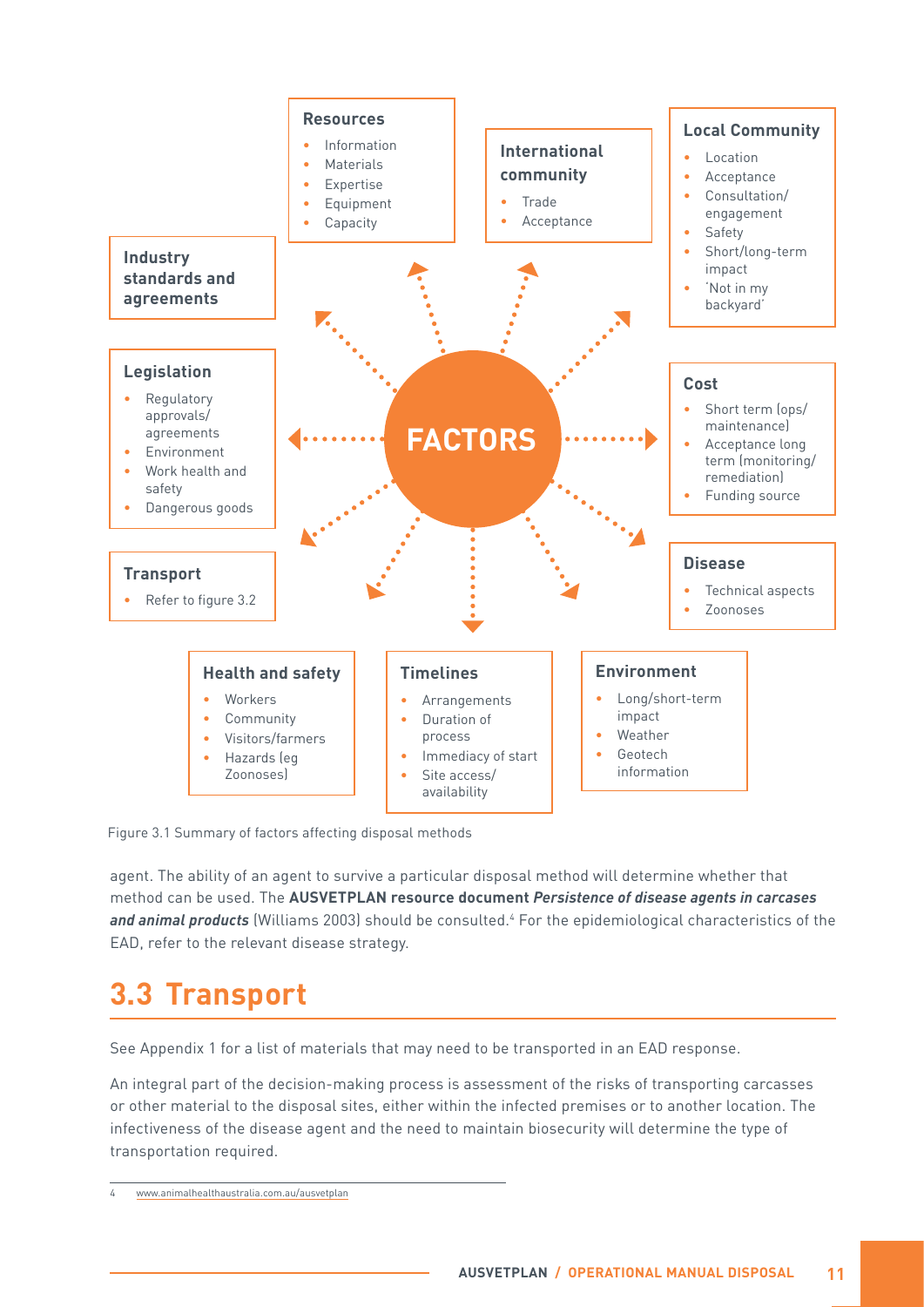**Resources**

- Information
- Materials
- Expertise
- Equipment
- Capacity

**International community**

- Trade
- Acceptance

**Local Community**

- Location
- Acceptance
- Consultation/ engagement
- Safety
- Short/long-term impact
- 'Not in my backyard'

**Industry standards and agreements**

**Legislation**

- Regulatory approvals/ agreements
- Environment
- Work health and safety
- Dangerous goods

**FACTORS**

**Cost**

- Short term (ops/ maintenance)
- Acceptance long term (monitoring/ remediation)
- Funding source

**Transport**

- Refer to figure 3.2

**Disease**

- Technical aspects
- Zoonoses

**Health and safety**

- Workers
- Community
- Visitors/farmers
- Hazards (eg Zoonoses)

**Timelines**

- Arrangements
- Duration of process
- Immediacy of start
- Site access/ availability

**Environment**

- Long/short-term impact
- Weather
- Geotech information

Figure 3.1 Summary of factors affecting disposal methods

agent. The ability of an agent to survive a particular disposal method will determine whether that method can be used. The **AUSVETPLAN resource document *Persistence of disease agents in carcases and animal products*** (Williams 2003) should be consulted.[4] For the epidemiological characteristics of the EAD, refer to the relevant disease strategy.

## 3.3 Transport

See Appendix 1 for a list of materials that may need to be transported in an EAD response.

An integral part of the decision-making process is assessment of the risks of transporting carcasses or other material to the disposal sites, either within the infected premises or to another location. The infectiveness of the disease agent and the need to maintain biosecurity will determine the type of transportation required.

4 www.animalhealthaustralia.com.au/ausvetplan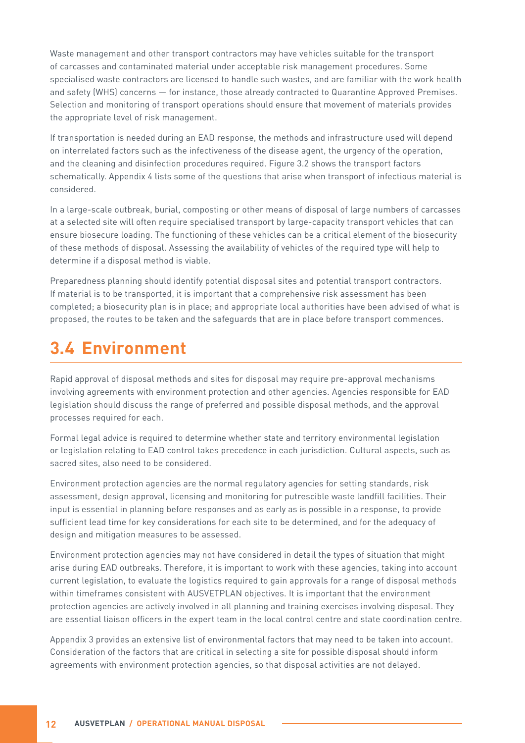Waste management and other transport contractors may have vehicles suitable for the transport of carcasses and contaminated material under acceptable risk management procedures. Some specialised waste contractors are licensed to handle such wastes, and are familiar with the work health and safety (WHS) concerns — for instance, those already contracted to Quarantine Approved Premises. Selection and monitoring of transport operations should ensure that movement of materials provides the appropriate level of risk management.

If transportation is needed during an EAD response, the methods and infrastructure used will depend on interrelated factors such as the infectiveness of the disease agent, the urgency of the operation, and the cleaning and disinfection procedures required. Figure 3.2 shows the transport factors schematically. Appendix 4 lists some of the questions that arise when transport of infectious material is considered.

In a large-scale outbreak, burial, composting or other means of disposal of large numbers of carcasses at a selected site will often require specialised transport by large-capacity transport vehicles that can ensure biosecure loading. The functioning of these vehicles can be a critical element of the biosecurity of these methods of disposal. Assessing the availability of vehicles of the required type will help to determine if a disposal method is viable.

Preparedness planning should identify potential disposal sites and potential transport contractors. If material is to be transported, it is important that a comprehensive risk assessment has been completed; a biosecurity plan is in place; and appropriate local authorities have been advised of what is proposed, the routes to be taken and the safeguards that are in place before transport commences.

## 3.4 Environment

Rapid approval of disposal methods and sites for disposal may require pre-approval mechanisms involving agreements with environment protection and other agencies. Agencies responsible for EAD legislation should discuss the range of preferred and possible disposal methods, and the approval processes required for each.

Formal legal advice is required to determine whether state and territory environmental legislation or legislation relating to EAD control takes precedence in each jurisdiction. Cultural aspects, such as sacred sites, also need to be considered.

Environment protection agencies are the normal regulatory agencies for setting standards, risk assessment, design approval, licensing and monitoring for putrescible waste landfill facilities. Their input is essential in planning before responses and as early as is possible in a response, to provide sufficient lead time for key considerations for each site to be determined, and for the adequacy of design and mitigation measures to be assessed.

Environment protection agencies may not have considered in detail the types of situation that might arise during EAD outbreaks. Therefore, it is important to work with these agencies, taking into account current legislation, to evaluate the logistics required to gain approvals for a range of disposal methods within timeframes consistent with AUSVETPLAN objectives. It is important that the environment protection agencies are actively involved in all planning and training exercises involving disposal. They are essential liaison officers in the expert team in the local control centre and state coordination centre.

Appendix 3 provides an extensive list of environmental factors that may need to be taken into account. Consideration of the factors that are critical in selecting a site for possible disposal should inform agreements with environment protection agencies, so that disposal activities are not delayed.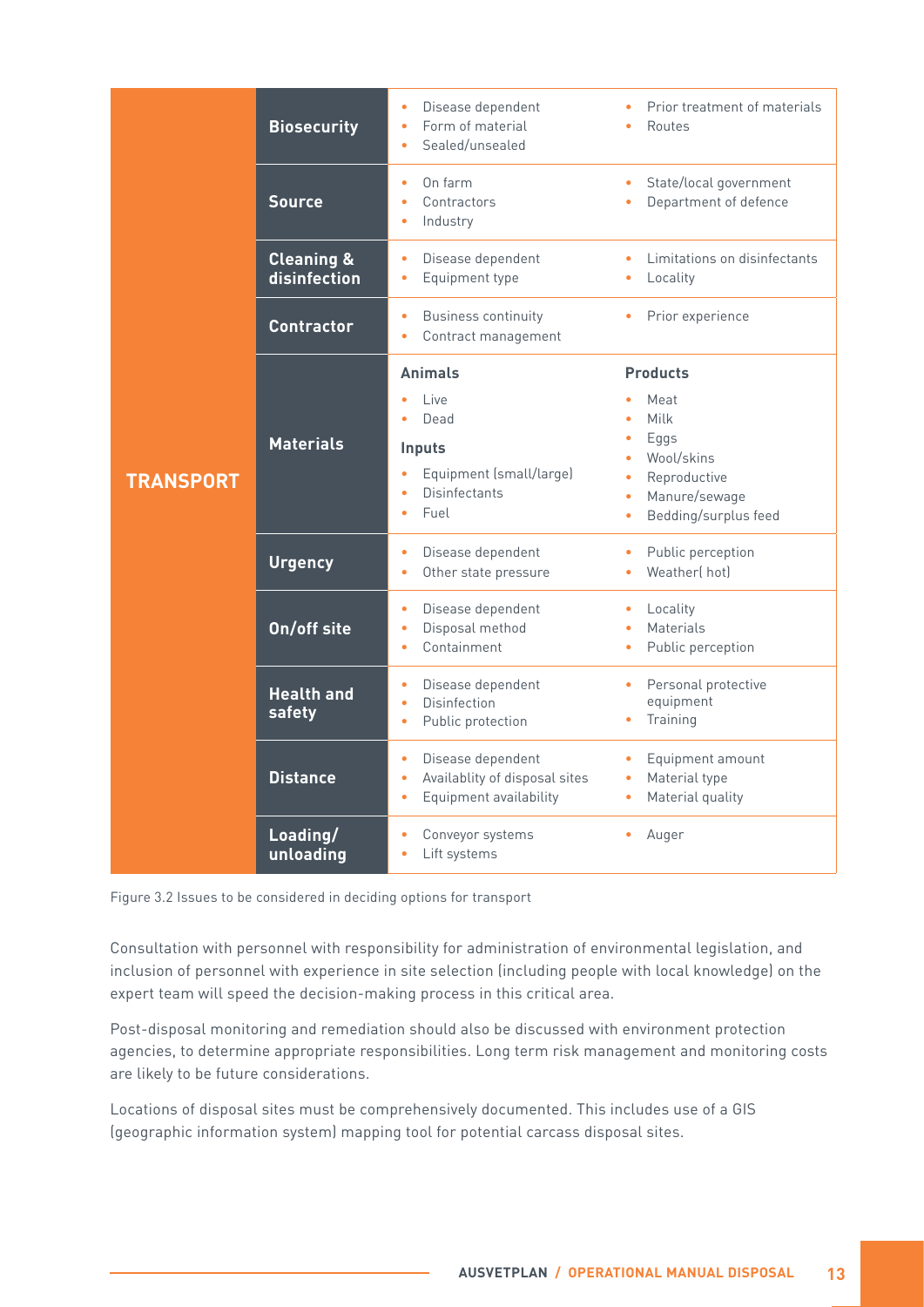| TRANSPORT | | | |
|---|---|---|---|
| | **Biosecurity** | • Disease dependent<br>• Form of material<br>• Sealed/unsealed | • Prior treatment of materials<br>• Routes |
| | **Source** | • On farm<br>• Contractors<br>• Industry | • State/local government<br>• Department of defence |
| | **Cleaning & disinfection** | • Disease dependent<br>• Equipment type | • Limitations on disinfectants<br>• Locality |
| | **Contractor** | • Business continuity<br>• Contract management | • Prior experience |
| | **Materials** | **Animals**<br>• Live<br>• Dead<br>**Inputs**<br>• Equipment (small/large)<br>• Disinfectants<br>• Fuel | **Products**<br>• Meat<br>• Milk<br>• Eggs<br>• Wool/skins<br>• Reproductive<br>• Manure/sewage<br>• Bedding/surplus feed |
| | **Urgency** | • Disease dependent<br>• Other state pressure | • Public perception<br>• Weather( hot) |
| | **On/off site** | • Disease dependent<br>• Disposal method<br>• Containment | • Locality<br>• Materials<br>• Public perception |
| | **Health and safety** | • Disease dependent<br>• Disinfection<br>• Public protection | • Personal protective equipment<br>• Training |
| | **Distance** | • Disease dependent<br>• Availablity of disposal sites<br>• Equipment availability | • Equipment amount<br>• Material type<br>• Material quality |
| | **Loading/ unloading** | • Conveyor systems<br>• Lift systems | • Auger |

Figure 3.2 Issues to be considered in deciding options for transport

Consultation with personnel with responsibility for administration of environmental legislation, and inclusion of personnel with experience in site selection (including people with local knowledge) on the expert team will speed the decision-making process in this critical area.

Post-disposal monitoring and remediation should also be discussed with environment protection agencies, to determine appropriate responsibilities. Long term risk management and monitoring costs are likely to be future considerations.

Locations of disposal sites must be comprehensively documented. This includes use of a GIS (geographic information system) mapping tool for potential carcass disposal sites.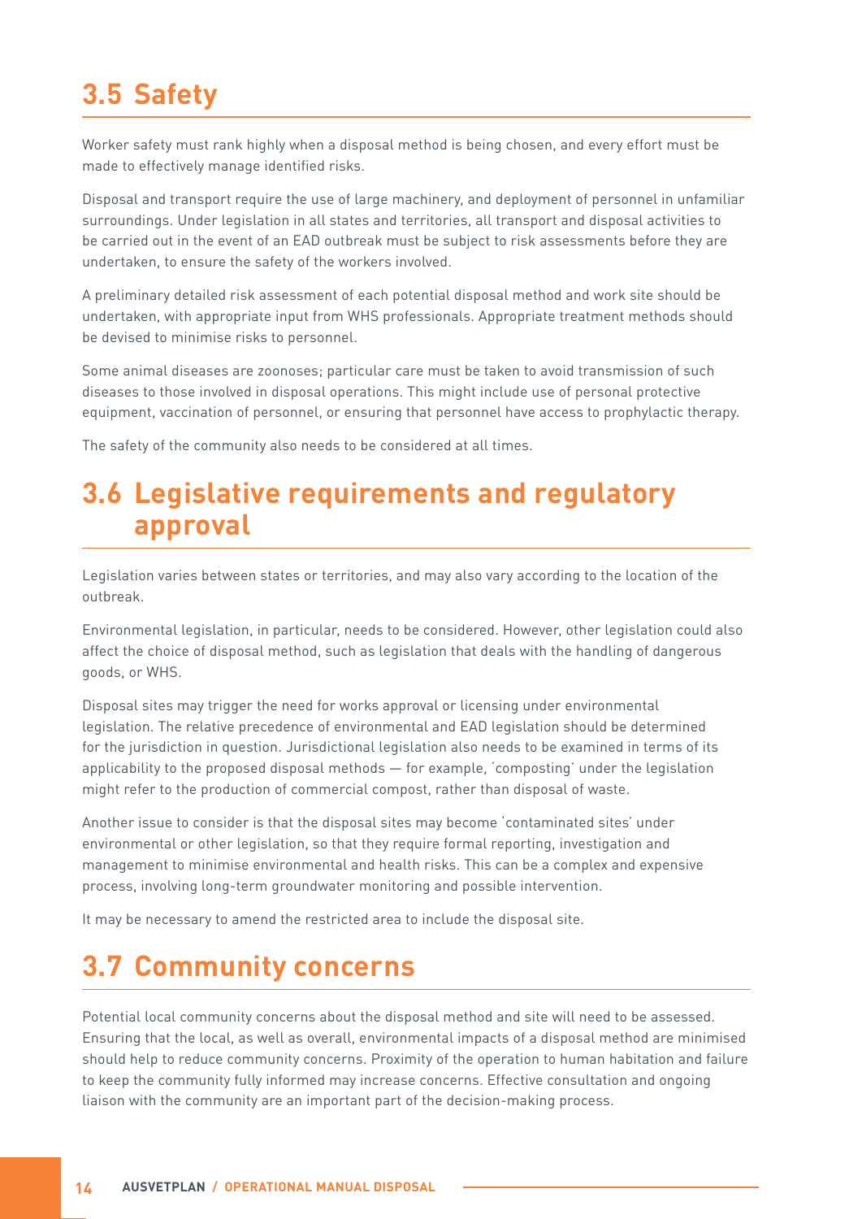## 3.5 Safety

Worker safety must rank highly when a disposal method is being chosen, and every effort must be made to effectively manage identified risks.

Disposal and transport require the use of large machinery, and deployment of personnel in unfamiliar surroundings. Under legislation in all states and territories, all transport and disposal activities to be carried out in the event of an EAD outbreak must be subject to risk assessments before they are undertaken, to ensure the safety of the workers involved.

A preliminary detailed risk assessment of each potential disposal method and work site should be undertaken, with appropriate input from WHS professionals. Appropriate treatment methods should be devised to minimise risks to personnel.

Some animal diseases are zoonoses; particular care must be taken to avoid transmission of such diseases to those involved in disposal operations. This might include use of personal protective equipment, vaccination of personnel, or ensuring that personnel have access to prophylactic therapy.

The safety of the community also needs to be considered at all times.

## 3.6 Legislative requirements and regulatory approval

Legislation varies between states or territories, and may also vary according to the location of the outbreak.

Environmental legislation, in particular, needs to be considered. However, other legislation could also affect the choice of disposal method, such as legislation that deals with the handling of dangerous goods, or WHS.

Disposal sites may trigger the need for works approval or licensing under environmental legislation. The relative precedence of environmental and EAD legislation should be determined for the jurisdiction in question. Jurisdictional legislation also needs to be examined in terms of its applicability to the proposed disposal methods — for example, 'composting' under the legislation might refer to the production of commercial compost, rather than disposal of waste.

Another issue to consider is that the disposal sites may become 'contaminated sites' under environmental or other legislation, so that they require formal reporting, investigation and management to minimise environmental and health risks. This can be a complex and expensive process, involving long-term groundwater monitoring and possible intervention.

It may be necessary to amend the restricted area to include the disposal site.

## 3.7 Community concerns

Potential local community concerns about the disposal method and site will need to be assessed. Ensuring that the local, as well as overall, environmental impacts of a disposal method are minimised should help to reduce community concerns. Proximity of the operation to human habitation and failure to keep the community fully informed may increase concerns. Effective consultation and ongoing liaison with the community are an important part of the decision-making process.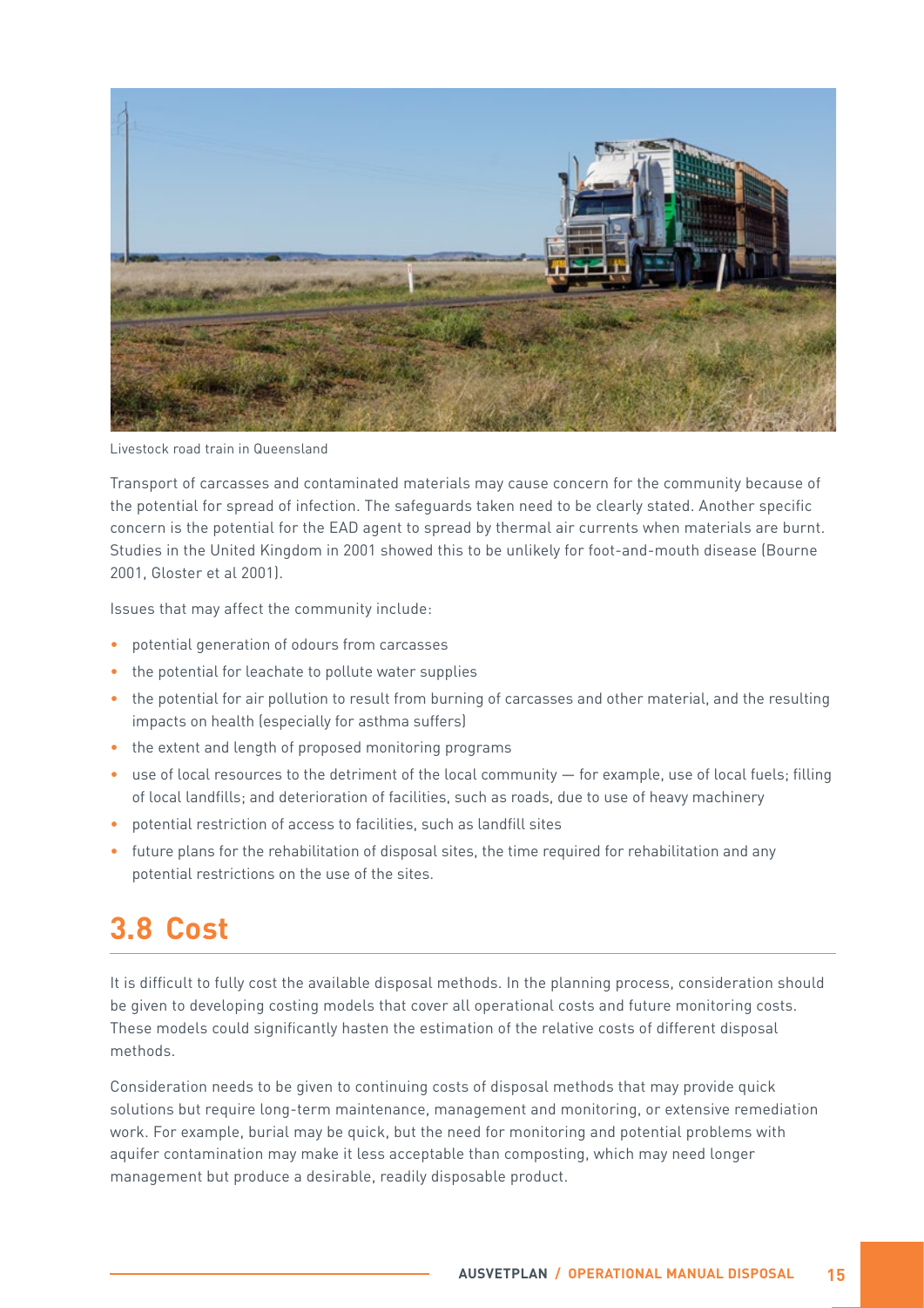Livestock road train in Queensland

Transport of carcasses and contaminated materials may cause concern for the community because of the potential for spread of infection. The safeguards taken need to be clearly stated. Another specific concern is the potential for the EAD agent to spread by thermal air currents when materials are burnt. Studies in the United Kingdom in 2001 showed this to be unlikely for foot-and-mouth disease (Bourne 2001, Gloster et al 2001).

Issues that may affect the community include:

- potential generation of odours from carcasses
- the potential for leachate to pollute water supplies
- the potential for air pollution to result from burning of carcasses and other material, and the resulting impacts on health (especially for asthma suffers)
- the extent and length of proposed monitoring programs
- use of local resources to the detriment of the local community — for example, use of local fuels; filling of local landfills; and deterioration of facilities, such as roads, due to use of heavy machinery
- potential restriction of access to facilities, such as landfill sites
- future plans for the rehabilitation of disposal sites, the time required for rehabilitation and any potential restrictions on the use of the sites.

## 3.8 Cost

It is difficult to fully cost the available disposal methods. In the planning process, consideration should be given to developing costing models that cover all operational costs and future monitoring costs. These models could significantly hasten the estimation of the relative costs of different disposal methods.

Consideration needs to be given to continuing costs of disposal methods that may provide quick solutions but require long-term maintenance, management and monitoring, or extensive remediation work. For example, burial may be quick, but the need for monitoring and potential problems with aquifer contamination may make it less acceptable than composting, which may need longer management but produce a desirable, readily disposable product.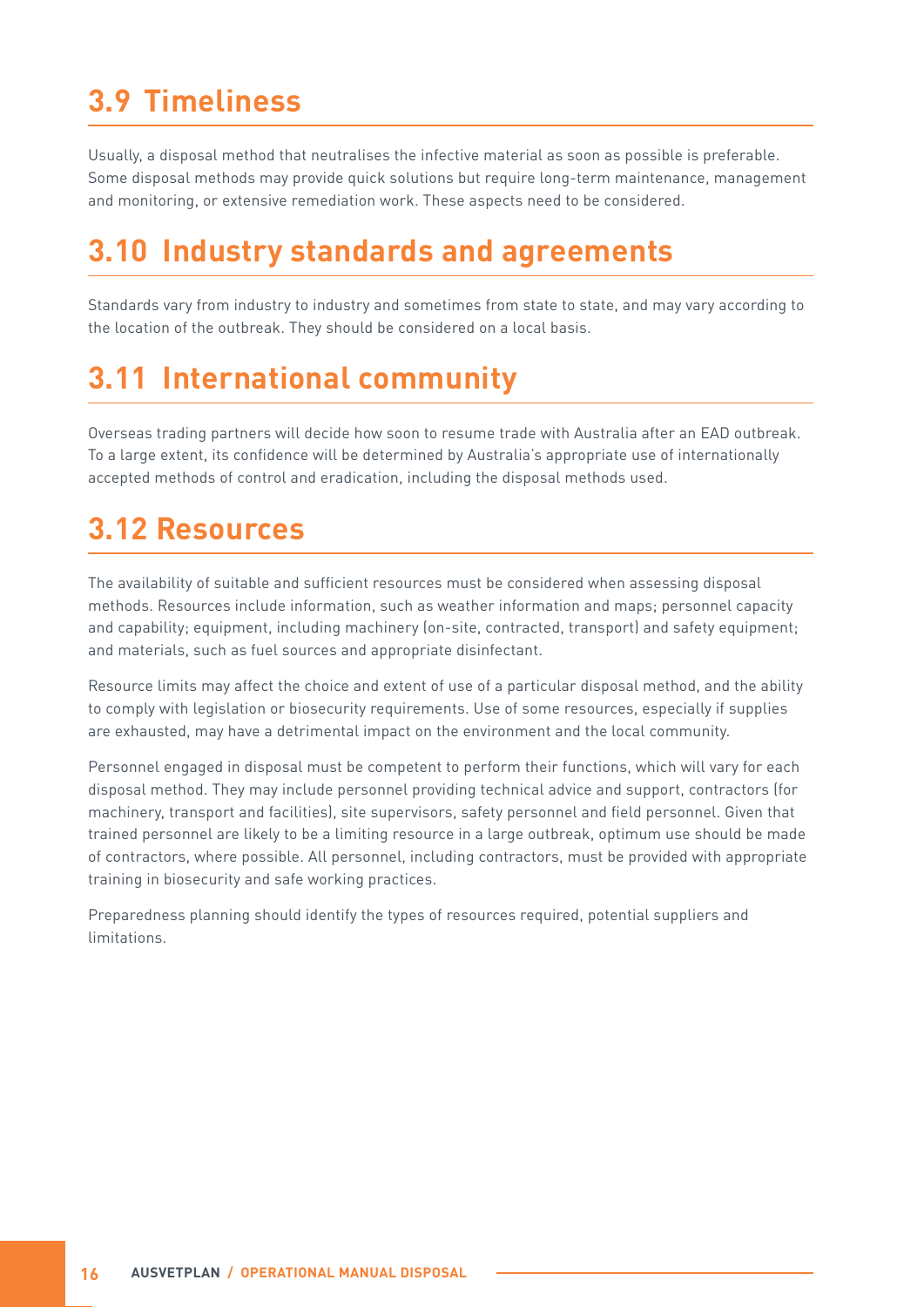## 3.9 Timeliness

Usually, a disposal method that neutralises the infective material as soon as possible is preferable. Some disposal methods may provide quick solutions but require long-term maintenance, management and monitoring, or extensive remediation work. These aspects need to be considered.

## 3.10 Industry standards and agreements

Standards vary from industry to industry and sometimes from state to state, and may vary according to the location of the outbreak. They should be considered on a local basis.

## 3.11 International community

Overseas trading partners will decide how soon to resume trade with Australia after an EAD outbreak. To a large extent, its confidence will be determined by Australia's appropriate use of internationally accepted methods of control and eradication, including the disposal methods used.

## 3.12 Resources

The availability of suitable and sufficient resources must be considered when assessing disposal methods. Resources include information, such as weather information and maps; personnel capacity and capability; equipment, including machinery (on-site, contracted, transport) and safety equipment; and materials, such as fuel sources and appropriate disinfectant.

Resource limits may affect the choice and extent of use of a particular disposal method, and the ability to comply with legislation or biosecurity requirements. Use of some resources, especially if supplies are exhausted, may have a detrimental impact on the environment and the local community.

Personnel engaged in disposal must be competent to perform their functions, which will vary for each disposal method. They may include personnel providing technical advice and support, contractors (for machinery, transport and facilities), site supervisors, safety personnel and field personnel. Given that trained personnel are likely to be a limiting resource in a large outbreak, optimum use should be made of contractors, where possible. All personnel, including contractors, must be provided with appropriate training in biosecurity and safe working practices.

Preparedness planning should identify the types of resources required, potential suppliers and limitations.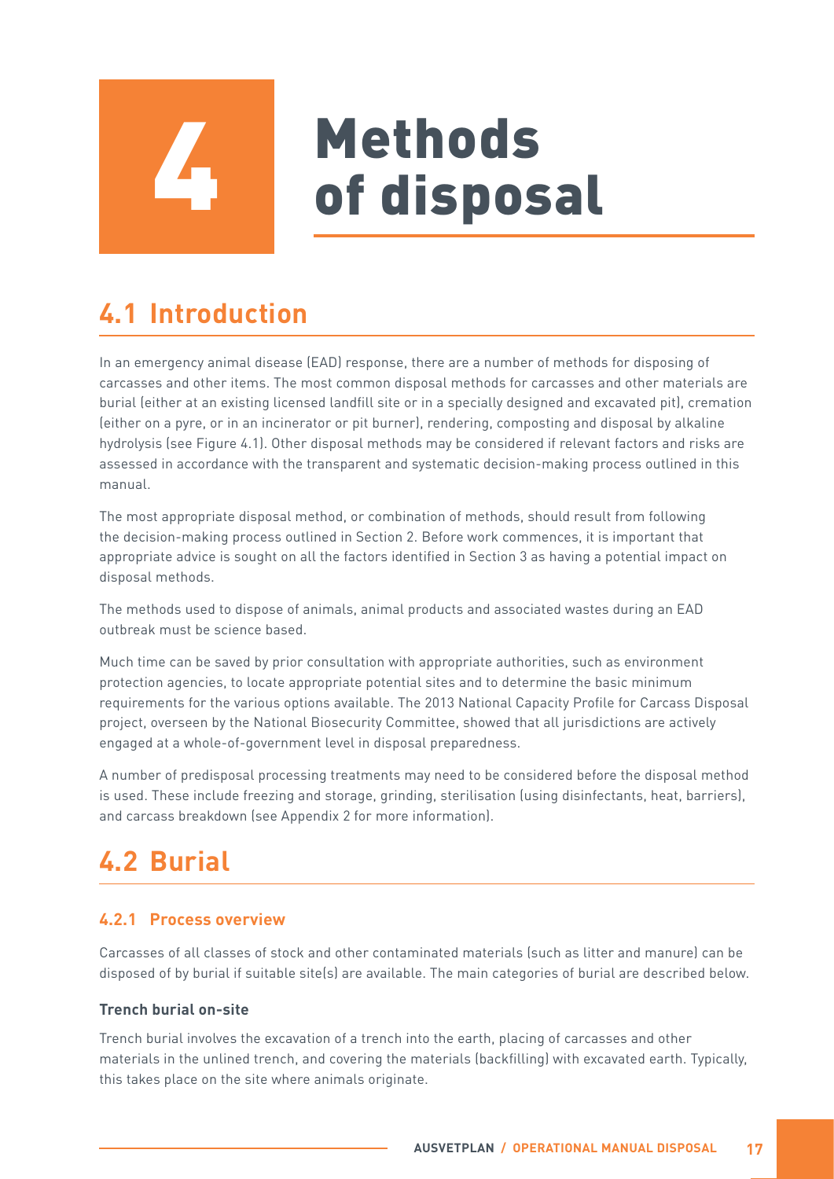# 4 Methods of disposal

## 4.1 Introduction

In an emergency animal disease (EAD) response, there are a number of methods for disposing of carcasses and other items. The most common disposal methods for carcasses and other materials are burial (either at an existing licensed landfill site or in a specially designed and excavated pit), cremation (either on a pyre, or in an incinerator or pit burner), rendering, composting and disposal by alkaline hydrolysis (see Figure 4.1). Other disposal methods may be considered if relevant factors and risks are assessed in accordance with the transparent and systematic decision-making process outlined in this manual.

The most appropriate disposal method, or combination of methods, should result from following the decision-making process outlined in Section 2. Before work commences, it is important that appropriate advice is sought on all the factors identified in Section 3 as having a potential impact on disposal methods.

The methods used to dispose of animals, animal products and associated wastes during an EAD outbreak must be science based.

Much time can be saved by prior consultation with appropriate authorities, such as environment protection agencies, to locate appropriate potential sites and to determine the basic minimum requirements for the various options available. The 2013 National Capacity Profile for Carcass Disposal project, overseen by the National Biosecurity Committee, showed that all jurisdictions are actively engaged at a whole-of-government level in disposal preparedness.

A number of predisposal processing treatments may need to be considered before the disposal method is used. These include freezing and storage, grinding, sterilisation (using disinfectants, heat, barriers), and carcass breakdown (see Appendix 2 for more information).

## 4.2 Burial

### 4.2.1 Process overview

Carcasses of all classes of stock and other contaminated materials (such as litter and manure) can be disposed of by burial if suitable site(s) are available. The main categories of burial are described below.

#### Trench burial on-site

Trench burial involves the excavation of a trench into the earth, placing of carcasses and other materials in the unlined trench, and covering the materials (backfilling) with excavated earth. Typically, this takes place on the site where animals originate.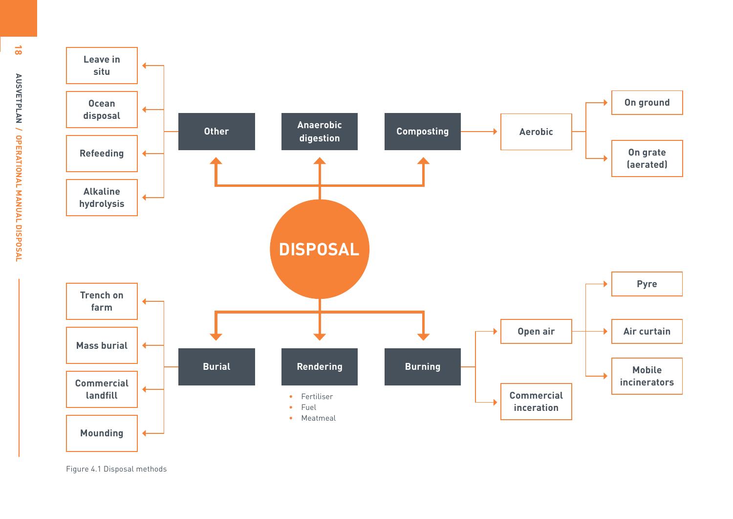# DISPOSAL

- **Other**
  - Leave in situ
  - Ocean disposal
  - Refeeding
  - Alkaline hydrolysis
- **Anaerobic digestion**
- **Composting**
  - Aerobic
    - On ground
    - On grate (aerated)
- **Burial**
  - Trench on farm
  - Mass burial
  - Commercial landfill
  - Mounding
- **Rendering**
  - Fertiliser
  - Fuel
  - Meatmeal
- **Burning**
  - Open air
    - Pyre
    - Air curtain
    - Mobile incinerators
  - Commercial inceration

Figure 4.1 Disposal methods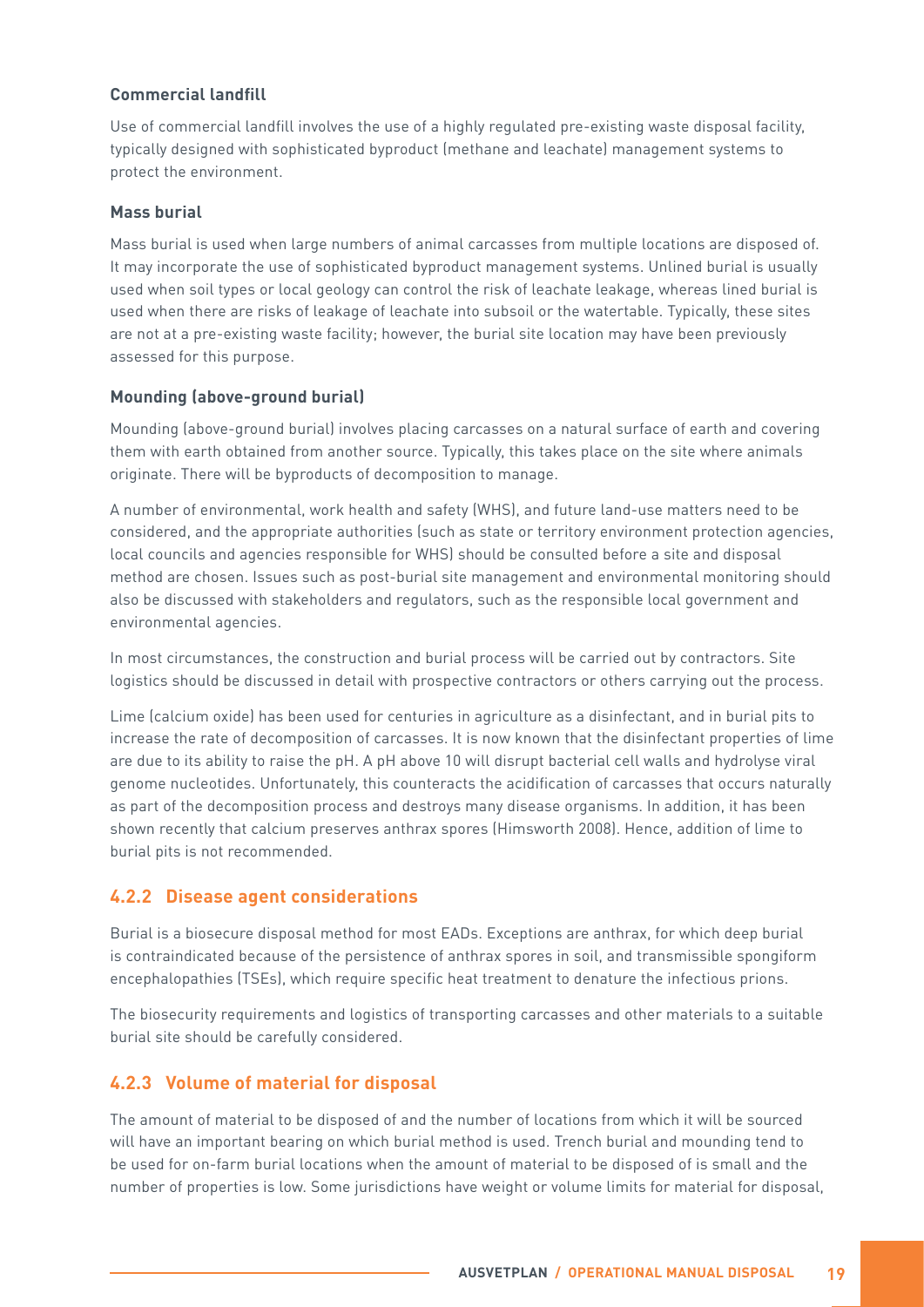**Commercial landfill**

Use of commercial landfill involves the use of a highly regulated pre-existing waste disposal facility, typically designed with sophisticated byproduct (methane and leachate) management systems to protect the environment.

**Mass burial**

Mass burial is used when large numbers of animal carcasses from multiple locations are disposed of. It may incorporate the use of sophisticated byproduct management systems. Unlined burial is usually used when soil types or local geology can control the risk of leachate leakage, whereas lined burial is used when there are risks of leakage of leachate into subsoil or the watertable. Typically, these sites are not at a pre-existing waste facility; however, the burial site location may have been previously assessed for this purpose.

**Mounding (above-ground burial)**

Mounding (above-ground burial) involves placing carcasses on a natural surface of earth and covering them with earth obtained from another source. Typically, this takes place on the site where animals originate. There will be byproducts of decomposition to manage.

A number of environmental, work health and safety (WHS), and future land-use matters need to be considered, and the appropriate authorities (such as state or territory environment protection agencies, local councils and agencies responsible for WHS) should be consulted before a site and disposal method are chosen. Issues such as post-burial site management and environmental monitoring should also be discussed with stakeholders and regulators, such as the responsible local government and environmental agencies.

In most circumstances, the construction and burial process will be carried out by contractors. Site logistics should be discussed in detail with prospective contractors or others carrying out the process.

Lime (calcium oxide) has been used for centuries in agriculture as a disinfectant, and in burial pits to increase the rate of decomposition of carcasses. It is now known that the disinfectant properties of lime are due to its ability to raise the pH. A pH above 10 will disrupt bacterial cell walls and hydrolyse viral genome nucleotides. Unfortunately, this counteracts the acidification of carcasses that occurs naturally as part of the decomposition process and destroys many disease organisms. In addition, it has been shown recently that calcium preserves anthrax spores (Himsworth 2008). Hence, addition of lime to burial pits is not recommended.

### 4.2.2 Disease agent considerations

Burial is a biosecure disposal method for most EADs. Exceptions are anthrax, for which deep burial is contraindicated because of the persistence of anthrax spores in soil, and transmissible spongiform encephalopathies (TSEs), which require specific heat treatment to denature the infectious prions.

The biosecurity requirements and logistics of transporting carcasses and other materials to a suitable burial site should be carefully considered.

### 4.2.3 Volume of material for disposal

The amount of material to be disposed of and the number of locations from which it will be sourced will have an important bearing on which burial method is used. Trench burial and mounding tend to be used for on-farm burial locations when the amount of material to be disposed of is small and the number of properties is low. Some jurisdictions have weight or volume limits for material for disposal,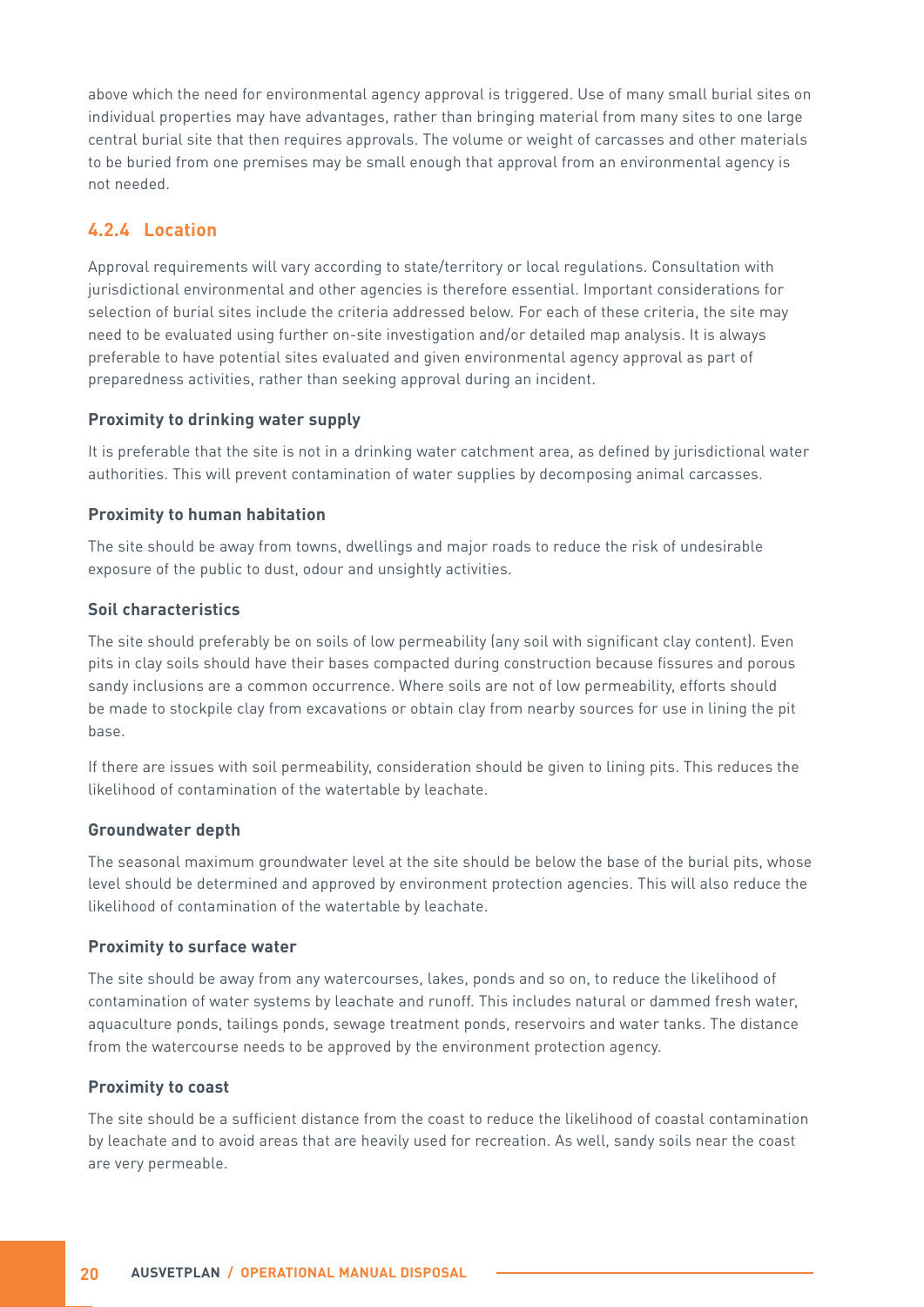above which the need for environmental agency approval is triggered. Use of many small burial sites on individual properties may have advantages, rather than bringing material from many sites to one large central burial site that then requires approvals. The volume or weight of carcasses and other materials to be buried from one premises may be small enough that approval from an environmental agency is not needed.

### 4.2.4 Location

Approval requirements will vary according to state/territory or local regulations. Consultation with jurisdictional environmental and other agencies is therefore essential. Important considerations for selection of burial sites include the criteria addressed below. For each of these criteria, the site may need to be evaluated using further on-site investigation and/or detailed map analysis. It is always preferable to have potential sites evaluated and given environmental agency approval as part of preparedness activities, rather than seeking approval during an incident.

#### Proximity to drinking water supply

It is preferable that the site is not in a drinking water catchment area, as defined by jurisdictional water authorities. This will prevent contamination of water supplies by decomposing animal carcasses.

#### Proximity to human habitation

The site should be away from towns, dwellings and major roads to reduce the risk of undesirable exposure of the public to dust, odour and unsightly activities.

#### Soil characteristics

The site should preferably be on soils of low permeability (any soil with significant clay content). Even pits in clay soils should have their bases compacted during construction because fissures and porous sandy inclusions are a common occurrence. Where soils are not of low permeability, efforts should be made to stockpile clay from excavations or obtain clay from nearby sources for use in lining the pit base.

If there are issues with soil permeability, consideration should be given to lining pits. This reduces the likelihood of contamination of the watertable by leachate.

#### Groundwater depth

The seasonal maximum groundwater level at the site should be below the base of the burial pits, whose level should be determined and approved by environment protection agencies. This will also reduce the likelihood of contamination of the watertable by leachate.

#### Proximity to surface water

The site should be away from any watercourses, lakes, ponds and so on, to reduce the likelihood of contamination of water systems by leachate and runoff. This includes natural or dammed fresh water, aquaculture ponds, tailings ponds, sewage treatment ponds, reservoirs and water tanks. The distance from the watercourse needs to be approved by the environment protection agency.

#### Proximity to coast

The site should be a sufficient distance from the coast to reduce the likelihood of coastal contamination by leachate and to avoid areas that are heavily used for recreation. As well, sandy soils near the coast are very permeable.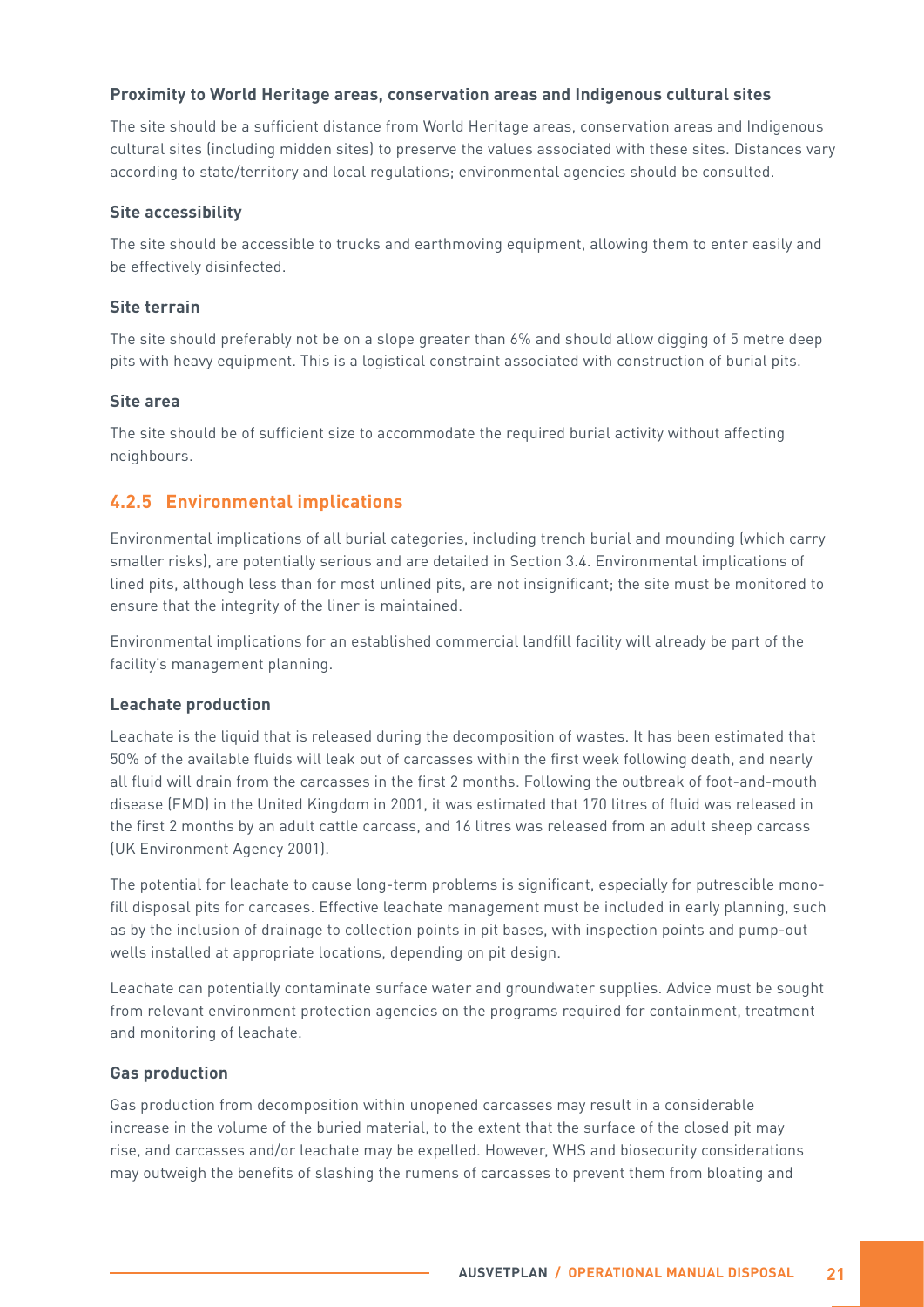#### Proximity to World Heritage areas, conservation areas and Indigenous cultural sites

The site should be a sufficient distance from World Heritage areas, conservation areas and Indigenous cultural sites (including midden sites) to preserve the values associated with these sites. Distances vary according to state/territory and local regulations; environmental agencies should be consulted.

#### Site accessibility

The site should be accessible to trucks and earthmoving equipment, allowing them to enter easily and be effectively disinfected.

#### Site terrain

The site should preferably not be on a slope greater than 6% and should allow digging of 5 metre deep pits with heavy equipment. This is a logistical constraint associated with construction of burial pits.

#### Site area

The site should be of sufficient size to accommodate the required burial activity without affecting neighbours.

### 4.2.5 Environmental implications

Environmental implications of all burial categories, including trench burial and mounding (which carry smaller risks), are potentially serious and are detailed in Section 3.4. Environmental implications of lined pits, although less than for most unlined pits, are not insignificant; the site must be monitored to ensure that the integrity of the liner is maintained.

Environmental implications for an established commercial landfill facility will already be part of the facility's management planning.

#### Leachate production

Leachate is the liquid that is released during the decomposition of wastes. It has been estimated that 50% of the available fluids will leak out of carcasses within the first week following death, and nearly all fluid will drain from the carcasses in the first 2 months. Following the outbreak of foot-and-mouth disease (FMD) in the United Kingdom in 2001, it was estimated that 170 litres of fluid was released in the first 2 months by an adult cattle carcass, and 16 litres was released from an adult sheep carcass (UK Environment Agency 2001).

The potential for leachate to cause long-term problems is significant, especially for putrescible mono-fill disposal pits for carcasses. Effective leachate management must be included in early planning, such as by the inclusion of drainage to collection points in pit bases, with inspection points and pump-out wells installed at appropriate locations, depending on pit design.

Leachate can potentially contaminate surface water and groundwater supplies. Advice must be sought from relevant environment protection agencies on the programs required for containment, treatment and monitoring of leachate.

#### Gas production

Gas production from decomposition within unopened carcasses may result in a considerable increase in the volume of the buried material, to the extent that the surface of the closed pit may rise, and carcasses and/or leachate may be expelled. However, WHS and biosecurity considerations may outweigh the benefits of slashing the rumens of carcasses to prevent them from bloating and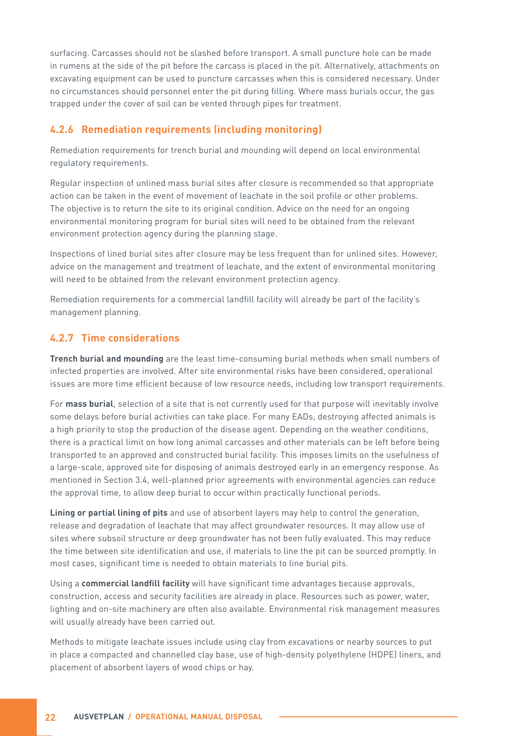surfacing. Carcasses should not be slashed before transport. A small puncture hole can be made in rumens at the side of the pit before the carcass is placed in the pit. Alternatively, attachments on excavating equipment can be used to puncture carcasses when this is considered necessary. Under no circumstances should personnel enter the pit during filling. Where mass burials occur, the gas trapped under the cover of soil can be vented through pipes for treatment.

### 4.2.6 Remediation requirements (including monitoring)

Remediation requirements for trench burial and mounding will depend on local environmental regulatory requirements.

Regular inspection of unlined mass burial sites after closure is recommended so that appropriate action can be taken in the event of movement of leachate in the soil profile or other problems. The objective is to return the site to its original condition. Advice on the need for an ongoing environmental monitoring program for burial sites will need to be obtained from the relevant environment protection agency during the planning stage.

Inspections of lined burial sites after closure may be less frequent than for unlined sites. However, advice on the management and treatment of leachate, and the extent of environmental monitoring will need to be obtained from the relevant environment protection agency.

Remediation requirements for a commercial landfill facility will already be part of the facility's management planning.

### 4.2.7 Time considerations

**Trench burial and mounding** are the least time-consuming burial methods when small numbers of infected properties are involved. After site environmental risks have been considered, operational issues are more time efficient because of low resource needs, including low transport requirements.

For **mass burial**, selection of a site that is not currently used for that purpose will inevitably involve some delays before burial activities can take place. For many EADs, destroying affected animals is a high priority to stop the production of the disease agent. Depending on the weather conditions, there is a practical limit on how long animal carcasses and other materials can be left before being transported to an approved and constructed burial facility. This imposes limits on the usefulness of a large-scale, approved site for disposing of animals destroyed early in an emergency response. As mentioned in Section 3.4, well-planned prior agreements with environmental agencies can reduce the approval time, to allow deep burial to occur within practically functional periods.

**Lining or partial lining of pits** and use of absorbent layers may help to control the generation, release and degradation of leachate that may affect groundwater resources. It may allow use of sites where subsoil structure or deep groundwater has not been fully evaluated. This may reduce the time between site identification and use, if materials to line the pit can be sourced promptly. In most cases, significant time is needed to obtain materials to line burial pits.

Using a **commercial landfill facility** will have significant time advantages because approvals, construction, access and security facilities are already in place. Resources such as power, water, lighting and on-site machinery are often also available. Environmental risk management measures will usually already have been carried out.

Methods to mitigate leachate issues include using clay from excavations or nearby sources to put in place a compacted and channelled clay base, use of high-density polyethylene (HDPE) liners, and placement of absorbent layers of wood chips or hay.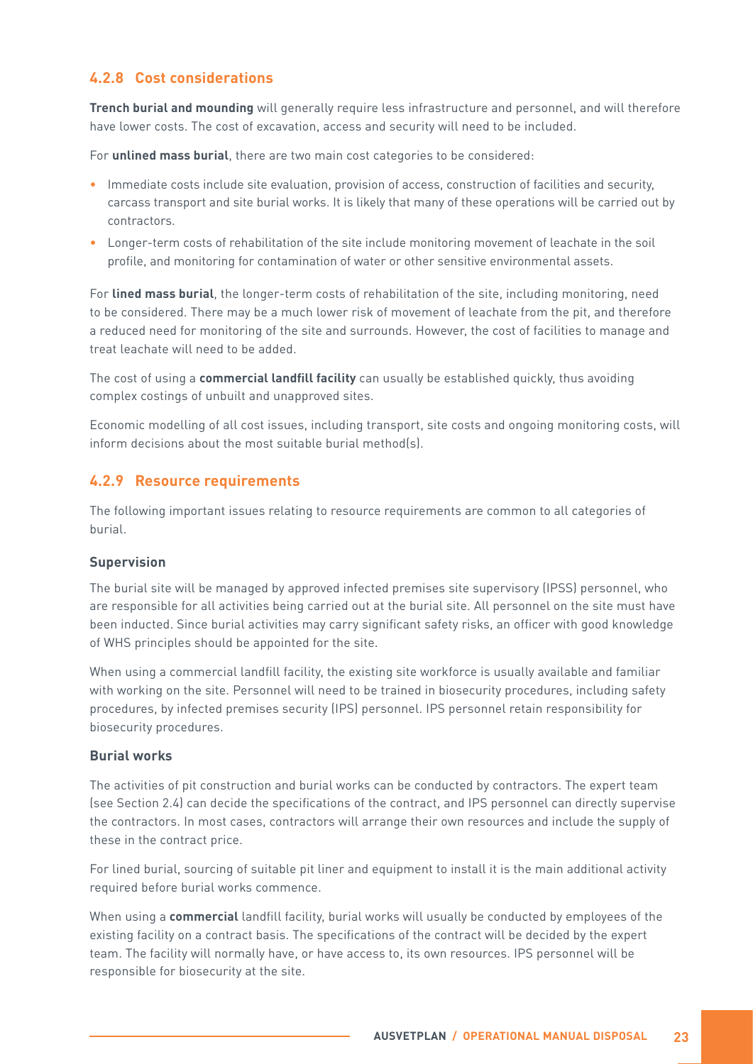### 4.2.8 Cost considerations

**Trench burial and mounding** will generally require less infrastructure and personnel, and will therefore have lower costs. The cost of excavation, access and security will need to be included.

For **unlined mass burial**, there are two main cost categories to be considered:

- Immediate costs include site evaluation, provision of access, construction of facilities and security, carcass transport and site burial works. It is likely that many of these operations will be carried out by contractors.
- Longer-term costs of rehabilitation of the site include monitoring movement of leachate in the soil profile, and monitoring for contamination of water or other sensitive environmental assets.

For **lined mass burial**, the longer-term costs of rehabilitation of the site, including monitoring, need to be considered. There may be a much lower risk of movement of leachate from the pit, and therefore a reduced need for monitoring of the site and surrounds. However, the cost of facilities to manage and treat leachate will need to be added.

The cost of using a **commercial landfill facility** can usually be established quickly, thus avoiding complex costings of unbuilt and unapproved sites.

Economic modelling of all cost issues, including transport, site costs and ongoing monitoring costs, will inform decisions about the most suitable burial method(s).

### 4.2.9 Resource requirements

The following important issues relating to resource requirements are common to all categories of burial.

#### Supervision

The burial site will be managed by approved infected premises site supervisory (IPSS) personnel, who are responsible for all activities being carried out at the burial site. All personnel on the site must have been inducted. Since burial activities may carry significant safety risks, an officer with good knowledge of WHS principles should be appointed for the site.

When using a commercial landfill facility, the existing site workforce is usually available and familiar with working on the site. Personnel will need to be trained in biosecurity procedures, including safety procedures, by infected premises security (IPS) personnel. IPS personnel retain responsibility for biosecurity procedures.

#### Burial works

The activities of pit construction and burial works can be conducted by contractors. The expert team (see Section 2.4) can decide the specifications of the contract, and IPS personnel can directly supervise the contractors. In most cases, contractors will arrange their own resources and include the supply of these in the contract price.

For lined burial, sourcing of suitable pit liner and equipment to install it is the main additional activity required before burial works commence.

When using a **commercial** landfill facility, burial works will usually be conducted by employees of the existing facility on a contract basis. The specifications of the contract will be decided by the expert team. The facility will normally have, or have access to, its own resources. IPS personnel will be responsible for biosecurity at the site.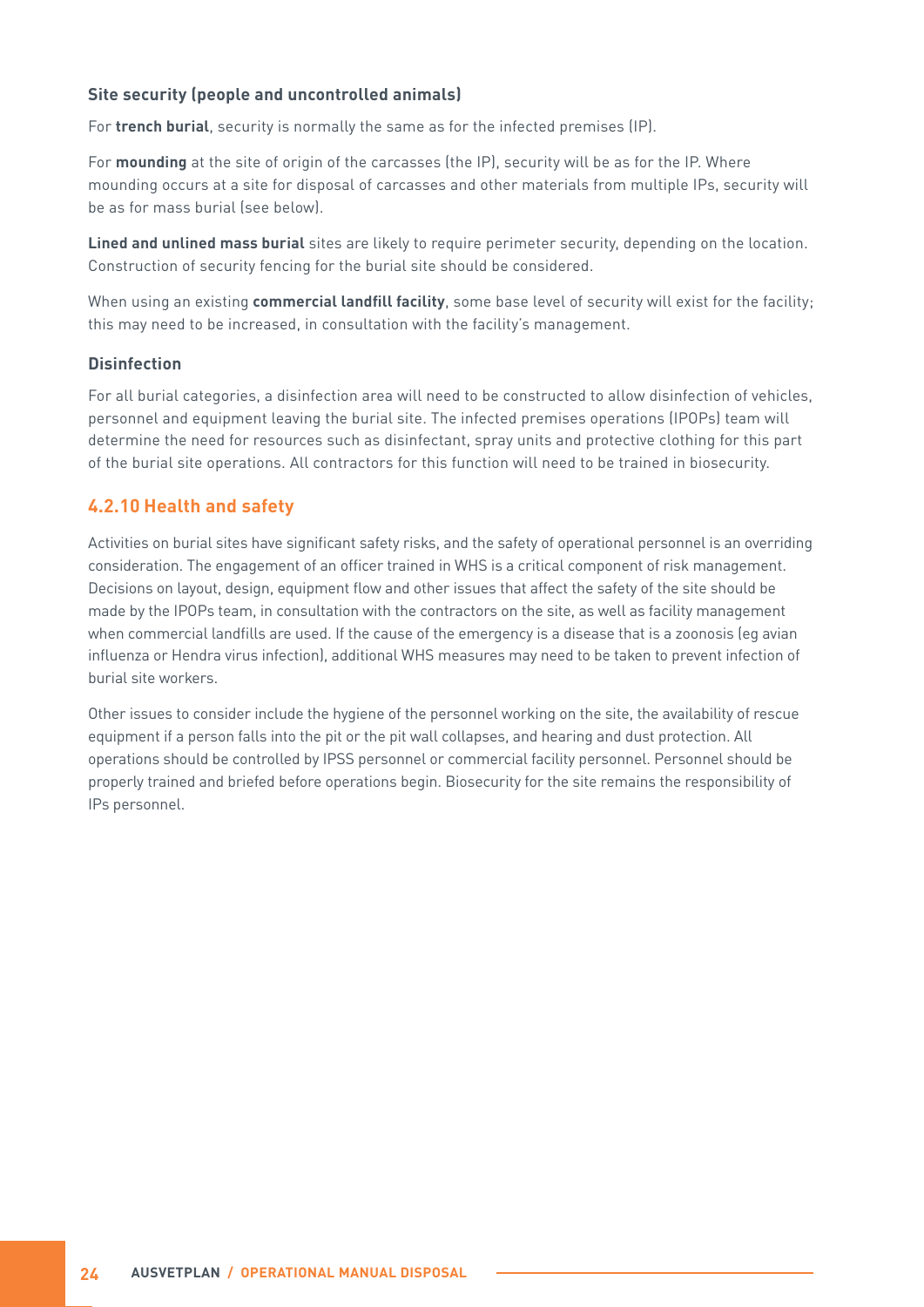#### Site security (people and uncontrolled animals)

For **trench burial**, security is normally the same as for the infected premises (IP).

For **mounding** at the site of origin of the carcasses (the IP), security will be as for the IP. Where mounding occurs at a site for disposal of carcasses and other materials from multiple IPs, security will be as for mass burial (see below).

**Lined and unlined mass burial** sites are likely to require perimeter security, depending on the location. Construction of security fencing for the burial site should be considered.

When using an existing **commercial landfill facility**, some base level of security will exist for the facility; this may need to be increased, in consultation with the facility's management.

#### Disinfection

For all burial categories, a disinfection area will need to be constructed to allow disinfection of vehicles, personnel and equipment leaving the burial site. The infected premises operations (IPOPs) team will determine the need for resources such as disinfectant, spray units and protective clothing for this part of the burial site operations. All contractors for this function will need to be trained in biosecurity.

### 4.2.10 Health and safety

Activities on burial sites have significant safety risks, and the safety of operational personnel is an overriding consideration. The engagement of an officer trained in WHS is a critical component of risk management. Decisions on layout, design, equipment flow and other issues that affect the safety of the site should be made by the IPOPs team, in consultation with the contractors on the site, as well as facility management when commercial landfills are used. If the cause of the emergency is a disease that is a zoonosis (eg avian influenza or Hendra virus infection), additional WHS measures may need to be taken to prevent infection of burial site workers.

Other issues to consider include the hygiene of the personnel working on the site, the availability of rescue equipment if a person falls into the pit or the pit wall collapses, and hearing and dust protection. All operations should be controlled by IPSS personnel or commercial facility personnel. Personnel should be properly trained and briefed before operations begin. Biosecurity for the site remains the responsibility of IPs personnel.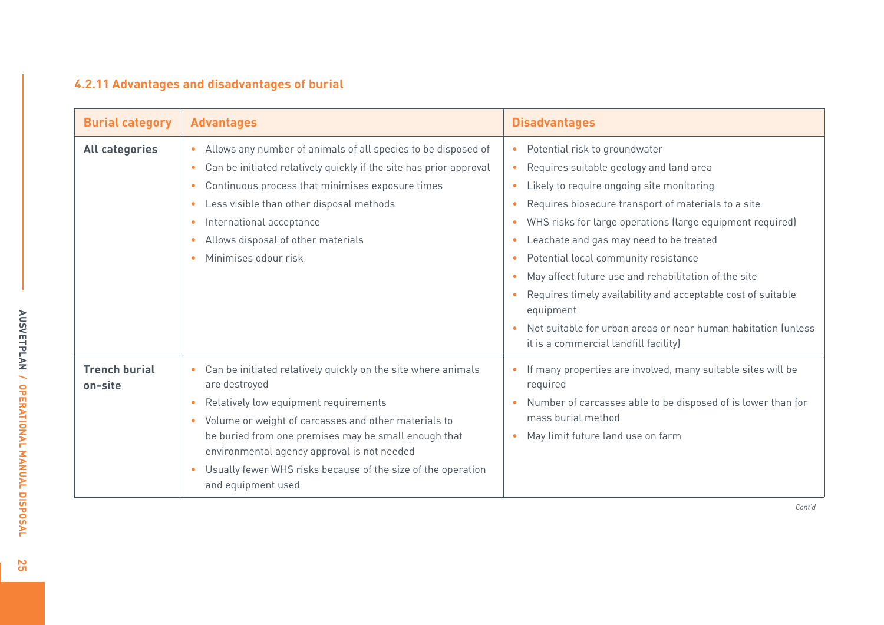### 4.2.11 Advantages and disadvantages of burial

| Burial category | Advantages | Disadvantages |
|---|---|---|
| **All categories** | • Allows any number of animals of all species to be disposed of<br>• Can be initiated relatively quickly if the site has prior approval<br>• Continuous process that minimises exposure times<br>• Less visible than other disposal methods<br>• International acceptance<br>• Allows disposal of other materials<br>• Minimises odour risk | • Potential risk to groundwater<br>• Requires suitable geology and land area<br>• Likely to require ongoing site monitoring<br>• Requires biosecure transport of materials to a site<br>• WHS risks for large operations (large equipment required)<br>• Leachate and gas may need to be treated<br>• Potential local community resistance<br>• May affect future use and rehabilitation of the site<br>• Requires timely availability and acceptable cost of suitable equipment<br>• Not suitable for urban areas or near human habitation (unless it is a commercial landfill facility) |
| **Trench burial on-site** | • Can be initiated relatively quickly on the site where animals are destroyed<br>• Relatively low equipment requirements<br>• Volume or weight of carcasses and other materials to be buried from one premises may be small enough that environmental agency approval is not needed<br>• Usually fewer WHS risks because of the size of the operation and equipment used | • If many properties are involved, many suitable sites will be required<br>• Number of carcasses able to be disposed of is lower than for mass burial method<br>• May limit future land use on farm |

*Cont'd*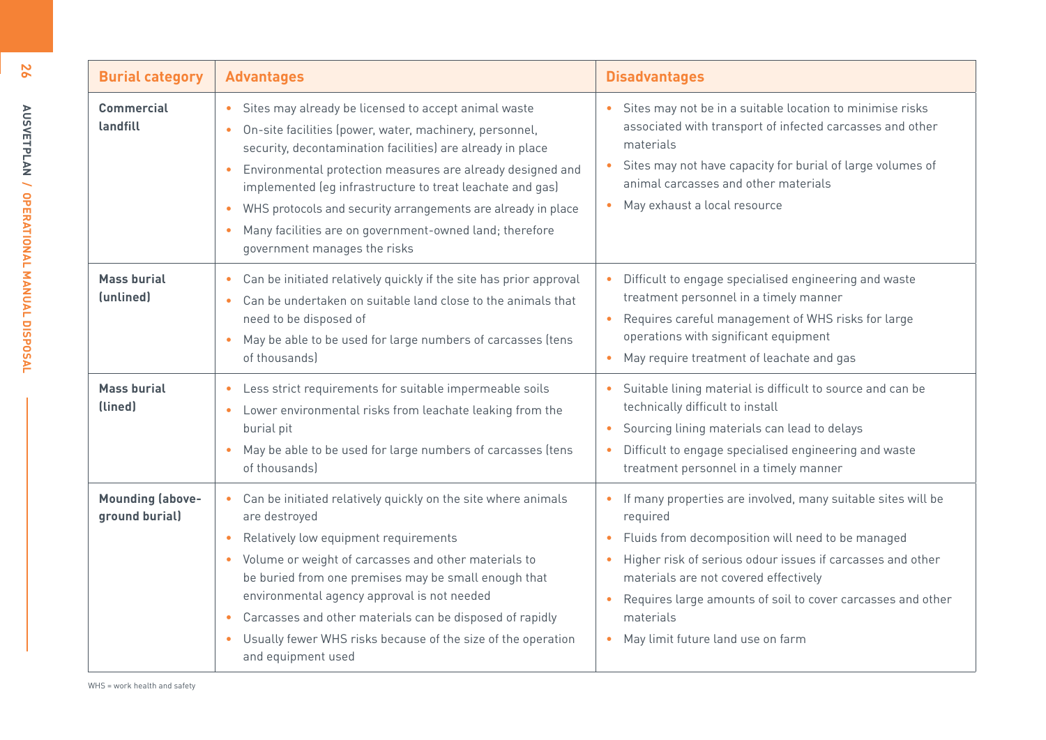| Burial category | Advantages | Disadvantages |
|---|---|---|
| **Commercial landfill** | • Sites may already be licensed to accept animal waste<br>• On-site facilities (power, water, machinery, personnel, security, decontamination facilities) are already in place<br>• Environmental protection measures are already designed and implemented (eg infrastructure to treat leachate and gas)<br>• WHS protocols and security arrangements are already in place<br>• Many facilities are on government-owned land; therefore government manages the risks | • Sites may not be in a suitable location to minimise risks associated with transport of infected carcasses and other materials<br>• Sites may not have capacity for burial of large volumes of animal carcasses and other materials<br>• May exhaust a local resource |
| **Mass burial (unlined)** | • Can be initiated relatively quickly if the site has prior approval<br>• Can be undertaken on suitable land close to the animals that need to be disposed of<br>• May be able to be used for large numbers of carcasses (tens of thousands) | • Difficult to engage specialised engineering and waste treatment personnel in a timely manner<br>• Requires careful management of WHS risks for large operations with significant equipment<br>• May require treatment of leachate and gas |
| **Mass burial (lined)** | • Less strict requirements for suitable impermeable soils<br>• Lower environmental risks from leachate leaking from the burial pit<br>• May be able to be used for large numbers of carcasses (tens of thousands) | • Suitable lining material is difficult to source and can be technically difficult to install<br>• Sourcing lining materials can lead to delays<br>• Difficult to engage specialised engineering and waste treatment personnel in a timely manner |
| **Mounding (above-ground burial)** | • Can be initiated relatively quickly on the site where animals are destroyed<br>• Relatively low equipment requirements<br>• Volume or weight of carcasses and other materials to be buried from one premises may be small enough that environmental agency approval is not needed<br>• Carcasses and other materials can be disposed of rapidly<br>• Usually fewer WHS risks because of the size of the operation and equipment used | • If many properties are involved, many suitable sites will be required<br>• Fluids from decomposition will need to be managed<br>• Higher risk of serious odour issues if carcasses and other materials are not covered effectively<br>• Requires large amounts of soil to cover carcasses and other materials<br>• May limit future land use on farm |

WHS = work health and safety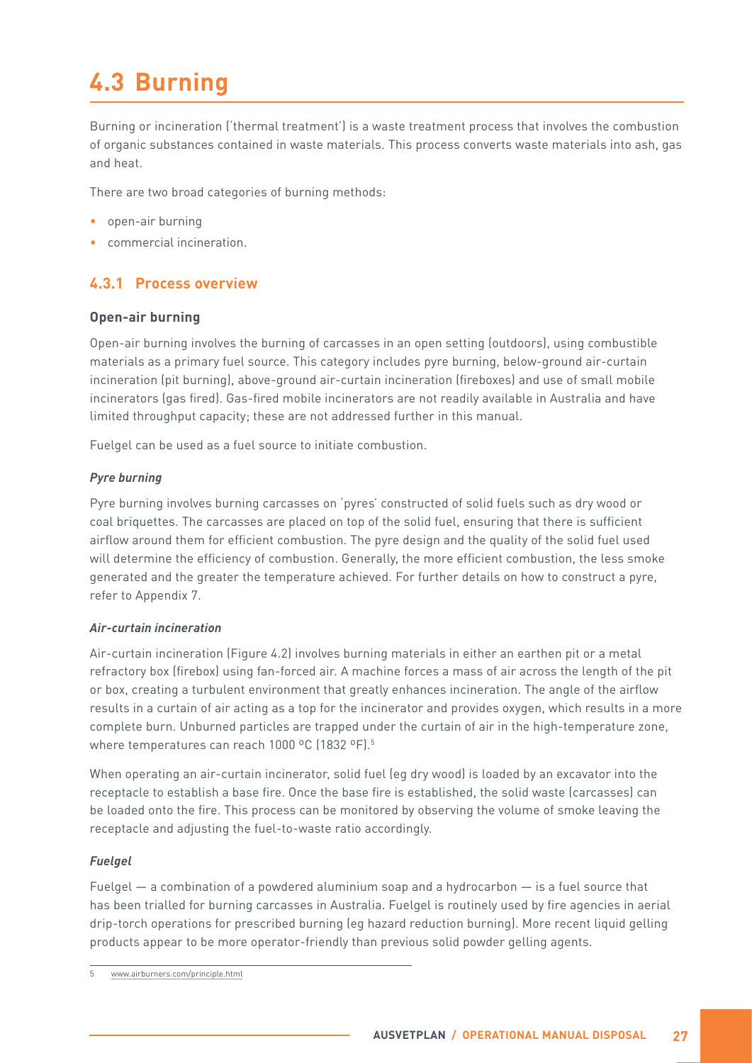# 4.3 Burning

Burning or incineration ('thermal treatment') is a waste treatment process that involves the combustion of organic substances contained in waste materials. This process converts waste materials into ash, gas and heat.

There are two broad categories of burning methods:

- open-air burning
- commercial incineration.

## 4.3.1 Process overview

### Open-air burning

Open-air burning involves the burning of carcasses in an open setting (outdoors), using combustible materials as a primary fuel source. This category includes pyre burning, below-ground air-curtain incineration (pit burning), above-ground air-curtain incineration (fireboxes) and use of small mobile incinerators (gas fired). Gas-fired mobile incinerators are not readily available in Australia and have limited throughput capacity; these are not addressed further in this manual.

Fuelgel can be used as a fuel source to initiate combustion.

#### *Pyre burning*

Pyre burning involves burning carcasses on 'pyres' constructed of solid fuels such as dry wood or coal briquettes. The carcasses are placed on top of the solid fuel, ensuring that there is sufficient airflow around them for efficient combustion. The pyre design and the quality of the solid fuel used will determine the efficiency of combustion. Generally, the more efficient combustion, the less smoke generated and the greater the temperature achieved. For further details on how to construct a pyre, refer to Appendix 7.

#### *Air-curtain incineration*

Air-curtain incineration (Figure 4.2) involves burning materials in either an earthen pit or a metal refractory box (firebox) using fan-forced air. A machine forces a mass of air across the length of the pit or box, creating a turbulent environment that greatly enhances incineration. The angle of the airflow results in a curtain of air acting as a top for the incinerator and provides oxygen, which results in a more complete burn. Unburned particles are trapped under the curtain of air in the high-temperature zone, where temperatures can reach 1000 °C (1832 °F).[5]

When operating an air-curtain incinerator, solid fuel (eg dry wood) is loaded by an excavator into the receptacle to establish a base fire. Once the base fire is established, the solid waste (carcasses) can be loaded onto the fire. This process can be monitored by observing the volume of smoke leaving the receptacle and adjusting the fuel-to-waste ratio accordingly.

#### *Fuelgel*

Fuelgel — a combination of a powdered aluminium soap and a hydrocarbon — is a fuel source that has been trialled for burning carcasses in Australia. Fuelgel is routinely used by fire agencies in aerial drip-torch operations for prescribed burning (eg hazard reduction burning). More recent liquid gelling products appear to be more operator-friendly than previous solid powder gelling agents.

---

5 www.airburners.com/principle.html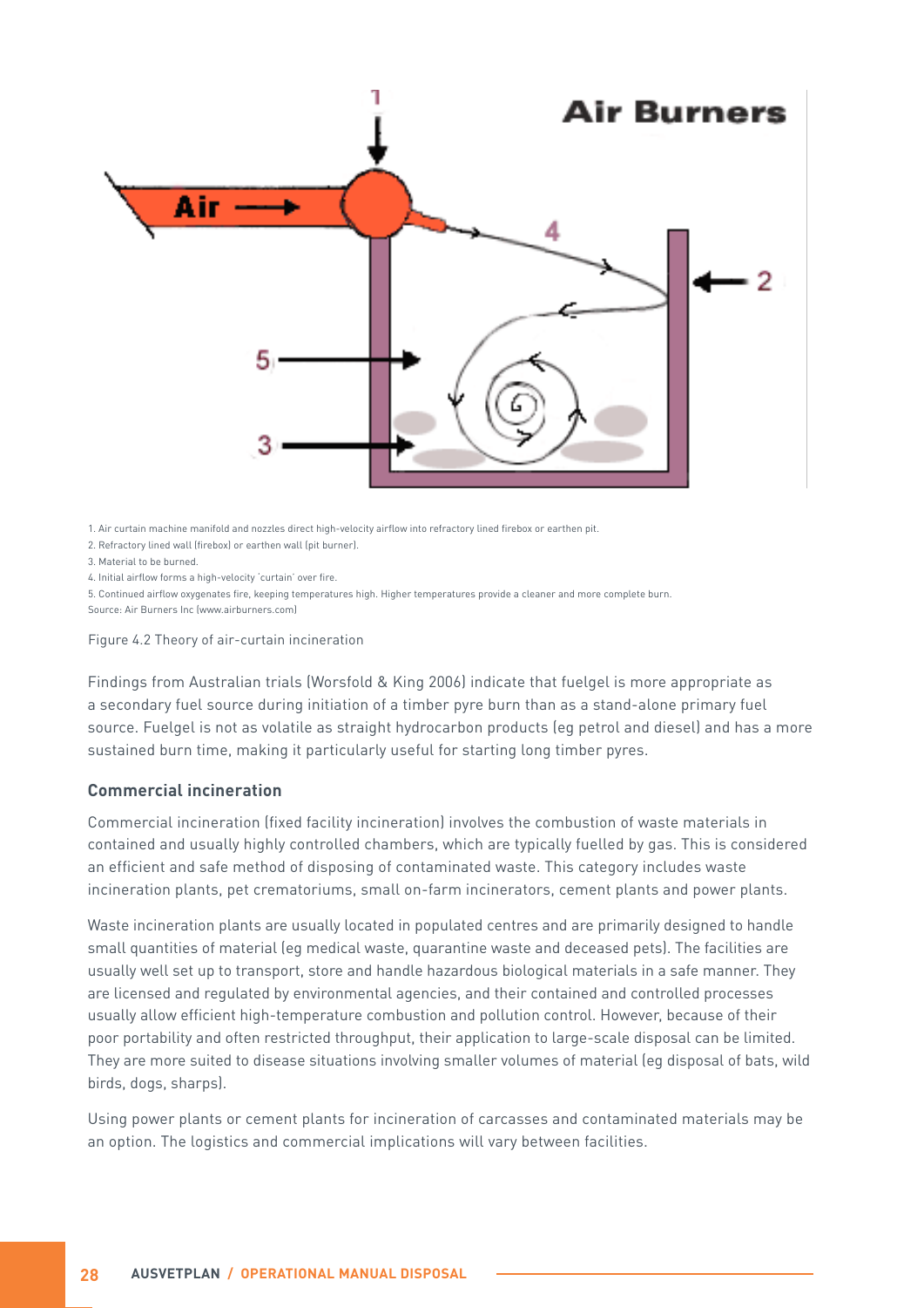1. Air curtain machine manifold and nozzles direct high-velocity airflow into refractory lined firebox or earthen pit.
2. Refractory lined wall (firebox) or earthen wall (pit burner).
3. Material to be burned.
4. Initial airflow forms a high-velocity 'curtain' over fire.
5. Continued airflow oxygenates fire, keeping temperatures high. Higher temperatures provide a cleaner and more complete burn.

Source: Air Burners Inc (www.airburners.com)

Figure 4.2 Theory of air-curtain incineration

Findings from Australian trials (Worsfold & King 2006) indicate that fuelgel is more appropriate as a secondary fuel source during initiation of a timber pyre burn than as a stand-alone primary fuel source. Fuelgel is not as volatile as straight hydrocarbon products (eg petrol and diesel) and has a more sustained burn time, making it particularly useful for starting long timber pyres.

### Commercial incineration

Commercial incineration (fixed facility incineration) involves the combustion of waste materials in contained and usually highly controlled chambers, which are typically fuelled by gas. This is considered an efficient and safe method of disposing of contaminated waste. This category includes waste incineration plants, pet crematoriums, small on-farm incinerators, cement plants and power plants.

Waste incineration plants are usually located in populated centres and are primarily designed to handle small quantities of material (eg medical waste, quarantine waste and deceased pets). The facilities are usually well set up to transport, store and handle hazardous biological materials in a safe manner. They are licensed and regulated by environmental agencies, and their contained and controlled processes usually allow efficient high-temperature combustion and pollution control. However, because of their poor portability and often restricted throughput, their application to large-scale disposal can be limited. They are more suited to disease situations involving smaller volumes of material (eg disposal of bats, wild birds, dogs, sharps).

Using power plants or cement plants for incineration of carcasses and contaminated materials may be an option. The logistics and commercial implications will vary between facilities.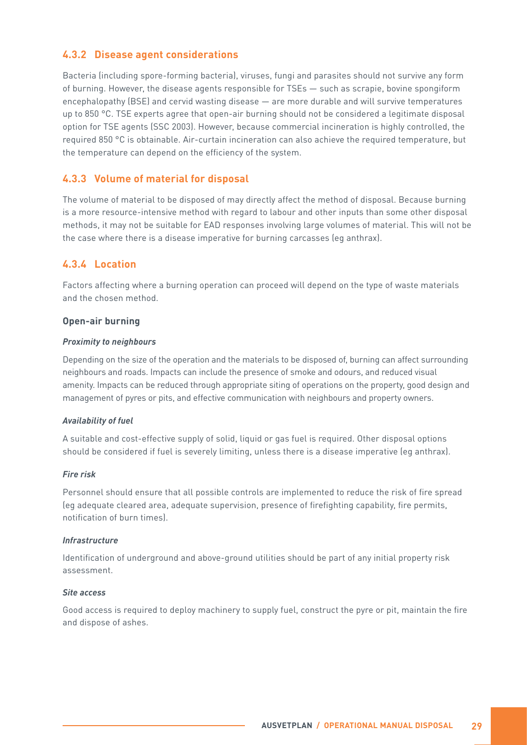### 4.3.2 Disease agent considerations

Bacteria (including spore-forming bacteria), viruses, fungi and parasites should not survive any form of burning. However, the disease agents responsible for TSEs — such as scrapie, bovine spongiform encephalopathy (BSE) and cervid wasting disease — are more durable and will survive temperatures up to 850 °C. TSE experts agree that open-air burning should not be considered a legitimate disposal option for TSE agents (SSC 2003). However, because commercial incineration is highly controlled, the required 850 °C is obtainable. Air-curtain incineration can also achieve the required temperature, but the temperature can depend on the efficiency of the system.

### 4.3.3 Volume of material for disposal

The volume of material to be disposed of may directly affect the method of disposal. Because burning is a more resource-intensive method with regard to labour and other inputs than some other disposal methods, it may not be suitable for EAD responses involving large volumes of material. This will not be the case where there is a disease imperative for burning carcasses (eg anthrax).

### 4.3.4 Location

Factors affecting where a burning operation can proceed will depend on the type of waste materials and the chosen method.

#### Open-air burning

***Proximity to neighbours***

Depending on the size of the operation and the materials to be disposed of, burning can affect surrounding neighbours and roads. Impacts can include the presence of smoke and odours, and reduced visual amenity. Impacts can be reduced through appropriate siting of operations on the property, good design and management of pyres or pits, and effective communication with neighbours and property owners.

***Availability of fuel***

A suitable and cost-effective supply of solid, liquid or gas fuel is required. Other disposal options should be considered if fuel is severely limiting, unless there is a disease imperative (eg anthrax).

***Fire risk***

Personnel should ensure that all possible controls are implemented to reduce the risk of fire spread (eg adequate cleared area, adequate supervision, presence of firefighting capability, fire permits, notification of burn times).

***Infrastructure***

Identification of underground and above-ground utilities should be part of any initial property risk assessment.

***Site access***

Good access is required to deploy machinery to supply fuel, construct the pyre or pit, maintain the fire and dispose of ashes.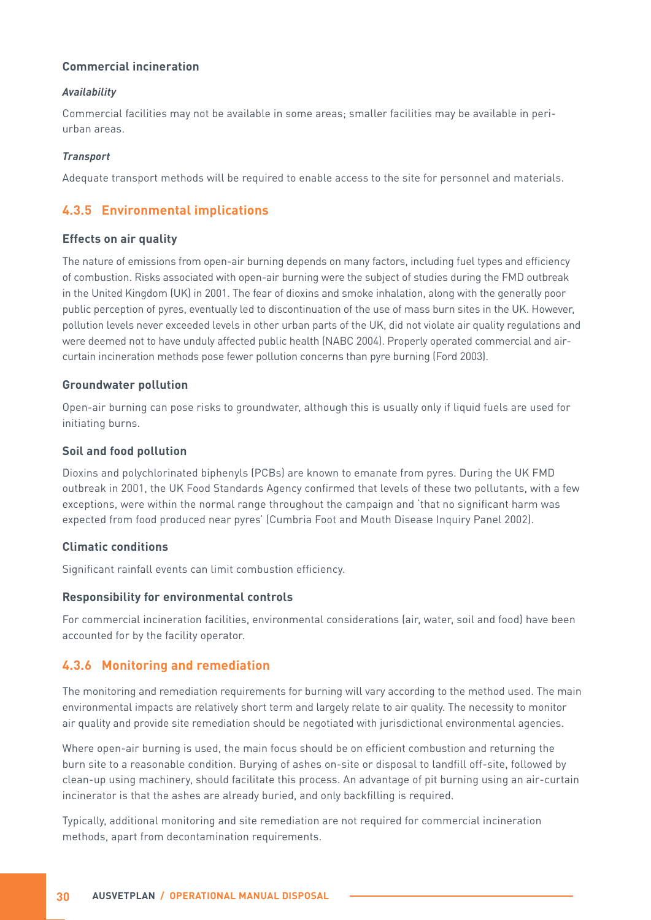#### Commercial incineration

##### *Availability*

Commercial facilities may not be available in some areas; smaller facilities may be available in peri-urban areas.

##### *Transport*

Adequate transport methods will be required to enable access to the site for personnel and materials.

### 4.3.5 Environmental implications

#### Effects on air quality

The nature of emissions from open-air burning depends on many factors, including fuel types and efficiency of combustion. Risks associated with open-air burning were the subject of studies during the FMD outbreak in the United Kingdom (UK) in 2001. The fear of dioxins and smoke inhalation, along with the generally poor public perception of pyres, eventually led to discontinuation of the use of mass burn sites in the UK. However, pollution levels never exceeded levels in other urban parts of the UK, did not violate air quality regulations and were deemed not to have unduly affected public health (NABC 2004). Properly operated commercial and air-curtain incineration methods pose fewer pollution concerns than pyre burning (Ford 2003).

#### Groundwater pollution

Open-air burning can pose risks to groundwater, although this is usually only if liquid fuels are used for initiating burns.

#### Soil and food pollution

Dioxins and polychlorinated biphenyls (PCBs) are known to emanate from pyres. During the UK FMD outbreak in 2001, the UK Food Standards Agency confirmed that levels of these two pollutants, with a few exceptions, were within the normal range throughout the campaign and 'that no significant harm was expected from food produced near pyres' (Cumbria Foot and Mouth Disease Inquiry Panel 2002).

#### Climatic conditions

Significant rainfall events can limit combustion efficiency.

#### Responsibility for environmental controls

For commercial incineration facilities, environmental considerations (air, water, soil and food) have been accounted for by the facility operator.

### 4.3.6 Monitoring and remediation

The monitoring and remediation requirements for burning will vary according to the method used. The main environmental impacts are relatively short term and largely relate to air quality. The necessity to monitor air quality and provide site remediation should be negotiated with jurisdictional environmental agencies.

Where open-air burning is used, the main focus should be on efficient combustion and returning the burn site to a reasonable condition. Burying of ashes on-site or disposal to landfill off-site, followed by clean-up using machinery, should facilitate this process. An advantage of pit burning using an air-curtain incinerator is that the ashes are already buried, and only backfilling is required.

Typically, additional monitoring and site remediation are not required for commercial incineration methods, apart from decontamination requirements.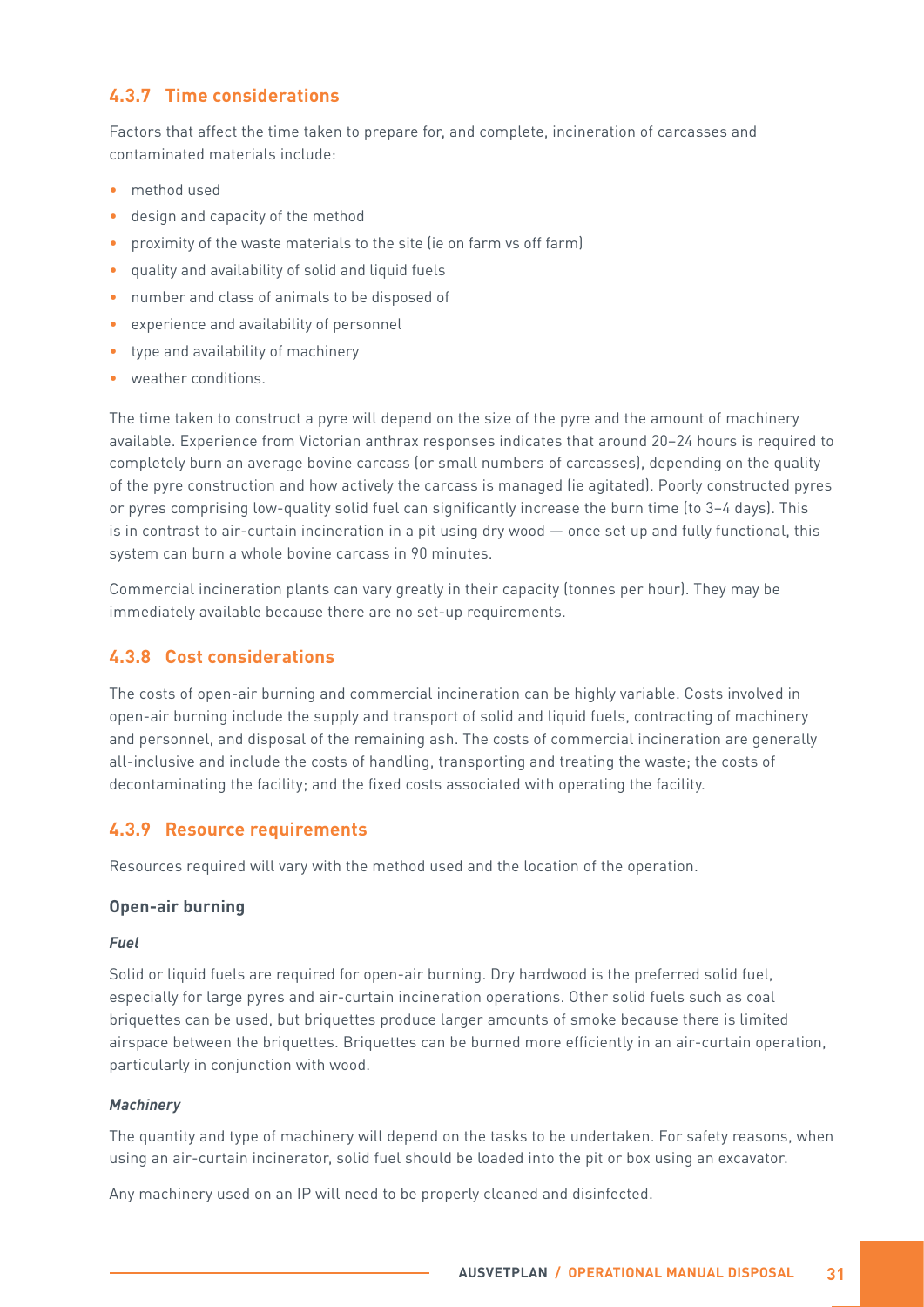### 4.3.7 Time considerations

Factors that affect the time taken to prepare for, and complete, incineration of carcasses and contaminated materials include:

- method used
- design and capacity of the method
- proximity of the waste materials to the site (ie on farm vs off farm)
- quality and availability of solid and liquid fuels
- number and class of animals to be disposed of
- experience and availability of personnel
- type and availability of machinery
- weather conditions.

The time taken to construct a pyre will depend on the size of the pyre and the amount of machinery available. Experience from Victorian anthrax responses indicates that around 20–24 hours is required to completely burn an average bovine carcass (or small numbers of carcasses), depending on the quality of the pyre construction and how actively the carcass is managed (ie agitated). Poorly constructed pyres or pyres comprising low-quality solid fuel can significantly increase the burn time (to 3–4 days). This is in contrast to air-curtain incineration in a pit using dry wood — once set up and fully functional, this system can burn a whole bovine carcass in 90 minutes.

Commercial incineration plants can vary greatly in their capacity (tonnes per hour). They may be immediately available because there are no set-up requirements.

### 4.3.8 Cost considerations

The costs of open-air burning and commercial incineration can be highly variable. Costs involved in open-air burning include the supply and transport of solid and liquid fuels, contracting of machinery and personnel, and disposal of the remaining ash. The costs of commercial incineration are generally all-inclusive and include the costs of handling, transporting and treating the waste; the costs of decontaminating the facility; and the fixed costs associated with operating the facility.

### 4.3.9 Resource requirements

Resources required will vary with the method used and the location of the operation.

#### Open-air burning

***Fuel***

Solid or liquid fuels are required for open-air burning. Dry hardwood is the preferred solid fuel, especially for large pyres and air-curtain incineration operations. Other solid fuels such as coal briquettes can be used, but briquettes produce larger amounts of smoke because there is limited airspace between the briquettes. Briquettes can be burned more efficiently in an air-curtain operation, particularly in conjunction with wood.

***Machinery***

The quantity and type of machinery will depend on the tasks to be undertaken. For safety reasons, when using an air-curtain incinerator, solid fuel should be loaded into the pit or box using an excavator.

Any machinery used on an IP will need to be properly cleaned and disinfected.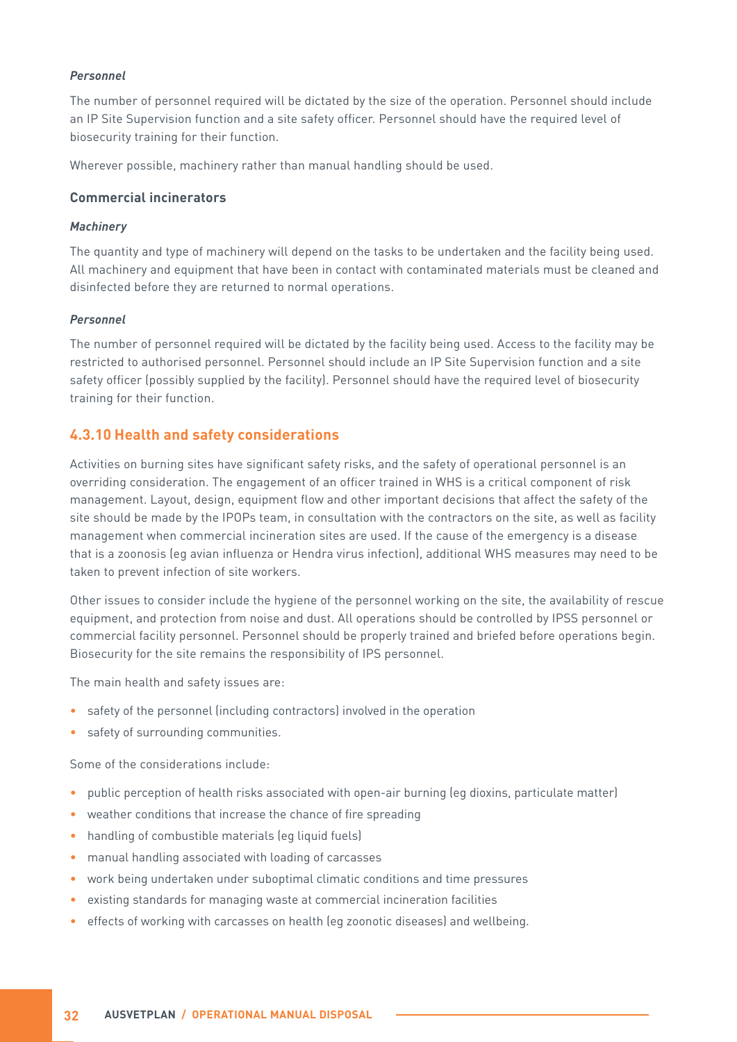***Personnel***

The number of personnel required will be dictated by the size of the operation. Personnel should include an IP Site Supervision function and a site safety officer. Personnel should have the required level of biosecurity training for their function.

Wherever possible, machinery rather than manual handling should be used.

### Commercial incinerators

***Machinery***

The quantity and type of machinery will depend on the tasks to be undertaken and the facility being used. All machinery and equipment that have been in contact with contaminated materials must be cleaned and disinfected before they are returned to normal operations.

***Personnel***

The number of personnel required will be dictated by the facility being used. Access to the facility may be restricted to authorised personnel. Personnel should include an IP Site Supervision function and a site safety officer (possibly supplied by the facility). Personnel should have the required level of biosecurity training for their function.

## 4.3.10 Health and safety considerations

Activities on burning sites have significant safety risks, and the safety of operational personnel is an overriding consideration. The engagement of an officer trained in WHS is a critical component of risk management. Layout, design, equipment flow and other important decisions that affect the safety of the site should be made by the IPOPs team, in consultation with the contractors on the site, as well as facility management when commercial incineration sites are used. If the cause of the emergency is a disease that is a zoonosis (eg avian influenza or Hendra virus infection), additional WHS measures may need to be taken to prevent infection of site workers.

Other issues to consider include the hygiene of the personnel working on the site, the availability of rescue equipment, and protection from noise and dust. All operations should be controlled by IPSS personnel or commercial facility personnel. Personnel should be properly trained and briefed before operations begin. Biosecurity for the site remains the responsibility of IPS personnel.

The main health and safety issues are:

- safety of the personnel (including contractors) involved in the operation
- safety of surrounding communities.

Some of the considerations include:

- public perception of health risks associated with open-air burning (eg dioxins, particulate matter)
- weather conditions that increase the chance of fire spreading
- handling of combustible materials (eg liquid fuels)
- manual handling associated with loading of carcasses
- work being undertaken under suboptimal climatic conditions and time pressures
- existing standards for managing waste at commercial incineration facilities
- effects of working with carcasses on health (eg zoonotic diseases) and wellbeing.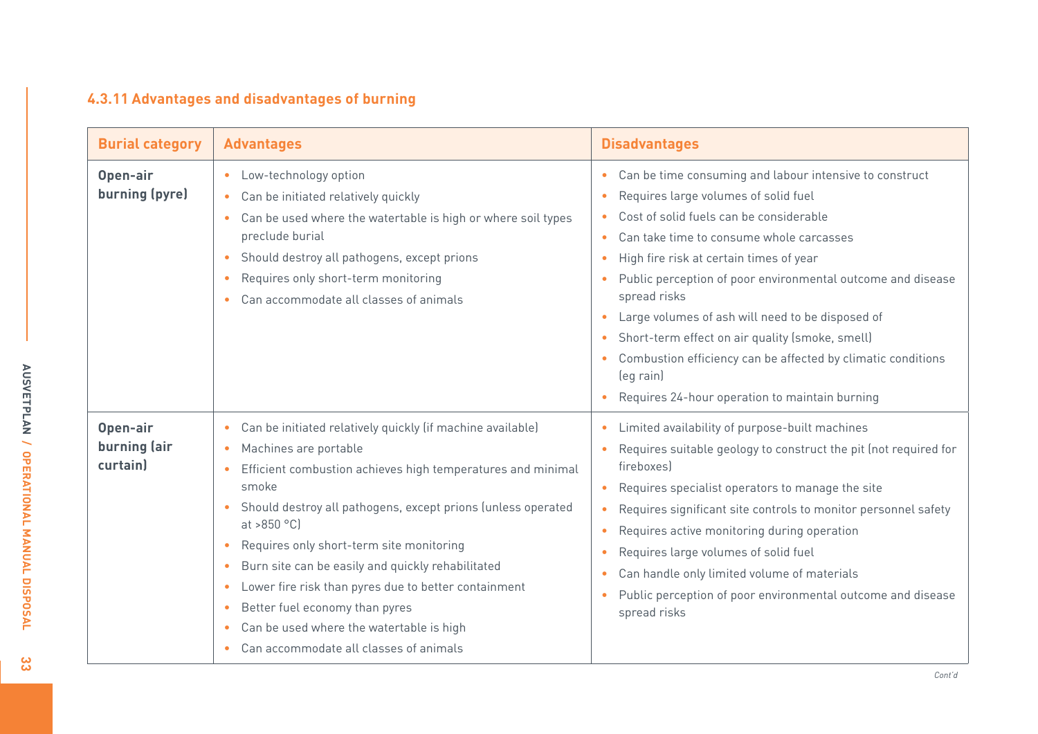### 4.3.11 Advantages and disadvantages of burning

| Burial category | Advantages | Disadvantages |
|---|---|---|
| **Open-air burning (pyre)** | • Low-technology option<br>• Can be initiated relatively quickly<br>• Can be used where the watertable is high or where soil types preclude burial<br>• Should destroy all pathogens, except prions<br>• Requires only short-term monitoring<br>• Can accommodate all classes of animals | • Can be time consuming and labour intensive to construct<br>• Requires large volumes of solid fuel<br>• Cost of solid fuels can be considerable<br>• Can take time to consume whole carcasses<br>• High fire risk at certain times of year<br>• Public perception of poor environmental outcome and disease spread risks<br>• Large volumes of ash will need to be disposed of<br>• Short-term effect on air quality (smoke, smell)<br>• Combustion efficiency can be affected by climatic conditions (eg rain)<br>• Requires 24-hour operation to maintain burning |
| **Open-air burning (air curtain)** | • Can be initiated relatively quickly (if machine available)<br>• Machines are portable<br>• Efficient combustion achieves high temperatures and minimal smoke<br>• Should destroy all pathogens, except prions (unless operated at >850 °C)<br>• Requires only short-term site monitoring<br>• Burn site can be easily and quickly rehabilitated<br>• Lower fire risk than pyres due to better containment<br>• Better fuel economy than pyres<br>• Can be used where the watertable is high<br>• Can accommodate all classes of animals | • Limited availability of purpose-built machines<br>• Requires suitable geology to construct the pit (not required for fireboxes)<br>• Requires specialist operators to manage the site<br>• Requires significant site controls to monitor personnel safety<br>• Requires active monitoring during operation<br>• Requires large volumes of solid fuel<br>• Can handle only limited volume of materials<br>• Public perception of poor environmental outcome and disease spread risks |

*Cont'd*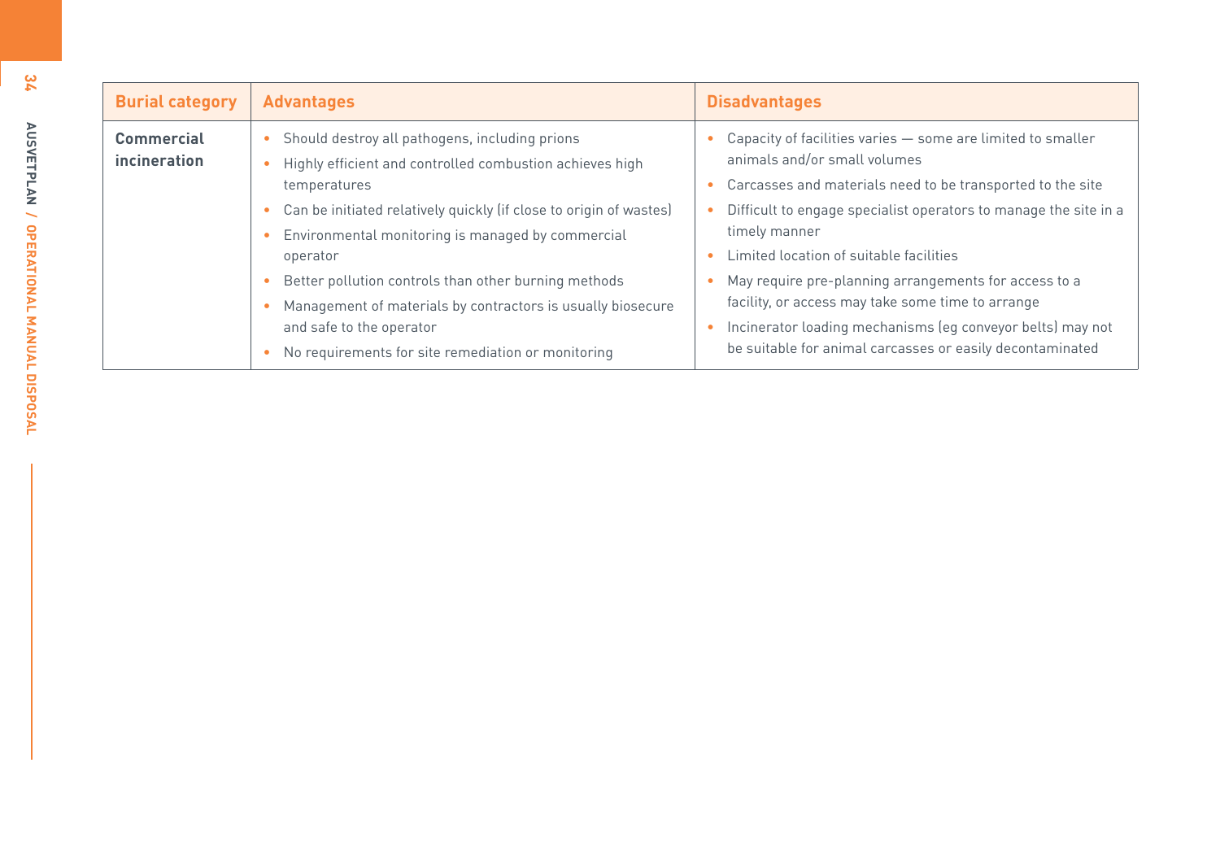| Burial category | Advantages | Disadvantages |
| --- | --- | --- |
| **Commercial incineration** | • Should destroy all pathogens, including prions<br>• Highly efficient and controlled combustion achieves high temperatures<br>• Can be initiated relatively quickly (if close to origin of wastes)<br>• Environmental monitoring is managed by commercial operator<br>• Better pollution controls than other burning methods<br>• Management of materials by contractors is usually biosecure and safe to the operator<br>• No requirements for site remediation or monitoring | • Capacity of facilities varies — some are limited to smaller animals and/or small volumes<br>• Carcasses and materials need to be transported to the site<br>• Difficult to engage specialist operators to manage the site in a timely manner<br>• Limited location of suitable facilities<br>• May require pre-planning arrangements for access to a facility, or access may take some time to arrange<br>• Incinerator loading mechanisms (eg conveyor belts) may not be suitable for animal carcasses or easily decontaminated |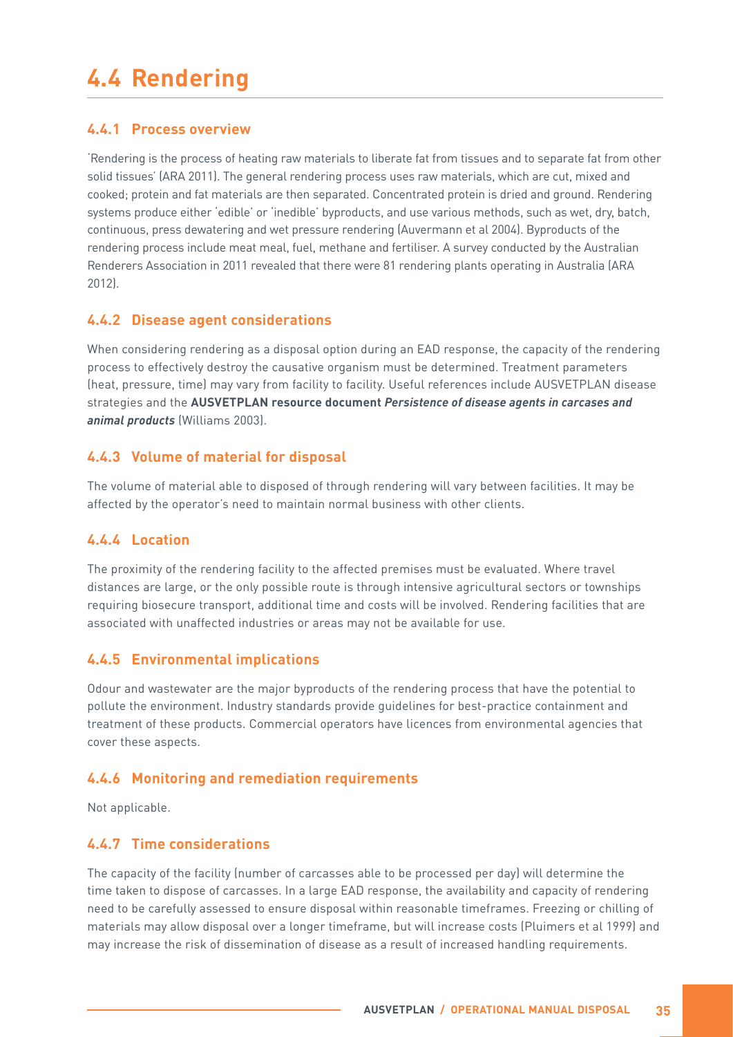# 4.4 Rendering

### 4.4.1 Process overview

'Rendering is the process of heating raw materials to liberate fat from tissues and to separate fat from other solid tissues' (ARA 2011). The general rendering process uses raw materials, which are cut, mixed and cooked; protein and fat materials are then separated. Concentrated protein is dried and ground. Rendering systems produce either 'edible' or 'inedible' byproducts, and use various methods, such as wet, dry, batch, continuous, press dewatering and wet pressure rendering (Auvermann et al 2004). Byproducts of the rendering process include meat meal, fuel, methane and fertiliser. A survey conducted by the Australian Renderers Association in 2011 revealed that there were 81 rendering plants operating in Australia (ARA 2012).

### 4.4.2 Disease agent considerations

When considering rendering as a disposal option during an EAD response, the capacity of the rendering process to effectively destroy the causative organism must be determined. Treatment parameters (heat, pressure, time) may vary from facility to facility. Useful references include AUSVETPLAN disease strategies and the **AUSVETPLAN resource document *Persistence of disease agents in carcases and animal products*** (Williams 2003).

### 4.4.3 Volume of material for disposal

The volume of material able to disposed of through rendering will vary between facilities. It may be affected by the operator's need to maintain normal business with other clients.

### 4.4.4 Location

The proximity of the rendering facility to the affected premises must be evaluated. Where travel distances are large, or the only possible route is through intensive agricultural sectors or townships requiring biosecure transport, additional time and costs will be involved. Rendering facilities that are associated with unaffected industries or areas may not be available for use.

### 4.4.5 Environmental implications

Odour and wastewater are the major byproducts of the rendering process that have the potential to pollute the environment. Industry standards provide guidelines for best-practice containment and treatment of these products. Commercial operators have licences from environmental agencies that cover these aspects.

### 4.4.6 Monitoring and remediation requirements

Not applicable.

### 4.4.7 Time considerations

The capacity of the facility (number of carcasses able to be processed per day) will determine the time taken to dispose of carcasses. In a large EAD response, the availability and capacity of rendering need to be carefully assessed to ensure disposal within reasonable timeframes. Freezing or chilling of materials may allow disposal over a longer timeframe, but will increase costs (Pluimers et al 1999) and may increase the risk of dissemination of disease as a result of increased handling requirements.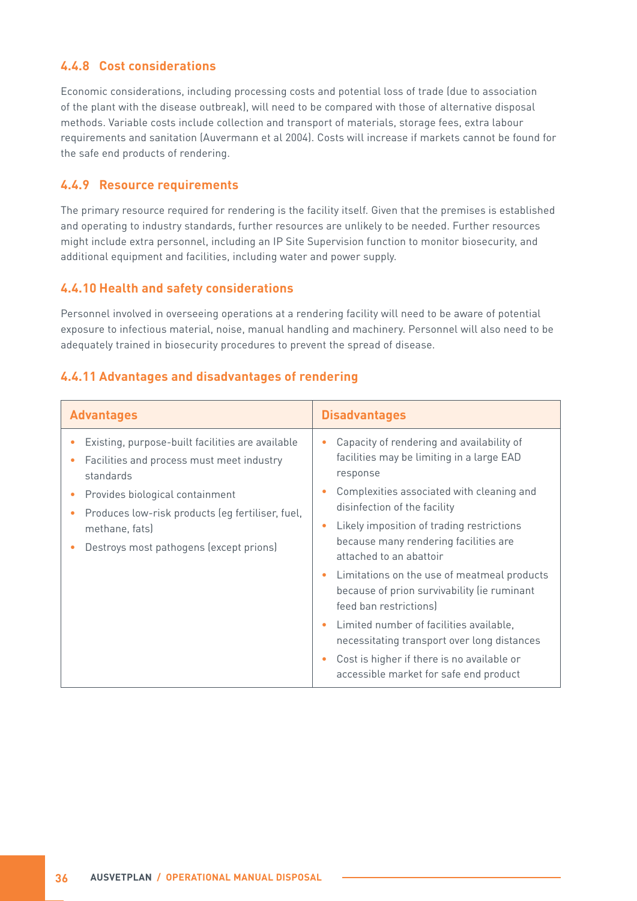### 4.4.8 Cost considerations

Economic considerations, including processing costs and potential loss of trade (due to association of the plant with the disease outbreak), will need to be compared with those of alternative disposal methods. Variable costs include collection and transport of materials, storage fees, extra labour requirements and sanitation (Auvermann et al 2004). Costs will increase if markets cannot be found for the safe end products of rendering.

### 4.4.9 Resource requirements

The primary resource required for rendering is the facility itself. Given that the premises is established and operating to industry standards, further resources are unlikely to be needed. Further resources might include extra personnel, including an IP Site Supervision function to monitor biosecurity, and additional equipment and facilities, including water and power supply.

### 4.4.10 Health and safety considerations

Personnel involved in overseeing operations at a rendering facility will need to be aware of potential exposure to infectious material, noise, manual handling and machinery. Personnel will also need to be adequately trained in biosecurity procedures to prevent the spread of disease.

### 4.4.11 Advantages and disadvantages of rendering

| Advantages | Disadvantages |
|---|---|
| • Existing, purpose-built facilities are available<br>• Facilities and process must meet industry standards<br>• Provides biological containment<br>• Produces low-risk products (eg fertiliser, fuel, methane, fats)<br>• Destroys most pathogens (except prions) | • Capacity of rendering and availability of facilities may be limiting in a large EAD response<br>• Complexities associated with cleaning and disinfection of the facility<br>• Likely imposition of trading restrictions because many rendering facilities are attached to an abattoir<br>• Limitations on the use of meatmeal products because of prion survivability (ie ruminant feed ban restrictions)<br>• Limited number of facilities available, necessitating transport over long distances<br>• Cost is higher if there is no available or accessible market for safe end product |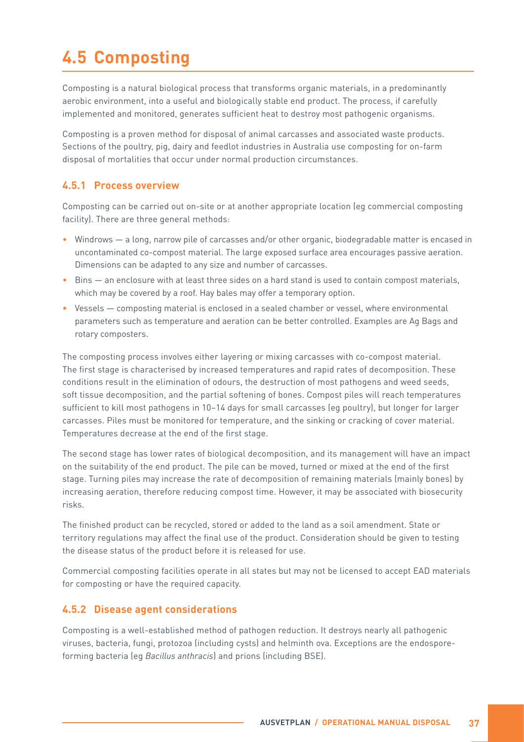## 4.5 Composting

Composting is a natural biological process that transforms organic materials, in a predominantly aerobic environment, into a useful and biologically stable end product. The process, if carefully implemented and monitored, generates sufficient heat to destroy most pathogenic organisms.

Composting is a proven method for disposal of animal carcasses and associated waste products. Sections of the poultry, pig, dairy and feedlot industries in Australia use composting for on-farm disposal of mortalities that occur under normal production circumstances.

### 4.5.1 Process overview

Composting can be carried out on-site or at another appropriate location (eg commercial composting facility). There are three general methods:

- Windrows — a long, narrow pile of carcasses and/or other organic, biodegradable matter is encased in uncontaminated co-compost material. The large exposed surface area encourages passive aeration. Dimensions can be adapted to any size and number of carcasses.
- Bins — an enclosure with at least three sides on a hard stand is used to contain compost materials, which may be covered by a roof. Hay bales may offer a temporary option.
- Vessels — composting material is enclosed in a sealed chamber or vessel, where environmental parameters such as temperature and aeration can be better controlled. Examples are Ag Bags and rotary composters.

The composting process involves either layering or mixing carcasses with co-compost material. The first stage is characterised by increased temperatures and rapid rates of decomposition. These conditions result in the elimination of odours, the destruction of most pathogens and weed seeds, soft tissue decomposition, and the partial softening of bones. Compost piles will reach temperatures sufficient to kill most pathogens in 10–14 days for small carcasses (eg poultry), but longer for larger carcasses. Piles must be monitored for temperature, and the sinking or cracking of cover material. Temperatures decrease at the end of the first stage.

The second stage has lower rates of biological decomposition, and its management will have an impact on the suitability of the end product. The pile can be moved, turned or mixed at the end of the first stage. Turning piles may increase the rate of decomposition of remaining materials (mainly bones) by increasing aeration, therefore reducing compost time. However, it may be associated with biosecurity risks.

The finished product can be recycled, stored or added to the land as a soil amendment. State or territory regulations may affect the final use of the product. Consideration should be given to testing the disease status of the product before it is released for use.

Commercial composting facilities operate in all states but may not be licensed to accept EAD materials for composting or have the required capacity.

### 4.5.2 Disease agent considerations

Composting is a well-established method of pathogen reduction. It destroys nearly all pathogenic viruses, bacteria, fungi, protozoa (including cysts) and helminth ova. Exceptions are the endospore-forming bacteria (eg *Bacillus anthracis*) and prions (including BSE).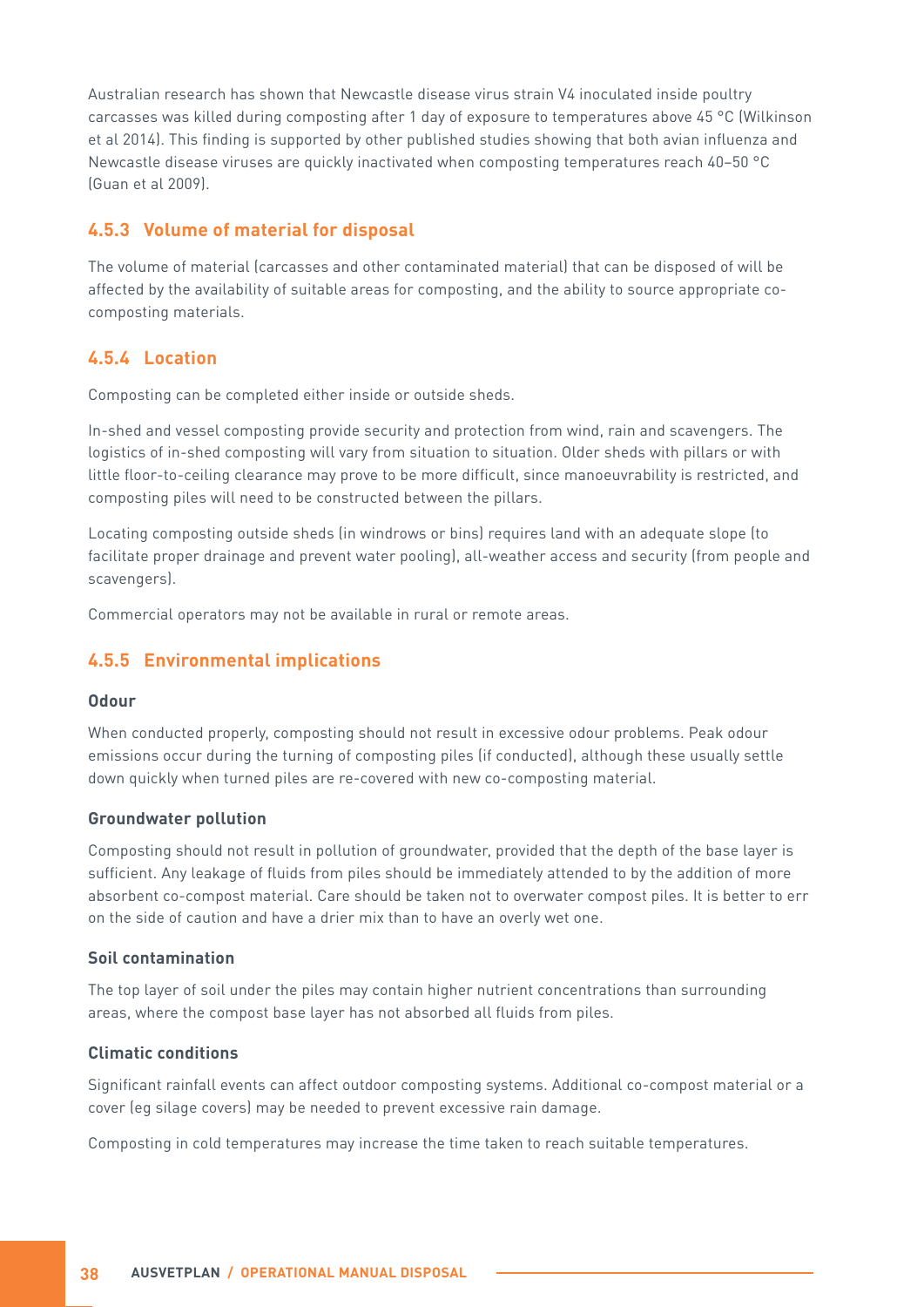Australian research has shown that Newcastle disease virus strain V4 inoculated inside poultry carcasses was killed during composting after 1 day of exposure to temperatures above 45 °C (Wilkinson et al 2014). This finding is supported by other published studies showing that both avian influenza and Newcastle disease viruses are quickly inactivated when composting temperatures reach 40–50 °C (Guan et al 2009).

### 4.5.3 Volume of material for disposal

The volume of material (carcasses and other contaminated material) that can be disposed of will be affected by the availability of suitable areas for composting, and the ability to source appropriate co-composting materials.

### 4.5.4 Location

Composting can be completed either inside or outside sheds.

In-shed and vessel composting provide security and protection from wind, rain and scavengers. The logistics of in-shed composting will vary from situation to situation. Older sheds with pillars or with little floor-to-ceiling clearance may prove to be more difficult, since manoeuvrability is restricted, and composting piles will need to be constructed between the pillars.

Locating composting outside sheds (in windrows or bins) requires land with an adequate slope (to facilitate proper drainage and prevent water pooling), all-weather access and security (from people and scavengers).

Commercial operators may not be available in rural or remote areas.

### 4.5.5 Environmental implications

#### Odour

When conducted properly, composting should not result in excessive odour problems. Peak odour emissions occur during the turning of composting piles (if conducted), although these usually settle down quickly when turned piles are re-covered with new co-composting material.

#### Groundwater pollution

Composting should not result in pollution of groundwater, provided that the depth of the base layer is sufficient. Any leakage of fluids from piles should be immediately attended to by the addition of more absorbent co-compost material. Care should be taken not to overwater compost piles. It is better to err on the side of caution and have a drier mix than to have an overly wet one.

#### Soil contamination

The top layer of soil under the piles may contain higher nutrient concentrations than surrounding areas, where the compost base layer has not absorbed all fluids from piles.

#### Climatic conditions

Significant rainfall events can affect outdoor composting systems. Additional co-compost material or a cover (eg silage covers) may be needed to prevent excessive rain damage.

Composting in cold temperatures may increase the time taken to reach suitable temperatures.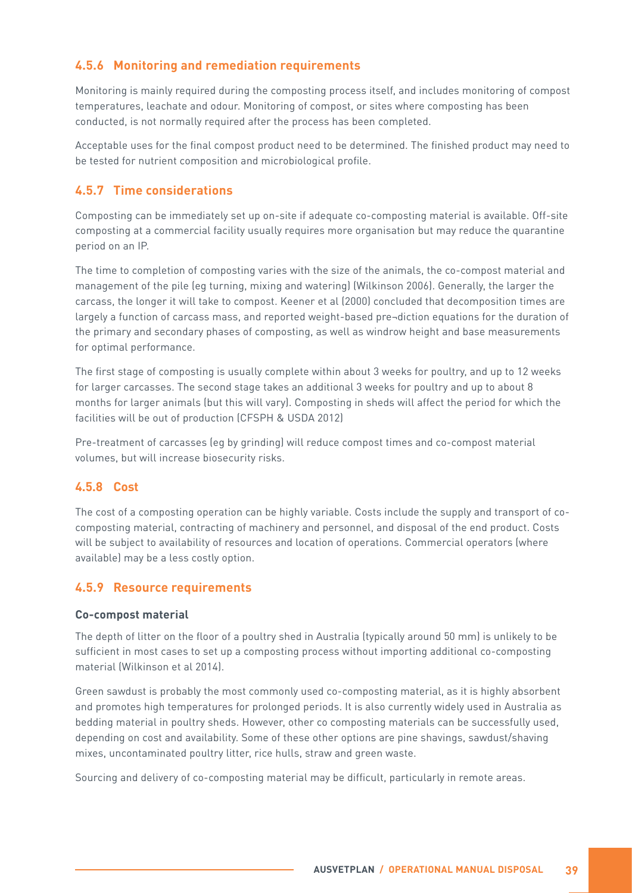### 4.5.6 Monitoring and remediation requirements

Monitoring is mainly required during the composting process itself, and includes monitoring of compost temperatures, leachate and odour. Monitoring of compost, or sites where composting has been conducted, is not normally required after the process has been completed.

Acceptable uses for the final compost product need to be determined. The finished product may need to be tested for nutrient composition and microbiological profile.

### 4.5.7 Time considerations

Composting can be immediately set up on-site if adequate co-composting material is available. Off-site composting at a commercial facility usually requires more organisation but may reduce the quarantine period on an IP.

The time to completion of composting varies with the size of the animals, the co-compost material and management of the pile (eg turning, mixing and watering) (Wilkinson 2006). Generally, the larger the carcass, the longer it will take to compost. Keener et al (2000) concluded that decomposition times are largely a function of carcass mass, and reported weight-based pre¬diction equations for the duration of the primary and secondary phases of composting, as well as windrow height and base measurements for optimal performance.

The first stage of composting is usually complete within about 3 weeks for poultry, and up to 12 weeks for larger carcasses. The second stage takes an additional 3 weeks for poultry and up to about 8 months for larger animals (but this will vary). Composting in sheds will affect the period for which the facilities will be out of production (CFSPH & USDA 2012)

Pre-treatment of carcasses (eg by grinding) will reduce compost times and co-compost material volumes, but will increase biosecurity risks.

### 4.5.8 Cost

The cost of a composting operation can be highly variable. Costs include the supply and transport of co-composting material, contracting of machinery and personnel, and disposal of the end product. Costs will be subject to availability of resources and location of operations. Commercial operators (where available) may be a less costly option.

### 4.5.9 Resource requirements

**Co-compost material**

The depth of litter on the floor of a poultry shed in Australia (typically around 50 mm) is unlikely to be sufficient in most cases to set up a composting process without importing additional co-composting material (Wilkinson et al 2014).

Green sawdust is probably the most commonly used co-composting material, as it is highly absorbent and promotes high temperatures for prolonged periods. It is also currently widely used in Australia as bedding material in poultry sheds. However, other co composting materials can be successfully used, depending on cost and availability. Some of these other options are pine shavings, sawdust/shaving mixes, uncontaminated poultry litter, rice hulls, straw and green waste.

Sourcing and delivery of co-composting material may be difficult, particularly in remote areas.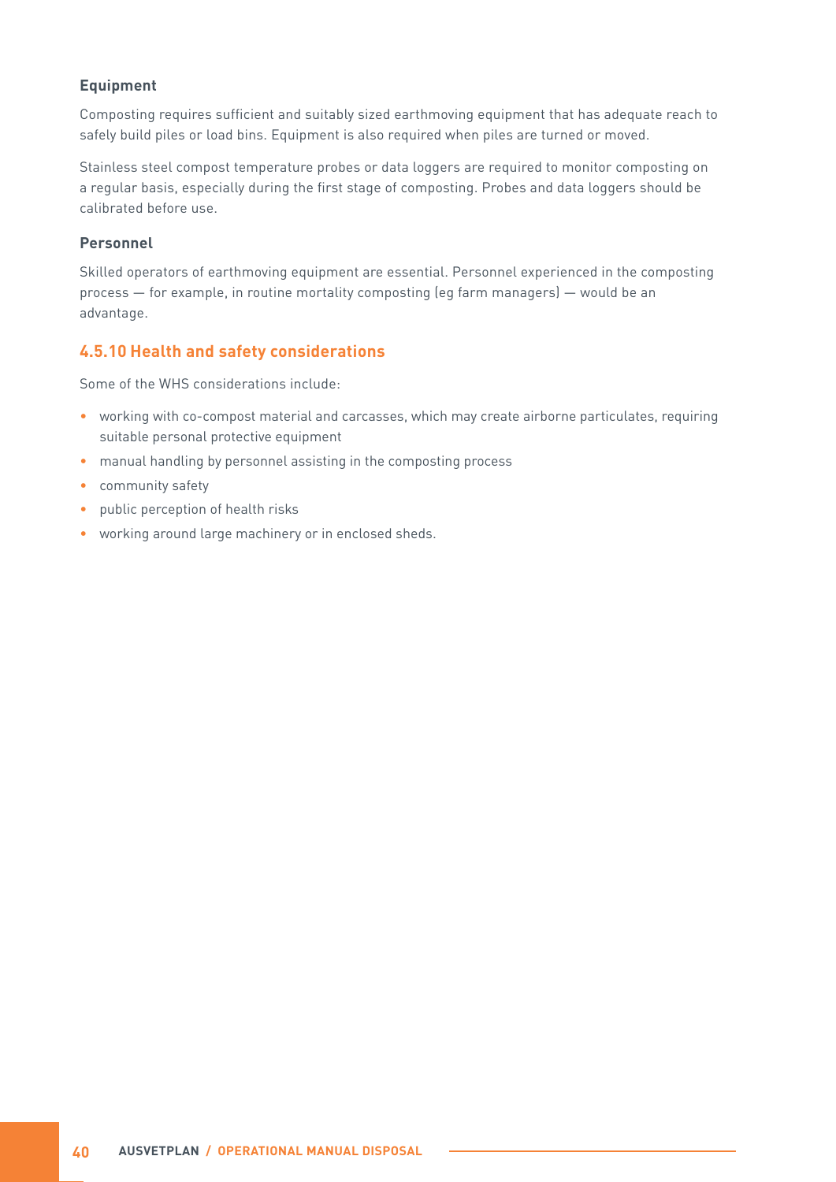#### Equipment

Composting requires sufficient and suitably sized earthmoving equipment that has adequate reach to safely build piles or load bins. Equipment is also required when piles are turned or moved.

Stainless steel compost temperature probes or data loggers are required to monitor composting on a regular basis, especially during the first stage of composting. Probes and data loggers should be calibrated before use.

#### Personnel

Skilled operators of earthmoving equipment are essential. Personnel experienced in the composting process — for example, in routine mortality composting (eg farm managers) — would be an advantage.

### 4.5.10 Health and safety considerations

Some of the WHS considerations include:

- working with co-compost material and carcasses, which may create airborne particulates, requiring suitable personal protective equipment
- manual handling by personnel assisting in the composting process
- community safety
- public perception of health risks
- working around large machinery or in enclosed sheds.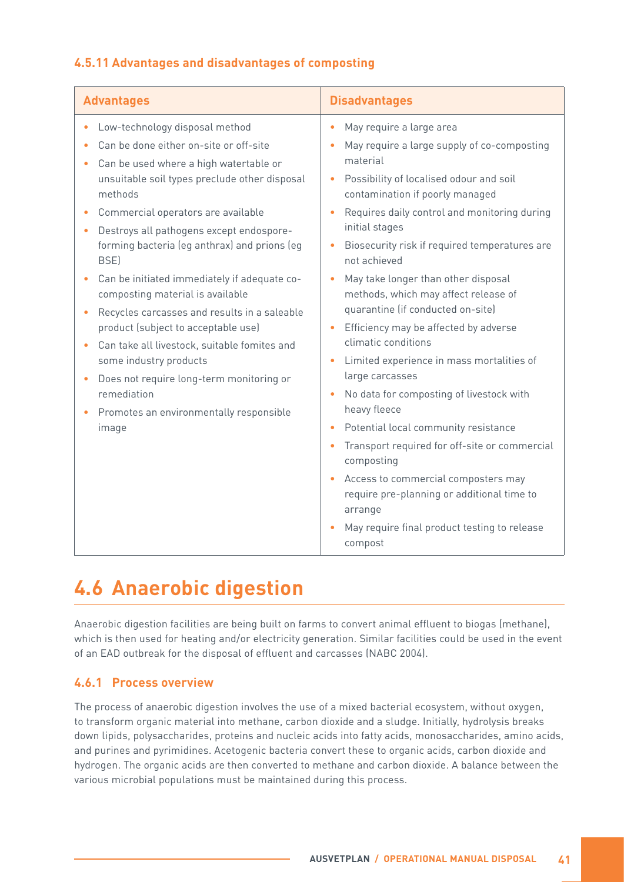#### 4.5.11 Advantages and disadvantages of composting

| Advantages | Disadvantages |
| --- | --- |
| • Low-technology disposal method<br>• Can be done either on-site or off-site<br>• Can be used where a high watertable or unsuitable soil types preclude other disposal methods<br>• Commercial operators are available<br>• Destroys all pathogens except endospore-forming bacteria (eg anthrax) and prions (eg BSE)<br>• Can be initiated immediately if adequate co-composting material is available<br>• Recycles carcasses and results in a saleable product (subject to acceptable use)<br>• Can take all livestock, suitable fomites and some industry products<br>• Does not require long-term monitoring or remediation<br>• Promotes an environmentally responsible image | • May require a large area<br>• May require a large supply of co-composting material<br>• Possibility of localised odour and soil contamination if poorly managed<br>• Requires daily control and monitoring during initial stages<br>• Biosecurity risk if required temperatures are not achieved<br>• May take longer than other disposal methods, which may affect release of quarantine (if conducted on-site)<br>• Efficiency may be affected by adverse climatic conditions<br>• Limited experience in mass mortalities of large carcasses<br>• No data for composting of livestock with heavy fleece<br>• Potential local community resistance<br>• Transport required for off-site or commercial composting<br>• Access to commercial composters may require pre-planning or additional time to arrange<br>• May require final product testing to release compost |

## 4.6 Anaerobic digestion

Anaerobic digestion facilities are being built on farms to convert animal effluent to biogas (methane), which is then used for heating and/or electricity generation. Similar facilities could be used in the event of an EAD outbreak for the disposal of effluent and carcasses (NABC 2004).

### 4.6.1 Process overview

The process of anaerobic digestion involves the use of a mixed bacterial ecosystem, without oxygen, to transform organic material into methane, carbon dioxide and a sludge. Initially, hydrolysis breaks down lipids, polysaccharides, proteins and nucleic acids into fatty acids, monosaccharides, amino acids, and purines and pyrimidines. Acetogenic bacteria convert these to organic acids, carbon dioxide and hydrogen. The organic acids are then converted to methane and carbon dioxide. A balance between the various microbial populations must be maintained during this process.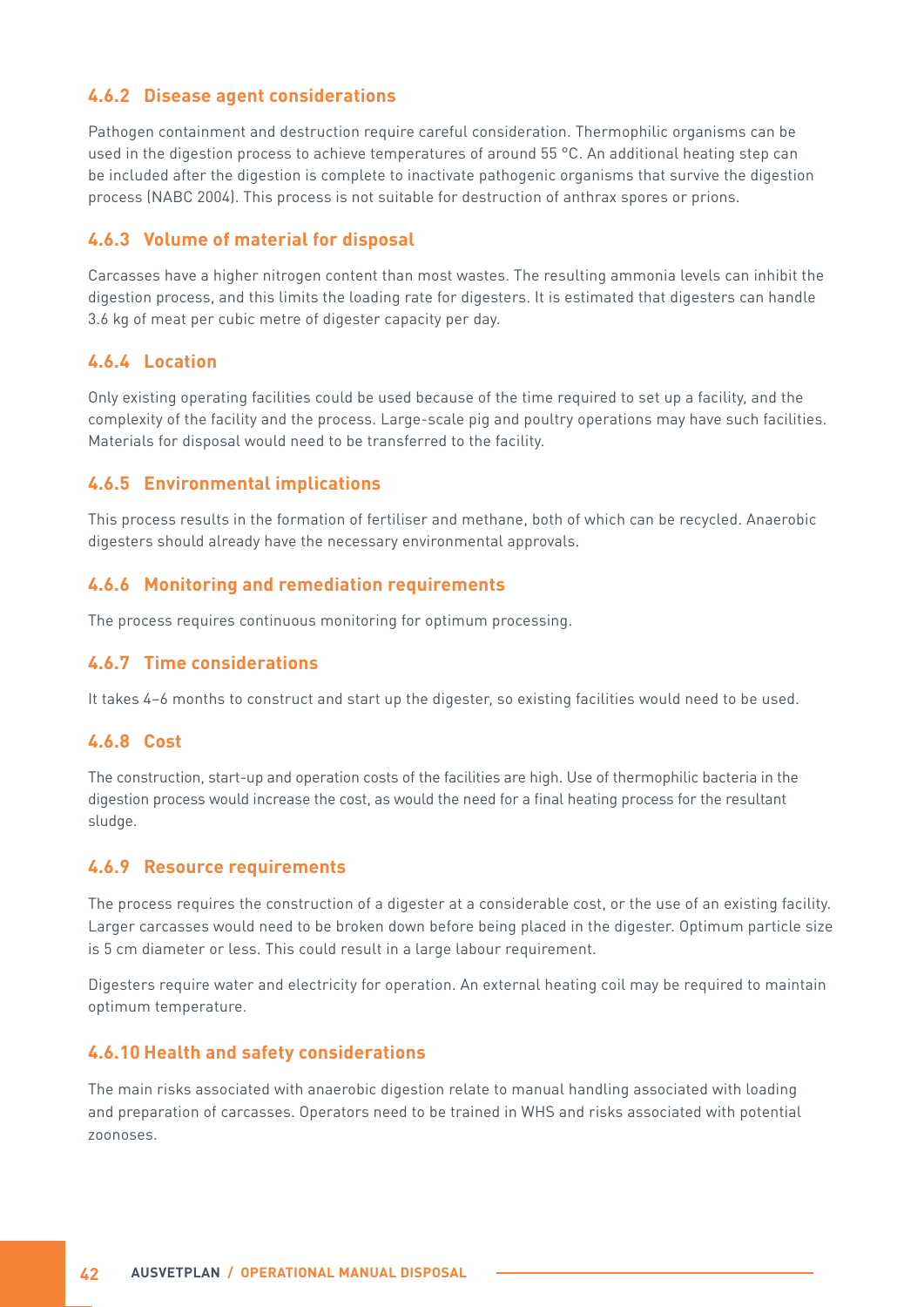### 4.6.2 Disease agent considerations

Pathogen containment and destruction require careful consideration. Thermophilic organisms can be used in the digestion process to achieve temperatures of around 55 °C. An additional heating step can be included after the digestion is complete to inactivate pathogenic organisms that survive the digestion process (NABC 2004). This process is not suitable for destruction of anthrax spores or prions.

### 4.6.3 Volume of material for disposal

Carcasses have a higher nitrogen content than most wastes. The resulting ammonia levels can inhibit the digestion process, and this limits the loading rate for digesters. It is estimated that digesters can handle 3.6 kg of meat per cubic metre of digester capacity per day.

### 4.6.4 Location

Only existing operating facilities could be used because of the time required to set up a facility, and the complexity of the facility and the process. Large-scale pig and poultry operations may have such facilities. Materials for disposal would need to be transferred to the facility.

### 4.6.5 Environmental implications

This process results in the formation of fertiliser and methane, both of which can be recycled. Anaerobic digesters should already have the necessary environmental approvals.

### 4.6.6 Monitoring and remediation requirements

The process requires continuous monitoring for optimum processing.

### 4.6.7 Time considerations

It takes 4–6 months to construct and start up the digester, so existing facilities would need to be used.

### 4.6.8 Cost

The construction, start-up and operation costs of the facilities are high. Use of thermophilic bacteria in the digestion process would increase the cost, as would the need for a final heating process for the resultant sludge.

### 4.6.9 Resource requirements

The process requires the construction of a digester at a considerable cost, or the use of an existing facility. Larger carcasses would need to be broken down before being placed in the digester. Optimum particle size is 5 cm diameter or less. This could result in a large labour requirement.

Digesters require water and electricity for operation. An external heating coil may be required to maintain optimum temperature.

### 4.6.10 Health and safety considerations

The main risks associated with anaerobic digestion relate to manual handling associated with loading and preparation of carcasses. Operators need to be trained in WHS and risks associated with potential zoonoses.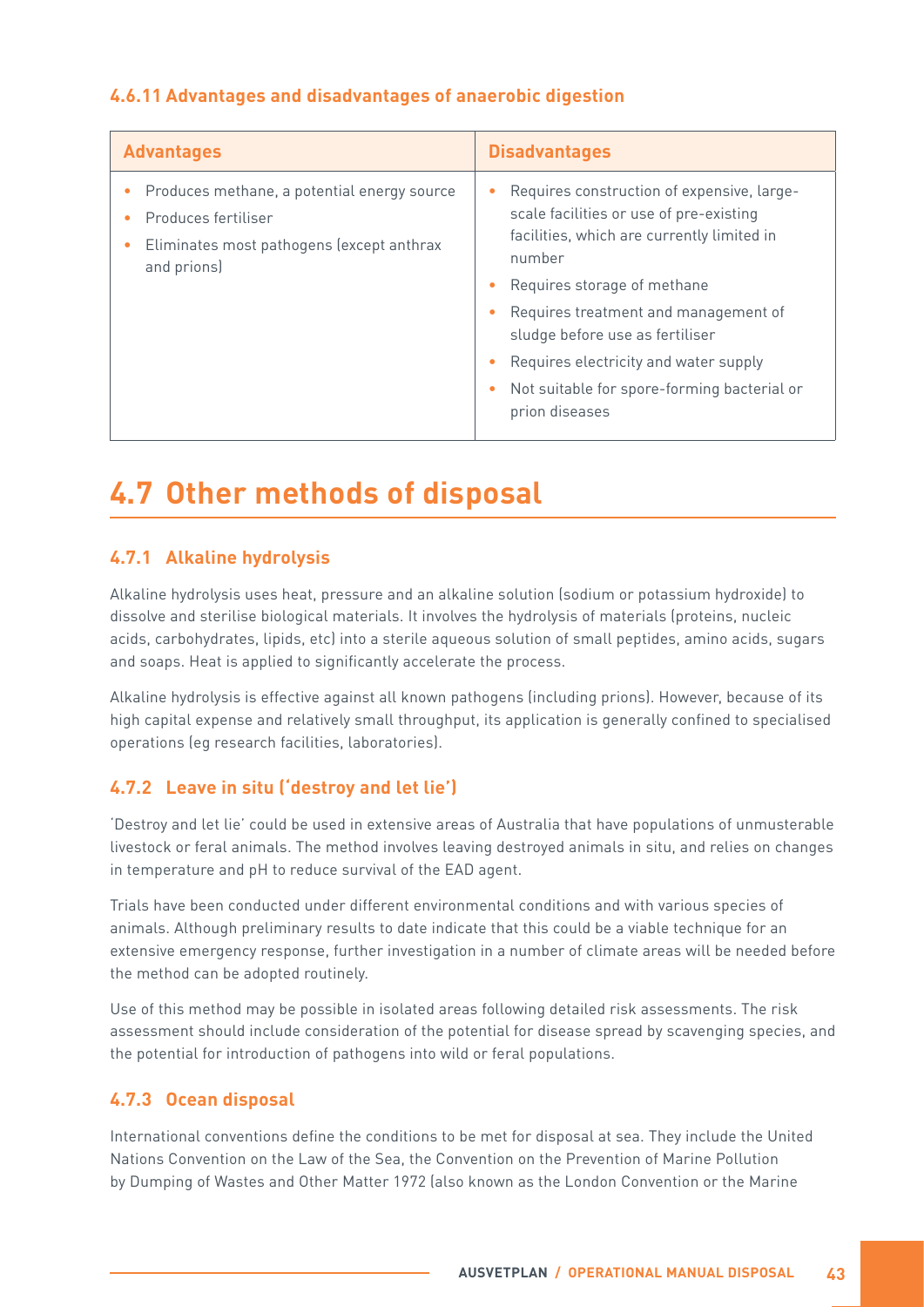### 4.6.11 Advantages and disadvantages of anaerobic digestion

| Advantages | Disadvantages |
|---|---|
| • Produces methane, a potential energy source<br>• Produces fertiliser<br>• Eliminates most pathogens (except anthrax and prions) | • Requires construction of expensive, large-scale facilities or use of pre-existing facilities, which are currently limited in number<br>• Requires storage of methane<br>• Requires treatment and management of sludge before use as fertiliser<br>• Requires electricity and water supply<br>• Not suitable for spore-forming bacterial or prion diseases |

# 4.7 Other methods of disposal

### 4.7.1 Alkaline hydrolysis

Alkaline hydrolysis uses heat, pressure and an alkaline solution (sodium or potassium hydroxide) to dissolve and sterilise biological materials. It involves the hydrolysis of materials (proteins, nucleic acids, carbohydrates, lipids, etc) into a sterile aqueous solution of small peptides, amino acids, sugars and soaps. Heat is applied to significantly accelerate the process.

Alkaline hydrolysis is effective against all known pathogens (including prions). However, because of its high capital expense and relatively small throughput, its application is generally confined to specialised operations (eg research facilities, laboratories).

### 4.7.2 Leave in situ ('destroy and let lie')

'Destroy and let lie' could be used in extensive areas of Australia that have populations of unmusterable livestock or feral animals. The method involves leaving destroyed animals in situ, and relies on changes in temperature and pH to reduce survival of the EAD agent.

Trials have been conducted under different environmental conditions and with various species of animals. Although preliminary results to date indicate that this could be a viable technique for an extensive emergency response, further investigation in a number of climate areas will be needed before the method can be adopted routinely.

Use of this method may be possible in isolated areas following detailed risk assessments. The risk assessment should include consideration of the potential for disease spread by scavenging species, and the potential for introduction of pathogens into wild or feral populations.

### 4.7.3 Ocean disposal

International conventions define the conditions to be met for disposal at sea. They include the United Nations Convention on the Law of the Sea, the Convention on the Prevention of Marine Pollution by Dumping of Wastes and Other Matter 1972 (also known as the London Convention or the Marine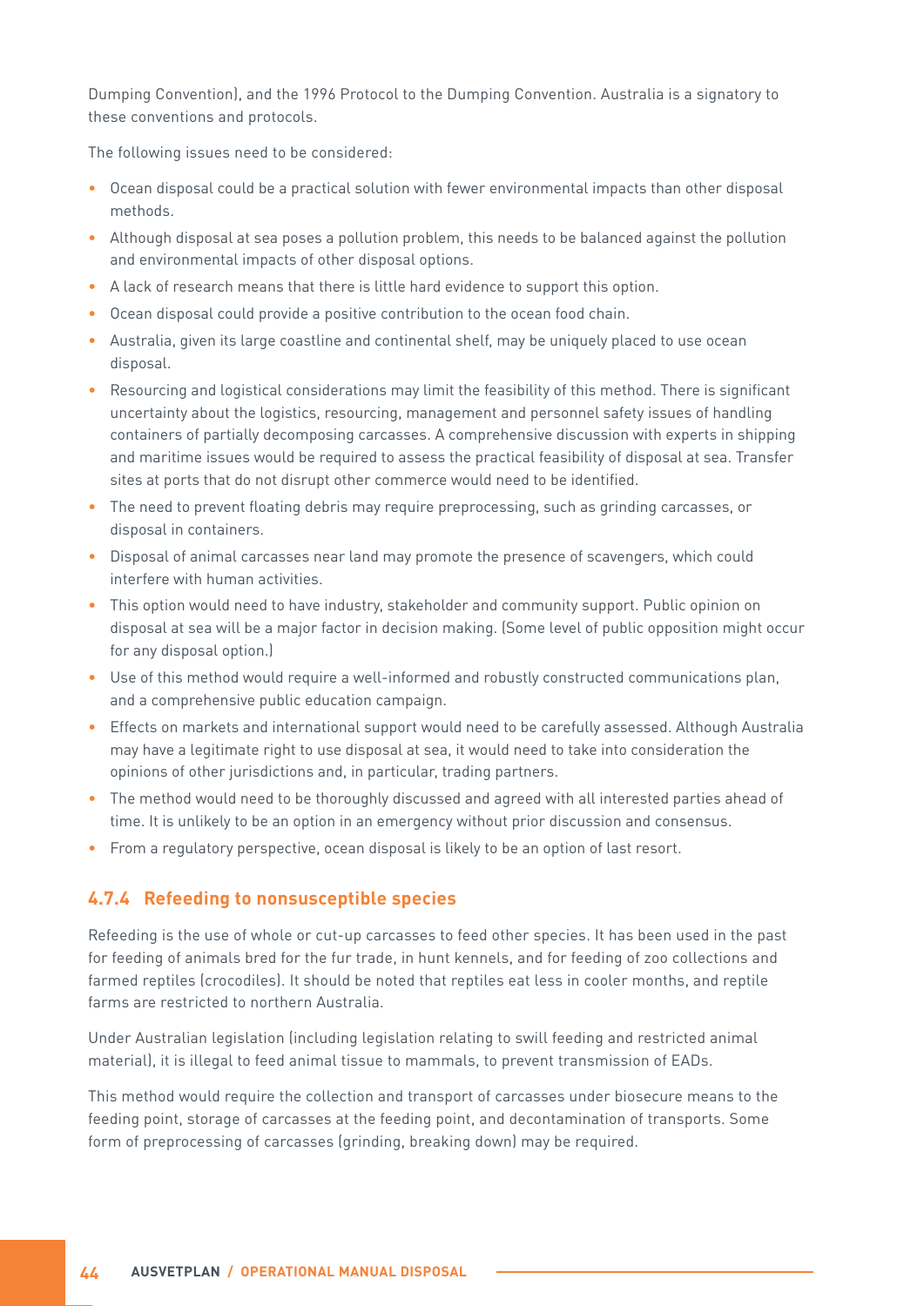Dumping Convention), and the 1996 Protocol to the Dumping Convention. Australia is a signatory to these conventions and protocols.

The following issues need to be considered:

- Ocean disposal could be a practical solution with fewer environmental impacts than other disposal methods.
- Although disposal at sea poses a pollution problem, this needs to be balanced against the pollution and environmental impacts of other disposal options.
- A lack of research means that there is little hard evidence to support this option.
- Ocean disposal could provide a positive contribution to the ocean food chain.
- Australia, given its large coastline and continental shelf, may be uniquely placed to use ocean disposal.
- Resourcing and logistical considerations may limit the feasibility of this method. There is significant uncertainty about the logistics, resourcing, management and personnel safety issues of handling containers of partially decomposing carcasses. A comprehensive discussion with experts in shipping and maritime issues would be required to assess the practical feasibility of disposal at sea. Transfer sites at ports that do not disrupt other commerce would need to be identified.
- The need to prevent floating debris may require preprocessing, such as grinding carcasses, or disposal in containers.
- Disposal of animal carcasses near land may promote the presence of scavengers, which could interfere with human activities.
- This option would need to have industry, stakeholder and community support. Public opinion on disposal at sea will be a major factor in decision making. (Some level of public opposition might occur for any disposal option.)
- Use of this method would require a well-informed and robustly constructed communications plan, and a comprehensive public education campaign.
- Effects on markets and international support would need to be carefully assessed. Although Australia may have a legitimate right to use disposal at sea, it would need to take into consideration the opinions of other jurisdictions and, in particular, trading partners.
- The method would need to be thoroughly discussed and agreed with all interested parties ahead of time. It is unlikely to be an option in an emergency without prior discussion and consensus.
- From a regulatory perspective, ocean disposal is likely to be an option of last resort.

### 4.7.4 Refeeding to nonsusceptible species

Refeeding is the use of whole or cut-up carcasses to feed other species. It has been used in the past for feeding of animals bred for the fur trade, in hunt kennels, and for feeding of zoo collections and farmed reptiles (crocodiles). It should be noted that reptiles eat less in cooler months, and reptile farms are restricted to northern Australia.

Under Australian legislation (including legislation relating to swill feeding and restricted animal material), it is illegal to feed animal tissue to mammals, to prevent transmission of EADs.

This method would require the collection and transport of carcasses under biosecure means to the feeding point, storage of carcasses at the feeding point, and decontamination of transports. Some form of preprocessing of carcasses (grinding, breaking down) may be required.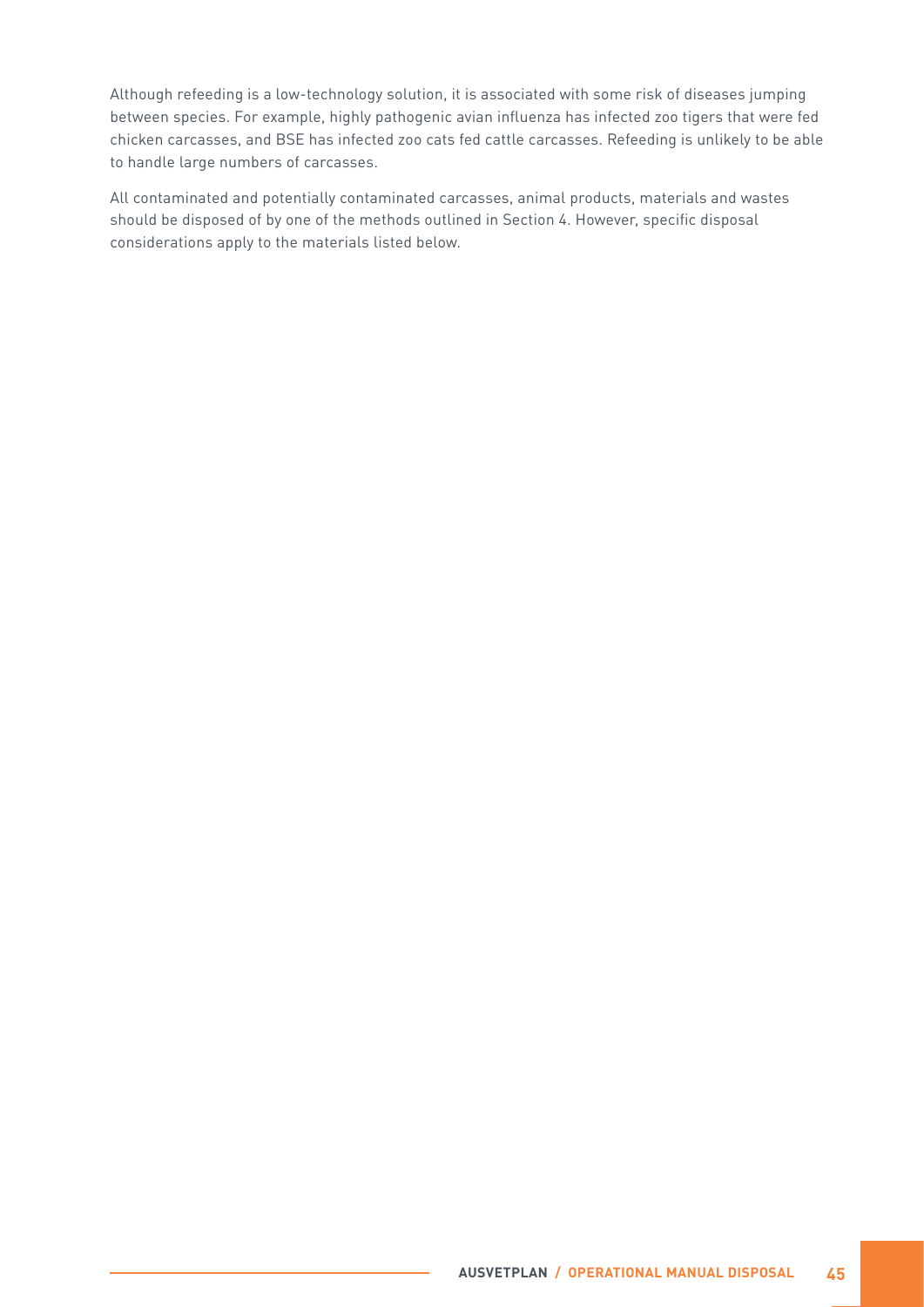Although refeeding is a low-technology solution, it is associated with some risk of diseases jumping between species. For example, highly pathogenic avian influenza has infected zoo tigers that were fed chicken carcasses, and BSE has infected zoo cats fed cattle carcasses. Refeeding is unlikely to be able to handle large numbers of carcasses.

All contaminated and potentially contaminated carcasses, animal products, materials and wastes should be disposed of by one of the methods outlined in Section 4. However, specific disposal considerations apply to the materials listed below.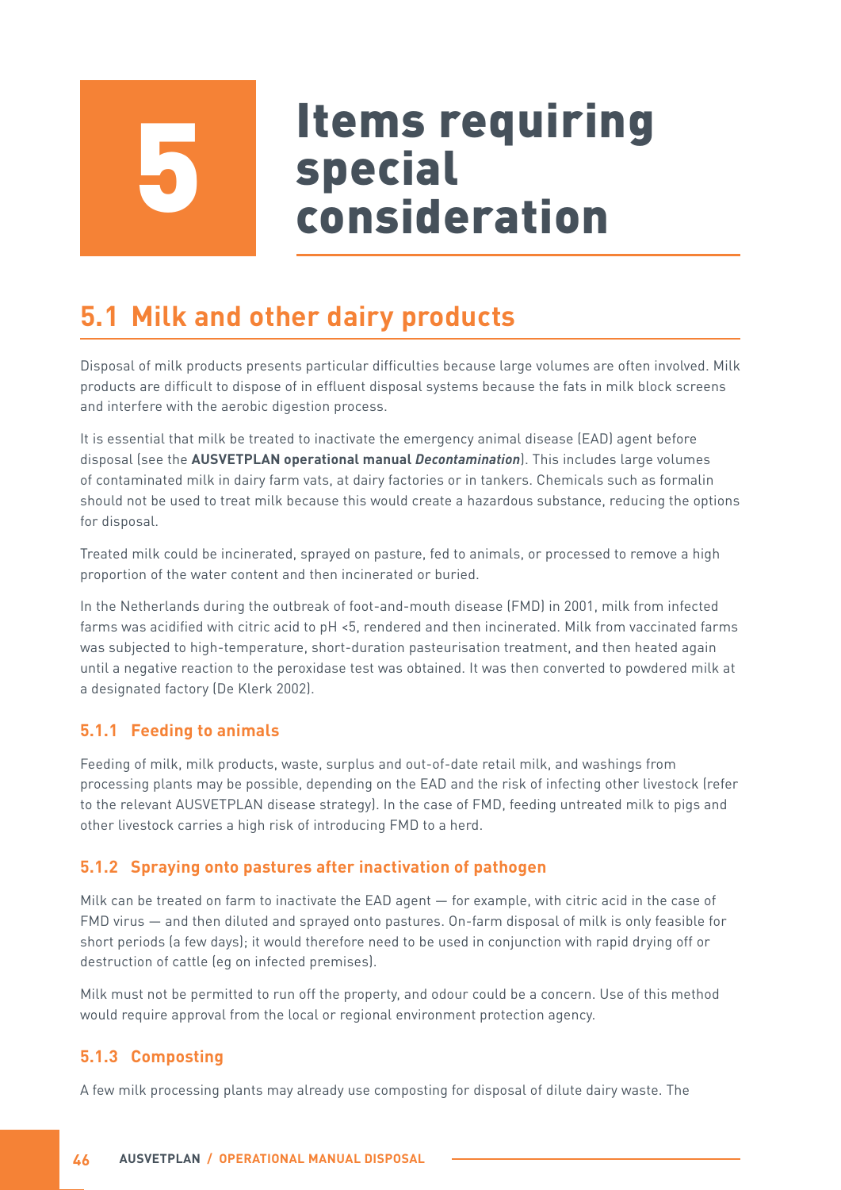# 5 Items requiring special consideration

## 5.1 Milk and other dairy products

Disposal of milk products presents particular difficulties because large volumes are often involved. Milk products are difficult to dispose of in effluent disposal systems because the fats in milk block screens and interfere with the aerobic digestion process.

It is essential that milk be treated to inactivate the emergency animal disease (EAD) agent before disposal (see the **AUSVETPLAN operational manual *Decontamination***). This includes large volumes of contaminated milk in dairy farm vats, at dairy factories or in tankers. Chemicals such as formalin should not be used to treat milk because this would create a hazardous substance, reducing the options for disposal.

Treated milk could be incinerated, sprayed on pasture, fed to animals, or processed to remove a high proportion of the water content and then incinerated or buried.

In the Netherlands during the outbreak of foot-and-mouth disease (FMD) in 2001, milk from infected farms was acidified with citric acid to pH <5, rendered and then incinerated. Milk from vaccinated farms was subjected to high-temperature, short-duration pasteurisation treatment, and then heated again until a negative reaction to the peroxidase test was obtained. It was then converted to powdered milk at a designated factory (De Klerk 2002).

### 5.1.1 Feeding to animals

Feeding of milk, milk products, waste, surplus and out-of-date retail milk, and washings from processing plants may be possible, depending on the EAD and the risk of infecting other livestock (refer to the relevant AUSVETPLAN disease strategy). In the case of FMD, feeding untreated milk to pigs and other livestock carries a high risk of introducing FMD to a herd.

### 5.1.2 Spraying onto pastures after inactivation of pathogen

Milk can be treated on farm to inactivate the EAD agent — for example, with citric acid in the case of FMD virus — and then diluted and sprayed onto pastures. On-farm disposal of milk is only feasible for short periods (a few days); it would therefore need to be used in conjunction with rapid drying off or destruction of cattle (eg on infected premises).

Milk must not be permitted to run off the property, and odour could be a concern. Use of this method would require approval from the local or regional environment protection agency.

### 5.1.3 Composting

A few milk processing plants may already use composting for disposal of dilute dairy waste. The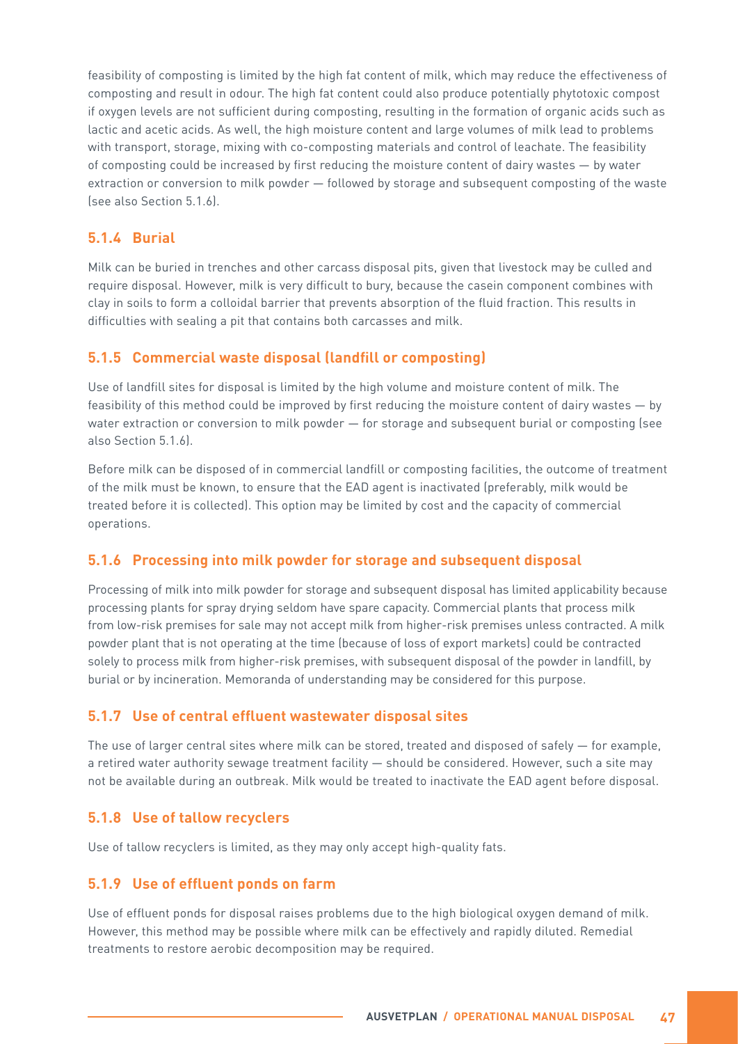feasibility of composting is limited by the high fat content of milk, which may reduce the effectiveness of composting and result in odour. The high fat content could also produce potentially phytotoxic compost if oxygen levels are not sufficient during composting, resulting in the formation of organic acids such as lactic and acetic acids. As well, the high moisture content and large volumes of milk lead to problems with transport, storage, mixing with co-composting materials and control of leachate. The feasibility of composting could be increased by first reducing the moisture content of dairy wastes — by water extraction or conversion to milk powder — followed by storage and subsequent composting of the waste (see also Section 5.1.6).

### 5.1.4 Burial

Milk can be buried in trenches and other carcass disposal pits, given that livestock may be culled and require disposal. However, milk is very difficult to bury, because the casein component combines with clay in soils to form a colloidal barrier that prevents absorption of the fluid fraction. This results in difficulties with sealing a pit that contains both carcasses and milk.

### 5.1.5 Commercial waste disposal (landfill or composting)

Use of landfill sites for disposal is limited by the high volume and moisture content of milk. The feasibility of this method could be improved by first reducing the moisture content of dairy wastes — by water extraction or conversion to milk powder — for storage and subsequent burial or composting (see also Section 5.1.6).

Before milk can be disposed of in commercial landfill or composting facilities, the outcome of treatment of the milk must be known, to ensure that the EAD agent is inactivated (preferably, milk would be treated before it is collected). This option may be limited by cost and the capacity of commercial operations.

### 5.1.6 Processing into milk powder for storage and subsequent disposal

Processing of milk into milk powder for storage and subsequent disposal has limited applicability because processing plants for spray drying seldom have spare capacity. Commercial plants that process milk from low-risk premises for sale may not accept milk from higher-risk premises unless contracted. A milk powder plant that is not operating at the time (because of loss of export markets) could be contracted solely to process milk from higher-risk premises, with subsequent disposal of the powder in landfill, by burial or by incineration. Memoranda of understanding may be considered for this purpose.

### 5.1.7 Use of central effluent wastewater disposal sites

The use of larger central sites where milk can be stored, treated and disposed of safely — for example, a retired water authority sewage treatment facility — should be considered. However, such a site may not be available during an outbreak. Milk would be treated to inactivate the EAD agent before disposal.

### 5.1.8 Use of tallow recyclers

Use of tallow recyclers is limited, as they may only accept high-quality fats.

### 5.1.9 Use of effluent ponds on farm

Use of effluent ponds for disposal raises problems due to the high biological oxygen demand of milk. However, this method may be possible where milk can be effectively and rapidly diluted. Remedial treatments to restore aerobic decomposition may be required.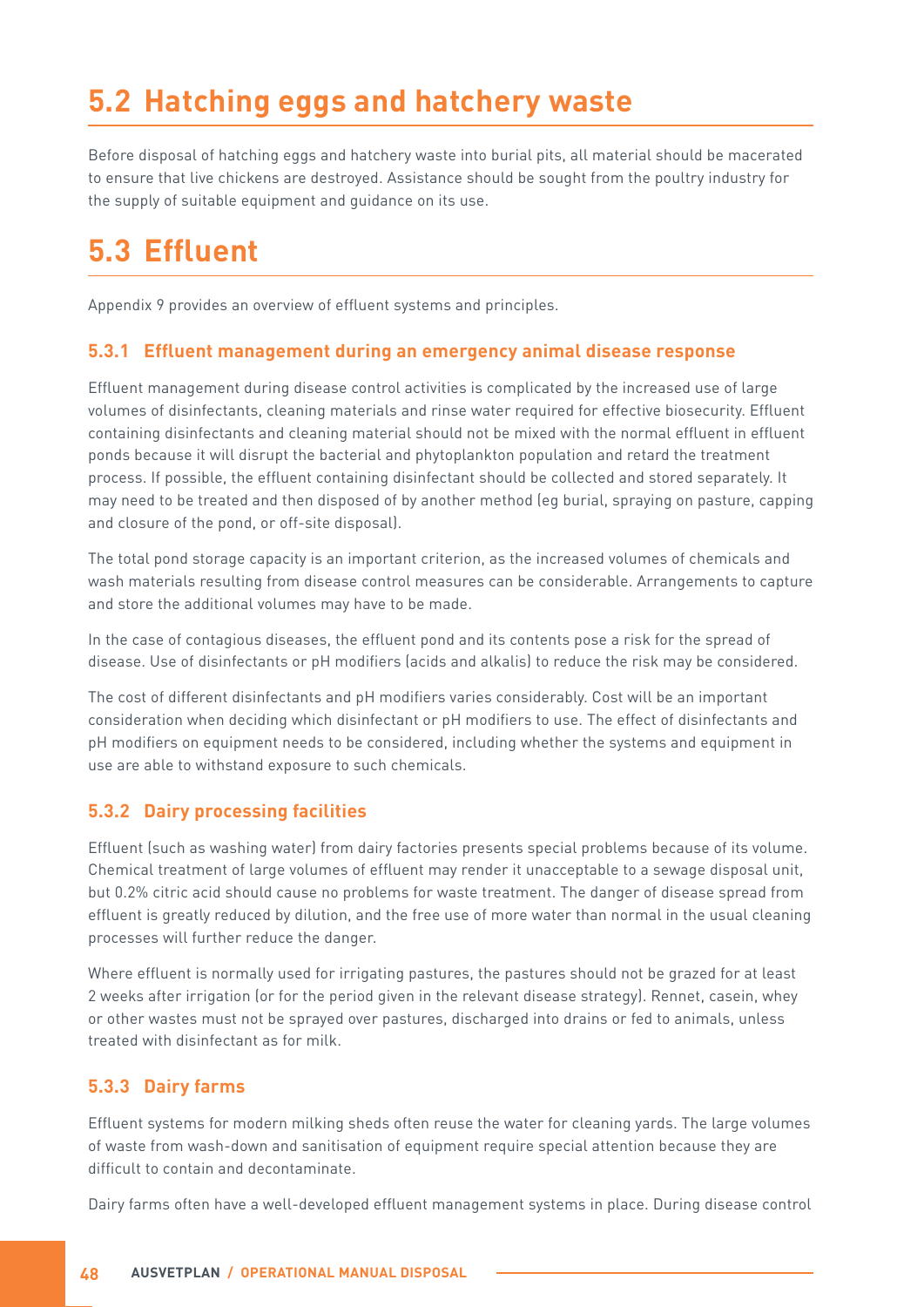## 5.2 Hatching eggs and hatchery waste

Before disposal of hatching eggs and hatchery waste into burial pits, all material should be macerated to ensure that live chickens are destroyed. Assistance should be sought from the poultry industry for the supply of suitable equipment and guidance on its use.

## 5.3 Effluent

Appendix 9 provides an overview of effluent systems and principles.

### 5.3.1 Effluent management during an emergency animal disease response

Effluent management during disease control activities is complicated by the increased use of large volumes of disinfectants, cleaning materials and rinse water required for effective biosecurity. Effluent containing disinfectants and cleaning material should not be mixed with the normal effluent in effluent ponds because it will disrupt the bacterial and phytoplankton population and retard the treatment process. If possible, the effluent containing disinfectant should be collected and stored separately. It may need to be treated and then disposed of by another method (eg burial, spraying on pasture, capping and closure of the pond, or off-site disposal).

The total pond storage capacity is an important criterion, as the increased volumes of chemicals and wash materials resulting from disease control measures can be considerable. Arrangements to capture and store the additional volumes may have to be made.

In the case of contagious diseases, the effluent pond and its contents pose a risk for the spread of disease. Use of disinfectants or pH modifiers (acids and alkalis) to reduce the risk may be considered.

The cost of different disinfectants and pH modifiers varies considerably. Cost will be an important consideration when deciding which disinfectant or pH modifiers to use. The effect of disinfectants and pH modifiers on equipment needs to be considered, including whether the systems and equipment in use are able to withstand exposure to such chemicals.

### 5.3.2 Dairy processing facilities

Effluent (such as washing water) from dairy factories presents special problems because of its volume. Chemical treatment of large volumes of effluent may render it unacceptable to a sewage disposal unit, but 0.2% citric acid should cause no problems for waste treatment. The danger of disease spread from effluent is greatly reduced by dilution, and the free use of more water than normal in the usual cleaning processes will further reduce the danger.

Where effluent is normally used for irrigating pastures, the pastures should not be grazed for at least 2 weeks after irrigation (or for the period given in the relevant disease strategy). Rennet, casein, whey or other wastes must not be sprayed over pastures, discharged into drains or fed to animals, unless treated with disinfectant as for milk.

### 5.3.3 Dairy farms

Effluent systems for modern milking sheds often reuse the water for cleaning yards. The large volumes of waste from wash-down and sanitisation of equipment require special attention because they are difficult to contain and decontaminate.

Dairy farms often have a well-developed effluent management systems in place. During disease control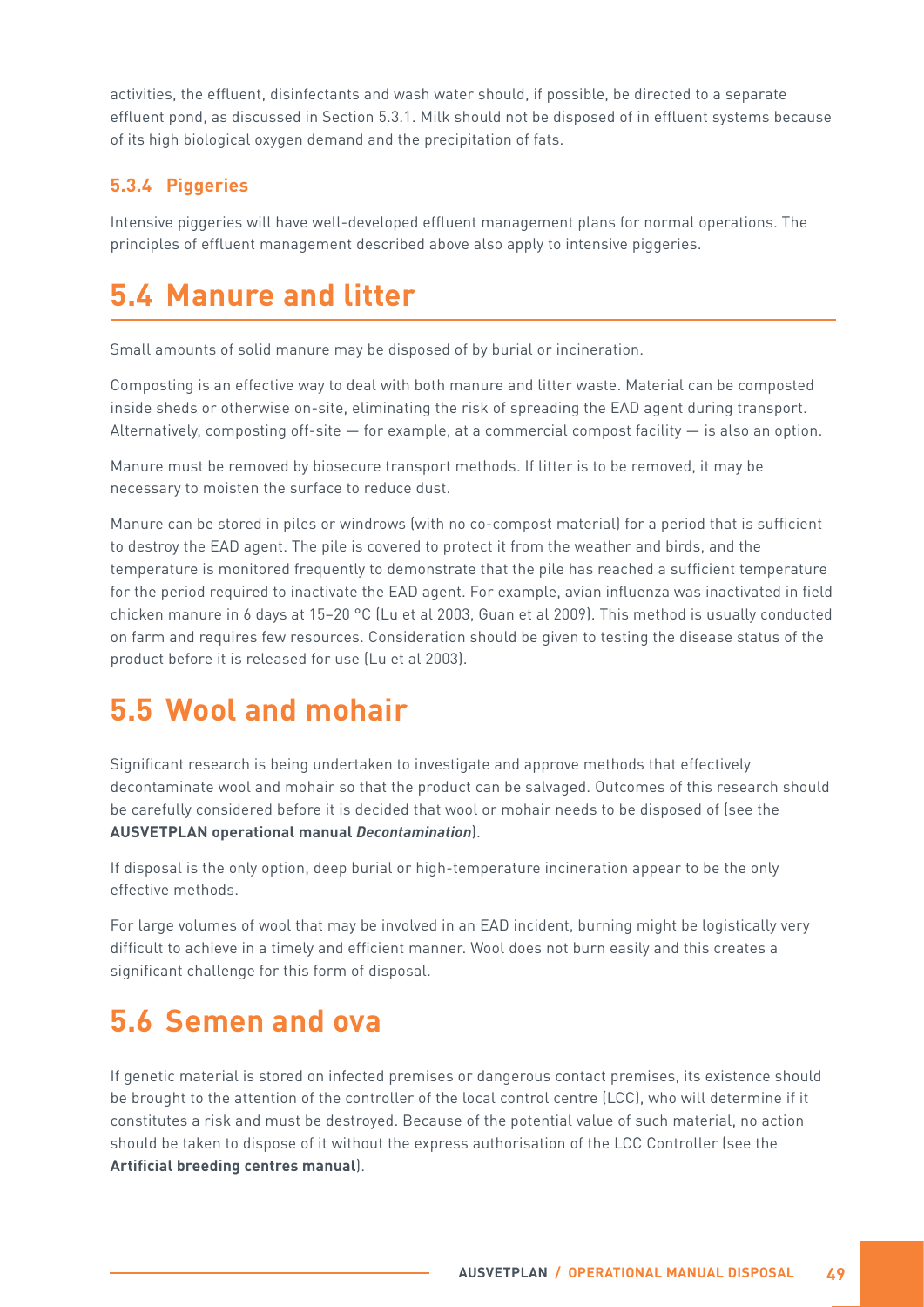activities, the effluent, disinfectants and wash water should, if possible, be directed to a separate effluent pond, as discussed in Section 5.3.1. Milk should not be disposed of in effluent systems because of its high biological oxygen demand and the precipitation of fats.

### 5.3.4 Piggeries

Intensive piggeries will have well-developed effluent management plans for normal operations. The principles of effluent management described above also apply to intensive piggeries.

## 5.4 Manure and litter

Small amounts of solid manure may be disposed of by burial or incineration.

Composting is an effective way to deal with both manure and litter waste. Material can be composted inside sheds or otherwise on-site, eliminating the risk of spreading the EAD agent during transport. Alternatively, composting off-site — for example, at a commercial compost facility — is also an option.

Manure must be removed by biosecure transport methods. If litter is to be removed, it may be necessary to moisten the surface to reduce dust.

Manure can be stored in piles or windrows (with no co-compost material) for a period that is sufficient to destroy the EAD agent. The pile is covered to protect it from the weather and birds, and the temperature is monitored frequently to demonstrate that the pile has reached a sufficient temperature for the period required to inactivate the EAD agent. For example, avian influenza was inactivated in field chicken manure in 6 days at 15–20 °C (Lu et al 2003, Guan et al 2009). This method is usually conducted on farm and requires few resources. Consideration should be given to testing the disease status of the product before it is released for use (Lu et al 2003).

## 5.5 Wool and mohair

Significant research is being undertaken to investigate and approve methods that effectively decontaminate wool and mohair so that the product can be salvaged. Outcomes of this research should be carefully considered before it is decided that wool or mohair needs to be disposed of (see the **AUSVETPLAN operational manual *Decontamination***).

If disposal is the only option, deep burial or high-temperature incineration appear to be the only effective methods.

For large volumes of wool that may be involved in an EAD incident, burning might be logistically very difficult to achieve in a timely and efficient manner. Wool does not burn easily and this creates a significant challenge for this form of disposal.

## 5.6 Semen and ova

If genetic material is stored on infected premises or dangerous contact premises, its existence should be brought to the attention of the controller of the local control centre (LCC), who will determine if it constitutes a risk and must be destroyed. Because of the potential value of such material, no action should be taken to dispose of it without the express authorisation of the LCC Controller (see the **Artificial breeding centres manual**).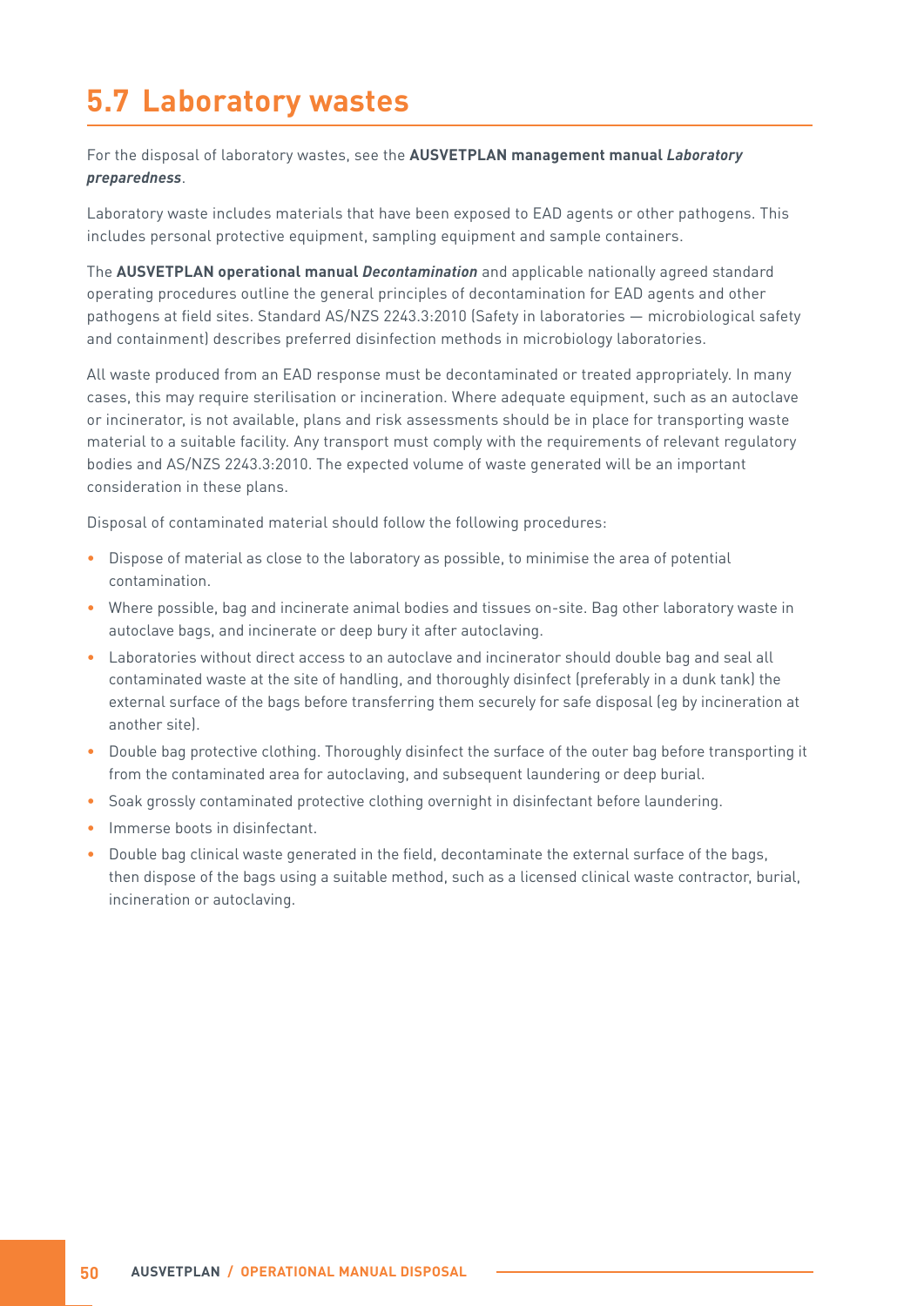## 5.7 Laboratory wastes

For the disposal of laboratory wastes, see the **AUSVETPLAN management manual *Laboratory preparedness***.

Laboratory waste includes materials that have been exposed to EAD agents or other pathogens. This includes personal protective equipment, sampling equipment and sample containers.

The **AUSVETPLAN operational manual *Decontamination*** and applicable nationally agreed standard operating procedures outline the general principles of decontamination for EAD agents and other pathogens at field sites. Standard AS/NZS 2243.3:2010 (Safety in laboratories — microbiological safety and containment) describes preferred disinfection methods in microbiology laboratories.

All waste produced from an EAD response must be decontaminated or treated appropriately. In many cases, this may require sterilisation or incineration. Where adequate equipment, such as an autoclave or incinerator, is not available, plans and risk assessments should be in place for transporting waste material to a suitable facility. Any transport must comply with the requirements of relevant regulatory bodies and AS/NZS 2243.3:2010. The expected volume of waste generated will be an important consideration in these plans.

Disposal of contaminated material should follow the following procedures:

- Dispose of material as close to the laboratory as possible, to minimise the area of potential contamination.
- Where possible, bag and incinerate animal bodies and tissues on-site. Bag other laboratory waste in autoclave bags, and incinerate or deep bury it after autoclaving.
- Laboratories without direct access to an autoclave and incinerator should double bag and seal all contaminated waste at the site of handling, and thoroughly disinfect (preferably in a dunk tank) the external surface of the bags before transferring them securely for safe disposal (eg by incineration at another site).
- Double bag protective clothing. Thoroughly disinfect the surface of the outer bag before transporting it from the contaminated area for autoclaving, and subsequent laundering or deep burial.
- Soak grossly contaminated protective clothing overnight in disinfectant before laundering.
- Immerse boots in disinfectant.
- Double bag clinical waste generated in the field, decontaminate the external surface of the bags, then dispose of the bags using a suitable method, such as a licensed clinical waste contractor, burial, incineration or autoclaving.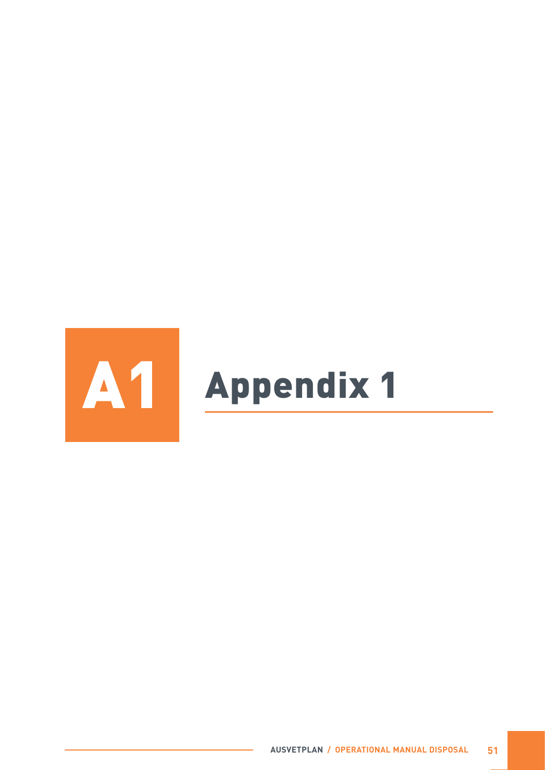# A1 Appendix 1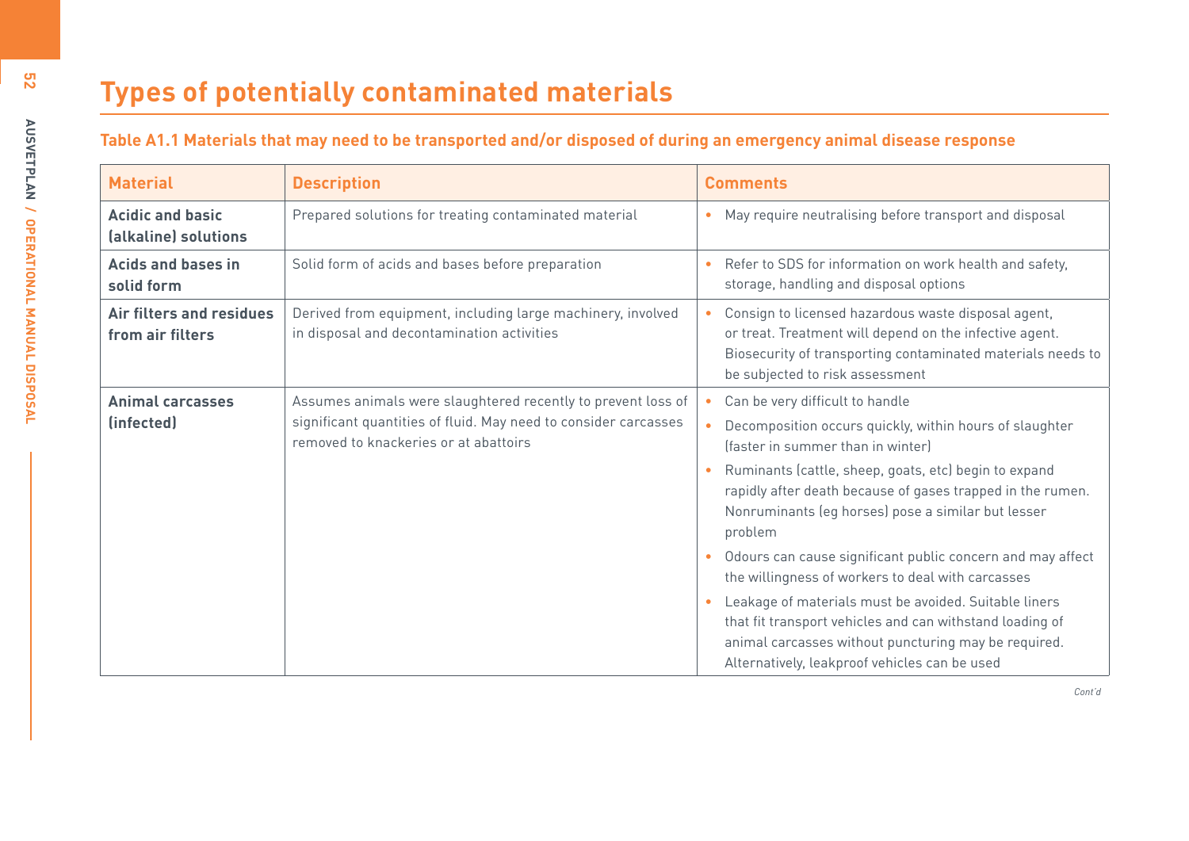# Types of potentially contaminated materials

### Table A1.1 Materials that may need to be transported and/or disposed of during an emergency animal disease response

| Material | Description | Comments |
|---|---|---|
| **Acidic and basic (alkaline) solutions** | Prepared solutions for treating contaminated material | • May require neutralising before transport and disposal |
| **Acids and bases in solid form** | Solid form of acids and bases before preparation | • Refer to SDS for information on work health and safety, storage, handling and disposal options |
| **Air filters and residues from air filters** | Derived from equipment, including large machinery, involved in disposal and decontamination activities | • Consign to licensed hazardous waste disposal agent, or treat. Treatment will depend on the infective agent. Biosecurity of transporting contaminated materials needs to be subjected to risk assessment |
| **Animal carcasses (infected)** | Assumes animals were slaughtered recently to prevent loss of significant quantities of fluid. May need to consider carcasses removed to knackeries or at abattoirs | • Can be very difficult to handle<br>• Decomposition occurs quickly, within hours of slaughter (faster in summer than in winter)<br>• Ruminants (cattle, sheep, goats, etc) begin to expand rapidly after death because of gases trapped in the rumen. Nonruminants (eg horses) pose a similar but lesser problem<br>• Odours can cause significant public concern and may affect the willingness of workers to deal with carcasses<br>• Leakage of materials must be avoided. Suitable liners that fit transport vehicles and can withstand loading of animal carcasses without puncturing may be required. Alternatively, leakproof vehicles can be used |

*Cont'd*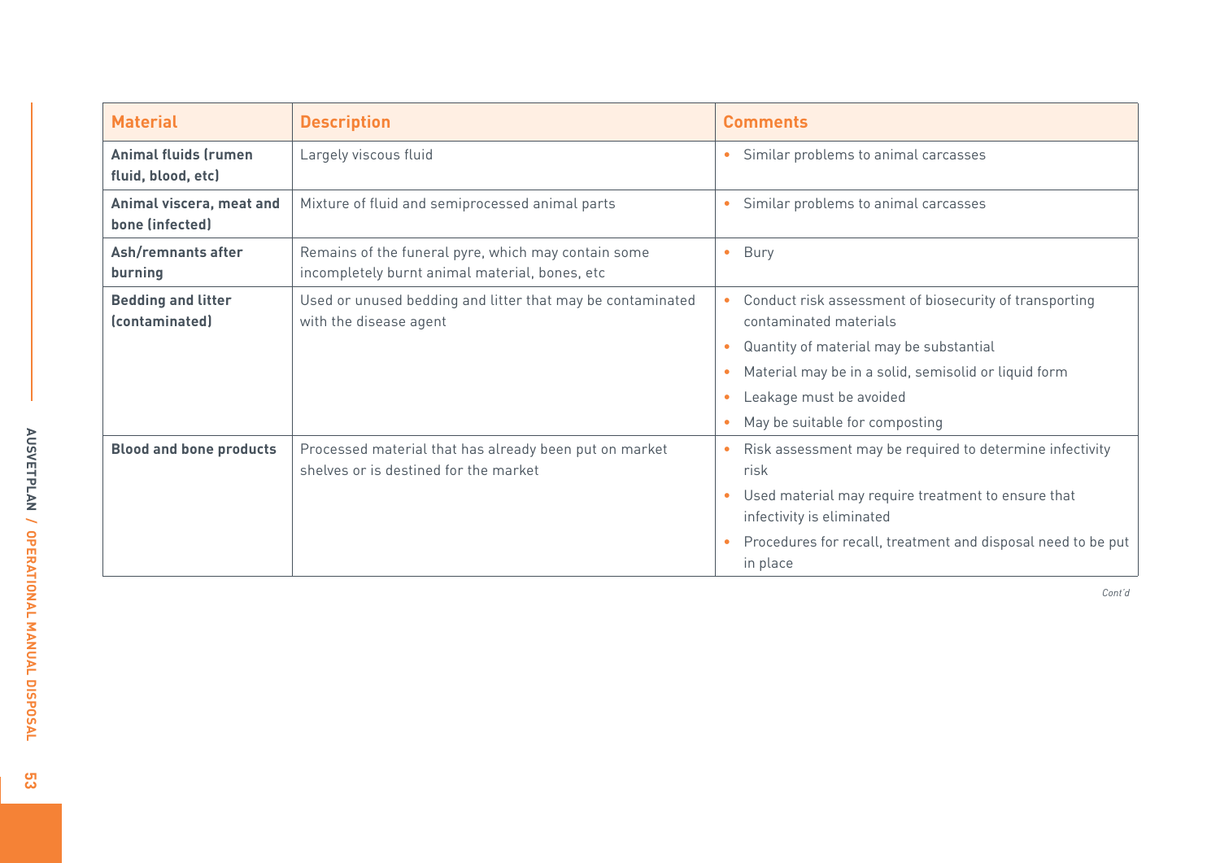| Material | Description | Comments |
| --- | --- | --- |
| **Animal fluids (rumen fluid, blood, etc)** | Largely viscous fluid | • Similar problems to animal carcasses |
| **Animal viscera, meat and bone (infected)** | Mixture of fluid and semiprocessed animal parts | • Similar problems to animal carcasses |
| **Ash/remnants after burning** | Remains of the funeral pyre, which may contain some incompletely burnt animal material, bones, etc | • Bury |
| **Bedding and litter (contaminated)** | Used or unused bedding and litter that may be contaminated with the disease agent | • Conduct risk assessment of biosecurity of transporting contaminated materials<br>• Quantity of material may be substantial<br>• Material may be in a solid, semisolid or liquid form<br>• Leakage must be avoided<br>• May be suitable for composting |
| **Blood and bone products** | Processed material that has already been put on market shelves or is destined for the market | • Risk assessment may be required to determine infectivity risk<br>• Used material may require treatment to ensure that infectivity is eliminated<br>• Procedures for recall, treatment and disposal need to be put in place |

*Cont'd*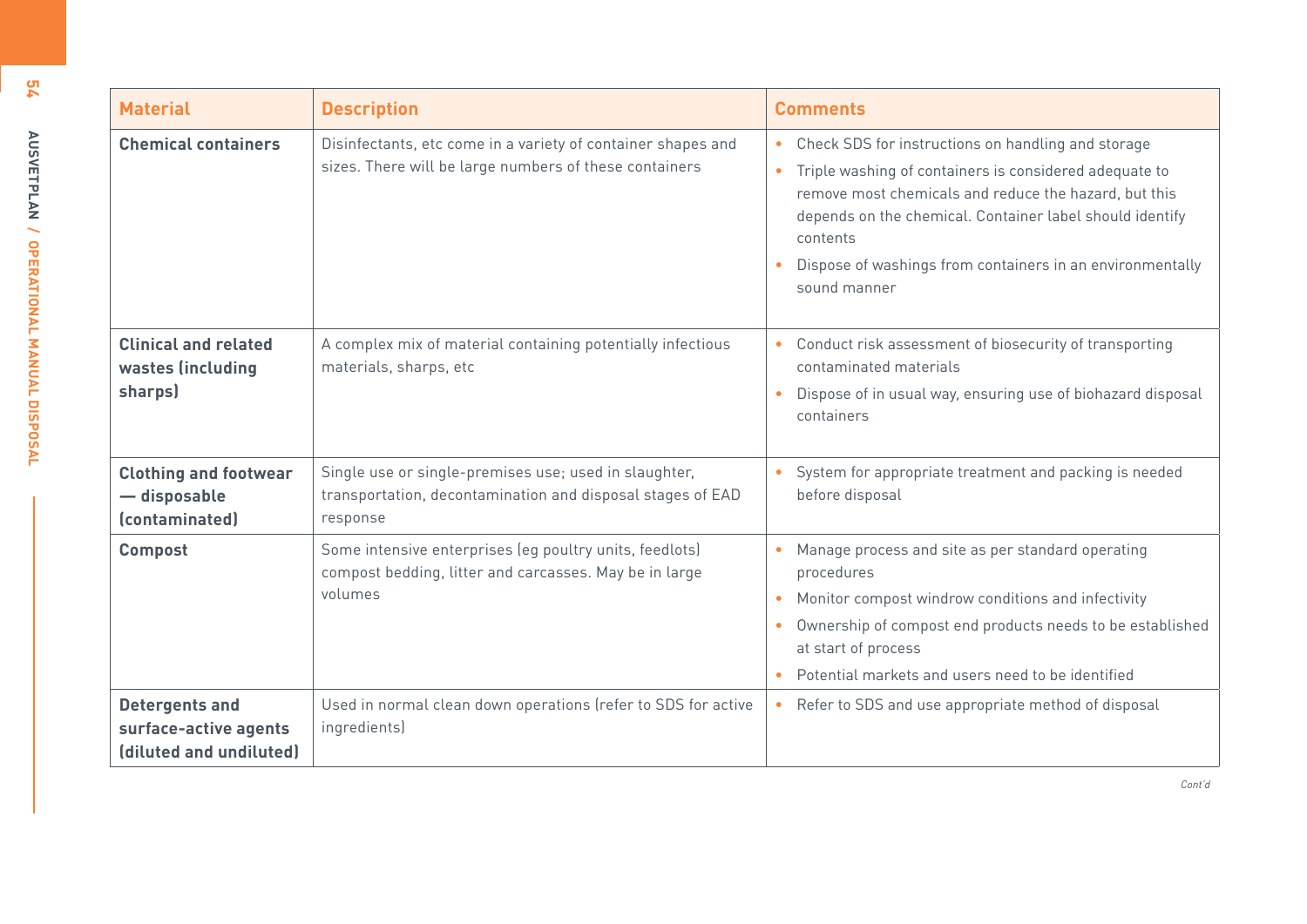| Material | Description | Comments |
|---|---|---|
| **Chemical containers** | Disinfectants, etc come in a variety of container shapes and sizes. There will be large numbers of these containers | • Check SDS for instructions on handling and storage<br>• Triple washing of containers is considered adequate to remove most chemicals and reduce the hazard, but this depends on the chemical. Container label should identify contents<br>• Dispose of washings from containers in an environmentally sound manner |
| **Clinical and related wastes (including sharps)** | A complex mix of material containing potentially infectious materials, sharps, etc | • Conduct risk assessment of biosecurity of transporting contaminated materials<br>• Dispose of in usual way, ensuring use of biohazard disposal containers |
| **Clothing and footwear — disposable (contaminated)** | Single use or single-premises use; used in slaughter, transportation, decontamination and disposal stages of EAD response | • System for appropriate treatment and packing is needed before disposal |
| **Compost** | Some intensive enterprises (eg poultry units, feedlots) compost bedding, litter and carcasses. May be in large volumes | • Manage process and site as per standard operating procedures<br>• Monitor compost windrow conditions and infectivity<br>• Ownership of compost end products needs to be established at start of process<br>• Potential markets and users need to be identified |
| **Detergents and surface-active agents (diluted and undiluted)** | Used in normal clean down operations (refer to SDS for active ingredients) | • Refer to SDS and use appropriate method of disposal |

*Cont'd*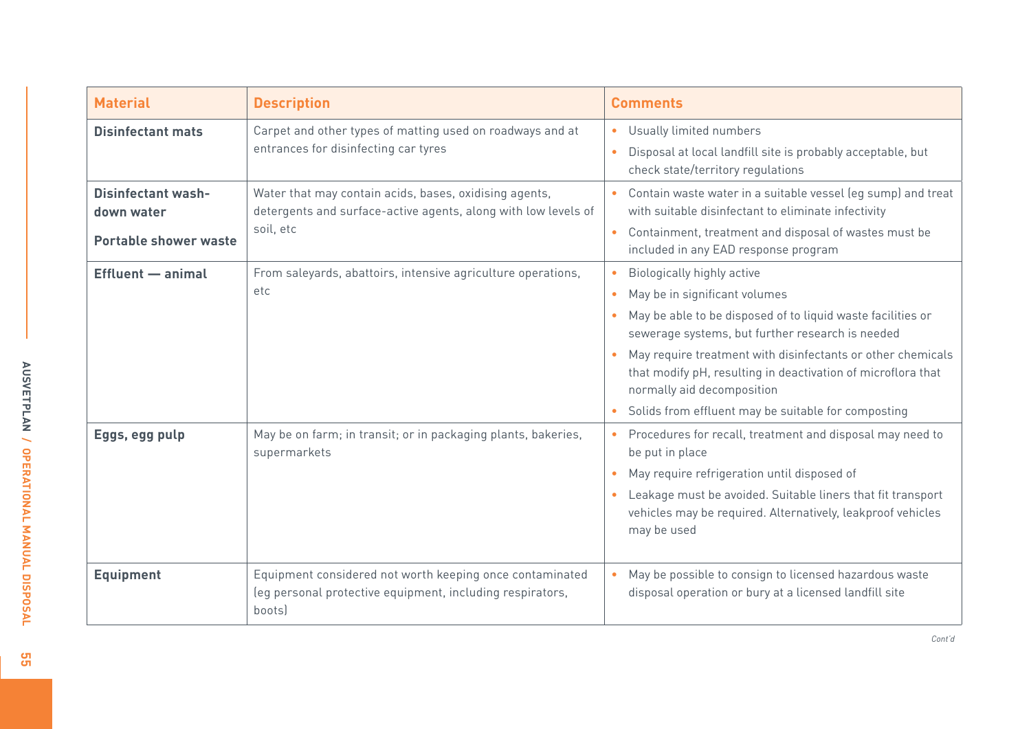| Material | Description | Comments |
|---|---|---|
| **Disinfectant mats** | Carpet and other types of matting used on roadways and at entrances for disinfecting car tyres | • Usually limited numbers<br>• Disposal at local landfill site is probably acceptable, but check state/territory regulations |
| **Disinfectant wash-down water**<br><br>**Portable shower waste** | Water that may contain acids, bases, oxidising agents, detergents and surface-active agents, along with low levels of soil, etc | • Contain waste water in a suitable vessel (eg sump) and treat with suitable disinfectant to eliminate infectivity<br>• Containment, treatment and disposal of wastes must be included in any EAD response program |
| **Effluent — animal** | From saleyards, abattoirs, intensive agriculture operations, etc | • Biologically highly active<br>• May be in significant volumes<br>• May be able to be disposed of to liquid waste facilities or sewerage systems, but further research is needed<br>• May require treatment with disinfectants or other chemicals that modify pH, resulting in deactivation of microflora that normally aid decomposition<br>• Solids from effluent may be suitable for composting |
| **Eggs, egg pulp** | May be on farm; in transit; or in packaging plants, bakeries, supermarkets | • Procedures for recall, treatment and disposal may need to be put in place<br>• May require refrigeration until disposed of<br>• Leakage must be avoided. Suitable liners that fit transport vehicles may be required. Alternatively, leakproof vehicles may be used |
| **Equipment** | Equipment considered not worth keeping once contaminated (eg personal protective equipment, including respirators, boots) | • May be possible to consign to licensed hazardous waste disposal operation or bury at a licensed landfill site |

*Cont'd*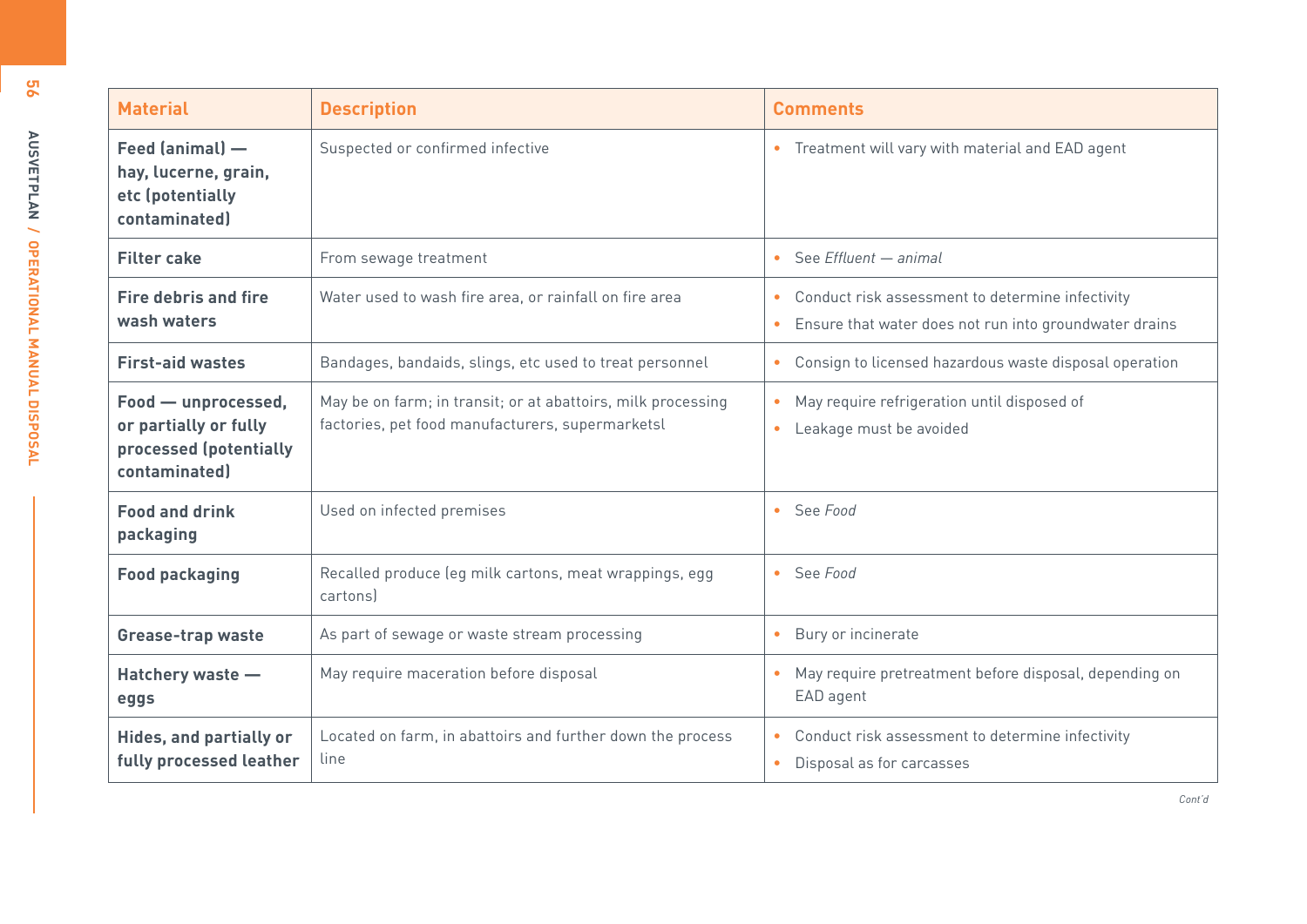| Material | Description | Comments |
|---|---|---|
| **Feed (animal) — hay, lucerne, grain, etc (potentially contaminated)** | Suspected or confirmed infective | • Treatment will vary with material and EAD agent |
| **Filter cake** | From sewage treatment | • See *Effluent — animal* |
| **Fire debris and fire wash waters** | Water used to wash fire area, or rainfall on fire area | • Conduct risk assessment to determine infectivity<br>• Ensure that water does not run into groundwater drains |
| **First-aid wastes** | Bandages, bandaids, slings, etc used to treat personnel | • Consign to licensed hazardous waste disposal operation |
| **Food — unprocessed, or partially or fully processed (potentially contaminated)** | May be on farm; in transit; or at abattoirs, milk processing factories, pet food manufacturers, supermarketsl | • May require refrigeration until disposed of<br>• Leakage must be avoided |
| **Food and drink packaging** | Used on infected premises | • See *Food* |
| **Food packaging** | Recalled produce (eg milk cartons, meat wrappings, egg cartons) | • See *Food* |
| **Grease-trap waste** | As part of sewage or waste stream processing | • Bury or incinerate |
| **Hatchery waste — eggs** | May require maceration before disposal | • May require pretreatment before disposal, depending on EAD agent |
| **Hides, and partially or fully processed leather** | Located on farm, in abattoirs and further down the process line | • Conduct risk assessment to determine infectivity<br>• Disposal as for carcasses |

*Cont'd*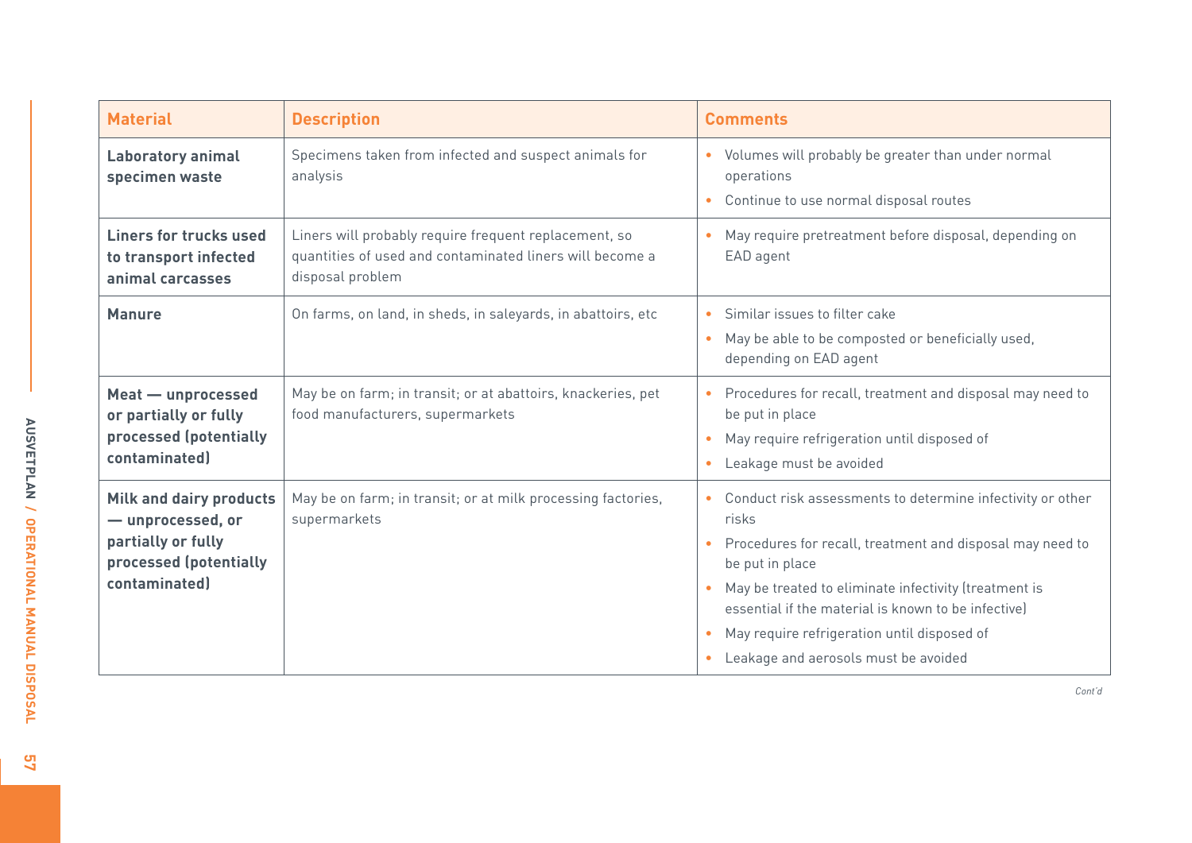| Material | Description | Comments |
|---|---|---|
| **Laboratory animal specimen waste** | Specimens taken from infected and suspect animals for analysis | • Volumes will probably be greater than under normal operations<br>• Continue to use normal disposal routes |
| **Liners for trucks used to transport infected animal carcasses** | Liners will probably require frequent replacement, so quantities of used and contaminated liners will become a disposal problem | • May require pretreatment before disposal, depending on EAD agent |
| **Manure** | On farms, on land, in sheds, in saleyards, in abattoirs, etc | • Similar issues to filter cake<br>• May be able to be composted or beneficially used, depending on EAD agent |
| **Meat — unprocessed or partially or fully processed (potentially contaminated)** | May be on farm; in transit; or at abattoirs, knackeries, pet food manufacturers, supermarkets | • Procedures for recall, treatment and disposal may need to be put in place<br>• May require refrigeration until disposed of<br>• Leakage must be avoided |
| **Milk and dairy products — unprocessed, or partially or fully processed (potentially contaminated)** | May be on farm; in transit; or at milk processing factories, supermarkets | • Conduct risk assessments to determine infectivity or other risks<br>• Procedures for recall, treatment and disposal may need to be put in place<br>• May be treated to eliminate infectivity (treatment is essential if the material is known to be infective)<br>• May require refrigeration until disposed of<br>• Leakage and aerosols must be avoided |

*Cont'd*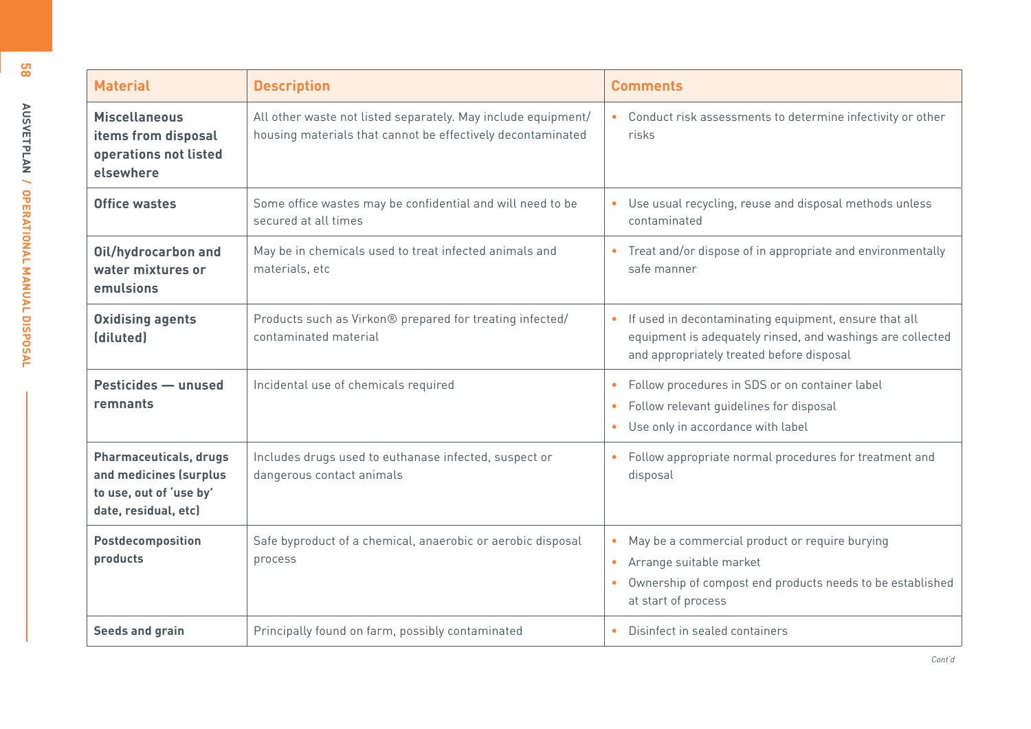| Material | Description | Comments |
| --- | --- | --- |
| **Miscellaneous items from disposal operations not listed elsewhere** | All other waste not listed separately. May include equipment/ housing materials that cannot be effectively decontaminated | • Conduct risk assessments to determine infectivity or other risks |
| **Office wastes** | Some office wastes may be confidential and will need to be secured at all times | • Use usual recycling, reuse and disposal methods unless contaminated |
| **Oil/hydrocarbon and water mixtures or emulsions** | May be in chemicals used to treat infected animals and materials, etc | • Treat and/or dispose of in appropriate and environmentally safe manner |
| **Oxidising agents (diluted)** | Products such as Virkon® prepared for treating infected/ contaminated material | • If used in decontaminating equipment, ensure that all equipment is adequately rinsed, and washings are collected and appropriately treated before disposal |
| **Pesticides — unused remnants** | Incidental use of chemicals required | • Follow procedures in SDS or on container label<br>• Follow relevant guidelines for disposal<br>• Use only in accordance with label |
| **Pharmaceuticals, drugs and medicines (surplus to use, out of 'use by' date, residual, etc)** | Includes drugs used to euthanase infected, suspect or dangerous contact animals | • Follow appropriate normal procedures for treatment and disposal |
| **Postdecomposition products** | Safe byproduct of a chemical, anaerobic or aerobic disposal process | • May be a commercial product or require burying<br>• Arrange suitable market<br>• Ownership of compost end products needs to be established at start of process |
| **Seeds and grain** | Principally found on farm, possibly contaminated | • Disinfect in sealed containers |

*Cont'd*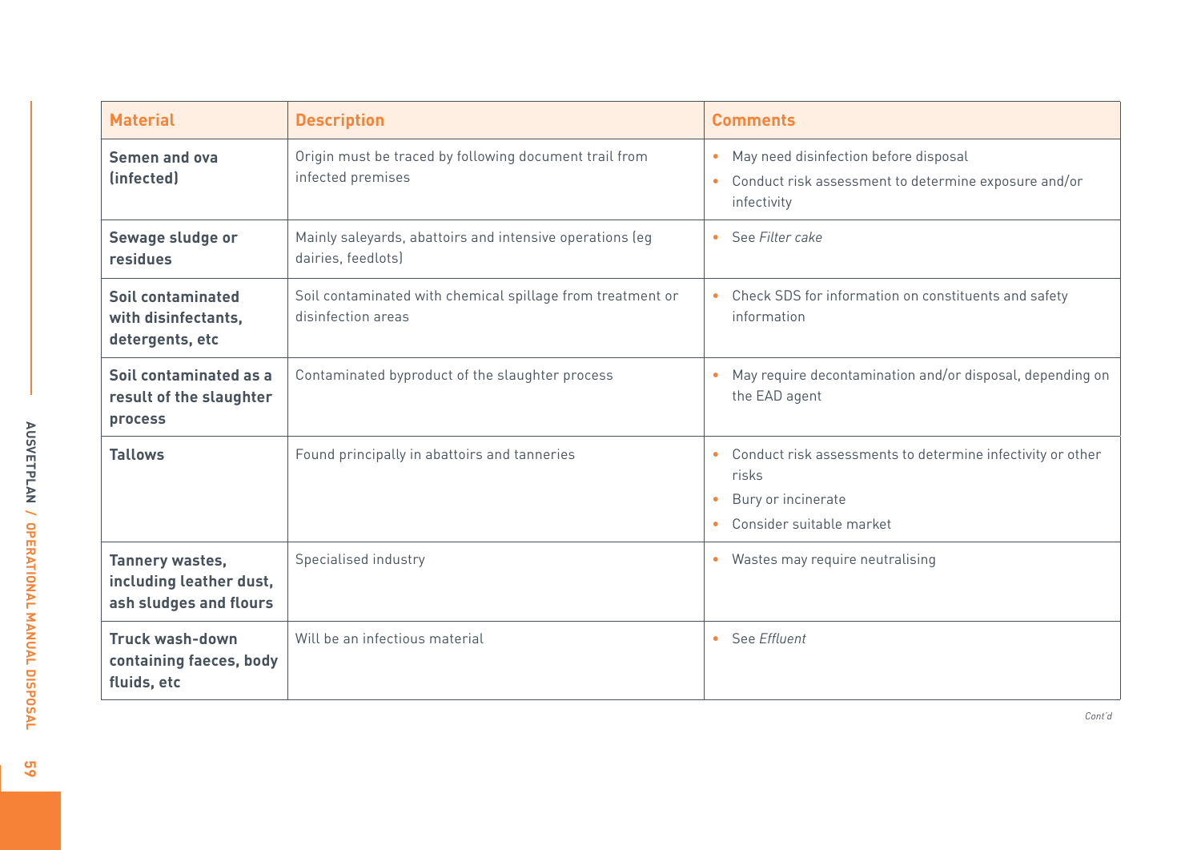| Material | Description | Comments |
| --- | --- | --- |
| **Semen and ova (infected)** | Origin must be traced by following document trail from infected premises | • May need disinfection before disposal<br>• Conduct risk assessment to determine exposure and/or infectivity |
| **Sewage sludge or residues** | Mainly saleyards, abattoirs and intensive operations (eg dairies, feedlots) | • See *Filter cake* |
| **Soil contaminated with disinfectants, detergents, etc** | Soil contaminated with chemical spillage from treatment or disinfection areas | • Check SDS for information on constituents and safety information |
| **Soil contaminated as a result of the slaughter process** | Contaminated byproduct of the slaughter process | • May require decontamination and/or disposal, depending on the EAD agent |
| **Tallows** | Found principally in abattoirs and tanneries | • Conduct risk assessments to determine infectivity or other risks<br>• Bury or incinerate<br>• Consider suitable market |
| **Tannery wastes, including leather dust, ash sludges and flours** | Specialised industry | • Wastes may require neutralising |
| **Truck wash-down containing faeces, body fluids, etc** | Will be an infectious material | • See *Effluent* |

*Cont'd*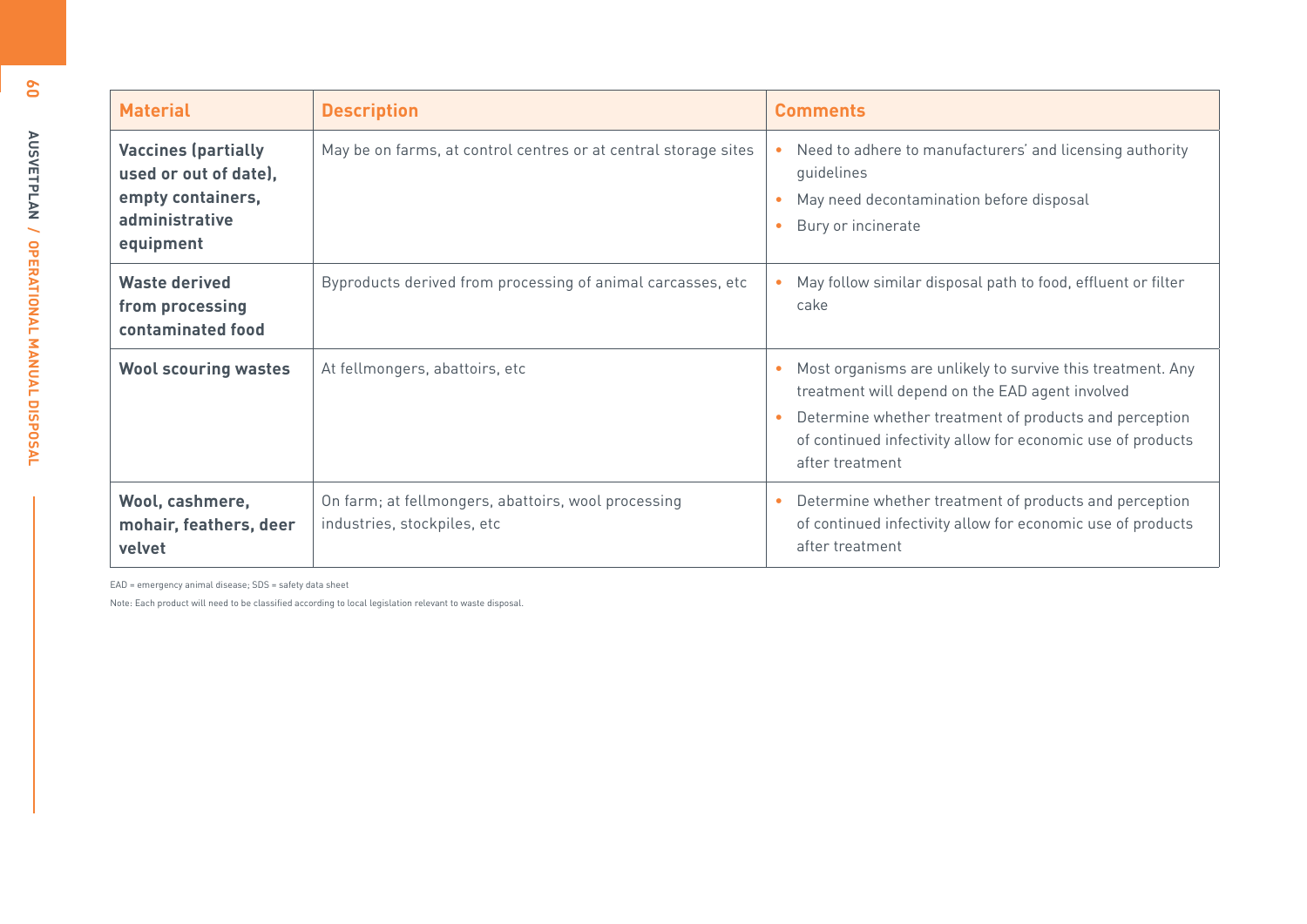| Material | Description | Comments |
| --- | --- | --- |
| **Vaccines (partially used or out of date), empty containers, administrative equipment** | May be on farms, at control centres or at central storage sites | • Need to adhere to manufacturers' and licensing authority guidelines<br>• May need decontamination before disposal<br>• Bury or incinerate |
| **Waste derived from processing contaminated food** | Byproducts derived from processing of animal carcasses, etc | • May follow similar disposal path to food, effluent or filter cake |
| **Wool scouring wastes** | At fellmongers, abattoirs, etc | • Most organisms are unlikely to survive this treatment. Any treatment will depend on the EAD agent involved<br>• Determine whether treatment of products and perception of continued infectivity allow for economic use of products after treatment |
| **Wool, cashmere, mohair, feathers, deer velvet** | On farm; at fellmongers, abattoirs, wool processing industries, stockpiles, etc | • Determine whether treatment of products and perception of continued infectivity allow for economic use of products after treatment |

EAD = emergency animal disease; SDS = safety data sheet

Note: Each product will need to be classified according to local legislation relevant to waste disposal.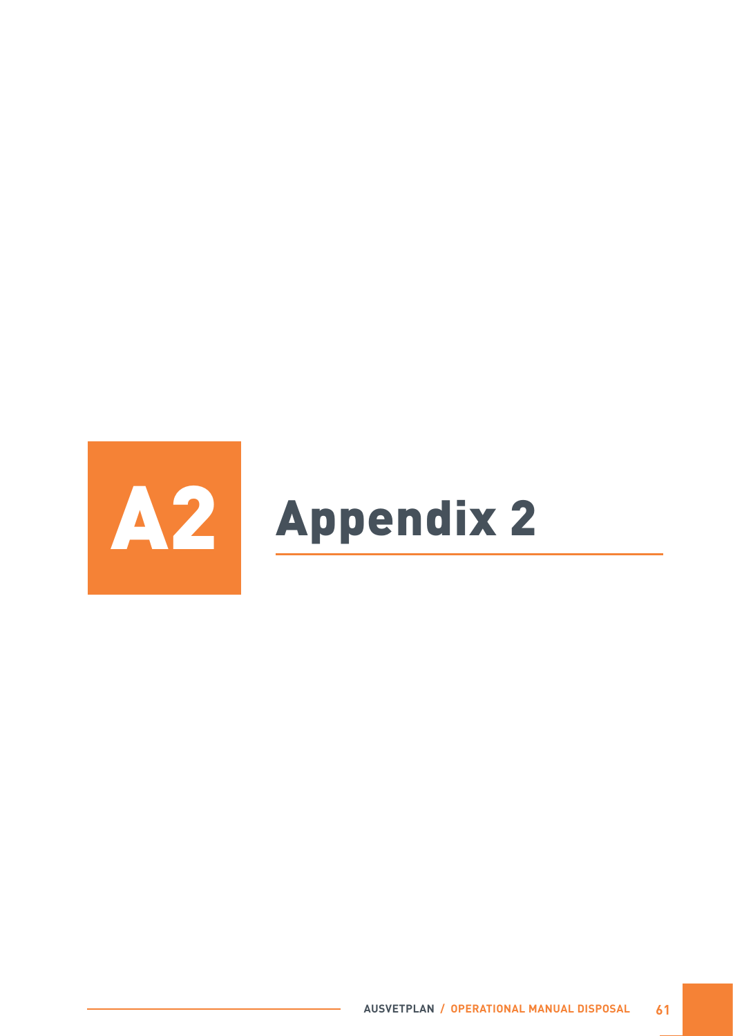# A2 Appendix 2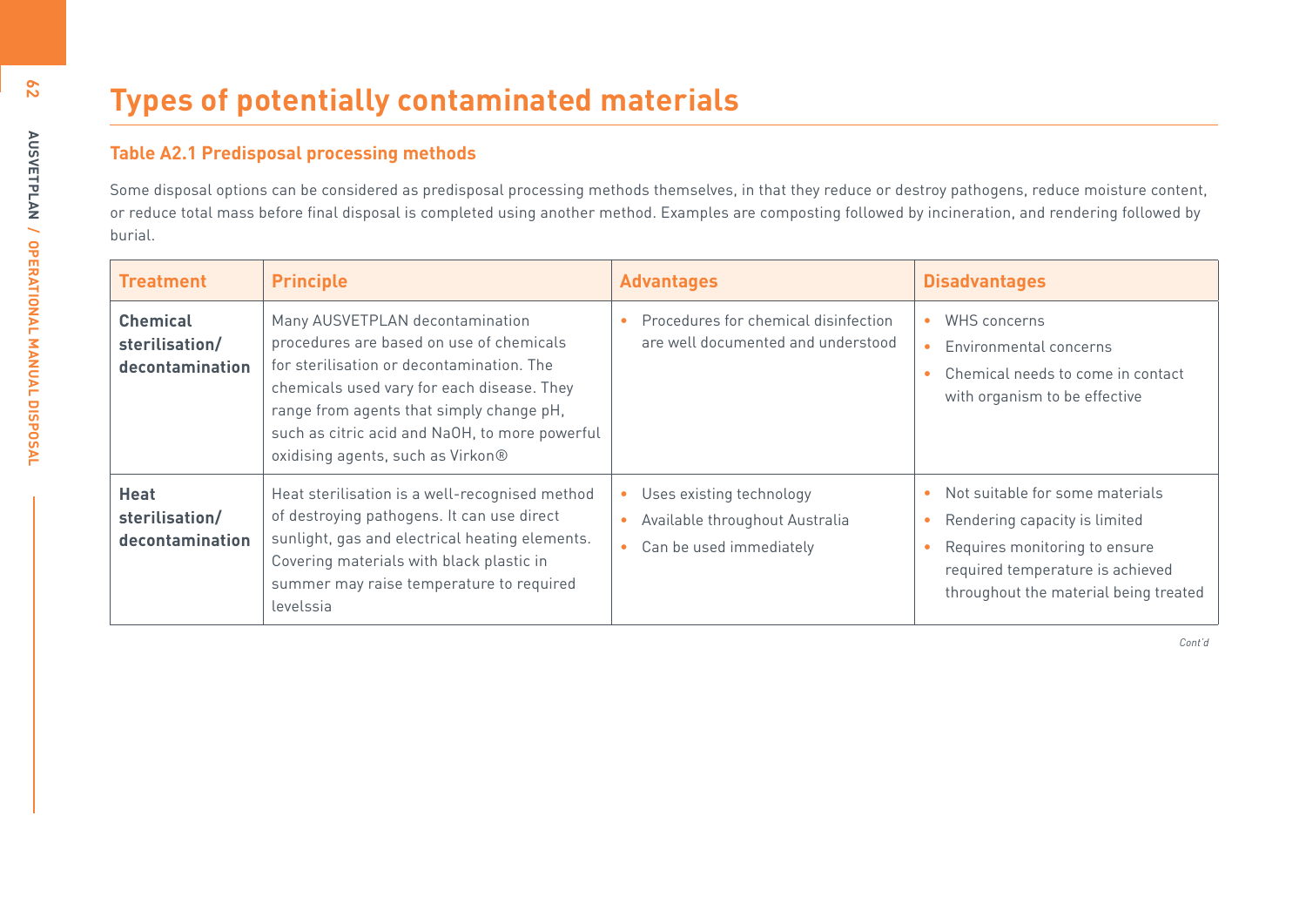# Types of potentially contaminated materials

## Table A2.1 Predisposal processing methods

Some disposal options can be considered as predisposal processing methods themselves, in that they reduce or destroy pathogens, reduce moisture content, or reduce total mass before final disposal is completed using another method. Examples are composting followed by incineration, and rendering followed by burial.

| Treatment | Principle | Advantages | Disadvantages |
|---|---|---|---|
| **Chemical sterilisation/ decontamination** | Many AUSVETPLAN decontamination procedures are based on use of chemicals for sterilisation or decontamination. The chemicals used vary for each disease. They range from agents that simply change pH, such as citric acid and NaOH, to more powerful oxidising agents, such as Virkon® | • Procedures for chemical disinfection are well documented and understood | • WHS concerns<br>• Environmental concerns<br>• Chemical needs to come in contact with organism to be effective |
| **Heat sterilisation/ decontamination** | Heat sterilisation is a well-recognised method of destroying pathogens. It can use direct sunlight, gas and electrical heating elements. Covering materials with black plastic in summer may raise temperature to required levelssia | • Uses existing technology<br>• Available throughout Australia<br>• Can be used immediately | • Not suitable for some materials<br>• Rendering capacity is limited<br>• Requires monitoring to ensure required temperature is achieved throughout the material being treated |

*Cont'd*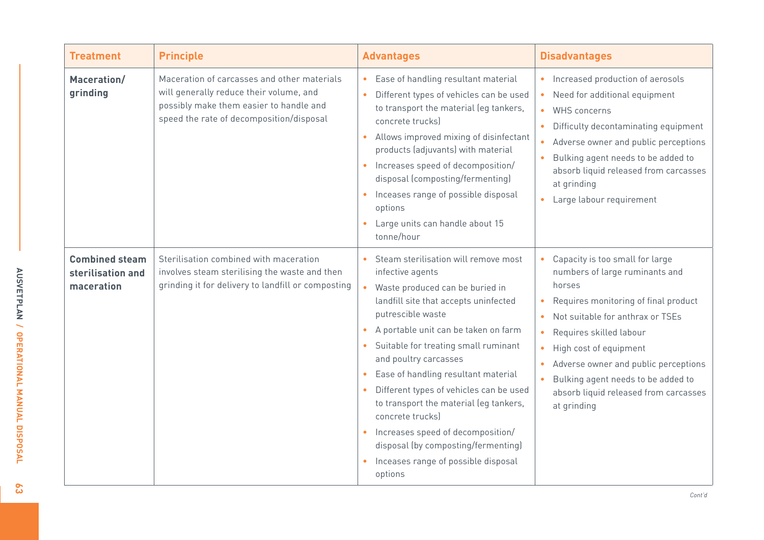| Treatment | Principle | Advantages | Disadvantages |
|---|---|---|---|
| **Maceration/ grinding** | Maceration of carcasses and other materials will generally reduce their volume, and possibly make them easier to handle and speed the rate of decomposition/disposal | • Ease of handling resultant material<br>• Different types of vehicles can be used to transport the material (eg tankers, concrete trucks)<br>• Allows improved mixing of disinfectant products (adjuvants) with material<br>• Increases speed of decomposition/ disposal (composting/fermenting)<br>• Inceases range of possible disposal options<br>• Large units can handle about 15 tonne/hour | • Increased production of aerosols<br>• Need for additional equipment<br>• WHS concerns<br>• Difficulty decontaminating equipment<br>• Adverse owner and public perceptions<br>• Bulking agent needs to be added to absorb liquid released from carcasses at grinding<br>• Large labour requirement |
| **Combined steam sterilisation and maceration** | Sterilisation combined with maceration involves steam sterilising the waste and then grinding it for delivery to landfill or composting | • Steam sterilisation will remove most infective agents<br>• Waste produced can be buried in landfill site that accepts uninfected putrescible waste<br>• A portable unit can be taken on farm<br>• Suitable for treating small ruminant and poultry carcasses<br>• Ease of handling resultant material<br>• Different types of vehicles can be used to transport the material (eg tankers, concrete trucks)<br>• Increases speed of decomposition/ disposal (by composting/fermenting)<br>• Inceases range of possible disposal options | • Capacity is too small for large numbers of large ruminants and horses<br>• Requires monitoring of final product<br>• Not suitable for anthrax or TSEs<br>• Requires skilled labour<br>• High cost of equipment<br>• Adverse owner and public perceptions<br>• Bulking agent needs to be added to absorb liquid released from carcasses at grinding |

*Cont'd*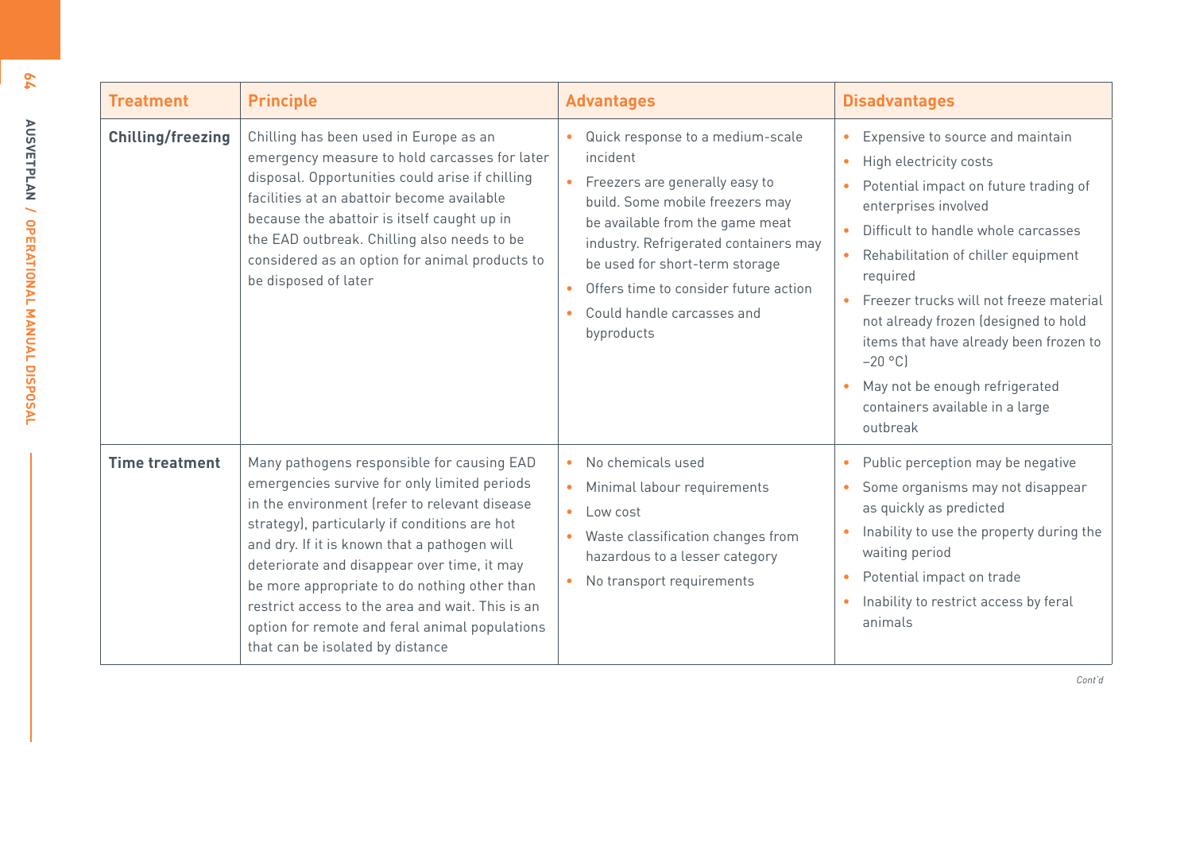| Treatment | Principle | Advantages | Disadvantages |
|---|---|---|---|
| **Chilling/freezing** | Chilling has been used in Europe as an emergency measure to hold carcasses for later disposal. Opportunities could arise if chilling facilities at an abattoir become available because the abattoir is itself caught up in the EAD outbreak. Chilling also needs to be considered as an option for animal products to be disposed of later | • Quick response to a medium-scale incident<br>• Freezers are generally easy to build. Some mobile freezers may be available from the game meat industry. Refrigerated containers may be used for short-term storage<br>• Offers time to consider future action<br>• Could handle carcasses and byproducts | • Expensive to source and maintain<br>• High electricity costs<br>• Potential impact on future trading of enterprises involved<br>• Difficult to handle whole carcasses<br>• Rehabilitation of chiller equipment required<br>• Freezer trucks will not freeze material not already frozen (designed to hold items that have already been frozen to −20 °C)<br>• May not be enough refrigerated containers available in a large outbreak |
| **Time treatment** | Many pathogens responsible for causing EAD emergencies survive for only limited periods in the environment (refer to relevant disease strategy), particularly if conditions are hot and dry. If it is known that a pathogen will deteriorate and disappear over time, it may be more appropriate to do nothing other than restrict access to the area and wait. This is an option for remote and feral animal populations that can be isolated by distance | • No chemicals used<br>• Minimal labour requirements<br>• Low cost<br>• Waste classification changes from hazardous to a lesser category<br>• No transport requirements | • Public perception may be negative<br>• Some organisms may not disappear as quickly as predicted<br>• Inability to use the property during the waiting period<br>• Potential impact on trade<br>• Inability to restrict access by feral animals |

*Cont'd*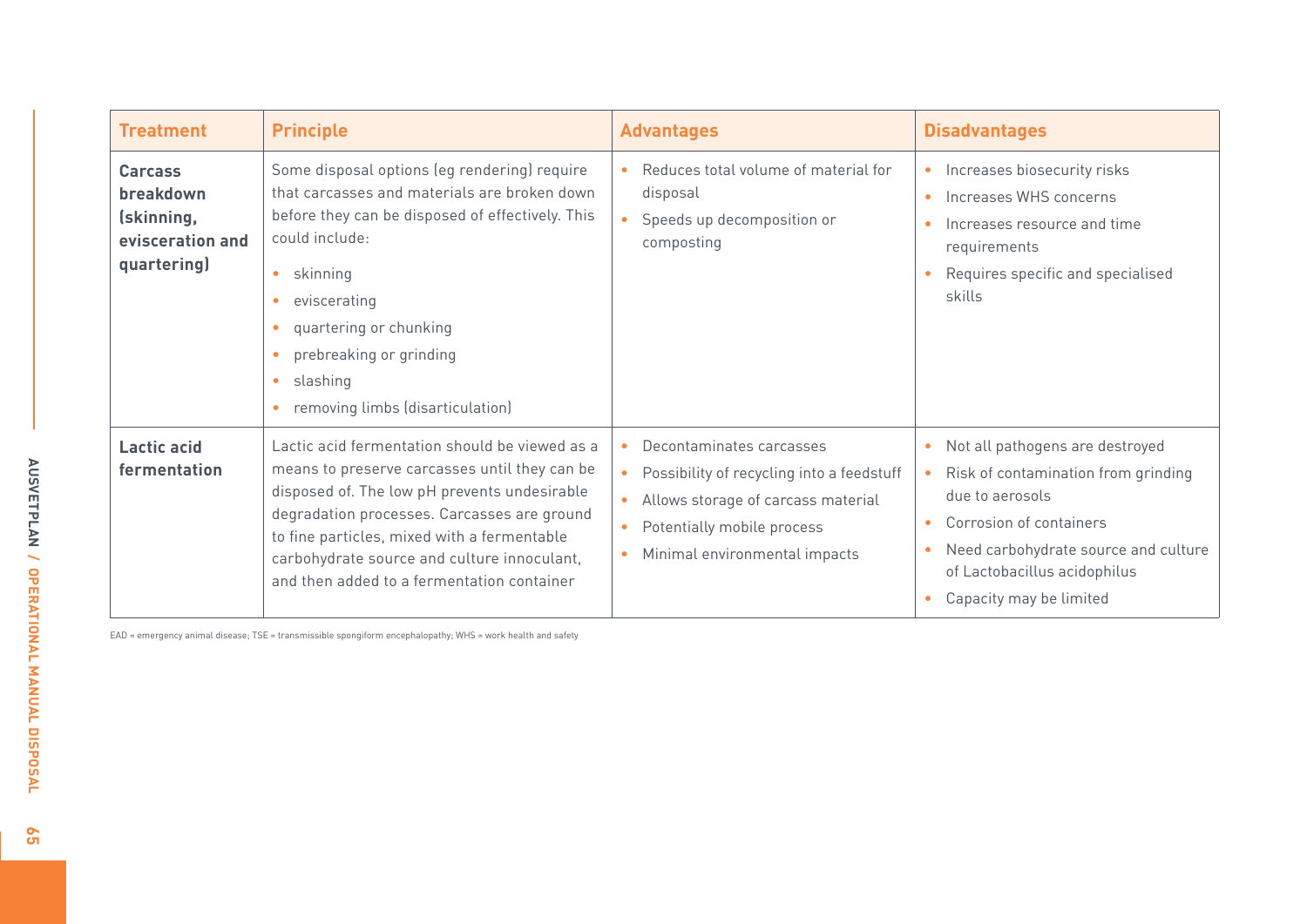| Treatment | Principle | Advantages | Disadvantages |
|---|---|---|---|
| **Carcass breakdown (skinning, evisceration and quartering)** | Some disposal options (eg rendering) require that carcasses and materials are broken down before they can be disposed of effectively. This could include:<br>• skinning<br>• eviscerating<br>• quartering or chunking<br>• prebreaking or grinding<br>• slashing<br>• removing limbs (disarticulation) | • Reduces total volume of material for disposal<br>• Speeds up decomposition or composting | • Increases biosecurity risks<br>• Increases WHS concerns<br>• Increases resource and time requirements<br>• Requires specific and specialised skills |
| **Lactic acid fermentation** | Lactic acid fermentation should be viewed as a means to preserve carcasses until they can be disposed of. The low pH prevents undesirable degradation processes. Carcasses are ground to fine particles, mixed with a fermentable carbohydrate source and culture innoculant, and then added to a fermentation container | • Decontaminates carcasses<br>• Possibility of recycling into a feedstuff<br>• Allows storage of carcass material<br>• Potentially mobile process<br>• Minimal environmental impacts | • Not all pathogens are destroyed<br>• Risk of contamination from grinding due to aerosols<br>• Corrosion of containers<br>• Need carbohydrate source and culture of Lactobacillus acidophilus<br>• Capacity may be limited |

EAD = emergency animal disease; TSE = transmissible spongiform encephalopathy; WHS = work health and safety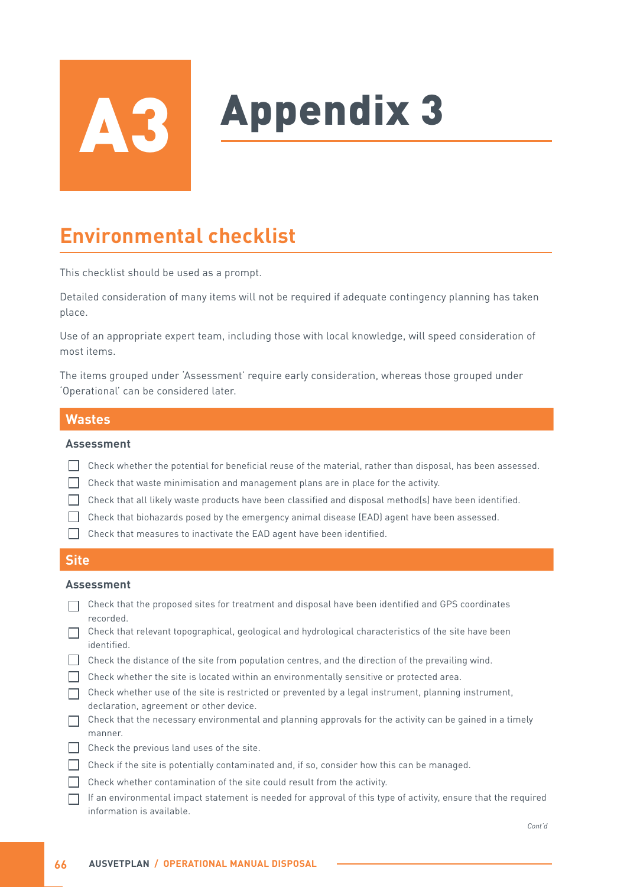# A3 Appendix 3

## Environmental checklist

This checklist should be used as a prompt.

Detailed consideration of many items will not be required if adequate contingency planning has taken place.

Use of an appropriate expert team, including those with local knowledge, will speed consideration of most items.

The items grouped under 'Assessment' require early consideration, whereas those grouped under 'Operational' can be considered later.

### Wastes

#### Assessment

- [ ] Check whether the potential for beneficial reuse of the material, rather than disposal, has been assessed.
- [ ] Check that waste minimisation and management plans are in place for the activity.
- [ ] Check that all likely waste products have been classified and disposal method(s) have been identified.
- [ ] Check that biohazards posed by the emergency animal disease (EAD) agent have been assessed.
- [ ] Check that measures to inactivate the EAD agent have been identified.

### Site

#### Assessment

- [ ] Check that the proposed sites for treatment and disposal have been identified and GPS coordinates recorded.
- [ ] Check that relevant topographical, geological and hydrological characteristics of the site have been identified.
- [ ] Check the distance of the site from population centres, and the direction of the prevailing wind.
- [ ] Check whether the site is located within an environmentally sensitive or protected area.
- [ ] Check whether use of the site is restricted or prevented by a legal instrument, planning instrument, declaration, agreement or other device.
- [ ] Check that the necessary environmental and planning approvals for the activity can be gained in a timely manner.
- [ ] Check the previous land uses of the site.
- [ ] Check if the site is potentially contaminated and, if so, consider how this can be managed.
- [ ] Check whether contamination of the site could result from the activity.
- [ ] If an environmental impact statement is needed for approval of this type of activity, ensure that the required information is available.

*Cont'd*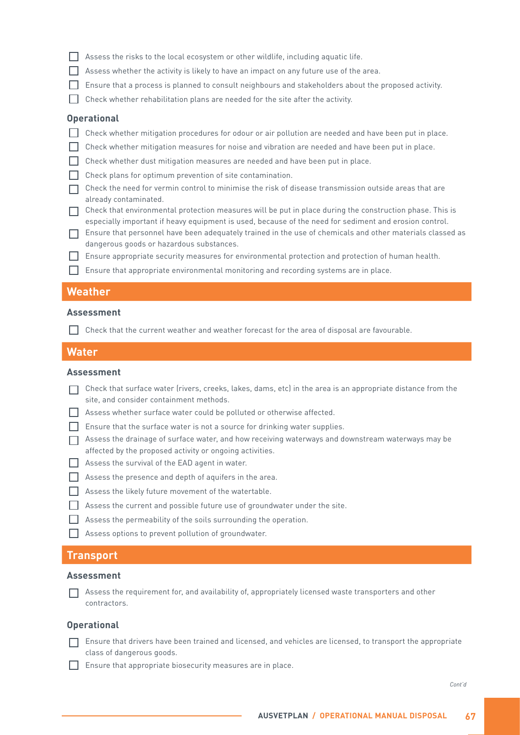- [ ] Assess the risks to the local ecosystem or other wildlife, including aquatic life.
- [ ] Assess whether the activity is likely to have an impact on any future use of the area.
- [ ] Ensure that a process is planned to consult neighbours and stakeholders about the proposed activity.
- [ ] Check whether rehabilitation plans are needed for the site after the activity.

### Operational

- [ ] Check whether mitigation procedures for odour or air pollution are needed and have been put in place.
- [ ] Check whether mitigation measures for noise and vibration are needed and have been put in place.
- [ ] Check whether dust mitigation measures are needed and have been put in place.
- [ ] Check plans for optimum prevention of site contamination.
- [ ] Check the need for vermin control to minimise the risk of disease transmission outside areas that are already contaminated.
- [ ] Check that environmental protection measures will be put in place during the construction phase. This is especially important if heavy equipment is used, because of the need for sediment and erosion control.
- [ ] Ensure that personnel have been adequately trained in the use of chemicals and other materials classed as dangerous goods or hazardous substances.
- [ ] Ensure appropriate security measures for environmental protection and protection of human health.
- [ ] Ensure that appropriate environmental monitoring and recording systems are in place.

## Weather

### Assessment

- [ ] Check that the current weather and weather forecast for the area of disposal are favourable.

## Water

### Assessment

- [ ] Check that surface water (rivers, creeks, lakes, dams, etc) in the area is an appropriate distance from the site, and consider containment methods.
- [ ] Assess whether surface water could be polluted or otherwise affected.
- [ ] Ensure that the surface water is not a source for drinking water supplies.
- [ ] Assess the drainage of surface water, and how receiving waterways and downstream waterways may be affected by the proposed activity or ongoing activities.
- [ ] Assess the survival of the EAD agent in water.
- [ ] Assess the presence and depth of aquifers in the area.
- [ ] Assess the likely future movement of the watertable.
- [ ] Assess the current and possible future use of groundwater under the site.
- [ ] Assess the permeability of the soils surrounding the operation.
- [ ] Assess options to prevent pollution of groundwater.

## Transport

### Assessment

- [ ] Assess the requirement for, and availability of, appropriately licensed waste transporters and other contractors.

### Operational

- [ ] Ensure that drivers have been trained and licensed, and vehicles are licensed, to transport the appropriate class of dangerous goods.
- [ ] Ensure that appropriate biosecurity measures are in place.

*Cont'd*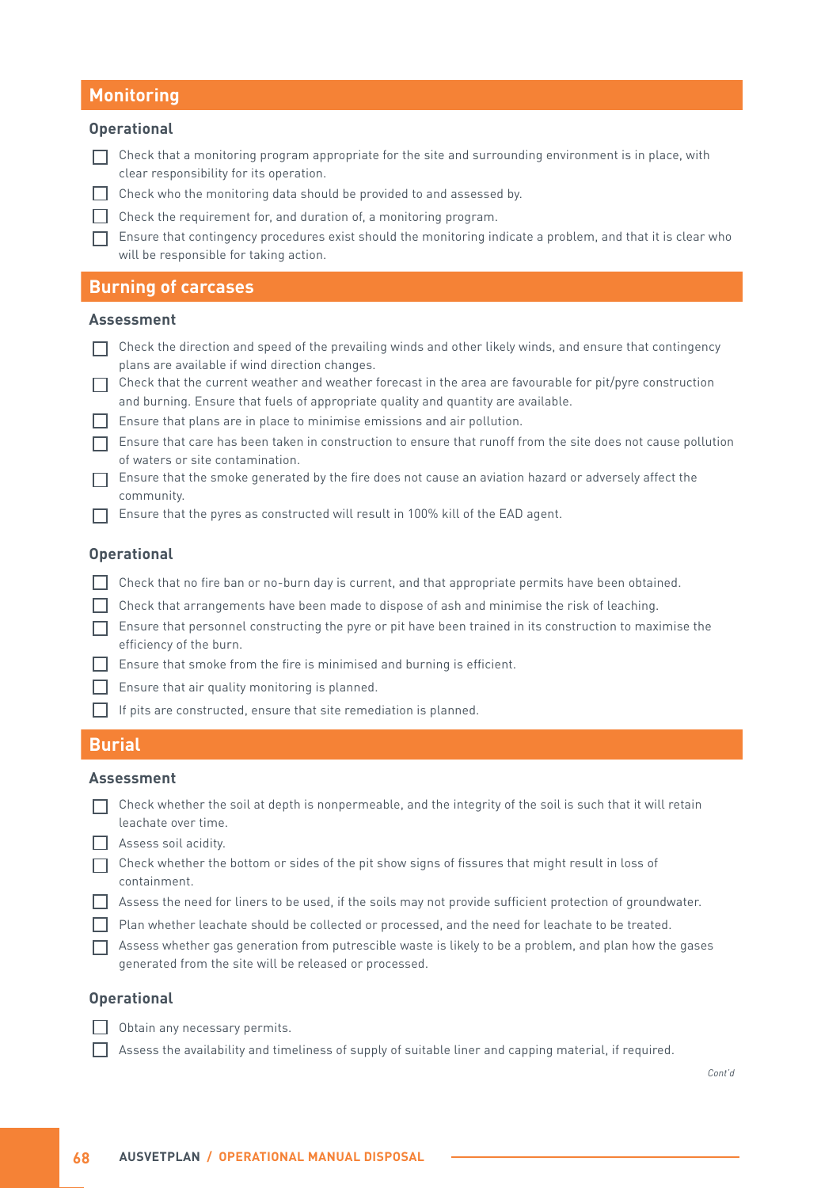## Monitoring

### Operational

- [ ] Check that a monitoring program appropriate for the site and surrounding environment is in place, with clear responsibility for its operation.
- [ ] Check who the monitoring data should be provided to and assessed by.
- [ ] Check the requirement for, and duration of, a monitoring program.
- [ ] Ensure that contingency procedures exist should the monitoring indicate a problem, and that it is clear who will be responsible for taking action.

## Burning of carcases

### Assessment

- [ ] Check the direction and speed of the prevailing winds and other likely winds, and ensure that contingency plans are available if wind direction changes.
- [ ] Check that the current weather and weather forecast in the area are favourable for pit/pyre construction and burning. Ensure that fuels of appropriate quality and quantity are available.
- [ ] Ensure that plans are in place to minimise emissions and air pollution.
- [ ] Ensure that care has been taken in construction to ensure that runoff from the site does not cause pollution of waters or site contamination.
- [ ] Ensure that the smoke generated by the fire does not cause an aviation hazard or adversely affect the community.
- [ ] Ensure that the pyres as constructed will result in 100% kill of the EAD agent.

### Operational

- [ ] Check that no fire ban or no-burn day is current, and that appropriate permits have been obtained.
- [ ] Check that arrangements have been made to dispose of ash and minimise the risk of leaching.
- [ ] Ensure that personnel constructing the pyre or pit have been trained in its construction to maximise the efficiency of the burn.
- [ ] Ensure that smoke from the fire is minimised and burning is efficient.
- [ ] Ensure that air quality monitoring is planned.
- [ ] If pits are constructed, ensure that site remediation is planned.

## Burial

### Assessment

- [ ] Check whether the soil at depth is nonpermeable, and the integrity of the soil is such that it will retain leachate over time.
- [ ] Assess soil acidity.
- [ ] Check whether the bottom or sides of the pit show signs of fissures that might result in loss of containment.
- [ ] Assess the need for liners to be used, if the soils may not provide sufficient protection of groundwater.
- [ ] Plan whether leachate should be collected or processed, and the need for leachate to be treated.
- [ ] Assess whether gas generation from putrescible waste is likely to be a problem, and plan how the gases generated from the site will be released or processed.

### Operational

- [ ] Obtain any necessary permits.
- [ ] Assess the availability and timeliness of supply of suitable liner and capping material, if required.

*Cont'd*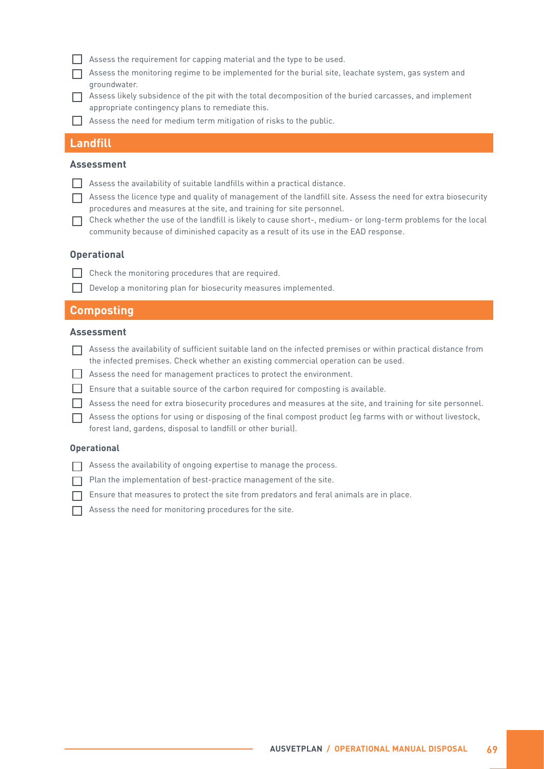- [ ] Assess the requirement for capping material and the type to be used.
- [ ] Assess the monitoring regime to be implemented for the burial site, leachate system, gas system and groundwater.
- [ ] Assess likely subsidence of the pit with the total decomposition of the buried carcasses, and implement appropriate contingency plans to remediate this.
- [ ] Assess the need for medium term mitigation of risks to the public.

## Landfill

### Assessment

- [ ] Assess the availability of suitable landfills within a practical distance.
- [ ] Assess the licence type and quality of management of the landfill site. Assess the need for extra biosecurity procedures and measures at the site, and training for site personnel.
- [ ] Check whether the use of the landfill is likely to cause short-, medium- or long-term problems for the local community because of diminished capacity as a result of its use in the EAD response.

### Operational

- [ ] Check the monitoring procedures that are required.
- [ ] Develop a monitoring plan for biosecurity measures implemented.

## Composting

### Assessment

- [ ] Assess the availability of sufficient suitable land on the infected premises or within practical distance from the infected premises. Check whether an existing commercial operation can be used.
- [ ] Assess the need for management practices to protect the environment.
- [ ] Ensure that a suitable source of the carbon required for composting is available.
- [ ] Assess the need for extra biosecurity procedures and measures at the site, and training for site personnel.
- [ ] Assess the options for using or disposing of the final compost product (eg farms with or without livestock, forest land, gardens, disposal to landfill or other burial).

### Operational

- [ ] Assess the availability of ongoing expertise to manage the process.
- [ ] Plan the implementation of best-practice management of the site.
- [ ] Ensure that measures to protect the site from predators and feral animals are in place.
- [ ] Assess the need for monitoring procedures for the site.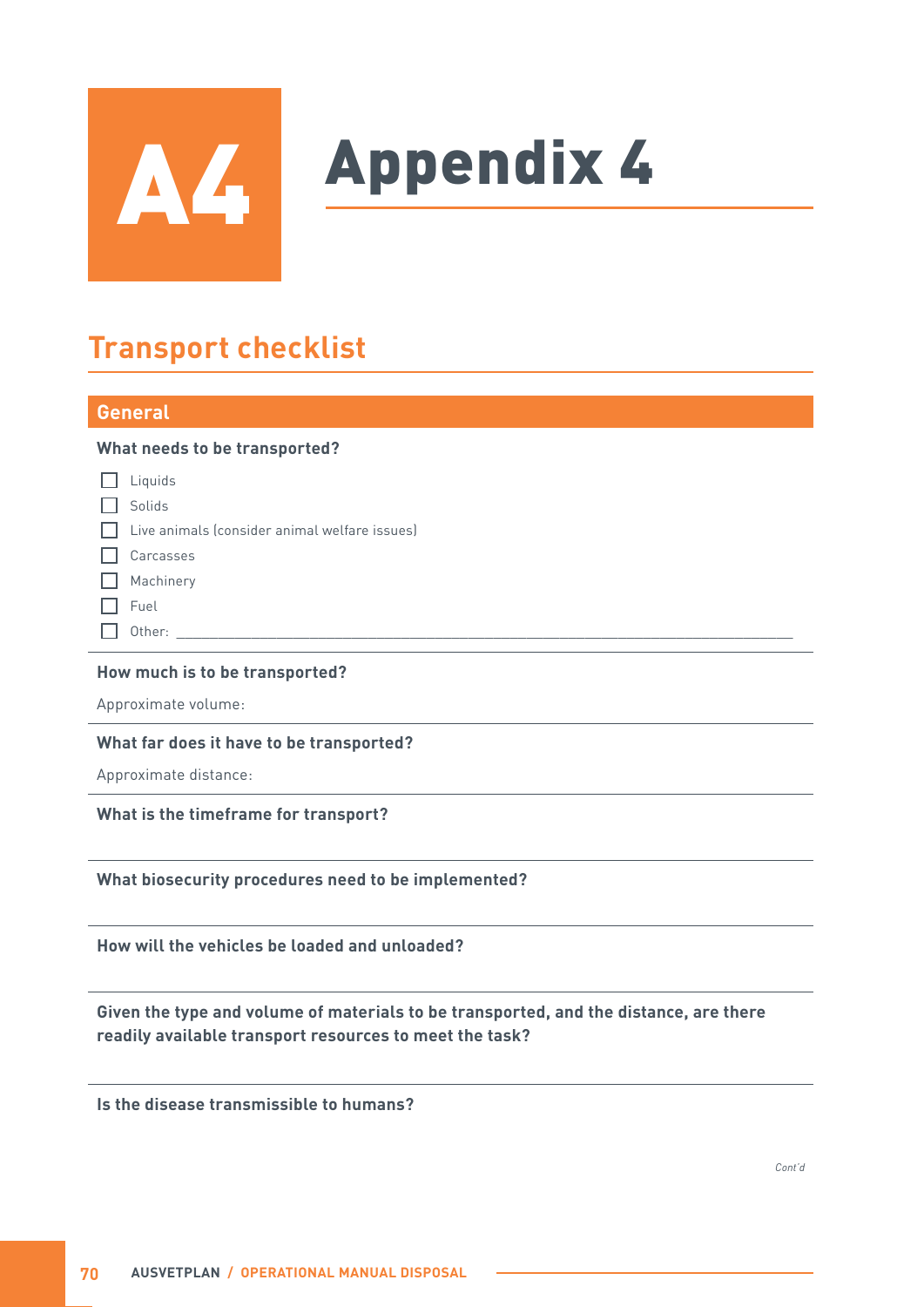# A4 Appendix 4

## Transport checklist

### General

**What needs to be transported?**

- [ ] Liquids
- [ ] Solids
- [ ] Live animals (consider animal welfare issues)
- [ ] Carcasses
- [ ] Machinery
- [ ] Fuel
- [ ] Other: ______________________________

**How much is to be transported?**

Approximate volume:

**What far does it have to be transported?**

Approximate distance:

**What is the timeframe for transport?**

**What biosecurity procedures need to be implemented?**

**How will the vehicles be loaded and unloaded?**

**Given the type and volume of materials to be transported, and the distance, are there readily available transport resources to meet the task?**

**Is the disease transmissible to humans?**

*Cont'd*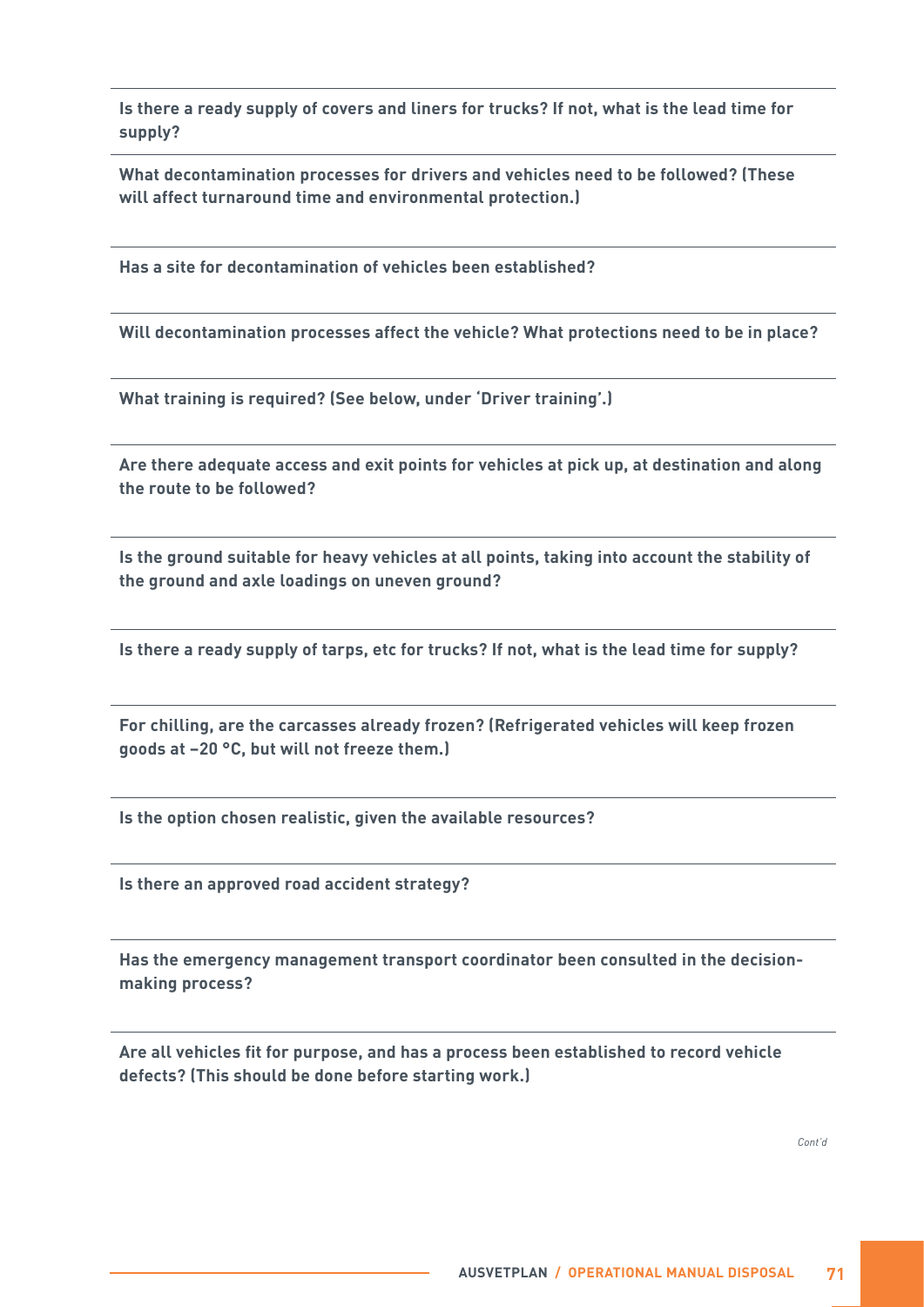| |
|---|
| **Is there a ready supply of covers and liners for trucks? If not, what is the lead time for supply?** |
| **What decontamination processes for drivers and vehicles need to be followed? (These will affect turnaround time and environmental protection.)** |
| **Has a site for decontamination of vehicles been established?** |
| **Will decontamination processes affect the vehicle? What protections need to be in place?** |
| **What training is required? (See below, under 'Driver training'.)** |
| **Are there adequate access and exit points for vehicles at pick up, at destination and along the route to be followed?** |
| **Is the ground suitable for heavy vehicles at all points, taking into account the stability of the ground and axle loadings on uneven ground?** |
| **Is there a ready supply of tarps, etc for trucks? If not, what is the lead time for supply?** |
| **For chilling, are the carcasses already frozen? (Refrigerated vehicles will keep frozen goods at –20 °C, but will not freeze them.)** |
| **Is the option chosen realistic, given the available resources?** |
| **Is there an approved road accident strategy?** |
| **Has the emergency management transport coordinator been consulted in the decision-making process?** |
| **Are all vehicles fit for purpose, and has a process been established to record vehicle defects? (This should be done before starting work.)** |

*Cont'd*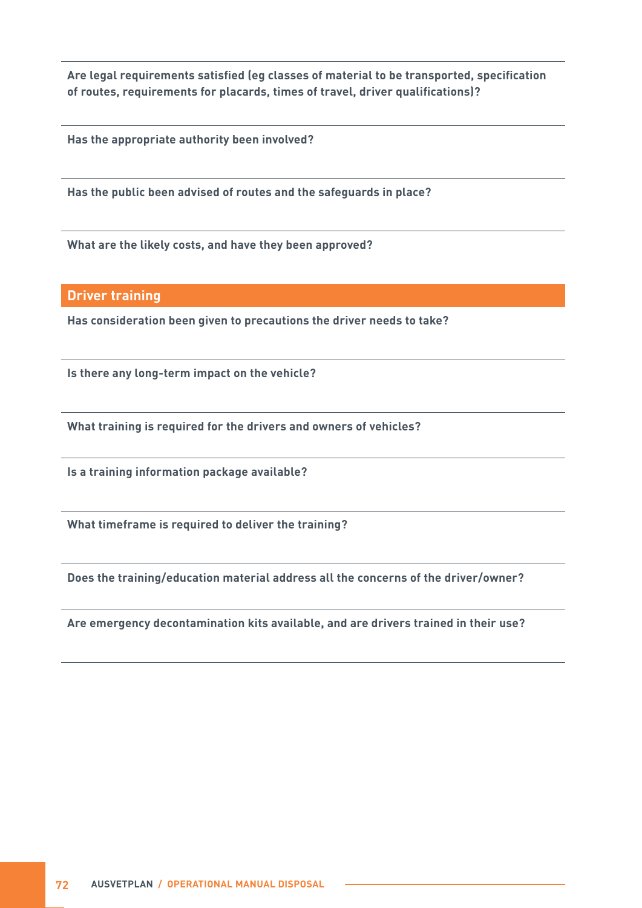**Are legal requirements satisfied (eg classes of material to be transported, specification of routes, requirements for placards, times of travel, driver qualifications)?**

**Has the appropriate authority been involved?**

**Has the public been advised of routes and the safeguards in place?**

**What are the likely costs, and have they been approved?**

## Driver training

**Has consideration been given to precautions the driver needs to take?**

**Is there any long-term impact on the vehicle?**

**What training is required for the drivers and owners of vehicles?**

**Is a training information package available?**

**What timeframe is required to deliver the training?**

**Does the training/education material address all the concerns of the driver/owner?**

**Are emergency decontamination kits available, and are drivers trained in their use?**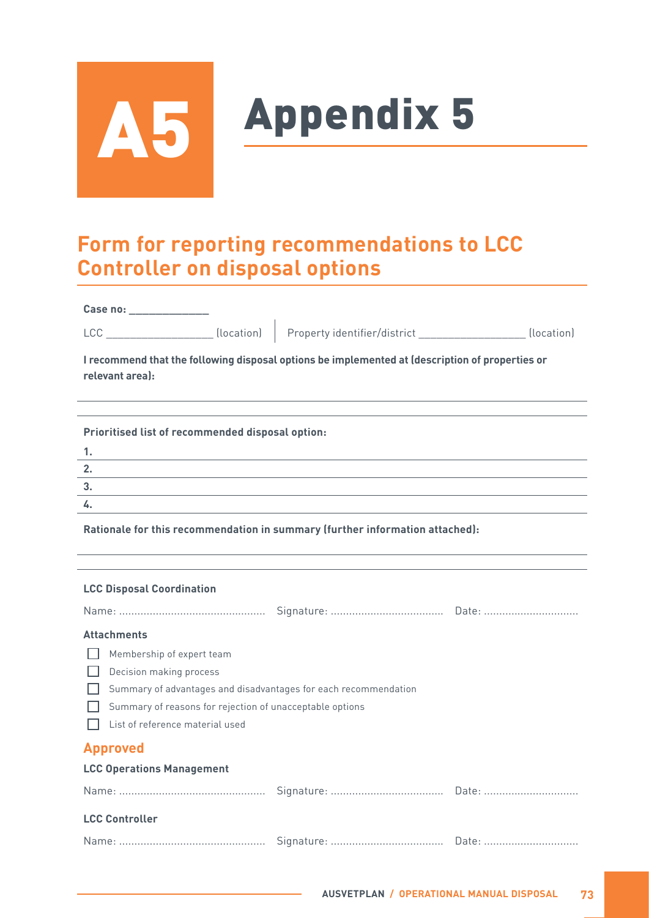# A5 Appendix 5

## Form for reporting recommendations to LCC Controller on disposal options

**Case no: ______________**

LCC ___________________ (location) | Property identifier/district ___________________ (location)

**I recommend that the following disposal options be implemented at (description of properties or relevant area):**

---

---

**Prioritised list of recommended disposal option:**

**1.**

**2.**

**3.**

**4.**

**Rationale for this recommendation in summary (further information attached):**

---

---

**LCC Disposal Coordination**

Name: ................................................ Signature: ..................................... Date: ...............................

**Attachments**

- [ ] Membership of expert team
- [ ] Decision making process
- [ ] Summary of advantages and disadvantages for each recommendation
- [ ] Summary of reasons for rejection of unacceptable options
- [ ] List of reference material used

### Approved

**LCC Operations Management**

Name: ................................................ Signature: ..................................... Date: ...............................

**LCC Controller**

Name: ................................................ Signature: ..................................... Date: ...............................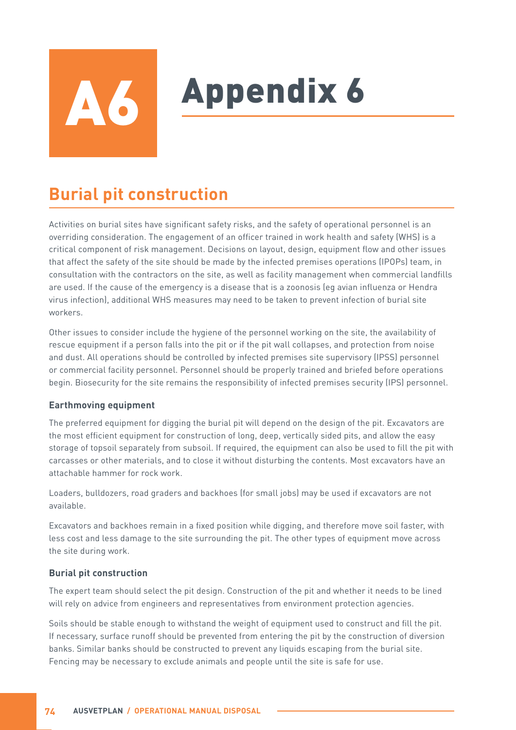# A6 Appendix 6

## Burial pit construction

Activities on burial sites have significant safety risks, and the safety of operational personnel is an overriding consideration. The engagement of an officer trained in work health and safety (WHS) is a critical component of risk management. Decisions on layout, design, equipment flow and other issues that affect the safety of the site should be made by the infected premises operations (IPOPs) team, in consultation with the contractors on the site, as well as facility management when commercial landfills are used. If the cause of the emergency is a disease that is a zoonosis (eg avian influenza or Hendra virus infection), additional WHS measures may need to be taken to prevent infection of burial site workers.

Other issues to consider include the hygiene of the personnel working on the site, the availability of rescue equipment if a person falls into the pit or if the pit wall collapses, and protection from noise and dust. All operations should be controlled by infected premises site supervisory (IPSS) personnel or commercial facility personnel. Personnel should be properly trained and briefed before operations begin. Biosecurity for the site remains the responsibility of infected premises security (IPS) personnel.

#### Earthmoving equipment

The preferred equipment for digging the burial pit will depend on the design of the pit. Excavators are the most efficient equipment for construction of long, deep, vertically sided pits, and allow the easy storage of topsoil separately from subsoil. If required, the equipment can also be used to fill the pit with carcasses or other materials, and to close it without disturbing the contents. Most excavators have an attachable hammer for rock work.

Loaders, bulldozers, road graders and backhoes (for small jobs) may be used if excavators are not available.

Excavators and backhoes remain in a fixed position while digging, and therefore move soil faster, with less cost and less damage to the site surrounding the pit. The other types of equipment move across the site during work.

#### Burial pit construction

The expert team should select the pit design. Construction of the pit and whether it needs to be lined will rely on advice from engineers and representatives from environment protection agencies.

Soils should be stable enough to withstand the weight of equipment used to construct and fill the pit. If necessary, surface runoff should be prevented from entering the pit by the construction of diversion banks. Similar banks should be constructed to prevent any liquids escaping from the burial site. Fencing may be necessary to exclude animals and people until the site is safe for use.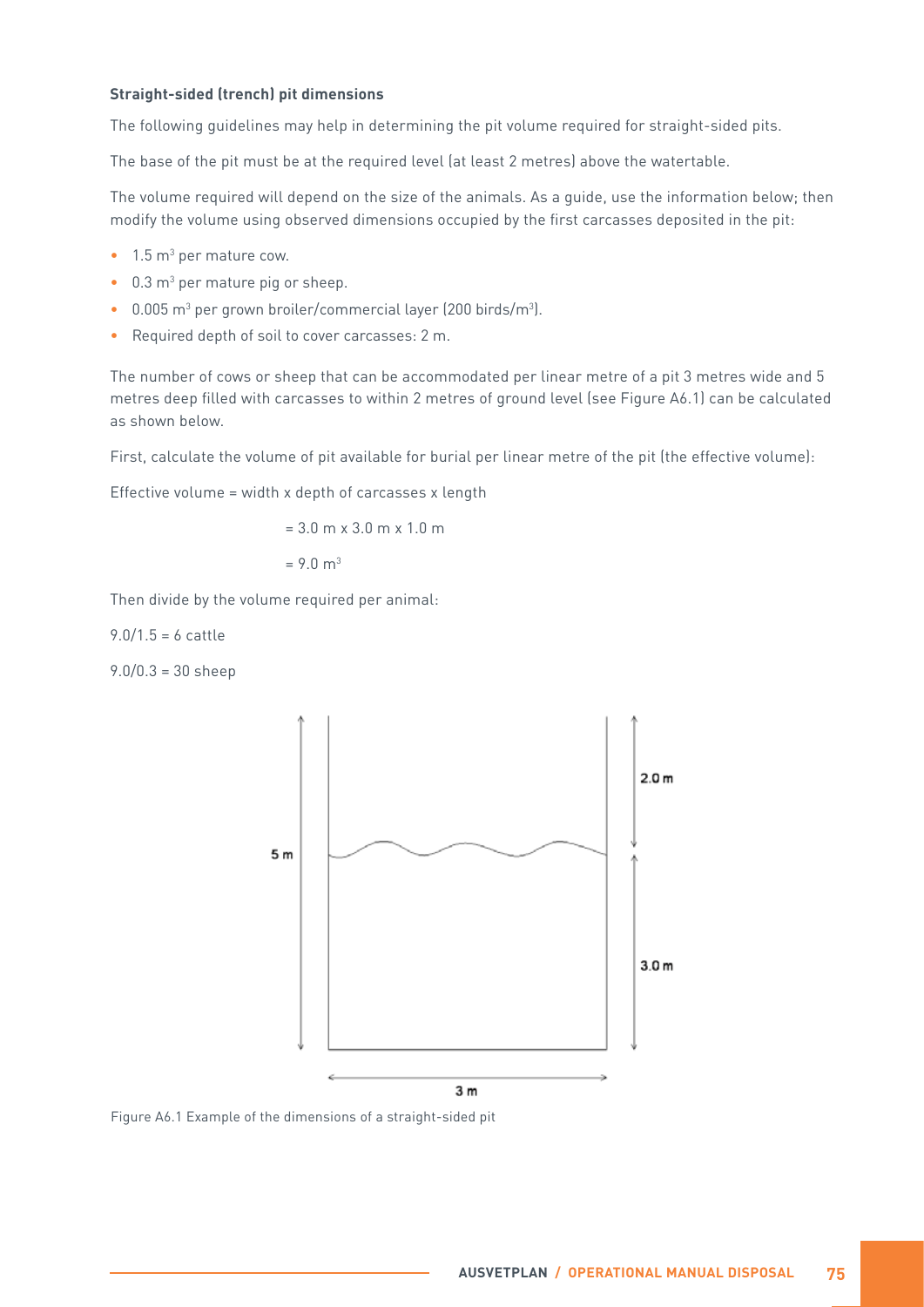**Straight-sided (trench) pit dimensions**

The following guidelines may help in determining the pit volume required for straight-sided pits.

The base of the pit must be at the required level (at least 2 metres) above the watertable.

The volume required will depend on the size of the animals. As a guide, use the information below; then modify the volume using observed dimensions occupied by the first carcasses deposited in the pit:

- 1.5 $m^3$ per mature cow.
- 0.3 $m^3$ per mature pig or sheep.
- 0.005 $m^3$ per grown broiler/commercial layer (200 birds/$m^3$).
- Required depth of soil to cover carcasses: 2 m.

The number of cows or sheep that can be accommodated per linear metre of a pit 3 metres wide and 5 metres deep filled with carcasses to within 2 metres of ground level (see Figure A6.1) can be calculated as shown below.

First, calculate the volume of pit available for burial per linear metre of the pit (the effective volume):

Effective volume = width x depth of carcasses x length

= 3.0 m x 3.0 m x 1.0 m

= 9.0 $m^3$

Then divide by the volume required per animal:

9.0/1.5 = 6 cattle

9.0/0.3 = 30 sheep

Figure A6.1 Example of the dimensions of a straight-sided pit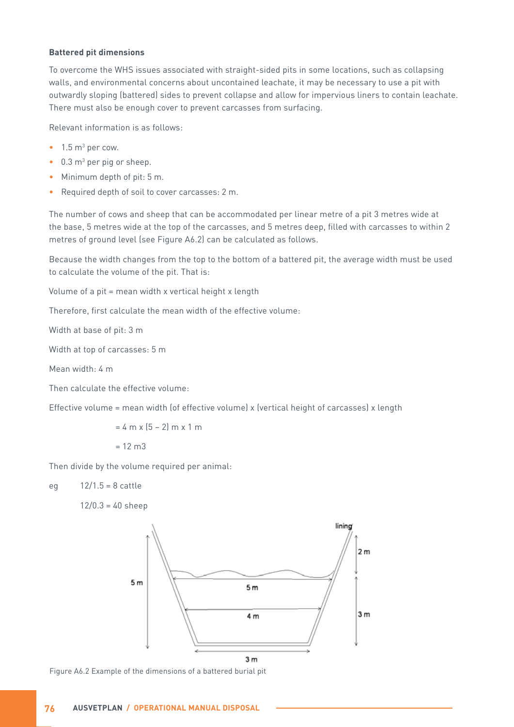**Battered pit dimensions**

To overcome the WHS issues associated with straight-sided pits in some locations, such as collapsing walls, and environmental concerns about uncontained leachate, it may be necessary to use a pit with outwardly sloping (battered) sides to prevent collapse and allow for impervious liners to contain leachate. There must also be enough cover to prevent carcasses from surfacing.

Relevant information is as follows:

- 1.5 m$^3$ per cow.
- 0.3 m$^3$ per pig or sheep.
- Minimum depth of pit: 5 m.
- Required depth of soil to cover carcasses: 2 m.

The number of cows and sheep that can be accommodated per linear metre of a pit 3 metres wide at the base, 5 metres wide at the top of the carcasses, and 5 metres deep, filled with carcasses to within 2 metres of ground level (see Figure A6.2) can be calculated as follows.

Because the width changes from the top to the bottom of a battered pit, the average width must be used to calculate the volume of the pit. That is:

Volume of a pit = mean width x vertical height x length

Therefore, first calculate the mean width of the effective volume:

Width at base of pit: 3 m

Width at top of carcasses: 5 m

Mean width: 4 m

Then calculate the effective volume:

Effective volume = mean width (of effective volume) x (vertical height of carcasses) x length

= 4 m x (5 – 2) m x 1 m

= 12 m3

Then divide by the volume required per animal:

eg 12/1.5 = 8 cattle

12/0.3 = 40 sheep

Figure A6.2 Example of the dimensions of a battered burial pit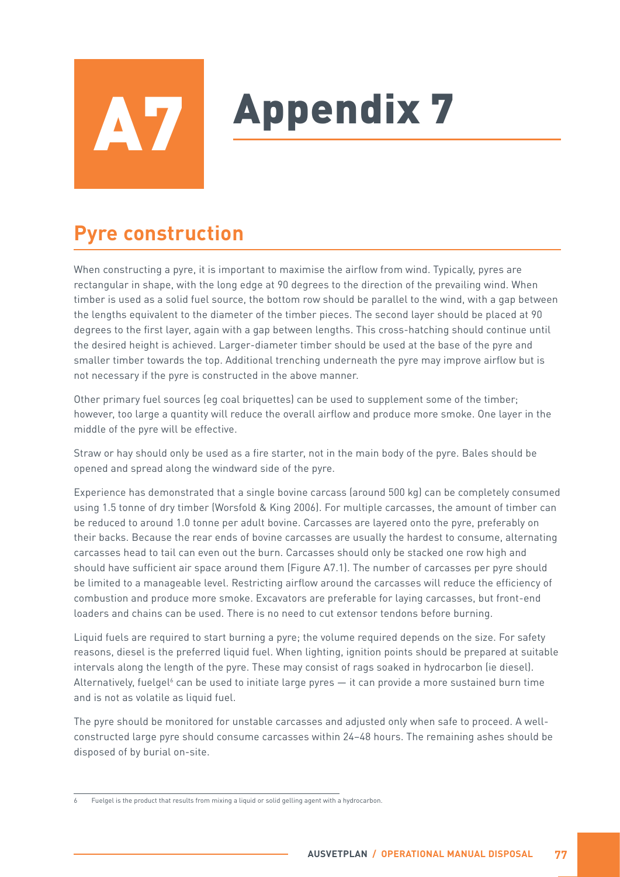# A7 Appendix 7

## Pyre construction

When constructing a pyre, it is important to maximise the airflow from wind. Typically, pyres are rectangular in shape, with the long edge at 90 degrees to the direction of the prevailing wind. When timber is used as a solid fuel source, the bottom row should be parallel to the wind, with a gap between the lengths equivalent to the diameter of the timber pieces. The second layer should be placed at 90 degrees to the first layer, again with a gap between lengths. This cross-hatching should continue until the desired height is achieved. Larger-diameter timber should be used at the base of the pyre and smaller timber towards the top. Additional trenching underneath the pyre may improve airflow but is not necessary if the pyre is constructed in the above manner.

Other primary fuel sources (eg coal briquettes) can be used to supplement some of the timber; however, too large a quantity will reduce the overall airflow and produce more smoke. One layer in the middle of the pyre will be effective.

Straw or hay should only be used as a fire starter, not in the main body of the pyre. Bales should be opened and spread along the windward side of the pyre.

Experience has demonstrated that a single bovine carcass (around 500 kg) can be completely consumed using 1.5 tonne of dry timber (Worsfold & King 2006). For multiple carcasses, the amount of timber can be reduced to around 1.0 tonne per adult bovine. Carcasses are layered onto the pyre, preferably on their backs. Because the rear ends of bovine carcasses are usually the hardest to consume, alternating carcasses head to tail can even out the burn. Carcasses should only be stacked one row high and should have sufficient air space around them (Figure A7.1). The number of carcasses per pyre should be limited to a manageable level. Restricting airflow around the carcasses will reduce the efficiency of combustion and produce more smoke. Excavators are preferable for laying carcasses, but front-end loaders and chains can be used. There is no need to cut extensor tendons before burning.

Liquid fuels are required to start burning a pyre; the volume required depends on the size. For safety reasons, diesel is the preferred liquid fuel. When lighting, ignition points should be prepared at suitable intervals along the length of the pyre. These may consist of rags soaked in hydrocarbon (ie diesel). Alternatively, fuelgel[6] can be used to initiate large pyres — it can provide a more sustained burn time and is not as volatile as liquid fuel.

The pyre should be monitored for unstable carcasses and adjusted only when safe to proceed. A well-constructed large pyre should consume carcasses within 24–48 hours. The remaining ashes should be disposed of by burial on-site.

---

6 Fuelgel is the product that results from mixing a liquid or solid gelling agent with a hydrocarbon.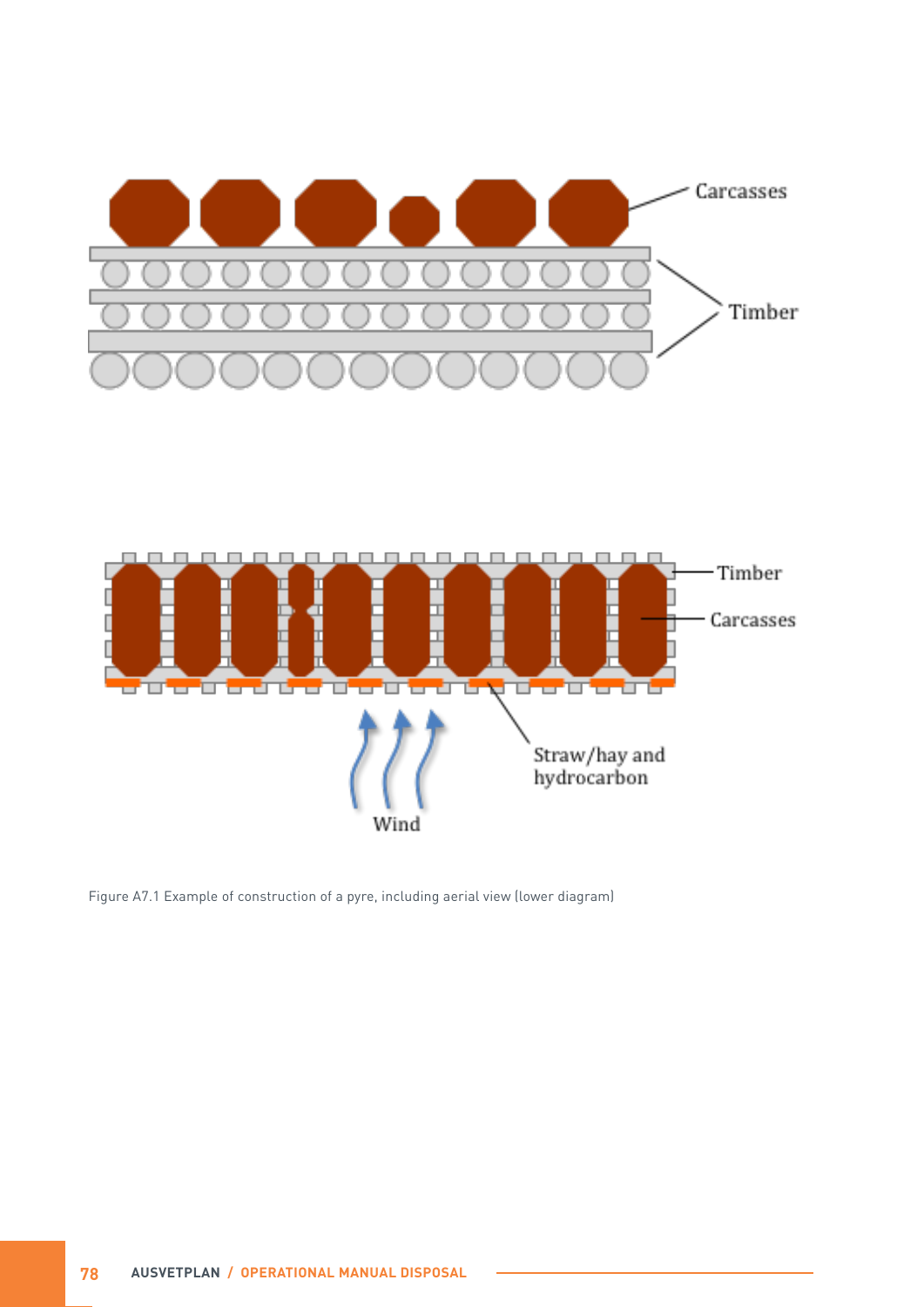Figure A7.1 Example of construction of a pyre, including aerial view (lower diagram)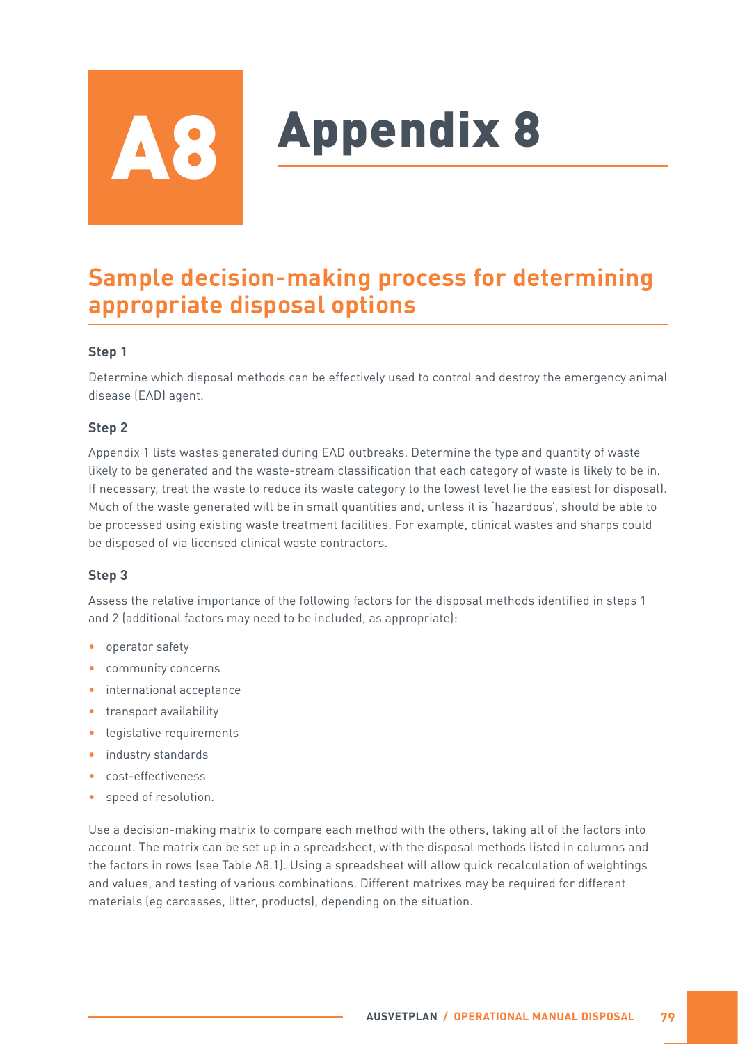# A8 Appendix 8

## Sample decision-making process for determining appropriate disposal options

### Step 1

Determine which disposal methods can be effectively used to control and destroy the emergency animal disease (EAD) agent.

### Step 2

Appendix 1 lists wastes generated during EAD outbreaks. Determine the type and quantity of waste likely to be generated and the waste-stream classification that each category of waste is likely to be in. If necessary, treat the waste to reduce its waste category to the lowest level (ie the easiest for disposal). Much of the waste generated will be in small quantities and, unless it is 'hazardous', should be able to be processed using existing waste treatment facilities. For example, clinical wastes and sharps could be disposed of via licensed clinical waste contractors.

### Step 3

Assess the relative importance of the following factors for the disposal methods identified in steps 1 and 2 (additional factors may need to be included, as appropriate):

- operator safety
- community concerns
- international acceptance
- transport availability
- legislative requirements
- industry standards
- cost-effectiveness
- speed of resolution.

Use a decision-making matrix to compare each method with the others, taking all of the factors into account. The matrix can be set up in a spreadsheet, with the disposal methods listed in columns and the factors in rows (see Table A8.1). Using a spreadsheet will allow quick recalculation of weightings and values, and testing of various combinations. Different matrixes may be required for different materials (eg carcasses, litter, products), depending on the situation.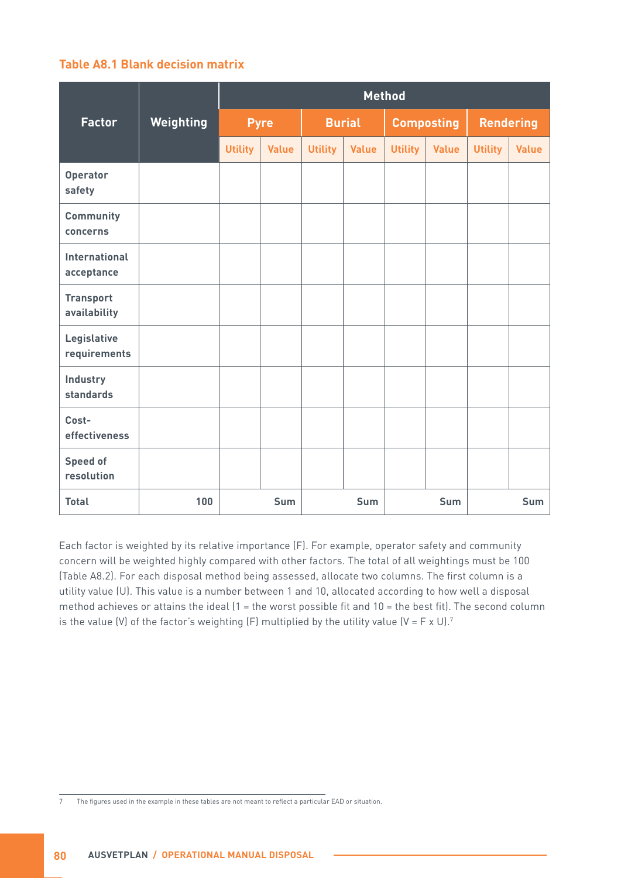**Table A8.1 Blank decision matrix**

| Factor | Weighting | Method | | | | | | | |
|---|---|---|---|---|---|---|---|---|---|
| | | Pyre | | Burial | | Composting | | Rendering | |
| | | Utility | Value | Utility | Value | Utility | Value | Utility | Value |
| Operator safety | | | | | | | | | |
| Community concerns | | | | | | | | | |
| International acceptance | | | | | | | | | |
| Transport availability | | | | | | | | | |
| Legislative requirements | | | | | | | | | |
| Industry standards | | | | | | | | | |
| Cost-effectiveness | | | | | | | | | |
| Speed of resolution | | | | | | | | | |
| Total | 100 | | Sum | | Sum | | Sum | | Sum |

Each factor is weighted by its relative importance (F). For example, operator safety and community concern will be weighted highly compared with other factors. The total of all weightings must be 100 (Table A8.2). For each disposal method being assessed, allocate two columns. The first column is a utility value (U). This value is a number between 1 and 10, allocated according to how well a disposal method achieves or attains the ideal (1 = the worst possible fit and 10 = the best fit). The second column is the value (V) of the factor's weighting (F) multiplied by the utility value (V = F x U).[7]

7 The figures used in the example in these tables are not meant to reflect a particular EAD or situation.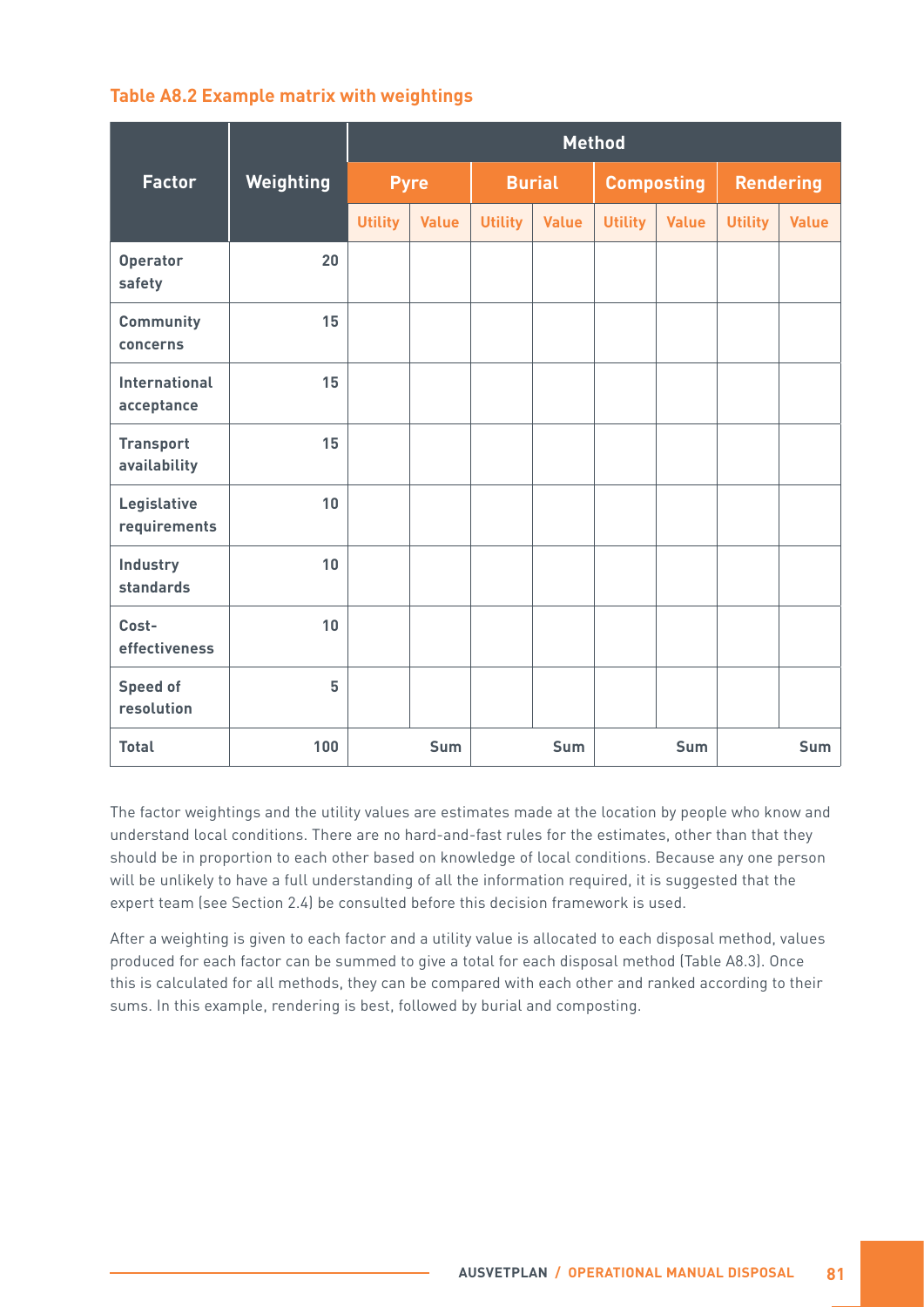**Table A8.2 Example matrix with weightings**

| Factor | Weighting | Method | | | | | | | |
|---|---|---|---|---|---|---|---|---|---|
| | | Pyre | | Burial | | Composting | | Rendering | |
| | | Utility | Value | Utility | Value | Utility | Value | Utility | Value |
| Operator safety | 20 | | | | | | | | |
| Community concerns | 15 | | | | | | | | |
| International acceptance | 15 | | | | | | | | |
| Transport availability | 15 | | | | | | | | |
| Legislative requirements | 10 | | | | | | | | |
| Industry standards | 10 | | | | | | | | |
| Cost-effectiveness | 10 | | | | | | | | |
| Speed of resolution | 5 | | | | | | | | |
| Total | 100 | | Sum | | Sum | | Sum | | Sum |

The factor weightings and the utility values are estimates made at the location by people who know and understand local conditions. There are no hard-and-fast rules for the estimates, other than that they should be in proportion to each other based on knowledge of local conditions. Because any one person will be unlikely to have a full understanding of all the information required, it is suggested that the expert team (see Section 2.4) be consulted before this decision framework is used.

After a weighting is given to each factor and a utility value is allocated to each disposal method, values produced for each factor can be summed to give a total for each disposal method (Table A8.3). Once this is calculated for all methods, they can be compared with each other and ranked according to their sums. In this example, rendering is best, followed by burial and composting.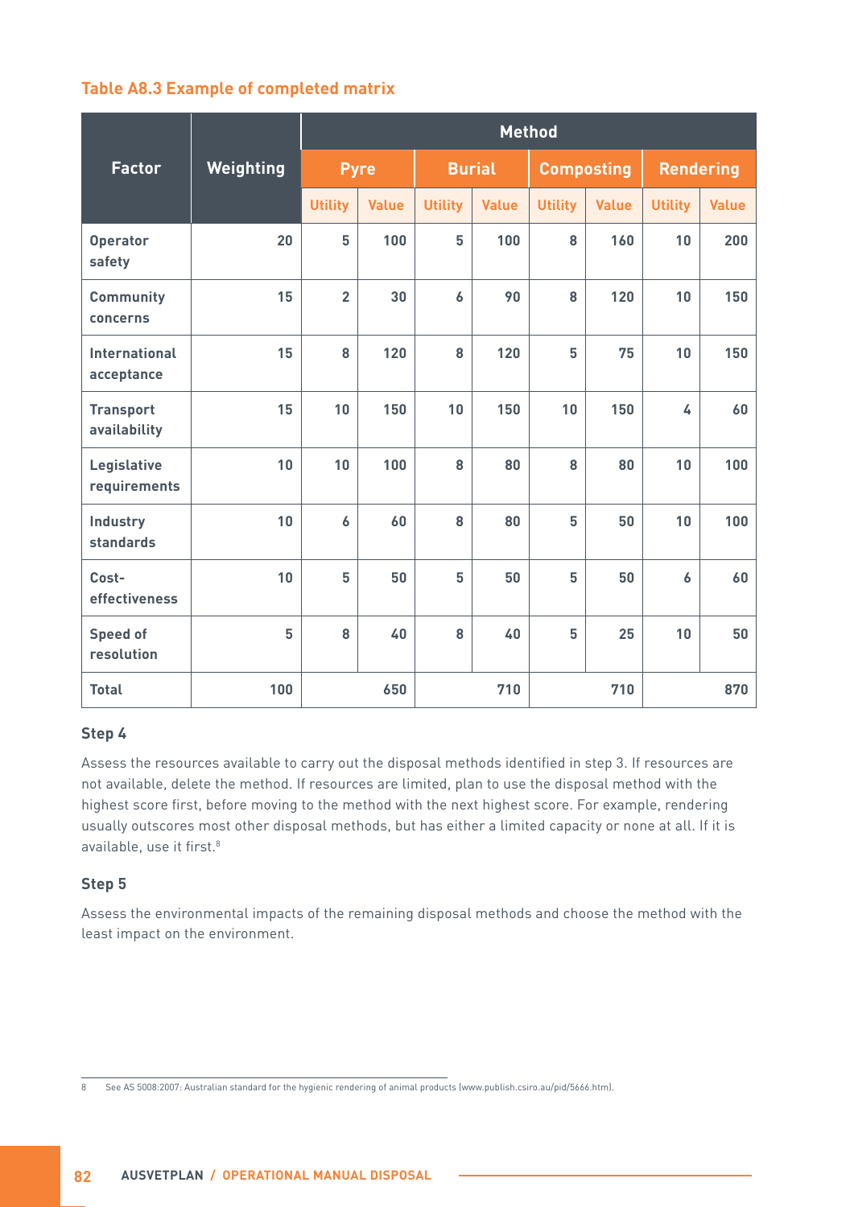**Table A8.3 Example of completed matrix**

| Factor | Weighting | Method | | | | | | | |
|---|---|---|---|---|---|---|---|---|---|
| | | Pyre | | Burial | | Composting | | Rendering | |
| | | Utility | Value | Utility | Value | Utility | Value | Utility | Value |
| Operator safety | 20 | 5 | 100 | 5 | 100 | 8 | 160 | 10 | 200 |
| Community concerns | 15 | 2 | 30 | 6 | 90 | 8 | 120 | 10 | 150 |
| International acceptance | 15 | 8 | 120 | 8 | 120 | 5 | 75 | 10 | 150 |
| Transport availability | 15 | 10 | 150 | 10 | 150 | 10 | 150 | 4 | 60 |
| Legislative requirements | 10 | 10 | 100 | 8 | 80 | 8 | 80 | 10 | 100 |
| Industry standards | 10 | 6 | 60 | 8 | 80 | 5 | 50 | 10 | 100 |
| Cost-effectiveness | 10 | 5 | 50 | 5 | 50 | 5 | 50 | 6 | 60 |
| Speed of resolution | 5 | 8 | 40 | 8 | 40 | 5 | 25 | 10 | 50 |
| Total | 100 | | 650 | | 710 | | 710 | | 870 |

### Step 4

Assess the resources available to carry out the disposal methods identified in step 3. If resources are not available, delete the method. If resources are limited, plan to use the disposal method with the highest score first, before moving to the method with the next highest score. For example, rendering usually outscores most other disposal methods, but has either a limited capacity or none at all. If it is available, use it first.[8]

### Step 5

Assess the environmental impacts of the remaining disposal methods and choose the method with the least impact on the environment.

8 See AS 5008:2007: Australian standard for the hygienic rendering of animal products (www.publish.csiro.au/pid/5666.htm).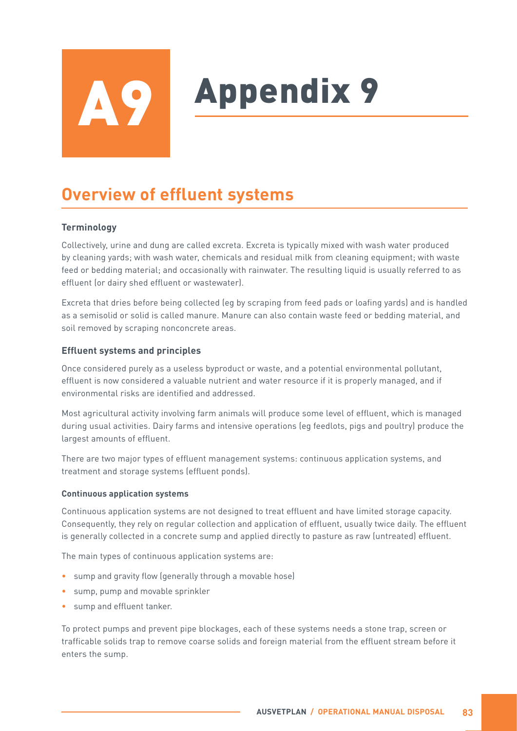# A9 Appendix 9

## Overview of effluent systems

### Terminology

Collectively, urine and dung are called excreta. Excreta is typically mixed with wash water produced by cleaning yards; with wash water, chemicals and residual milk from cleaning equipment; with waste feed or bedding material; and occasionally with rainwater. The resulting liquid is usually referred to as effluent (or dairy shed effluent or wastewater).

Excreta that dries before being collected (eg by scraping from feed pads or loafing yards) and is handled as a semisolid or solid is called manure. Manure can also contain waste feed or bedding material, and soil removed by scraping nonconcrete areas.

### Effluent systems and principles

Once considered purely as a useless byproduct or waste, and a potential environmental pollutant, effluent is now considered a valuable nutrient and water resource if it is properly managed, and if environmental risks are identified and addressed.

Most agricultural activity involving farm animals will produce some level of effluent, which is managed during usual activities. Dairy farms and intensive operations (eg feedlots, pigs and poultry) produce the largest amounts of effluent.

There are two major types of effluent management systems: continuous application systems, and treatment and storage systems (effluent ponds).

#### Continuous application systems

Continuous application systems are not designed to treat effluent and have limited storage capacity. Consequently, they rely on regular collection and application of effluent, usually twice daily. The effluent is generally collected in a concrete sump and applied directly to pasture as raw (untreated) effluent.

The main types of continuous application systems are:

- sump and gravity flow (generally through a movable hose)
- sump, pump and movable sprinkler
- sump and effluent tanker.

To protect pumps and prevent pipe blockages, each of these systems needs a stone trap, screen or trafficable solids trap to remove coarse solids and foreign material from the effluent stream before it enters the sump.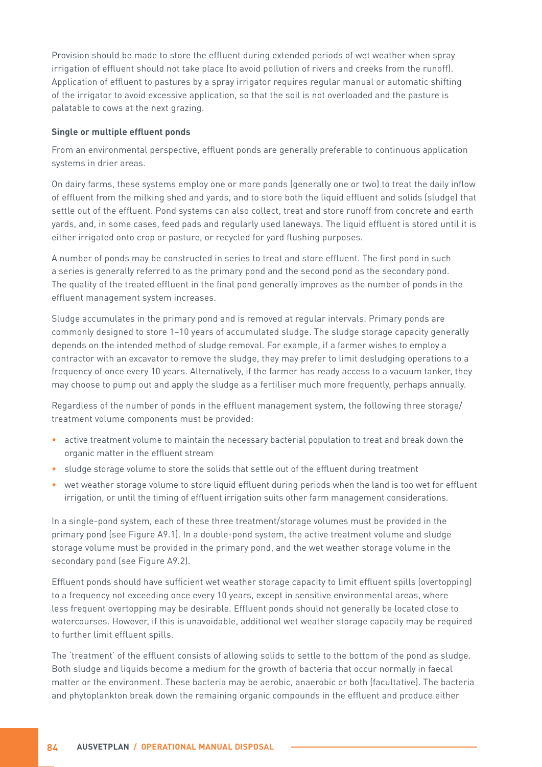Provision should be made to store the effluent during extended periods of wet weather when spray irrigation of effluent should not take place (to avoid pollution of rivers and creeks from the runoff). Application of effluent to pastures by a spray irrigator requires regular manual or automatic shifting of the irrigator to avoid excessive application, so that the soil is not overloaded and the pasture is palatable to cows at the next grazing.

**Single or multiple effluent ponds**

From an environmental perspective, effluent ponds are generally preferable to continuous application systems in drier areas.

On dairy farms, these systems employ one or more ponds (generally one or two) to treat the daily inflow of effluent from the milking shed and yards, and to store both the liquid effluent and solids (sludge) that settle out of the effluent. Pond systems can also collect, treat and store runoff from concrete and earth yards, and, in some cases, feed pads and regularly used laneways. The liquid effluent is stored until it is either irrigated onto crop or pasture, or recycled for yard flushing purposes.

A number of ponds may be constructed in series to treat and store effluent. The first pond in such a series is generally referred to as the primary pond and the second pond as the secondary pond. The quality of the treated effluent in the final pond generally improves as the number of ponds in the effluent management system increases.

Sludge accumulates in the primary pond and is removed at regular intervals. Primary ponds are commonly designed to store 1–10 years of accumulated sludge. The sludge storage capacity generally depends on the intended method of sludge removal. For example, if a farmer wishes to employ a contractor with an excavator to remove the sludge, they may prefer to limit desludging operations to a frequency of once every 10 years. Alternatively, if the farmer has ready access to a vacuum tanker, they may choose to pump out and apply the sludge as a fertiliser much more frequently, perhaps annually.

Regardless of the number of ponds in the effluent management system, the following three storage/treatment volume components must be provided:

- active treatment volume to maintain the necessary bacterial population to treat and break down the organic matter in the effluent stream
- sludge storage volume to store the solids that settle out of the effluent during treatment
- wet weather storage volume to store liquid effluent during periods when the land is too wet for effluent irrigation, or until the timing of effluent irrigation suits other farm management considerations.

In a single-pond system, each of these three treatment/storage volumes must be provided in the primary pond (see Figure A9.1). In a double-pond system, the active treatment volume and sludge storage volume must be provided in the primary pond, and the wet weather storage volume in the secondary pond (see Figure A9.2).

Effluent ponds should have sufficient wet weather storage capacity to limit effluent spills (overtopping) to a frequency not exceeding once every 10 years, except in sensitive environmental areas, where less frequent overtopping may be desirable. Effluent ponds should not generally be located close to watercourses. However, if this is unavoidable, additional wet weather storage capacity may be required to further limit effluent spills.

The 'treatment' of the effluent consists of allowing solids to settle to the bottom of the pond as sludge. Both sludge and liquids become a medium for the growth of bacteria that occur normally in faecal matter or the environment. These bacteria may be aerobic, anaerobic or both (facultative). The bacteria and phytoplankton break down the remaining organic compounds in the effluent and produce either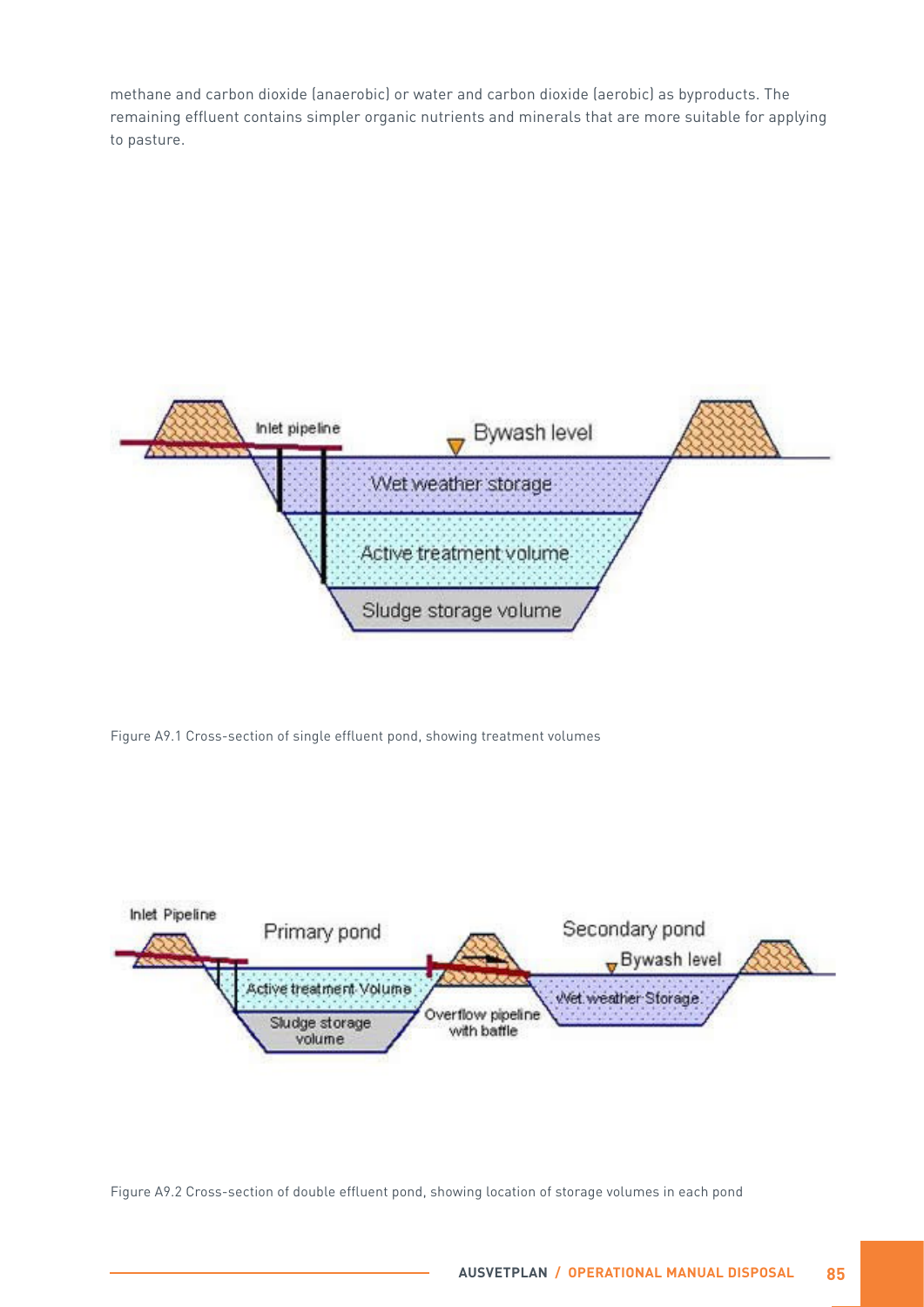methane and carbon dioxide (anaerobic) or water and carbon dioxide (aerobic) as byproducts. The remaining effluent contains simpler organic nutrients and minerals that are more suitable for applying to pasture.

Figure A9.1 Cross-section of single effluent pond, showing treatment volumes

Figure A9.2 Cross-section of double effluent pond, showing location of storage volumes in each pond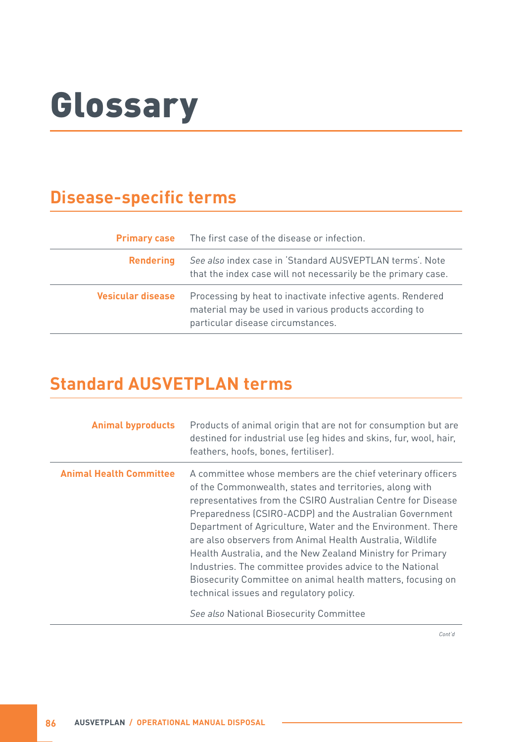# Glossary

## Disease-specific terms

| | |
|---|---|
| **Primary case** | The first case of the disease or infection. |
| **Rendering** | *See also* index case in 'Standard AUSVEPTLAN terms'. Note that the index case will not necessarily be the primary case. |
| **Vesicular disease** | Processing by heat to inactivate infective agents. Rendered material may be used in various products according to particular disease circumstances. |

## Standard AUSVETPLAN terms

| | |
|---|---|
| **Animal byproducts** | Products of animal origin that are not for consumption but are destined for industrial use (eg hides and skins, fur, wool, hair, feathers, hoofs, bones, fertiliser). |
| **Animal Health Committee** | A committee whose members are the chief veterinary officers of the Commonwealth, states and territories, along with representatives from the CSIRO Australian Centre for Disease Preparedness (CSIRO-ACDP) and the Australian Government Department of Agriculture, Water and the Environment. There are also observers from Animal Health Australia, Wildlife Health Australia, and the New Zealand Ministry for Primary Industries. The committee provides advice to the National Biosecurity Committee on animal health matters, focusing on technical issues and regulatory policy.<br><br>*See also* National Biosecurity Committee |

*Cont'd*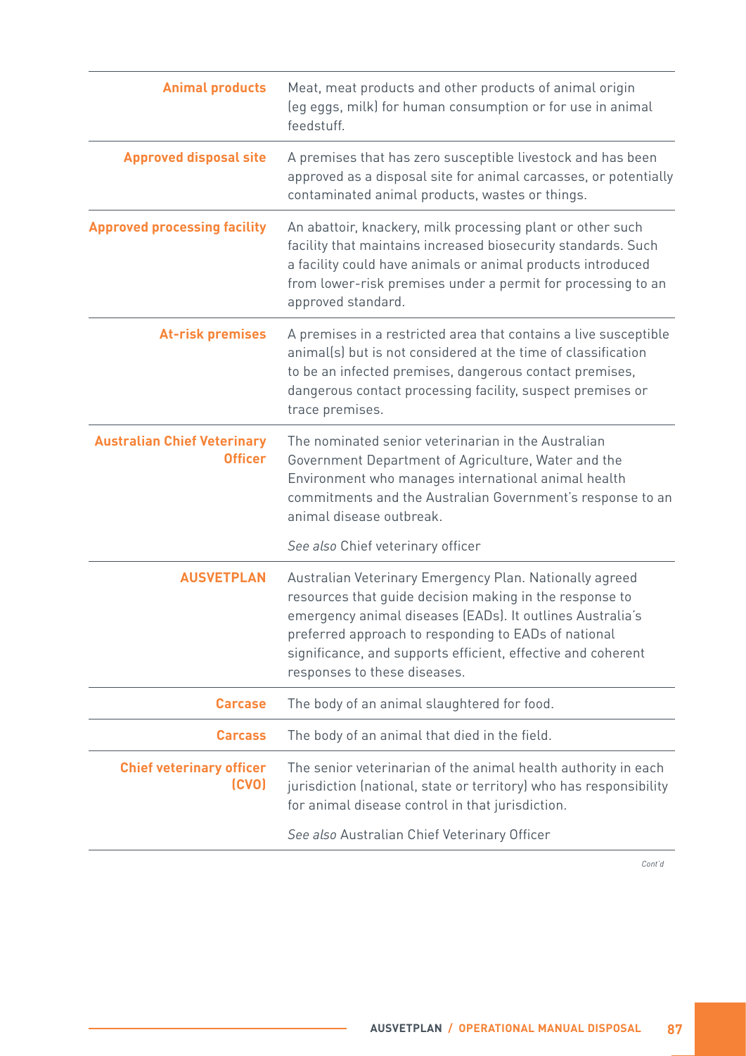| Term | Definition |
| --- | --- |
| **Animal products** | Meat, meat products and other products of animal origin (eg eggs, milk) for human consumption or for use in animal feedstuff. |
| **Approved disposal site** | A premises that has zero susceptible livestock and has been approved as a disposal site for animal carcasses, or potentially contaminated animal products, wastes or things. |
| **Approved processing facility** | An abattoir, knackery, milk processing plant or other such facility that maintains increased biosecurity standards. Such a facility could have animals or animal products introduced from lower-risk premises under a permit for processing to an approved standard. |
| **At-risk premises** | A premises in a restricted area that contains a live susceptible animal(s) but is not considered at the time of classification to be an infected premises, dangerous contact premises, dangerous contact processing facility, suspect premises or trace premises. |
| **Australian Chief Veterinary Officer** | The nominated senior veterinarian in the Australian Government Department of Agriculture, Water and the Environment who manages international animal health commitments and the Australian Government's response to an animal disease outbreak. *See also* Chief veterinary officer |
| **AUSVETPLAN** | Australian Veterinary Emergency Plan. Nationally agreed resources that guide decision making in the response to emergency animal diseases (EADs). It outlines Australia's preferred approach to responding to EADs of national significance, and supports efficient, effective and coherent responses to these diseases. |
| **Carcase** | The body of an animal slaughtered for food. |
| **Carcass** | The body of an animal that died in the field. |
| **Chief veterinary officer (CVO)** | The senior veterinarian of the animal health authority in each jurisdiction (national, state or territory) who has responsibility for animal disease control in that jurisdiction. *See also* Australian Chief Veterinary Officer |

*Cont'd*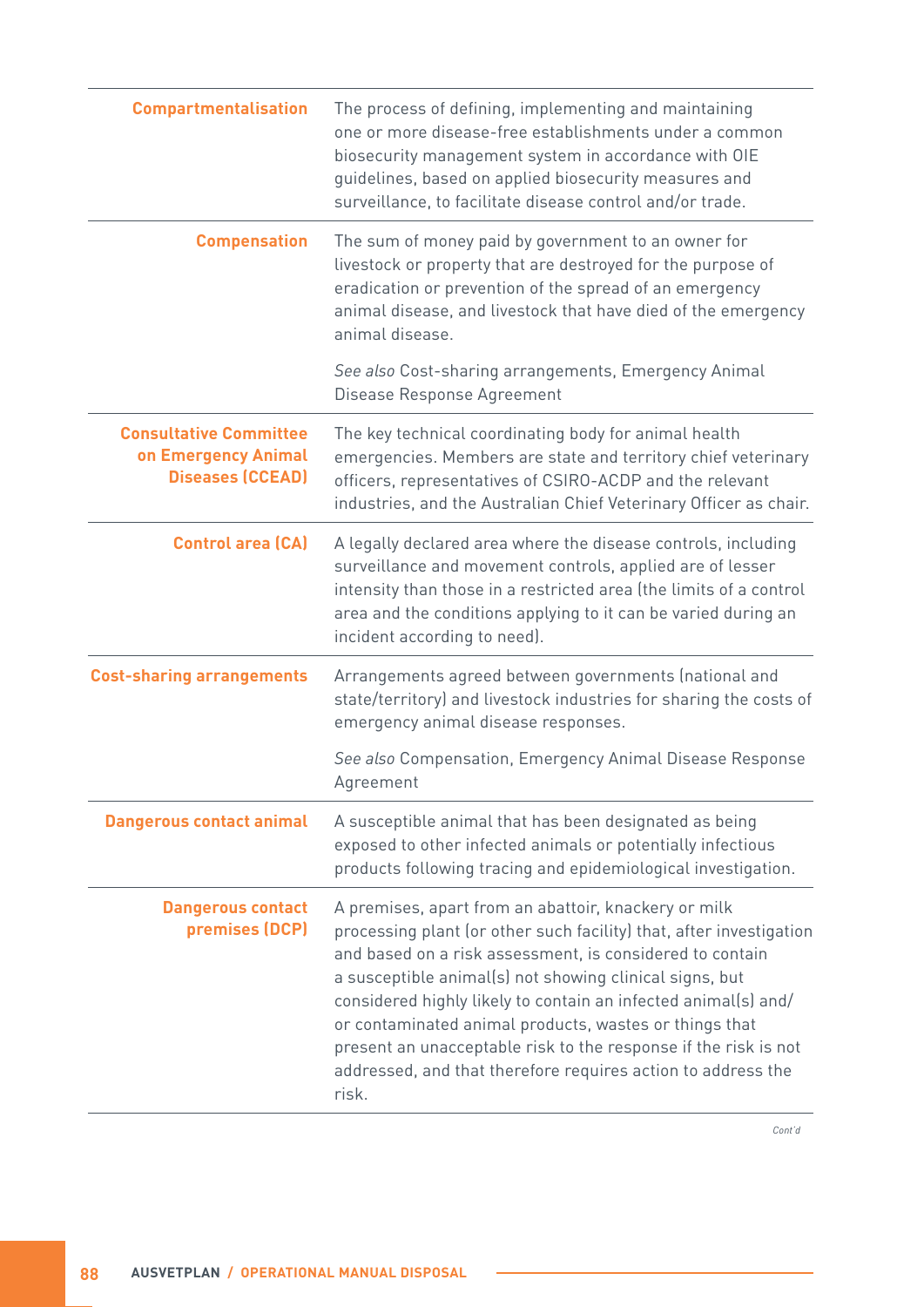| | |
|---|---|
| **Compartmentalisation** | The process of defining, implementing and maintaining one or more disease-free establishments under a common biosecurity management system in accordance with OIE guidelines, based on applied biosecurity measures and surveillance, to facilitate disease control and/or trade. |
| **Compensation** | The sum of money paid by government to an owner for livestock or property that are destroyed for the purpose of eradication or prevention of the spread of an emergency animal disease, and livestock that have died of the emergency animal disease.<br><br>*See also* Cost-sharing arrangements, Emergency Animal Disease Response Agreement |
| **Consultative Committee on Emergency Animal Diseases (CCEAD)** | The key technical coordinating body for animal health emergencies. Members are state and territory chief veterinary officers, representatives of CSIRO-ACDP and the relevant industries, and the Australian Chief Veterinary Officer as chair. |
| **Control area (CA)** | A legally declared area where the disease controls, including surveillance and movement controls, applied are of lesser intensity than those in a restricted area (the limits of a control area and the conditions applying to it can be varied during an incident according to need). |
| **Cost-sharing arrangements** | Arrangements agreed between governments (national and state/territory) and livestock industries for sharing the costs of emergency animal disease responses.<br><br>*See also* Compensation, Emergency Animal Disease Response Agreement |
| **Dangerous contact animal** | A susceptible animal that has been designated as being exposed to other infected animals or potentially infectious products following tracing and epidemiological investigation. |
| **Dangerous contact premises (DCP)** | A premises, apart from an abattoir, knackery or milk processing plant (or other such facility) that, after investigation and based on a risk assessment, is considered to contain a susceptible animal(s) not showing clinical signs, but considered highly likely to contain an infected animal(s) and/or contaminated animal products, wastes or things that present an unacceptable risk to the response if the risk is not addressed, and that therefore requires action to address the risk. |

*Cont'd*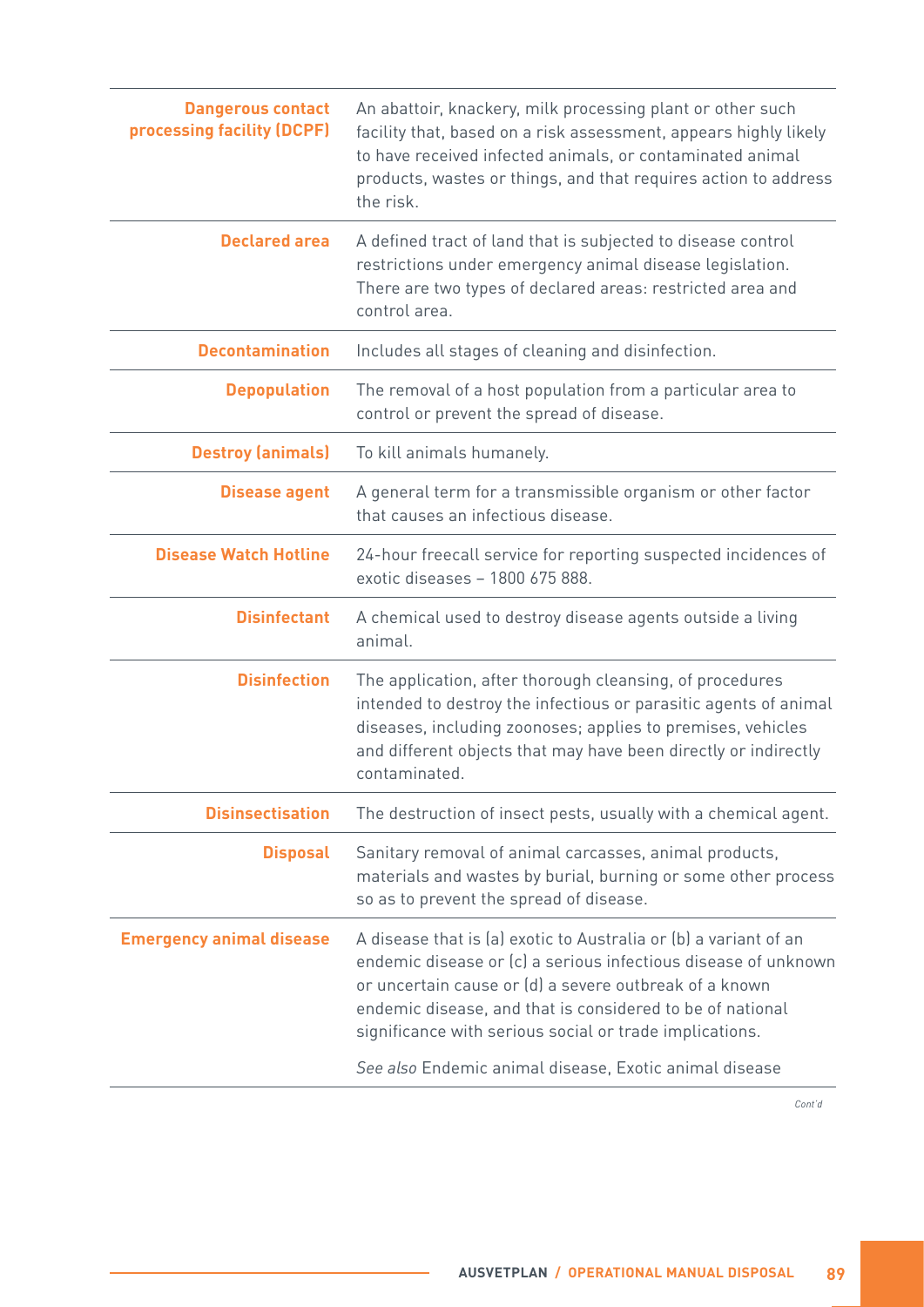| | |
|---|---|
| **Dangerous contact processing facility (DCPF)** | An abattoir, knackery, milk processing plant or other such facility that, based on a risk assessment, appears highly likely to have received infected animals, or contaminated animal products, wastes or things, and that requires action to address the risk. |
| **Declared area** | A defined tract of land that is subjected to disease control restrictions under emergency animal disease legislation. There are two types of declared areas: restricted area and control area. |
| **Decontamination** | Includes all stages of cleaning and disinfection. |
| **Depopulation** | The removal of a host population from a particular area to control or prevent the spread of disease. |
| **Destroy (animals)** | To kill animals humanely. |
| **Disease agent** | A general term for a transmissible organism or other factor that causes an infectious disease. |
| **Disease Watch Hotline** | 24-hour freecall service for reporting suspected incidences of exotic diseases – 1800 675 888. |
| **Disinfectant** | A chemical used to destroy disease agents outside a living animal. |
| **Disinfection** | The application, after thorough cleansing, of procedures intended to destroy the infectious or parasitic agents of animal diseases, including zoonoses; applies to premises, vehicles and different objects that may have been directly or indirectly contaminated. |
| **Disinsectisation** | The destruction of insect pests, usually with a chemical agent. |
| **Disposal** | Sanitary removal of animal carcasses, animal products, materials and wastes by burial, burning or some other process so as to prevent the spread of disease. |
| **Emergency animal disease** | A disease that is (a) exotic to Australia or (b) a variant of an endemic disease or (c) a serious infectious disease of unknown or uncertain cause or (d) a severe outbreak of a known endemic disease, and that is considered to be of national significance with serious social or trade implications. *See also* Endemic animal disease, Exotic animal disease |

*Cont'd*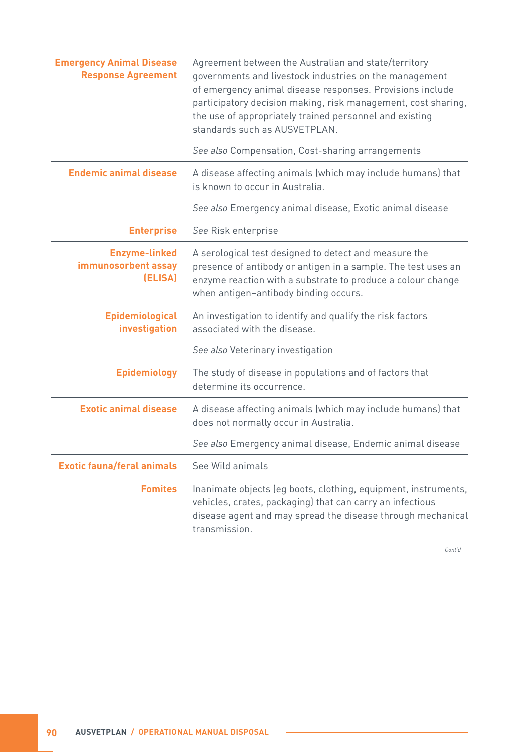| | |
|---|---|
| **Emergency Animal Disease Response Agreement** | Agreement between the Australian and state/territory governments and livestock industries on the management of emergency animal disease responses. Provisions include participatory decision making, risk management, cost sharing, the use of appropriately trained personnel and existing standards such as AUSVETPLAN.<br><br>*See also* Compensation, Cost-sharing arrangements |
| **Endemic animal disease** | A disease affecting animals (which may include humans) that is known to occur in Australia.<br><br>*See also* Emergency animal disease, Exotic animal disease |
| **Enterprise** | *See* Risk enterprise |
| **Enzyme-linked immunosorbent assay (ELISA)** | A serological test designed to detect and measure the presence of antibody or antigen in a sample. The test uses an enzyme reaction with a substrate to produce a colour change when antigen–antibody binding occurs. |
| **Epidemiological investigation** | An investigation to identify and qualify the risk factors associated with the disease.<br><br>*See also* Veterinary investigation |
| **Epidemiology** | The study of disease in populations and of factors that determine its occurrence. |
| **Exotic animal disease** | A disease affecting animals (which may include humans) that does not normally occur in Australia.<br><br>*See also* Emergency animal disease, Endemic animal disease |
| **Exotic fauna/feral animals** | See Wild animals |
| **Fomites** | Inanimate objects (eg boots, clothing, equipment, instruments, vehicles, crates, packaging) that can carry an infectious disease agent and may spread the disease through mechanical transmission. |

*Cont'd*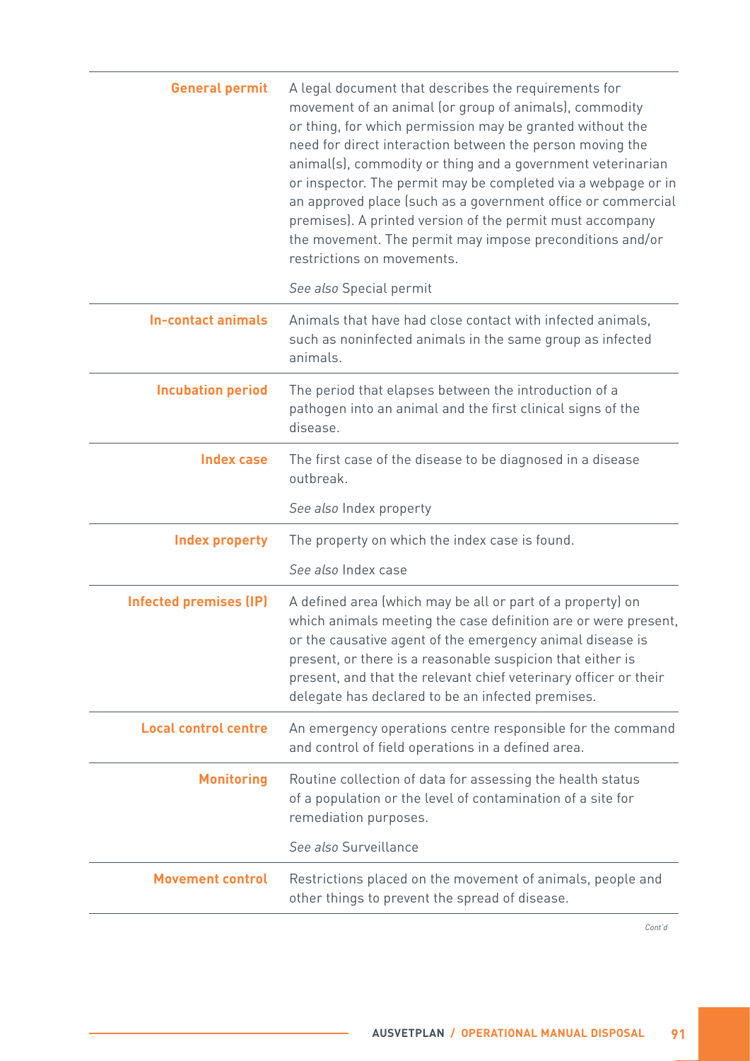| | |
|---|---|
| **General permit** | A legal document that describes the requirements for movement of an animal (or group of animals), commodity or thing, for which permission may be granted without the need for direct interaction between the person moving the animal(s), commodity or thing and a government veterinarian or inspector. The permit may be completed via a webpage or in an approved place (such as a government office or commercial premises). A printed version of the permit must accompany the movement. The permit may impose preconditions and/or restrictions on movements.<br><br>*See also* Special permit |
| **In-contact animals** | Animals that have had close contact with infected animals, such as noninfected animals in the same group as infected animals. |
| **Incubation period** | The period that elapses between the introduction of a pathogen into an animal and the first clinical signs of the disease. |
| **Index case** | The first case of the disease to be diagnosed in a disease outbreak.<br><br>*See also* Index property |
| **Index property** | The property on which the index case is found.<br><br>*See also* Index case |
| **Infected premises (IP)** | A defined area (which may be all or part of a property) on which animals meeting the case definition are or were present, or the causative agent of the emergency animal disease is present, or there is a reasonable suspicion that either is present, and that the relevant chief veterinary officer or their delegate has declared to be an infected premises. |
| **Local control centre** | An emergency operations centre responsible for the command and control of field operations in a defined area. |
| **Monitoring** | Routine collection of data for assessing the health status of a population or the level of contamination of a site for remediation purposes.<br><br>*See also* Surveillance |
| **Movement control** | Restrictions placed on the movement of animals, people and other things to prevent the spread of disease. |

*Cont'd*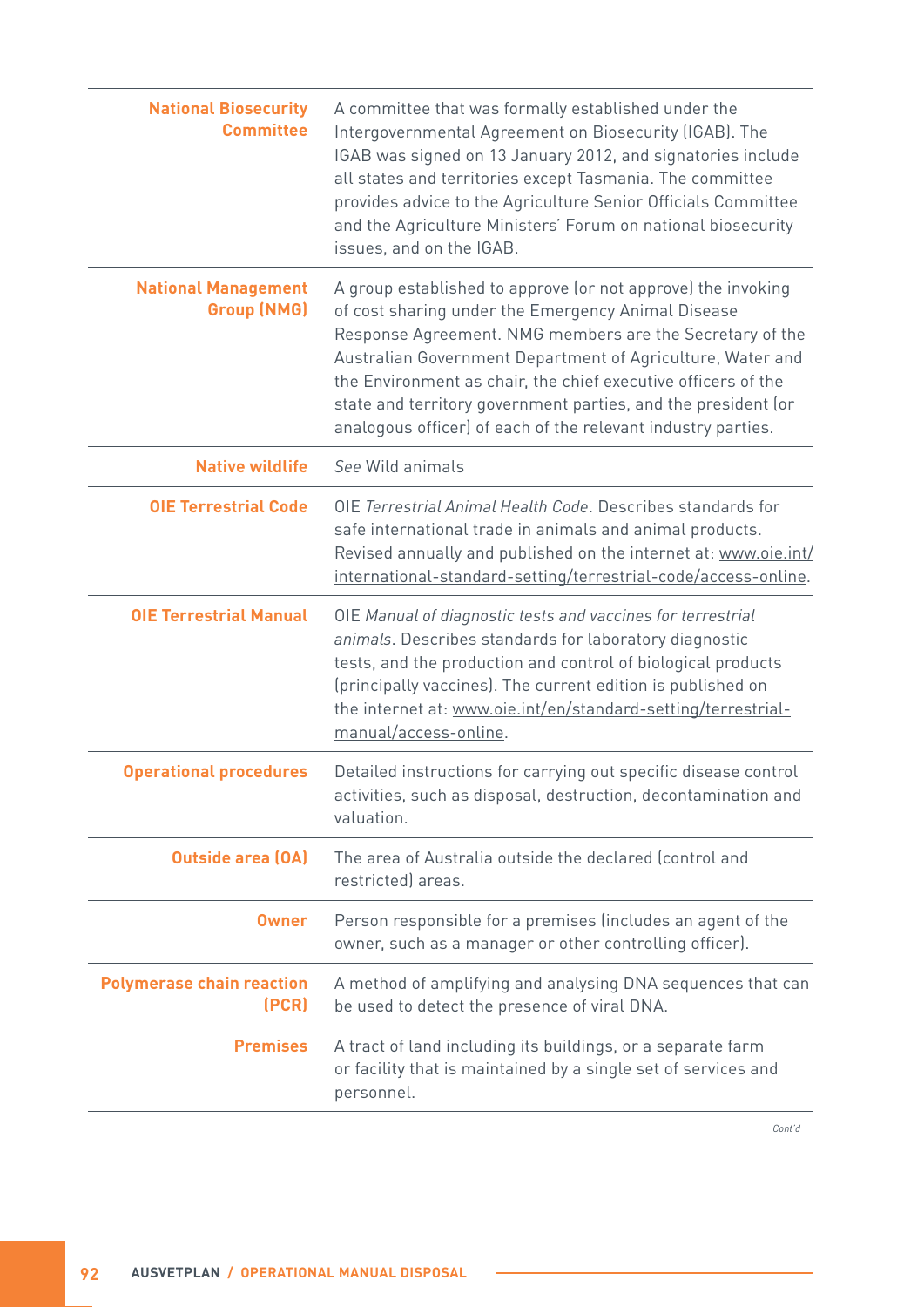| | |
|---|---|
| **National Biosecurity Committee** | A committee that was formally established under the Intergovernmental Agreement on Biosecurity (IGAB). The IGAB was signed on 13 January 2012, and signatories include all states and territories except Tasmania. The committee provides advice to the Agriculture Senior Officials Committee and the Agriculture Ministers' Forum on national biosecurity issues, and on the IGAB. |
| **National Management Group (NMG)** | A group established to approve (or not approve) the invoking of cost sharing under the Emergency Animal Disease Response Agreement. NMG members are the Secretary of the Australian Government Department of Agriculture, Water and the Environment as chair, the chief executive officers of the state and territory government parties, and the president (or analogous officer) of each of the relevant industry parties. |
| **Native wildlife** | *See* Wild animals |
| **OIE Terrestrial Code** | OIE *Terrestrial Animal Health Code*. Describes standards for safe international trade in animals and animal products. Revised annually and published on the internet at: www.oie.int/international-standard-setting/terrestrial-code/access-online. |
| **OIE Terrestrial Manual** | OIE *Manual of diagnostic tests and vaccines for terrestrial animals*. Describes standards for laboratory diagnostic tests, and the production and control of biological products (principally vaccines). The current edition is published on the internet at: www.oie.int/en/standard-setting/terrestrial-manual/access-online. |
| **Operational procedures** | Detailed instructions for carrying out specific disease control activities, such as disposal, destruction, decontamination and valuation. |
| **Outside area (OA)** | The area of Australia outside the declared (control and restricted) areas. |
| **Owner** | Person responsible for a premises (includes an agent of the owner, such as a manager or other controlling officer). |
| **Polymerase chain reaction (PCR)** | A method of amplifying and analysing DNA sequences that can be used to detect the presence of viral DNA. |
| **Premises** | A tract of land including its buildings, or a separate farm or facility that is maintained by a single set of services and personnel. |

*Cont'd*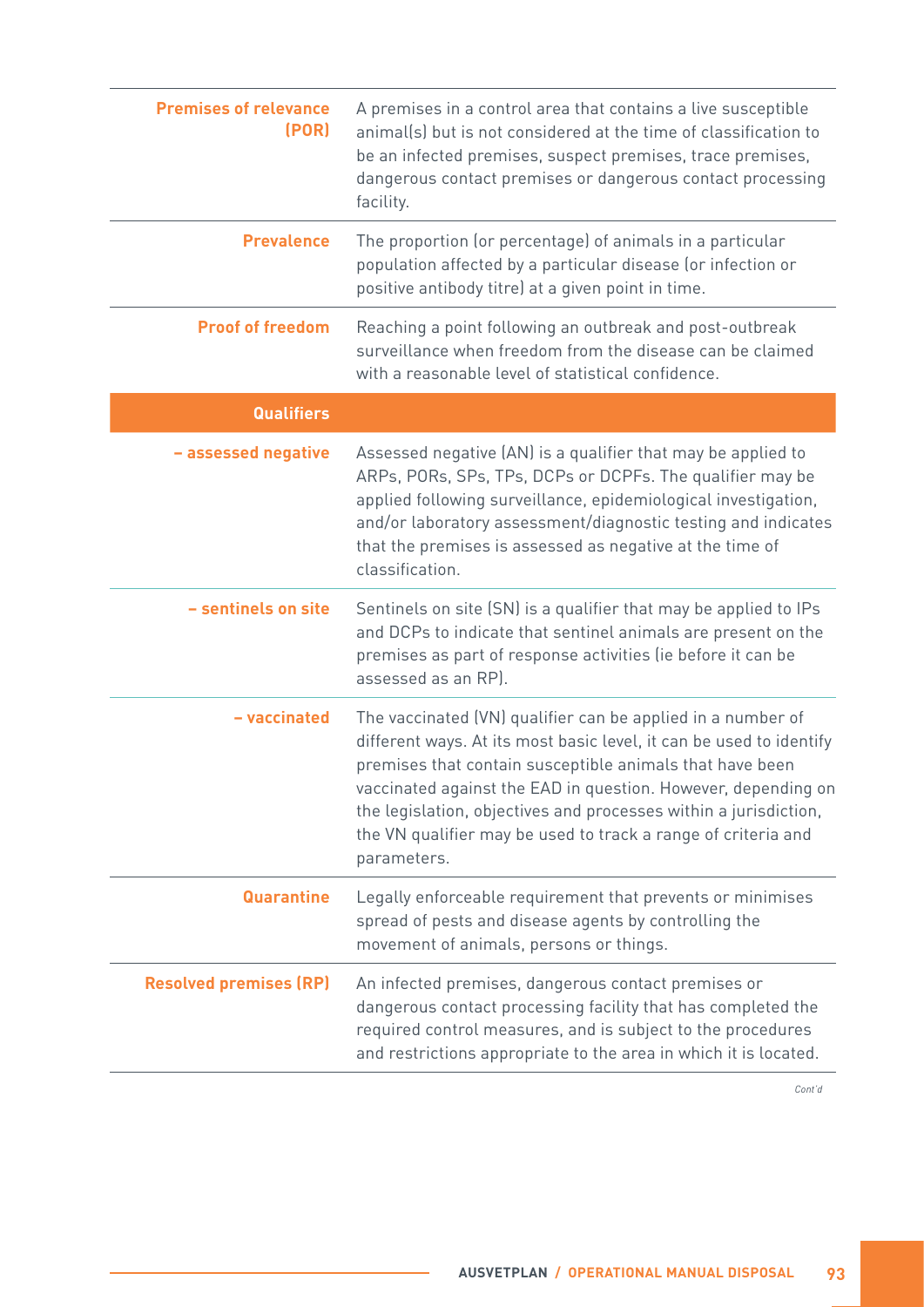| | |
|---|---|
| **Premises of relevance (POR)** | A premises in a control area that contains a live susceptible animal(s) but is not considered at the time of classification to be an infected premises, suspect premises, trace premises, dangerous contact premises or dangerous contact processing facility. |
| **Prevalence** | The proportion (or percentage) of animals in a particular population affected by a particular disease (or infection or positive antibody titre) at a given point in time. |
| **Proof of freedom** | Reaching a point following an outbreak and post-outbreak surveillance when freedom from the disease can be claimed with a reasonable level of statistical confidence. |
| **Qualifiers** | |
| **– assessed negative** | Assessed negative (AN) is a qualifier that may be applied to ARPs, PORs, SPs, TPs, DCPs or DCPFs. The qualifier may be applied following surveillance, epidemiological investigation, and/or laboratory assessment/diagnostic testing and indicates that the premises is assessed as negative at the time of classification. |
| **– sentinels on site** | Sentinels on site (SN) is a qualifier that may be applied to IPs and DCPs to indicate that sentinel animals are present on the premises as part of response activities (ie before it can be assessed as an RP). |
| **– vaccinated** | The vaccinated (VN) qualifier can be applied in a number of different ways. At its most basic level, it can be used to identify premises that contain susceptible animals that have been vaccinated against the EAD in question. However, depending on the legislation, objectives and processes within a jurisdiction, the VN qualifier may be used to track a range of criteria and parameters. |
| **Quarantine** | Legally enforceable requirement that prevents or minimises spread of pests and disease agents by controlling the movement of animals, persons or things. |
| **Resolved premises (RP)** | An infected premises, dangerous contact premises or dangerous contact processing facility that has completed the required control measures, and is subject to the procedures and restrictions appropriate to the area in which it is located. |

*Cont'd*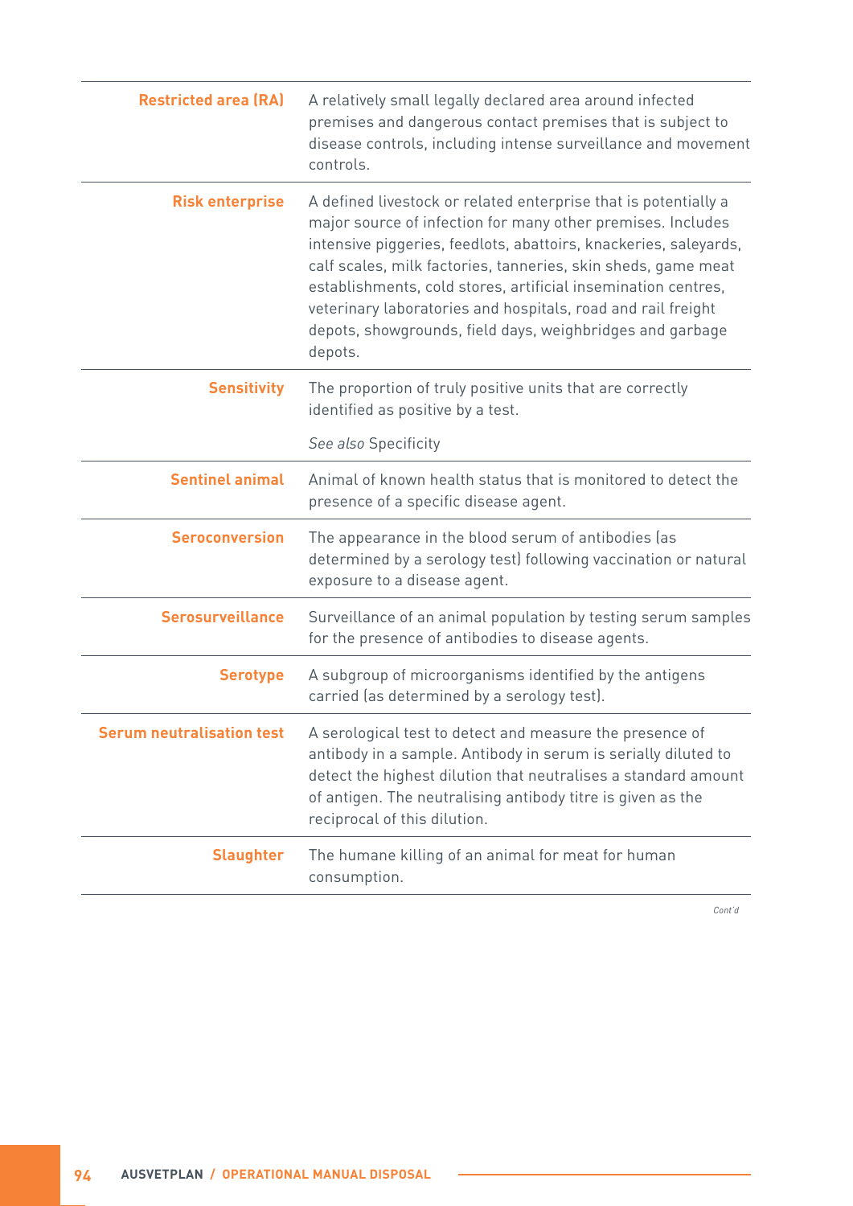| | |
|---|---|
| **Restricted area (RA)** | A relatively small legally declared area around infected premises and dangerous contact premises that is subject to disease controls, including intense surveillance and movement controls. |
| **Risk enterprise** | A defined livestock or related enterprise that is potentially a major source of infection for many other premises. Includes intensive piggeries, feedlots, abattoirs, knackeries, saleyards, calf scales, milk factories, tanneries, skin sheds, game meat establishments, cold stores, artificial insemination centres, veterinary laboratories and hospitals, road and rail freight depots, showgrounds, field days, weighbridges and garbage depots. |
| **Sensitivity** | The proportion of truly positive units that are correctly identified as positive by a test.<br><br>*See also* Specificity |
| **Sentinel animal** | Animal of known health status that is monitored to detect the presence of a specific disease agent. |
| **Seroconversion** | The appearance in the blood serum of antibodies (as determined by a serology test) following vaccination or natural exposure to a disease agent. |
| **Serosurveillance** | Surveillance of an animal population by testing serum samples for the presence of antibodies to disease agents. |
| **Serotype** | A subgroup of microorganisms identified by the antigens carried (as determined by a serology test). |
| **Serum neutralisation test** | A serological test to detect and measure the presence of antibody in a sample. Antibody in serum is serially diluted to detect the highest dilution that neutralises a standard amount of antigen. The neutralising antibody titre is given as the reciprocal of this dilution. |
| **Slaughter** | The humane killing of an animal for meat for human consumption. |

*Cont'd*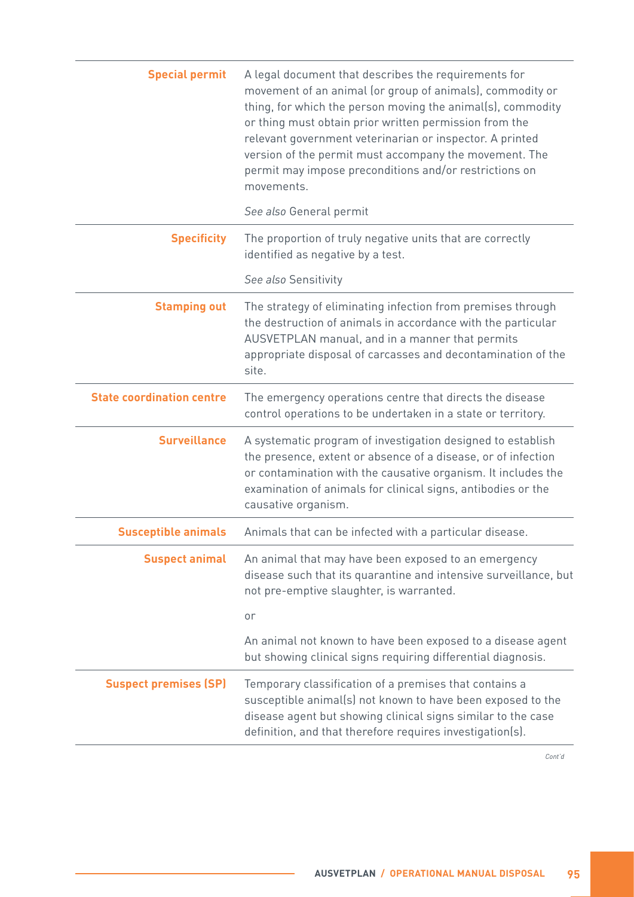| Term | Definition |
| --- | --- |
| **Special permit** | A legal document that describes the requirements for movement of an animal (or group of animals), commodity or thing, for which the person moving the animal(s), commodity or thing must obtain prior written permission from the relevant government veterinarian or inspector. A printed version of the permit must accompany the movement. The permit may impose preconditions and/or restrictions on movements.<br><br>*See also* General permit |
| **Specificity** | The proportion of truly negative units that are correctly identified as negative by a test.<br><br>*See also* Sensitivity |
| **Stamping out** | The strategy of eliminating infection from premises through the destruction of animals in accordance with the particular AUSVETPLAN manual, and in a manner that permits appropriate disposal of carcasses and decontamination of the site. |
| **State coordination centre** | The emergency operations centre that directs the disease control operations to be undertaken in a state or territory. |
| **Surveillance** | A systematic program of investigation designed to establish the presence, extent or absence of a disease, or of infection or contamination with the causative organism. It includes the examination of animals for clinical signs, antibodies or the causative organism. |
| **Susceptible animals** | Animals that can be infected with a particular disease. |
| **Suspect animal** | An animal that may have been exposed to an emergency disease such that its quarantine and intensive surveillance, but not pre-emptive slaughter, is warranted.<br><br>or<br><br>An animal not known to have been exposed to a disease agent but showing clinical signs requiring differential diagnosis. |
| **Suspect premises (SP)** | Temporary classification of a premises that contains a susceptible animal(s) not known to have been exposed to the disease agent but showing clinical signs similar to the case definition, and that therefore requires investigation(s). |

*Cont'd*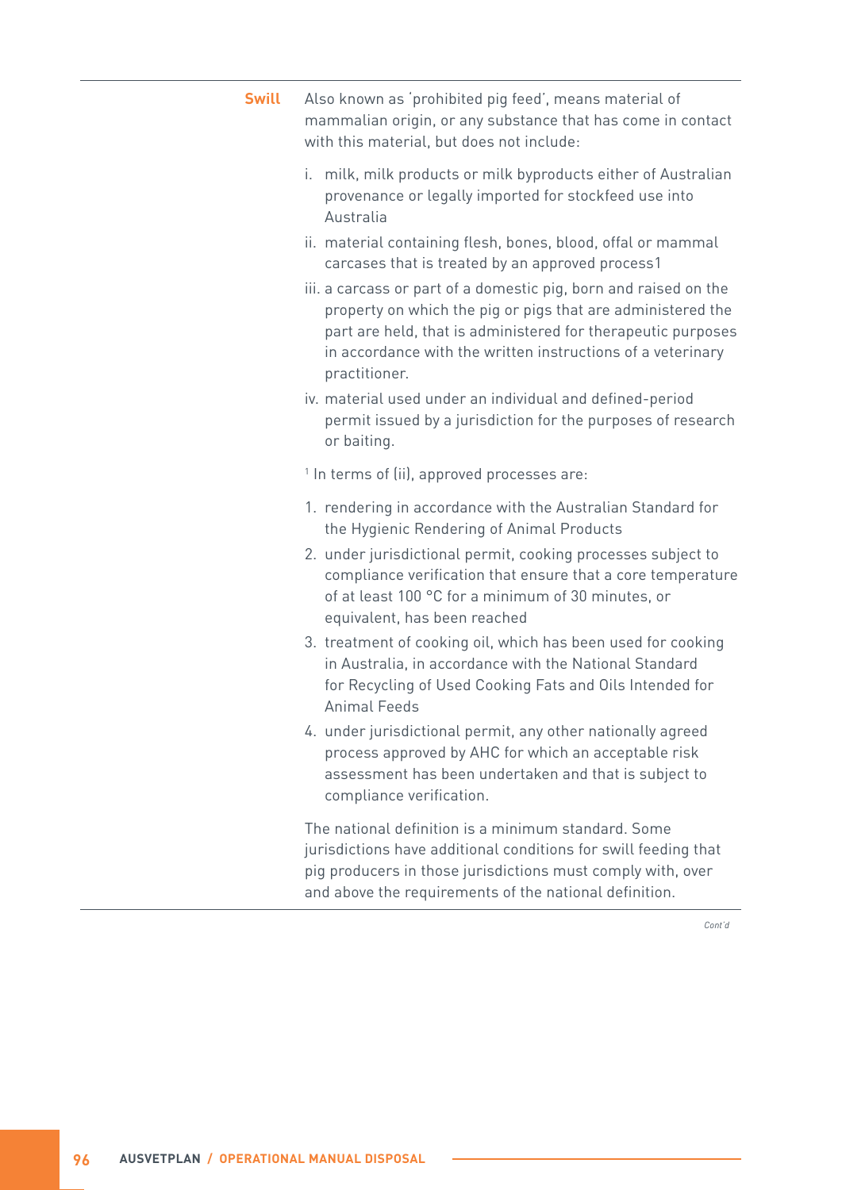**Swill** Also known as 'prohibited pig feed', means material of mammalian origin, or any substance that has come in contact with this material, but does not include:

i. milk, milk products or milk byproducts either of Australian provenance or legally imported for stockfeed use into Australia
ii. material containing flesh, bones, blood, offal or mammal carcases that is treated by an approved process1
iii. a carcass or part of a domestic pig, born and raised on the property on which the pig or pigs that are administered the part are held, that is administered for therapeutic purposes in accordance with the written instructions of a veterinary practitioner.
iv. material used under an individual and defined-period permit issued by a jurisdiction for the purposes of research or baiting.

[1] In terms of (ii), approved processes are:

1. rendering in accordance with the Australian Standard for the Hygienic Rendering of Animal Products
2. under jurisdictional permit, cooking processes subject to compliance verification that ensure that a core temperature of at least 100 °C for a minimum of 30 minutes, or equivalent, has been reached
3. treatment of cooking oil, which has been used for cooking in Australia, in accordance with the National Standard for Recycling of Used Cooking Fats and Oils Intended for Animal Feeds
4. under jurisdictional permit, any other nationally agreed process approved by AHC for which an acceptable risk assessment has been undertaken and that is subject to compliance verification.

The national definition is a minimum standard. Some jurisdictions have additional conditions for swill feeding that pig producers in those jurisdictions must comply with, over and above the requirements of the national definition.

*Cont'd*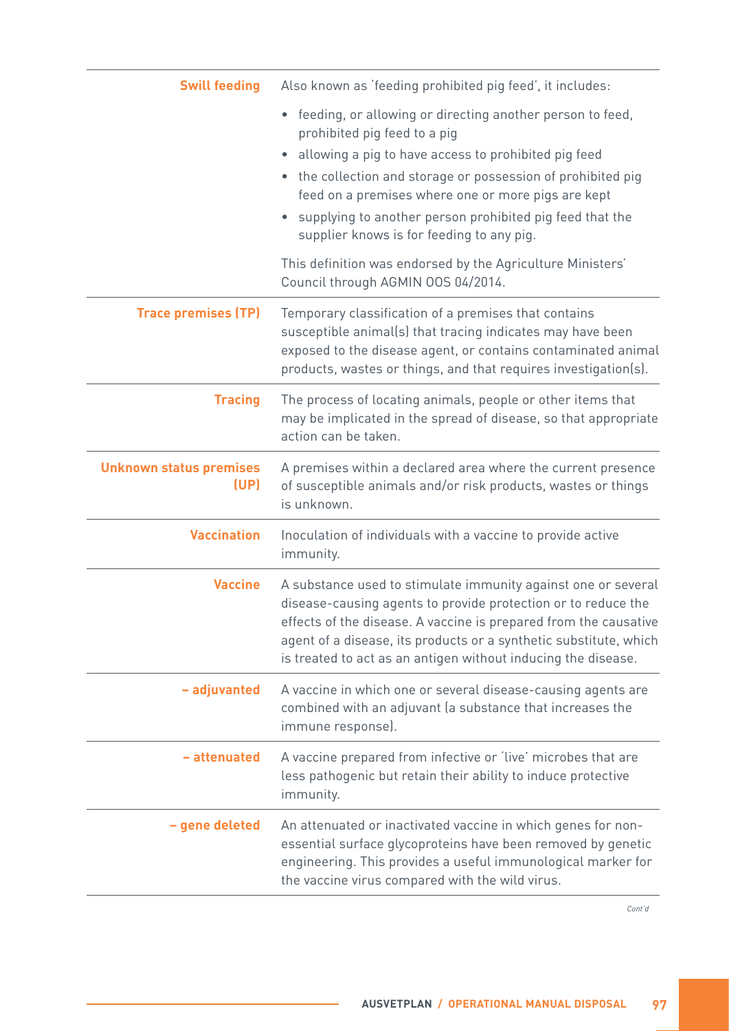| Term | Definition |
| --- | --- |
| **Swill feeding** | Also known as 'feeding prohibited pig feed', it includes:<br>• feeding, or allowing or directing another person to feed, prohibited pig feed to a pig<br>• allowing a pig to have access to prohibited pig feed<br>• the collection and storage or possession of prohibited pig feed on a premises where one or more pigs are kept<br>• supplying to another person prohibited pig feed that the supplier knows is for feeding to any pig.<br><br>This definition was endorsed by the Agriculture Ministers' Council through AGMIN OOS 04/2014. |
| **Trace premises (TP)** | Temporary classification of a premises that contains susceptible animal(s) that tracing indicates may have been exposed to the disease agent, or contains contaminated animal products, wastes or things, and that requires investigation(s). |
| **Tracing** | The process of locating animals, people or other items that may be implicated in the spread of disease, so that appropriate action can be taken. |
| **Unknown status premises (UP)** | A premises within a declared area where the current presence of susceptible animals and/or risk products, wastes or things is unknown. |
| **Vaccination** | Inoculation of individuals with a vaccine to provide active immunity. |
| **Vaccine** | A substance used to stimulate immunity against one or several disease-causing agents to provide protection or to reduce the effects of the disease. A vaccine is prepared from the causative agent of a disease, its products or a synthetic substitute, which is treated to act as an antigen without inducing the disease. |
| **– adjuvanted** | A vaccine in which one or several disease-causing agents are combined with an adjuvant (a substance that increases the immune response). |
| **– attenuated** | A vaccine prepared from infective or 'live' microbes that are less pathogenic but retain their ability to induce protective immunity. |
| **– gene deleted** | An attenuated or inactivated vaccine in which genes for non-essential surface glycoproteins have been removed by genetic engineering. This provides a useful immunological marker for the vaccine virus compared with the wild virus. |

*Cont'd*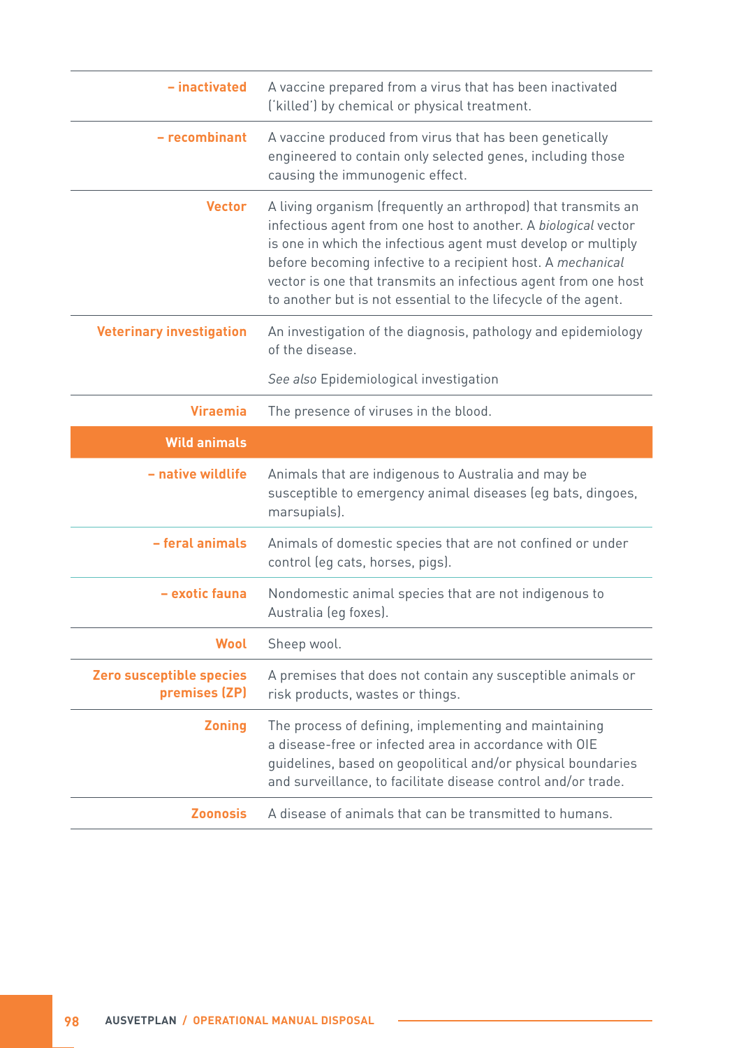| Term | Definition |
| --- | --- |
| **– inactivated** | A vaccine prepared from a virus that has been inactivated ('killed') by chemical or physical treatment. |
| **– recombinant** | A vaccine produced from virus that has been genetically engineered to contain only selected genes, including those causing the immunogenic effect. |
| **Vector** | A living organism (frequently an arthropod) that transmits an infectious agent from one host to another. A *biological* vector is one in which the infectious agent must develop or multiply before becoming infective to a recipient host. A *mechanical* vector is one that transmits an infectious agent from one host to another but is not essential to the lifecycle of the agent. |
| **Veterinary investigation** | An investigation of the diagnosis, pathology and epidemiology of the disease.<br><br>*See also* Epidemiological investigation |
| **Viraemia** | The presence of viruses in the blood. |
| **Wild animals** | |
| **– native wildlife** | Animals that are indigenous to Australia and may be susceptible to emergency animal diseases (eg bats, dingoes, marsupials). |
| **– feral animals** | Animals of domestic species that are not confined or under control (eg cats, horses, pigs). |
| **– exotic fauna** | Nondomestic animal species that are not indigenous to Australia (eg foxes). |
| **Wool** | Sheep wool. |
| **Zero susceptible species premises (ZP)** | A premises that does not contain any susceptible animals or risk products, wastes or things. |
| **Zoning** | The process of defining, implementing and maintaining a disease-free or infected area in accordance with OIE guidelines, based on geopolitical and/or physical boundaries and surveillance, to facilitate disease control and/or trade. |
| **Zoonosis** | A disease of animals that can be transmitted to humans. |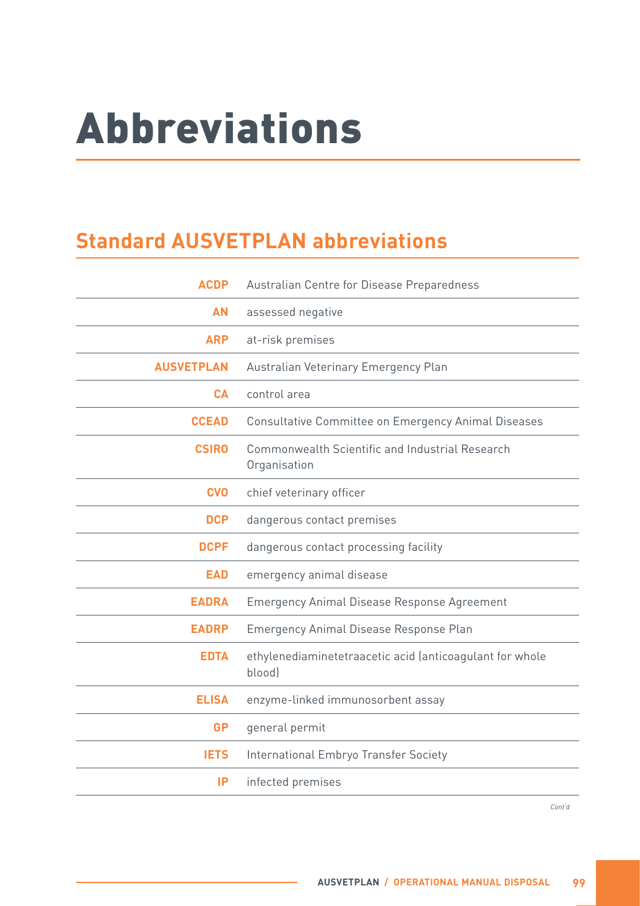# Abbreviations

## Standard AUSVETPLAN abbreviations

| | |
|---|---|
| **ACDP** | Australian Centre for Disease Preparedness |
| **AN** | assessed negative |
| **ARP** | at-risk premises |
| **AUSVETPLAN** | Australian Veterinary Emergency Plan |
| **CA** | control area |
| **CCEAD** | Consultative Committee on Emergency Animal Diseases |
| **CSIRO** | Commonwealth Scientific and Industrial Research Organisation |
| **CVO** | chief veterinary officer |
| **DCP** | dangerous contact premises |
| **DCPF** | dangerous contact processing facility |
| **EAD** | emergency animal disease |
| **EADRA** | Emergency Animal Disease Response Agreement |
| **EADRP** | Emergency Animal Disease Response Plan |
| **EDTA** | ethylenediaminetetraacetic acid (anticoagulant for whole blood) |
| **ELISA** | enzyme-linked immunosorbent assay |
| **GP** | general permit |
| **IETS** | International Embryo Transfer Society |
| **IP** | infected premises |

*Cont'd*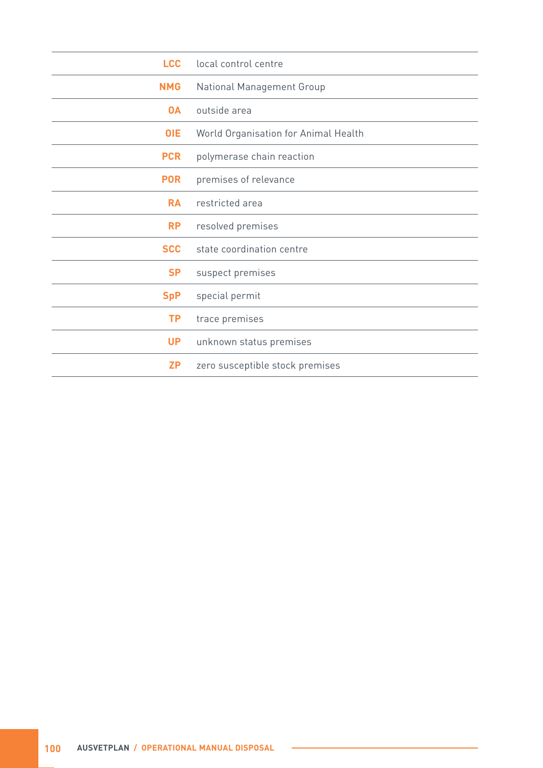| | |
|---|---|
| **LCC** | local control centre |
| **NMG** | National Management Group |
| **OA** | outside area |
| **OIE** | World Organisation for Animal Health |
| **PCR** | polymerase chain reaction |
| **POR** | premises of relevance |
| **RA** | restricted area |
| **RP** | resolved premises |
| **SCC** | state coordination centre |
| **SP** | suspect premises |
| **SpP** | special permit |
| **TP** | trace premises |
| **UP** | unknown status premises |
| **ZP** | zero susceptible stock premises |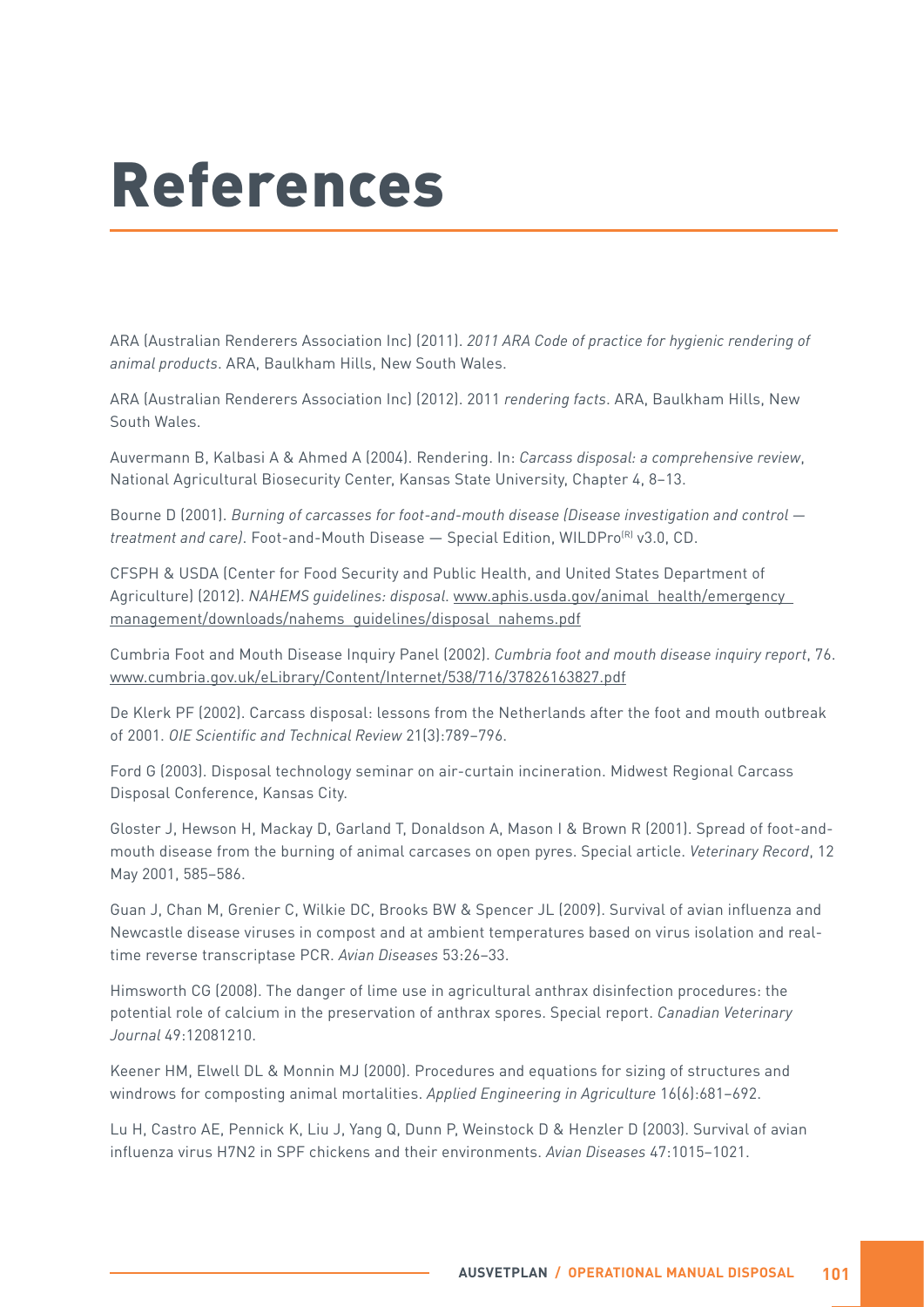# References

ARA (Australian Renderers Association Inc) (2011). *2011 ARA Code of practice for hygienic rendering of animal products*. ARA, Baulkham Hills, New South Wales.

ARA (Australian Renderers Association Inc) (2012). 2011 *rendering facts*. ARA, Baulkham Hills, New South Wales.

Auvermann B, Kalbasi A & Ahmed A (2004). Rendering. In: *Carcass disposal: a comprehensive review*, National Agricultural Biosecurity Center, Kansas State University, Chapter 4, 8–13.

Bourne D (2001). *Burning of carcasses for foot-and-mouth disease (Disease investigation and control — treatment and care)*. Foot-and-Mouth Disease — Special Edition, WILDPro(R) v3.0, CD.

CFSPH & USDA (Center for Food Security and Public Health, and United States Department of Agriculture) (2012). *NAHEMS guidelines: disposal.* www.aphis.usda.gov/animal_health/emergency_management/downloads/nahems_guidelines/disposal_nahems.pdf

Cumbria Foot and Mouth Disease Inquiry Panel (2002). *Cumbria foot and mouth disease inquiry report*, 76. www.cumbria.gov.uk/eLibrary/Content/Internet/538/716/37826163827.pdf

De Klerk PF (2002). Carcass disposal: lessons from the Netherlands after the foot and mouth outbreak of 2001. *OIE Scientific and Technical Review* 21(3):789–796.

Ford G (2003). Disposal technology seminar on air-curtain incineration. Midwest Regional Carcass Disposal Conference, Kansas City.

Gloster J, Hewson H, Mackay D, Garland T, Donaldson A, Mason I & Brown R (2001). Spread of foot-and-mouth disease from the burning of animal carcases on open pyres. Special article. *Veterinary Record*, 12 May 2001, 585–586.

Guan J, Chan M, Grenier C, Wilkie DC, Brooks BW & Spencer JL (2009). Survival of avian influenza and Newcastle disease viruses in compost and at ambient temperatures based on virus isolation and real-time reverse transcriptase PCR. *Avian Diseases* 53:26–33.

Himsworth CG (2008). The danger of lime use in agricultural anthrax disinfection procedures: the potential role of calcium in the preservation of anthrax spores. Special report. *Canadian Veterinary Journal* 49:12081210.

Keener HM, Elwell DL & Monnin MJ (2000). Procedures and equations for sizing of structures and windrows for composting animal mortalities. *Applied Engineering in Agriculture* 16(6):681–692.

Lu H, Castro AE, Pennick K, Liu J, Yang Q, Dunn P, Weinstock D & Henzler D (2003). Survival of avian influenza virus H7N2 in SPF chickens and their environments. *Avian Diseases* 47:1015–1021.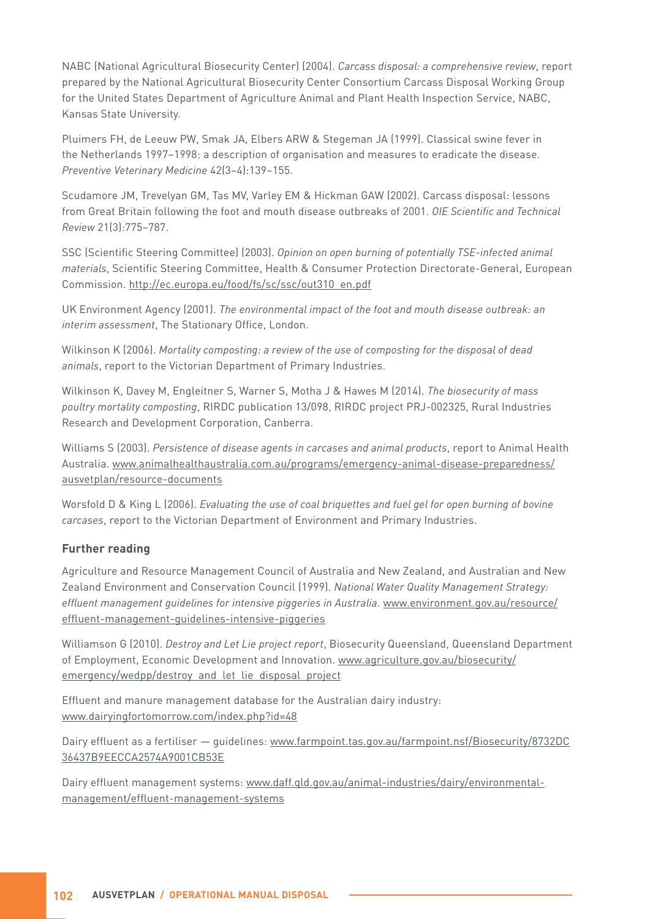NABC (National Agricultural Biosecurity Center) (2004). *Carcass disposal: a comprehensive review*, report prepared by the National Agricultural Biosecurity Center Consortium Carcass Disposal Working Group for the United States Department of Agriculture Animal and Plant Health Inspection Service, NABC, Kansas State University.

Pluimers FH, de Leeuw PW, Smak JA, Elbers ARW & Stegeman JA (1999). Classical swine fever in the Netherlands 1997–1998: a description of organisation and measures to eradicate the disease. *Preventive Veterinary Medicine* 42(3–4):139–155.

Scudamore JM, Trevelyan GM, Tas MV, Varley EM & Hickman GAW (2002). Carcass disposal: lessons from Great Britain following the foot and mouth disease outbreaks of 2001. *OIE Scientific and Technical Review* 21(3):775–787.

SSC (Scientific Steering Committee) (2003). *Opinion on open burning of potentially TSE-infected animal materials*, Scientific Steering Committee, Health & Consumer Protection Directorate-General, European Commission. http://ec.europa.eu/food/fs/sc/ssc/out310_en.pdf

UK Environment Agency (2001). *The environmental impact of the foot and mouth disease outbreak: an interim assessment*, The Stationary Office, London.

Wilkinson K (2006). *Mortality composting: a review of the use of composting for the disposal of dead animals*, report to the Victorian Department of Primary Industries.

Wilkinson K, Davey M, Engleitner S, Warner S, Motha J & Hawes M (2014). *The biosecurity of mass poultry mortality composting*, RIRDC publication 13/098, RIRDC project PRJ-002325, Rural Industries Research and Development Corporation, Canberra.

Williams S (2003). *Persistence of disease agents in carcases and animal products*, report to Animal Health Australia. www.animalhealthaustralia.com.au/programs/emergency-animal-disease-preparedness/ausvetplan/resource-documents

Worsfold D & King L (2006). *Evaluating the use of coal briquettes and fuel gel for open burning of bovine carcases*, report to the Victorian Department of Environment and Primary Industries.

### Further reading

Agriculture and Resource Management Council of Australia and New Zealand, and Australian and New Zealand Environment and Conservation Council (1999). *National Water Quality Management Strategy: effluent management guidelines for intensive piggeries in Australia*. www.environment.gov.au/resource/effluent-management-guidelines-intensive-piggeries

Williamson G (2010). *Destroy and Let Lie project report*, Biosecurity Queensland, Queensland Department of Employment, Economic Development and Innovation. www.agriculture.gov.au/biosecurity/emergency/wedpp/destroy_and_let_lie_disposal_project

Effluent and manure management database for the Australian dairy industry: www.dairyingfortomorrow.com/index.php?id=48

Dairy effluent as a fertiliser — guidelines: www.farmpoint.tas.gov.au/farmpoint.nsf/Biosecurity/8732DC36437B9EECCA2574A9001CB53E

Dairy effluent management systems: www.daff.qld.gov.au/animal-industries/dairy/environmental-management/effluent-management-systems